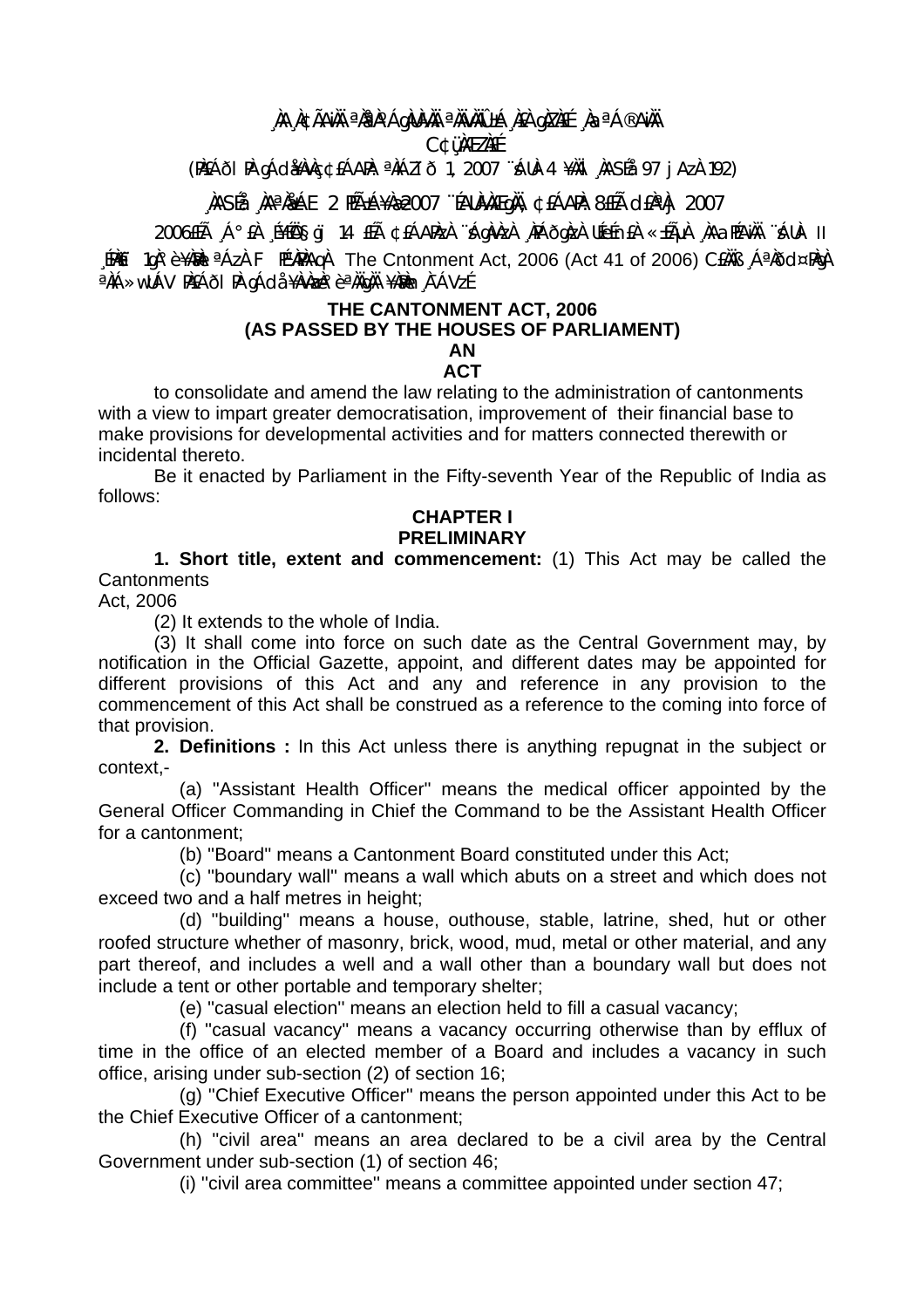¸ÀA¸À¢ÃAiÀÄ ªÀåªÀºÁgÀUÀ¼ÀÄ ªÀÄvÀÄÛ ±Á¸À£À gÀZÀ£É ¸ÀaªÁ®AiÀÄ

C¢ü¸ÀÆZÀ£É

(PÀ£ÁðlPÀ gÁdå¥ÀvÀç ¢£ÁAPÀ: ªÀiÁZïð 1, 2007 ¨sÁUÀ-4 ¥ÀÄl ¸ÀASÉå 97 jAzÀ 192)

¸ÀASÉå: ¸ÀAªÀå±ÁE 2 PÉÃ¸À¥Àæ 2007 ¨ÉAUÀ¼ÀÆgÀÄ, ¢£ÁAPÀ: 8£Éà d£ÀªÀj 2007

2006£Éà ¸Á°£À ¸ÉÃ¥ÉÖA§gï 14 £Éà ¢£ÁAPÀzÀ ¨sÁgÀvÀzÀ ¸ÀPÁðgÀzÀ UÉeÉn£À «±ÉõÀ ¸ÀAaPÉAiÀÄ ¨sÁUÀ II ¸ÉPÀë£ï 1gÀ°è ¥ÀæPÀn¸À¯ÁzÀ F PÉ¼ÀPÀAqÀ The Cntonment Act, 2006 (Act 41 of 2006) C£ÀÄß ¸ÁªÀðd¤PÀgÀ ªÀiÁ»wUÁV PÀ£ÁðlPÀ gÁdå¥ÀvÀæzÀ°è ªÀÄgÀÄ ¥ÀæPÀn¸À¯ÁVzÉ

**THE CANTONMENT ACT, 2006**
**(AS PASSED BY THE HOUSES OF PARLIAMENT)**
**AN**
**ACT**

to consolidate and amend the law relating to the administration of cantonments with a view to impart greater democratisation, improvement of their financial base to make provisions for developmental activities and for matters connected therewith or incidental thereto.

Be it enacted by Parliament in the Fifty-seventh Year of the Republic of India as follows:

## CHAPTER I
## PRELIMINARY

**1. Short title, extent and commencement:** (1) This Act may be called the Cantonments Act, 2006

(2) It extends to the whole of India.

(3) It shall come into force on such date as the Central Government may, by notification in the Official Gazette, appoint, and different dates may be appointed for different provisions of this Act and any and reference in any provision to the commencement of this Act shall be construed as a reference to the coming into force of that provision.

**2. Definitions :** In this Act unless there is anything repugnat in the subject or context,-

(a) "Assistant Health Officer" means the medical officer appointed by the General Officer Commanding in Chief the Command to be the Assistant Health Officer for a cantonment;

(b) "Board" means a Cantonment Board constituted under this Act;

(c) "boundary wall" means a wall which abuts on a street and which does not exceed two and a half metres in height;

(d) "building" means a house, outhouse, stable, latrine, shed, hut or other roofed structure whether of masonry, brick, wood, mud, metal or other material, and any part thereof, and includes a well and a wall other than a boundary wall but does not include a tent or other portable and temporary shelter;

(e) "casual election" means an election held to fill a casual vacancy;

(f) "casual vacancy" means a vacancy occurring otherwise than by efflux of time in the office of an elected member of a Board and includes a vacancy in such office, arising under sub-section (2) of section 16;

(g) "Chief Executive Officer" means the person appointed under this Act to be the Chief Executive Officer of a cantonment;

(h) "civil area" means an area declared to be a civil area by the Central Government under sub-section (1) of section 46;

(i) "civil area committee" means a committee appointed under section 47;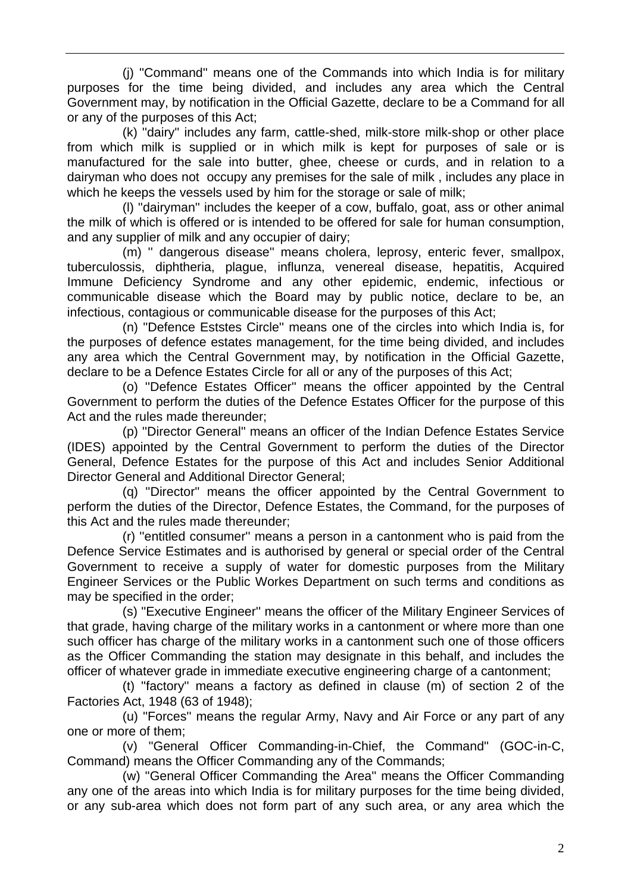(j) "Command" means one of the Commands into which India is for military purposes for the time being divided, and includes any area which the Central Government may, by notification in the Official Gazette, declare to be a Command for all or any of the purposes of this Act;

(k) "dairy" includes any farm, cattle-shed, milk-store milk-shop or other place from which milk is supplied or in which milk is kept for purposes of sale or is manufactured for the sale into butter, ghee, cheese or curds, and in relation to a dairyman who does not occupy any premises for the sale of milk , includes any place in which he keeps the vessels used by him for the storage or sale of milk;

(l) "dairyman" includes the keeper of a cow, buffalo, goat, ass or other animal the milk of which is offered or is intended to be offered for sale for human consumption, and any supplier of milk and any occupier of dairy;

(m) " dangerous disease" means cholera, leprosy, enteric fever, smallpox, tuberculossis, diphtheria, plague, influnza, venereal disease, hepatitis, Acquired Immune Deficiency Syndrome and any other epidemic, endemic, infectious or communicable disease which the Board may by public notice, declare to be, an infectious, contagious or communicable disease for the purposes of this Act;

(n) "Defence Eststes Circle" means one of the circles into which India is, for the purposes of defence estates management, for the time being divided, and includes any area which the Central Government may, by notification in the Official Gazette, declare to be a Defence Estates Circle for all or any of the purposes of this Act;

(o) "Defence Estates Officer" means the officer appointed by the Central Government to perform the duties of the Defence Estates Officer for the purpose of this Act and the rules made thereunder;

(p) "Director General" means an officer of the Indian Defence Estates Service (IDES) appointed by the Central Government to perform the duties of the Director General, Defence Estates for the purpose of this Act and includes Senior Additional Director General and Additional Director General;

(q) "Director" means the officer appointed by the Central Government to perform the duties of the Director, Defence Estates, the Command, for the purposes of this Act and the rules made thereunder;

(r) "entitled consumer" means a person in a cantonment who is paid from the Defence Service Estimates and is authorised by general or special order of the Central Government to receive a supply of water for domestic purposes from the Military Engineer Services or the Public Workes Department on such terms and conditions as may be specified in the order;

(s) "Executive Engineer" means the officer of the Military Engineer Services of that grade, having charge of the military works in a cantonment or where more than one such officer has charge of the military works in a cantonment such one of those officers as the Officer Commanding the station may designate in this behalf, and includes the officer of whatever grade in immediate executive engineering charge of a cantonment;

(t) "factory" means a factory as defined in clause (m) of section 2 of the Factories Act, 1948 (63 of 1948);

(u) "Forces" means the regular Army, Navy and Air Force or any part of any one or more of them;

(v) "General Officer Commanding-in-Chief, the Command" (GOC-in-C, Command) means the Officer Commanding any of the Commands;

(w) "General Officer Commanding the Area" means the Officer Commanding any one of the areas into which India is for military purposes for the time being divided, or any sub-area which does not form part of any such area, or any area which the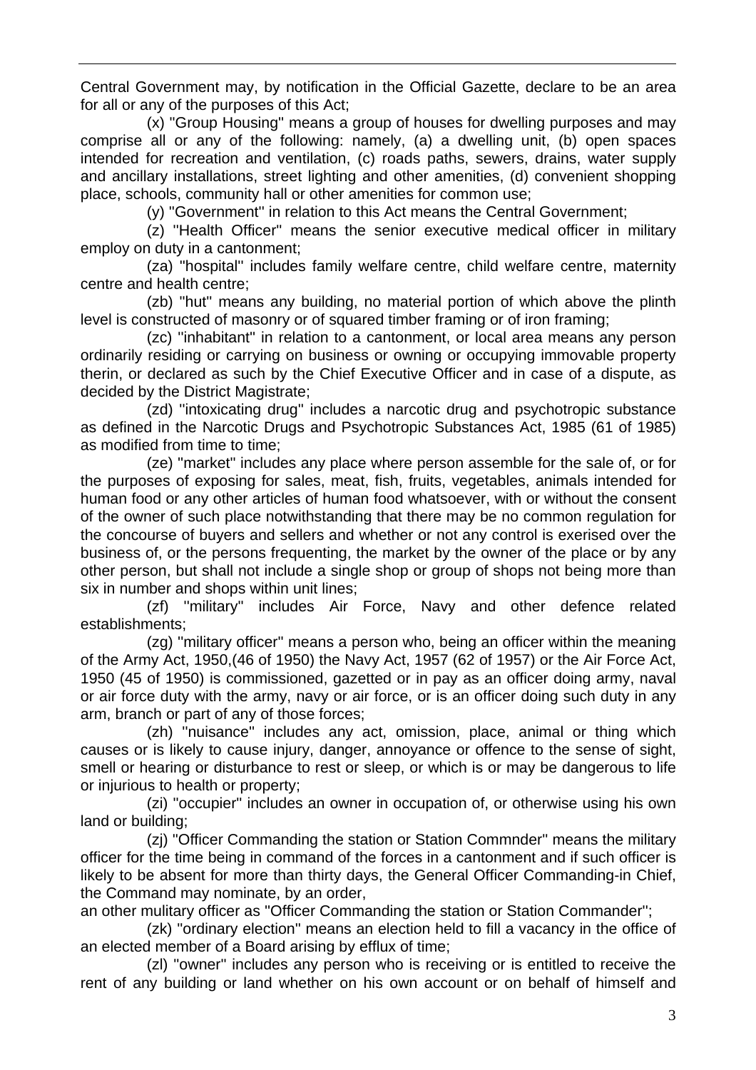Central Government may, by notification in the Official Gazette, declare to be an area for all or any of the purposes of this Act;

(x) "Group Housing" means a group of houses for dwelling purposes and may comprise all or any of the following: namely, (a) a dwelling unit, (b) open spaces intended for recreation and ventilation, (c) roads paths, sewers, drains, water supply and ancillary installations, street lighting and other amenities, (d) convenient shopping place, schools, community hall or other amenities for common use;

(y) "Government" in relation to this Act means the Central Government;

(z) "Health Officer" means the senior executive medical officer in military employ on duty in a cantonment;

(za) "hospital" includes family welfare centre, child welfare centre, maternity centre and health centre;

(zb) "hut" means any building, no material portion of which above the plinth level is constructed of masonry or of squared timber framing or of iron framing;

(zc) "inhabitant" in relation to a cantonment, or local area means any person ordinarily residing or carrying on business or owning or occupying immovable property therin, or declared as such by the Chief Executive Officer and in case of a dispute, as decided by the District Magistrate;

(zd) "intoxicating drug" includes a narcotic drug and psychotropic substance as defined in the Narcotic Drugs and Psychotropic Substances Act, 1985 (61 of 1985) as modified from time to time;

(ze) "market" includes any place where person assemble for the sale of, or for the purposes of exposing for sales, meat, fish, fruits, vegetables, animals intended for human food or any other articles of human food whatsoever, with or without the consent of the owner of such place notwithstanding that there may be no common regulation for the concourse of buyers and sellers and whether or not any control is exerised over the business of, or the persons frequenting, the market by the owner of the place or by any other person, but shall not include a single shop or group of shops not being more than six in number and shops within unit lines;

(zf) "military" includes Air Force, Navy and other defence related establishments;

(zg) "military officer" means a person who, being an officer within the meaning of the Army Act, 1950,(46 of 1950) the Navy Act, 1957 (62 of 1957) or the Air Force Act, 1950 (45 of 1950) is commissioned, gazetted or in pay as an officer doing army, naval or air force duty with the army, navy or air force, or is an officer doing such duty in any arm, branch or part of any of those forces;

(zh) "nuisance" includes any act, omission, place, animal or thing which causes or is likely to cause injury, danger, annoyance or offence to the sense of sight, smell or hearing or disturbance to rest or sleep, or which is or may be dangerous to life or injurious to health or property;

(zi) "occupier" includes an owner in occupation of, or otherwise using his own land or building;

(zj) "Officer Commanding the station or Station Commnder" means the military officer for the time being in command of the forces in a cantonment and if such officer is likely to be absent for more than thirty days, the General Officer Commanding-in Chief, the Command may nominate, by an order,
an other mulitary officer as "Officer Commanding the station or Station Commander";

(zk) "ordinary election" means an election held to fill a vacancy in the office of an elected member of a Board arising by efflux of time;

(zl) "owner" includes any person who is receiving or is entitled to receive the rent of any building or land whether on his own account or on behalf of himself and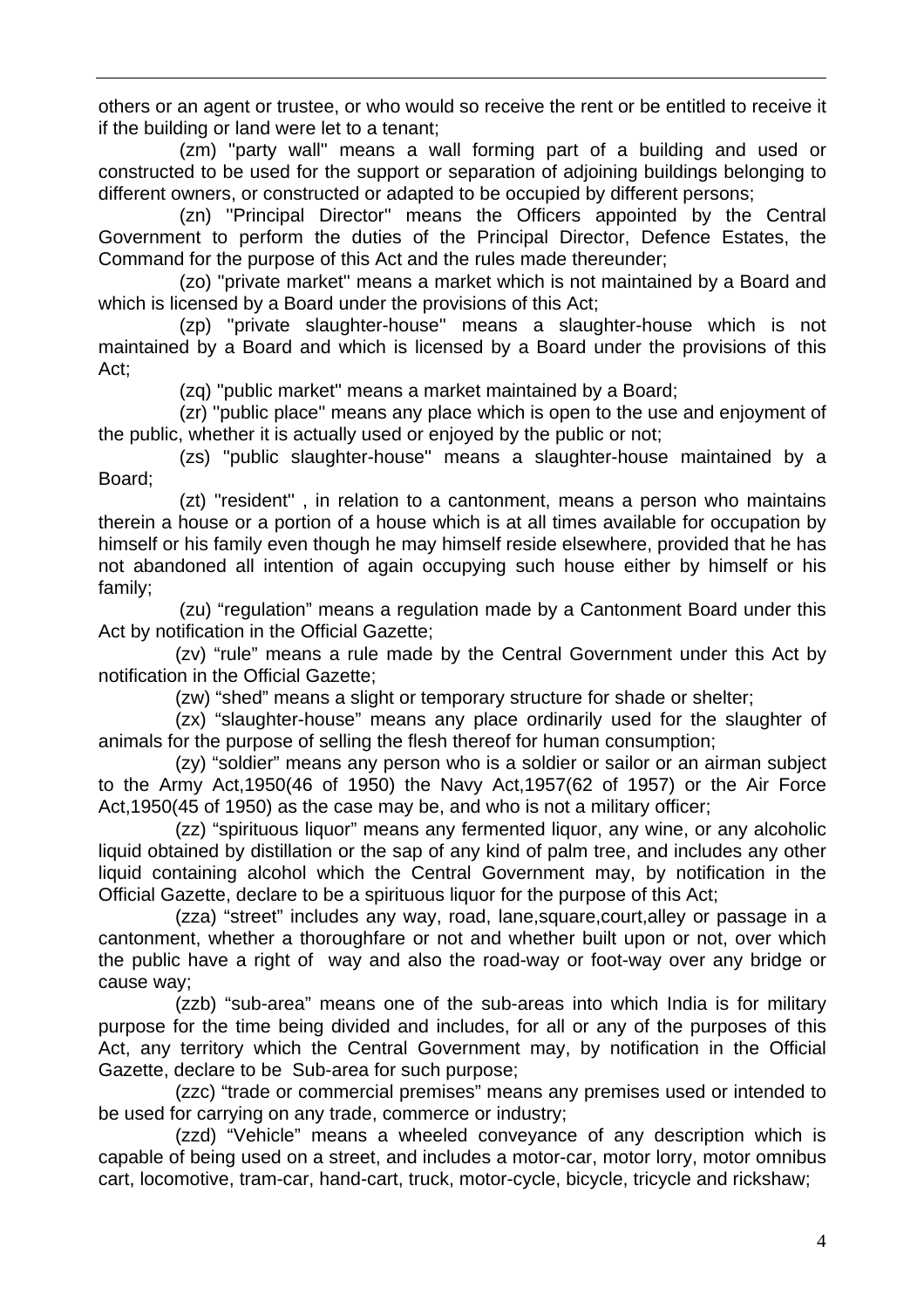others or an agent or trustee, or who would so receive the rent or be entitled to receive it if the building or land were let to a tenant;

(zm) "party wall" means a wall forming part of a building and used or constructed to be used for the support or separation of adjoining buildings belonging to different owners, or constructed or adapted to be occupied by different persons;

(zn) "Principal Director" means the Officers appointed by the Central Government to perform the duties of the Principal Director, Defence Estates, the Command for the purpose of this Act and the rules made thereunder;

(zo) "private market" means a market which is not maintained by a Board and which is licensed by a Board under the provisions of this Act;

(zp) "private slaughter-house" means a slaughter-house which is not maintained by a Board and which is licensed by a Board under the provisions of this Act;

(zq) "public market" means a market maintained by a Board;

(zr) "public place" means any place which is open to the use and enjoyment of the public, whether it is actually used or enjoyed by the public or not;

(zs) "public slaughter-house" means a slaughter-house maintained by a Board;

(zt) "resident" , in relation to a cantonment, means a person who maintains therein a house or a portion of a house which is at all times available for occupation by himself or his family even though he may himself reside elsewhere, provided that he has not abandoned all intention of again occupying such house either by himself or his family;

(zu) "regulation" means a regulation made by a Cantonment Board under this Act by notification in the Official Gazette;

(zv) "rule" means a rule made by the Central Government under this Act by notification in the Official Gazette;

(zw) "shed" means a slight or temporary structure for shade or shelter;

(zx) "slaughter-house" means any place ordinarily used for the slaughter of animals for the purpose of selling the flesh thereof for human consumption;

(zy) "soldier" means any person who is a soldier or sailor or an airman subject to the Army Act,1950(46 of 1950) the Navy Act,1957(62 of 1957) or the Air Force Act,1950(45 of 1950) as the case may be, and who is not a military officer;

(zz) "spirituous liquor" means any fermented liquor, any wine, or any alcoholic liquid obtained by distillation or the sap of any kind of palm tree, and includes any other liquid containing alcohol which the Central Government may, by notification in the Official Gazette, declare to be a spirituous liquor for the purpose of this Act;

(zza) "street" includes any way, road, lane,square,court,alley or passage in a cantonment, whether a thoroughfare or not and whether built upon or not, over which the public have a right of way and also the road-way or foot-way over any bridge or cause way;

(zzb) "sub-area" means one of the sub-areas into which India is for military purpose for the time being divided and includes, for all or any of the purposes of this Act, any territory which the Central Government may, by notification in the Official Gazette, declare to be Sub-area for such purpose;

(zzc) "trade or commercial premises" means any premises used or intended to be used for carrying on any trade, commerce or industry;

(zzd) "Vehicle" means a wheeled conveyance of any description which is capable of being used on a street, and includes a motor-car, motor lorry, motor omnibus cart, locomotive, tram-car, hand-cart, truck, motor-cycle, bicycle, tricycle and rickshaw;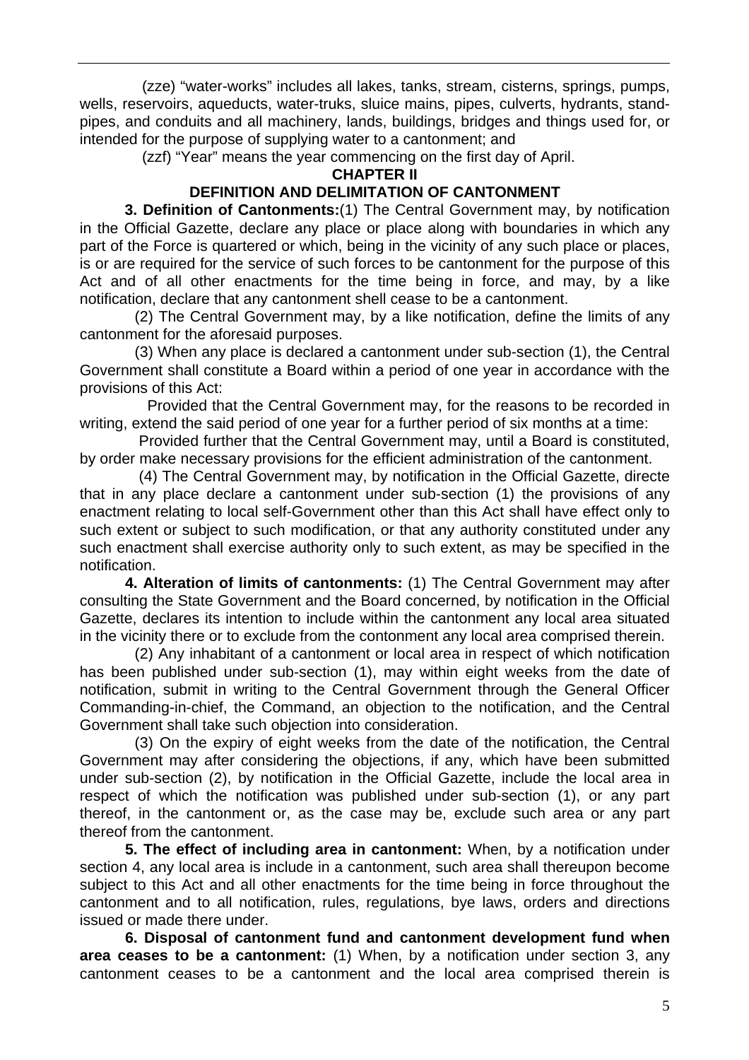(zze) "water-works" includes all lakes, tanks, stream, cisterns, springs, pumps, wells, reservoirs, aqueducts, water-truks, sluice mains, pipes, culverts, hydrants, stand-pipes, and conduits and all machinery, lands, buildings, bridges and things used for, or intended for the purpose of supplying water to a cantonment; and

(zzf) "Year" means the year commencing on the first day of April.

## CHAPTER II

## DEFINITION AND DELIMITATION OF CANTONMENT

**3. Definition of Cantonments:**(1) The Central Government may, by notification in the Official Gazette, declare any place or place along with boundaries in which any part of the Force is quartered or which, being in the vicinity of any such place or places, is or are required for the service of such forces to be cantonment for the purpose of this Act and of all other enactments for the time being in force, and may, by a like notification, declare that any cantonment shell cease to be a cantonment.

(2) The Central Government may, by a like notification, define the limits of any cantonment for the aforesaid purposes.

(3) When any place is declared a cantonment under sub-section (1), the Central Government shall constitute a Board within a period of one year in accordance with the provisions of this Act:

Provided that the Central Government may, for the reasons to be recorded in writing, extend the said period of one year for a further period of six months at a time:

Provided further that the Central Government may, until a Board is constituted, by order make necessary provisions for the efficient administration of the cantonment.

(4) The Central Government may, by notification in the Official Gazette, directe that in any place declare a cantonment under sub-section (1) the provisions of any enactment relating to local self-Government other than this Act shall have effect only to such extent or subject to such modification, or that any authority constituted under any such enactment shall exercise authority only to such extent, as may be specified in the notification.

**4. Alteration of limits of cantonments:** (1) The Central Government may after consulting the State Government and the Board concerned, by notification in the Official Gazette, declares its intention to include within the cantonment any local area situated in the vicinity there or to exclude from the contonment any local area comprised therein.

(2) Any inhabitant of a cantonment or local area in respect of which notification has been published under sub-section (1), may within eight weeks from the date of notification, submit in writing to the Central Government through the General Officer Commanding-in-chief, the Command, an objection to the notification, and the Central Government shall take such objection into consideration.

(3) On the expiry of eight weeks from the date of the notification, the Central Government may after considering the objections, if any, which have been submitted under sub-section (2), by notification in the Official Gazette, include the local area in respect of which the notification was published under sub-section (1), or any part thereof, in the cantonment or, as the case may be, exclude such area or any part thereof from the cantonment.

**5. The effect of including area in cantonment:** When, by a notification under section 4, any local area is include in a cantonment, such area shall thereupon become subject to this Act and all other enactments for the time being in force throughout the cantonment and to all notification, rules, regulations, bye laws, orders and directions issued or made there under.

**6. Disposal of cantonment fund and cantonment development fund when area ceases to be a cantonment:** (1) When, by a notification under section 3, any cantonment ceases to be a cantonment and the local area comprised therein is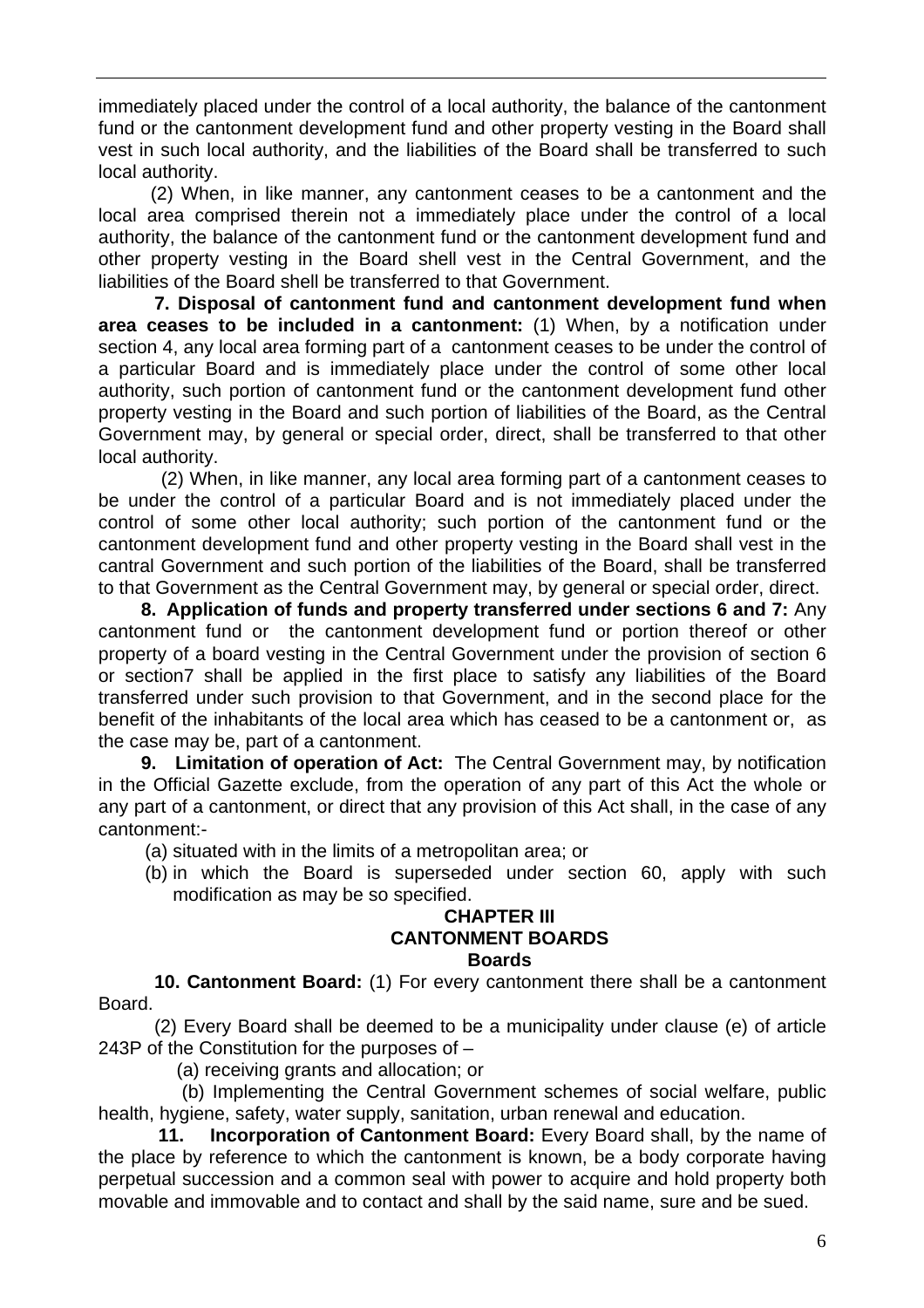immediately placed under the control of a local authority, the balance of the cantonment fund or the cantonment development fund and other property vesting in the Board shall vest in such local authority, and the liabilities of the Board shall be transferred to such local authority.

(2) When, in like manner, any cantonment ceases to be a cantonment and the local area comprised therein not a immediately place under the control of a local authority, the balance of the cantonment fund or the cantonment development fund and other property vesting in the Board shell vest in the Central Government, and the liabilities of the Board shell be transferred to that Government.

**7. Disposal of cantonment fund and cantonment development fund when area ceases to be included in a cantonment:** (1) When, by a notification under section 4, any local area forming part of a cantonment ceases to be under the control of a particular Board and is immediately place under the control of some other local authority, such portion of cantonment fund or the cantonment development fund other property vesting in the Board and such portion of liabilities of the Board, as the Central Government may, by general or special order, direct, shall be transferred to that other local authority.

(2) When, in like manner, any local area forming part of a cantonment ceases to be under the control of a particular Board and is not immediately placed under the control of some other local authority; such portion of the cantonment fund or the cantonment development fund and other property vesting in the Board shall vest in the cantral Government and such portion of the liabilities of the Board, shall be transferred to that Government as the Central Government may, by general or special order, direct.

**8. Application of funds and property transferred under sections 6 and 7:** Any cantonment fund or the cantonment development fund or portion thereof or other property of a board vesting in the Central Government under the provision of section 6 or section7 shall be applied in the first place to satisfy any liabilities of the Board transferred under such provision to that Government, and in the second place for the benefit of the inhabitants of the local area which has ceased to be a cantonment or, as the case may be, part of a cantonment.

**9. Limitation of operation of Act:** The Central Government may, by notification in the Official Gazette exclude, from the operation of any part of this Act the whole or any part of a cantonment, or direct that any provision of this Act shall, in the case of any cantonment:-

(a) situated with in the limits of a metropolitan area; or

(b) in which the Board is superseded under section 60, apply with such modification as may be so specified.

## CHAPTER III
## CANTONMENT BOARDS
### Boards

**10. Cantonment Board:** (1) For every cantonment there shall be a cantonment Board.

(2) Every Board shall be deemed to be a municipality under clause (e) of article 243P of the Constitution for the purposes of –

(a) receiving grants and allocation; or

(b) Implementing the Central Government schemes of social welfare, public health, hygiene, safety, water supply, sanitation, urban renewal and education.

**11. Incorporation of Cantonment Board:** Every Board shall, by the name of the place by reference to which the cantonment is known, be a body corporate having perpetual succession and a common seal with power to acquire and hold property both movable and immovable and to contact and shall by the said name, sure and be sued.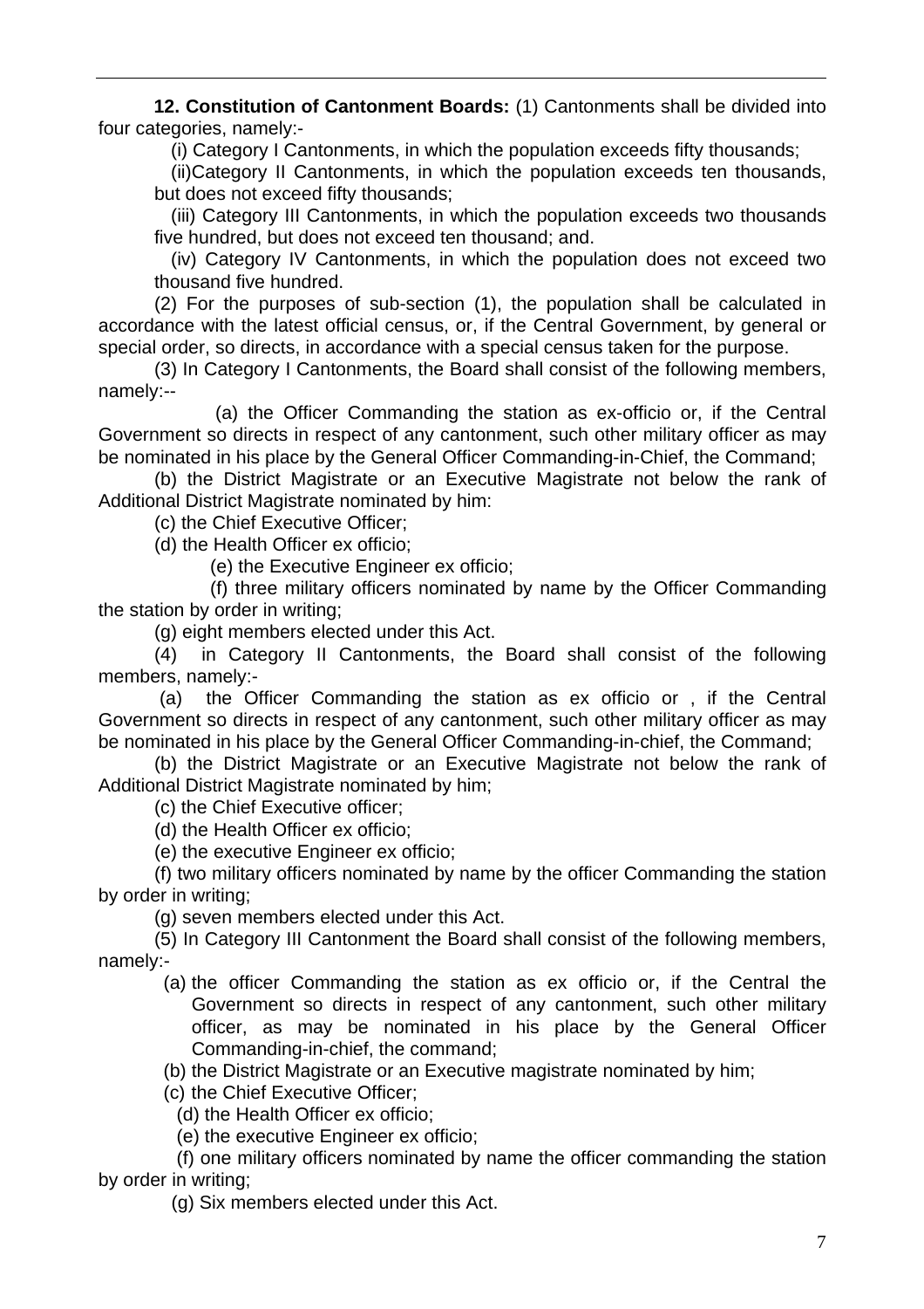**12. Constitution of Cantonment Boards:** (1) Cantonments shall be divided into four categories, namely:-

(i) Category I Cantonments, in which the population exceeds fifty thousands;

(ii)Category II Cantonments, in which the population exceeds ten thousands, but does not exceed fifty thousands;

(iii) Category III Cantonments, in which the population exceeds two thousands five hundred, but does not exceed ten thousand; and.

(iv) Category IV Cantonments, in which the population does not exceed two thousand five hundred.

(2) For the purposes of sub-section (1), the population shall be calculated in accordance with the latest official census, or, if the Central Government, by general or special order, so directs, in accordance with a special census taken for the purpose.

(3) In Category I Cantonments, the Board shall consist of the following members, namely:--

(a) the Officer Commanding the station as ex-officio or, if the Central Government so directs in respect of any cantonment, such other military officer as may be nominated in his place by the General Officer Commanding-in-Chief, the Command;

(b) the District Magistrate or an Executive Magistrate not below the rank of Additional District Magistrate nominated by him:

(c) the Chief Executive Officer;

(d) the Health Officer ex officio;

(e) the Executive Engineer ex officio;

(f) three military officers nominated by name by the Officer Commanding the station by order in writing;

(g) eight members elected under this Act.

(4) in Category II Cantonments, the Board shall consist of the following members, namely:-

(a) the Officer Commanding the station as ex officio or , if the Central Government so directs in respect of any cantonment, such other military officer as may be nominated in his place by the General Officer Commanding-in-chief, the Command;

(b) the District Magistrate or an Executive Magistrate not below the rank of Additional District Magistrate nominated by him;

(c) the Chief Executive officer;

(d) the Health Officer ex officio;

(e) the executive Engineer ex officio;

(f) two military officers nominated by name by the officer Commanding the station by order in writing;

(g) seven members elected under this Act.

(5) In Category III Cantonment the Board shall consist of the following members, namely:-

(a) the officer Commanding the station as ex officio or, if the Central the Government so directs in respect of any cantonment, such other military officer, as may be nominated in his place by the General Officer Commanding-in-chief, the command;

(b) the District Magistrate or an Executive magistrate nominated by him;

(c) the Chief Executive Officer;

(d) the Health Officer ex officio;

(e) the executive Engineer ex officio;

(f) one military officers nominated by name the officer commanding the station by order in writing;

(g) Six members elected under this Act.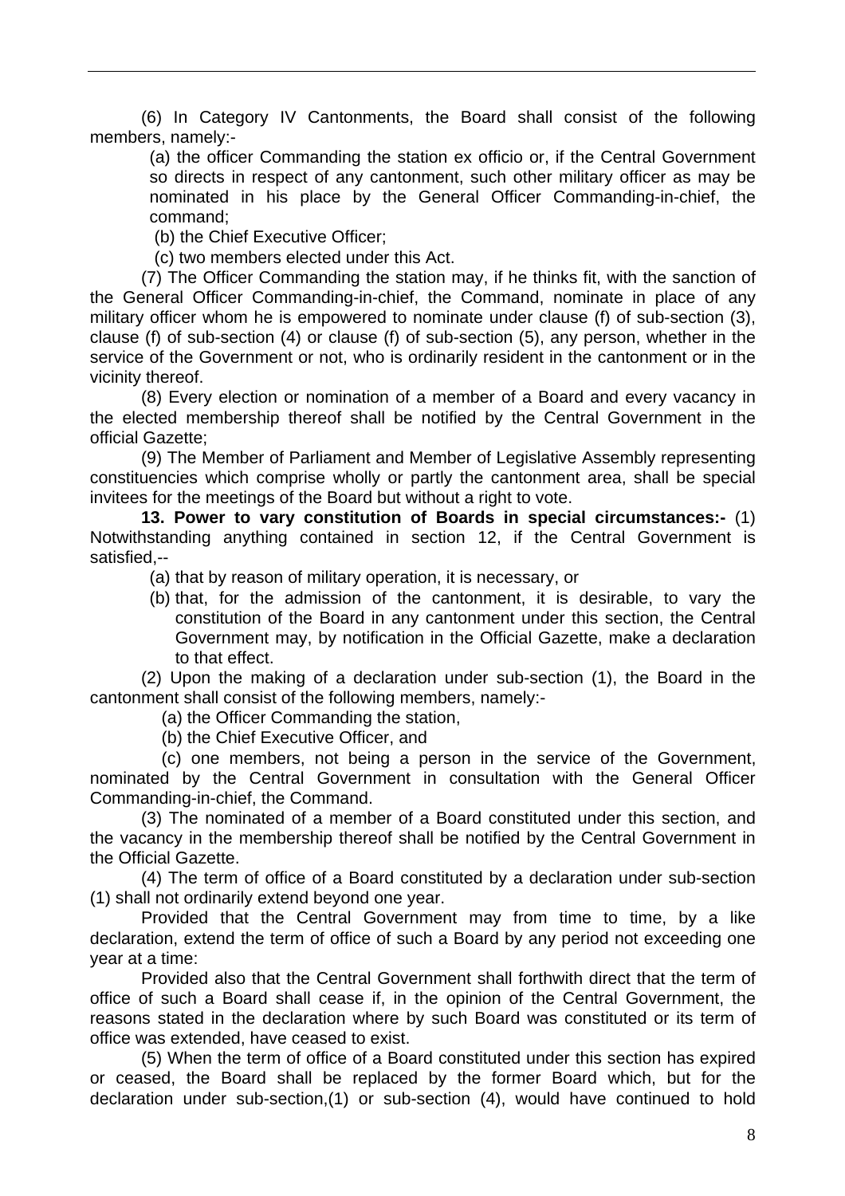(6) In Category IV Cantonments, the Board shall consist of the following members, namely:-

(a) the officer Commanding the station ex officio or, if the Central Government so directs in respect of any cantonment, such other military officer as may be nominated in his place by the General Officer Commanding-in-chief, the command;

(b) the Chief Executive Officer;

(c) two members elected under this Act.

(7) The Officer Commanding the station may, if he thinks fit, with the sanction of the General Officer Commanding-in-chief, the Command, nominate in place of any military officer whom he is empowered to nominate under clause (f) of sub-section (3), clause (f) of sub-section (4) or clause (f) of sub-section (5), any person, whether in the service of the Government or not, who is ordinarily resident in the cantonment or in the vicinity thereof.

(8) Every election or nomination of a member of a Board and every vacancy in the elected membership thereof shall be notified by the Central Government in the official Gazette;

(9) The Member of Parliament and Member of Legislative Assembly representing constituencies which comprise wholly or partly the cantonment area, shall be special invitees for the meetings of the Board but without a right to vote.

**13. Power to vary constitution of Boards in special circumstances:-** (1) Notwithstanding anything contained in section 12, if the Central Government is satisfied,--

(a) that by reason of military operation, it is necessary, or

(b) that, for the admission of the cantonment, it is desirable, to vary the constitution of the Board in any cantonment under this section, the Central Government may, by notification in the Official Gazette, make a declaration to that effect.

(2) Upon the making of a declaration under sub-section (1), the Board in the cantonment shall consist of the following members, namely:-

(a) the Officer Commanding the station,

(b) the Chief Executive Officer, and

(c) one members, not being a person in the service of the Government, nominated by the Central Government in consultation with the General Officer Commanding-in-chief, the Command.

(3) The nominated of a member of a Board constituted under this section, and the vacancy in the membership thereof shall be notified by the Central Government in the Official Gazette.

(4) The term of office of a Board constituted by a declaration under sub-section (1) shall not ordinarily extend beyond one year.

Provided that the Central Government may from time to time, by a like declaration, extend the term of office of such a Board by any period not exceeding one year at a time:

Provided also that the Central Government shall forthwith direct that the term of office of such a Board shall cease if, in the opinion of the Central Government, the reasons stated in the declaration where by such Board was constituted or its term of office was extended, have ceased to exist.

(5) When the term of office of a Board constituted under this section has expired or ceased, the Board shall be replaced by the former Board which, but for the declaration under sub-section,(1) or sub-section (4), would have continued to hold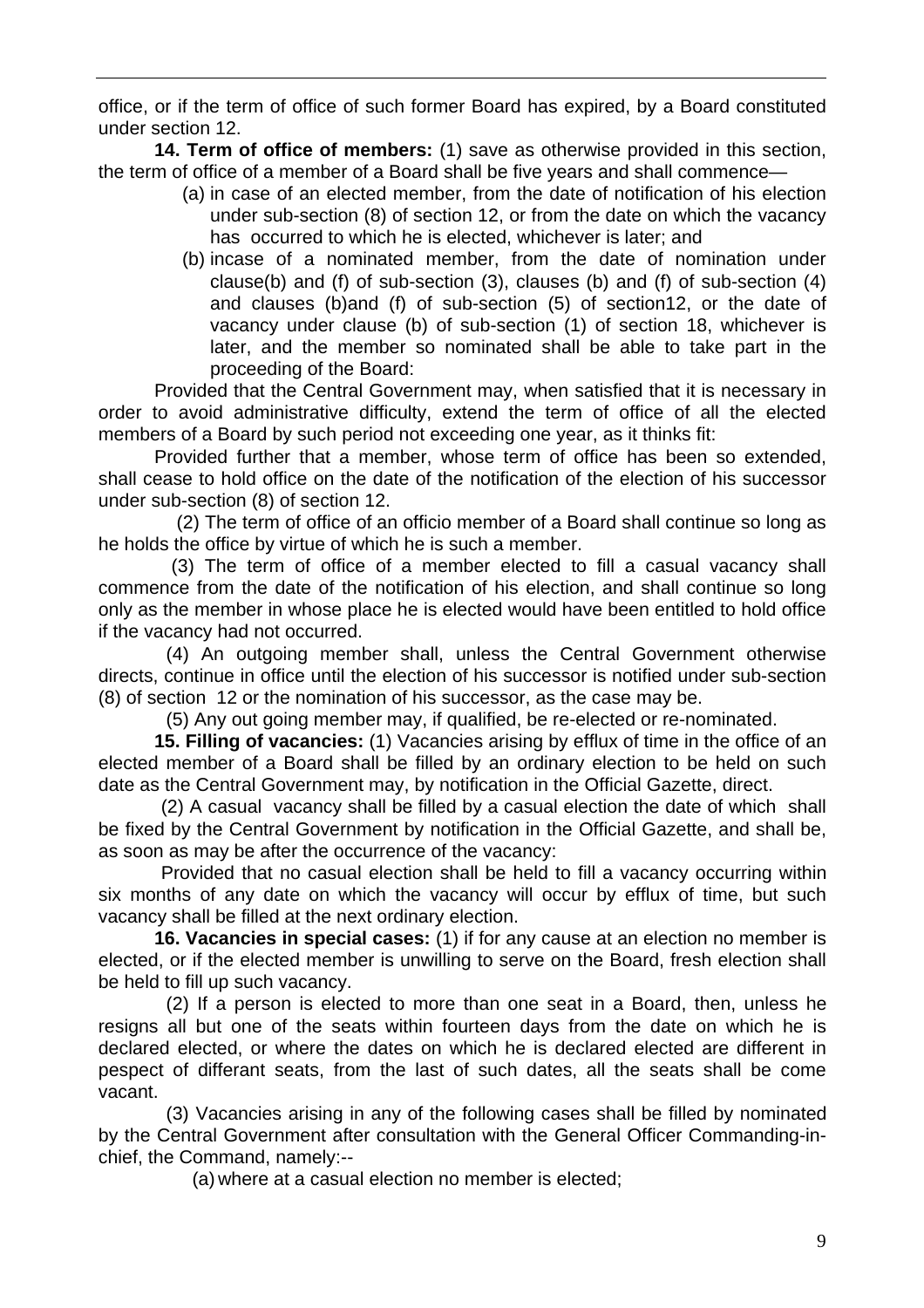office, or if the term of office of such former Board has expired, by a Board constituted under section 12.

**14. Term of office of members:** (1) save as otherwise provided in this section, the term of office of a member of a Board shall be five years and shall commence—

(a) in case of an elected member, from the date of notification of his election under sub-section (8) of section 12, or from the date on which the vacancy has occurred to which he is elected, whichever is later; and

(b) incase of a nominated member, from the date of nomination under clause(b) and (f) of sub-section (3), clauses (b) and (f) of sub-section (4) and clauses (b)and (f) of sub-section (5) of section12, or the date of vacancy under clause (b) of sub-section (1) of section 18, whichever is later, and the member so nominated shall be able to take part in the proceeding of the Board:

Provided that the Central Government may, when satisfied that it is necessary in order to avoid administrative difficulty, extend the term of office of all the elected members of a Board by such period not exceeding one year, as it thinks fit:

Provided further that a member, whose term of office has been so extended, shall cease to hold office on the date of the notification of the election of his successor under sub-section (8) of section 12.

(2) The term of office of an officio member of a Board shall continue so long as he holds the office by virtue of which he is such a member.

(3) The term of office of a member elected to fill a casual vacancy shall commence from the date of the notification of his election, and shall continue so long only as the member in whose place he is elected would have been entitled to hold office if the vacancy had not occurred.

(4) An outgoing member shall, unless the Central Government otherwise directs, continue in office until the election of his successor is notified under sub-section (8) of section 12 or the nomination of his successor, as the case may be.

(5) Any out going member may, if qualified, be re-elected or re-nominated.

**15. Filling of vacancies:** (1) Vacancies arising by efflux of time in the office of an elected member of a Board shall be filled by an ordinary election to be held on such date as the Central Government may, by notification in the Official Gazette, direct.

(2) A casual vacancy shall be filled by a casual election the date of which shall be fixed by the Central Government by notification in the Official Gazette, and shall be, as soon as may be after the occurrence of the vacancy:

Provided that no casual election shall be held to fill a vacancy occurring within six months of any date on which the vacancy will occur by efflux of time, but such vacancy shall be filled at the next ordinary election.

**16. Vacancies in special cases:** (1) if for any cause at an election no member is elected, or if the elected member is unwilling to serve on the Board, fresh election shall be held to fill up such vacancy.

(2) If a person is elected to more than one seat in a Board, then, unless he resigns all but one of the seats within fourteen days from the date on which he is declared elected, or where the dates on which he is declared elected are different in pespect of differant seats, from the last of such dates, all the seats shall be come vacant.

(3) Vacancies arising in any of the following cases shall be filled by nominated by the Central Government after consultation with the General Officer Commanding-in-chief, the Command, namely:--

(a) where at a casual election no member is elected;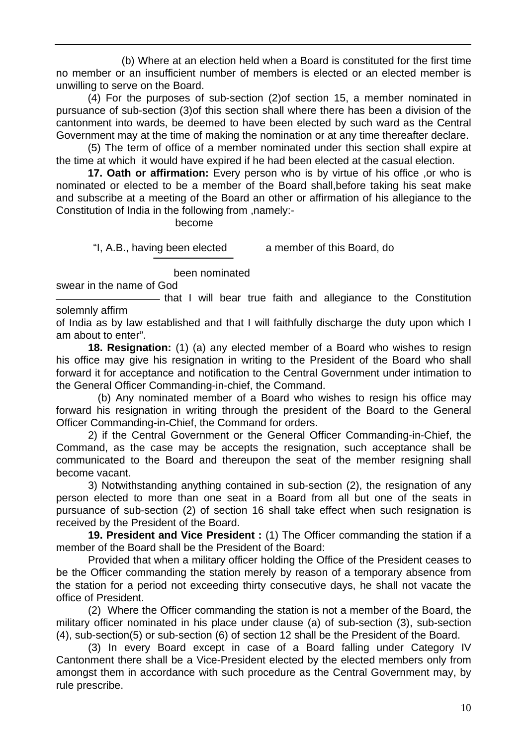(b) Where at an election held when a Board is constituted for the first time no member or an insufficient number of members is elected or an elected member is unwilling to serve on the Board.

(4) For the purposes of sub-section (2)of section 15, a member nominated in pursuance of sub-section (3)of this section shall where there has been a division of the cantonment into wards, be deemed to have been elected by such ward as the Central Government may at the time of making the nomination or at any time thereafter declare.

(5) The term of office of a member nominated under this section shall expire at the time at which it would have expired if he had been elected at the casual election.

**17. Oath or affirmation:** Every person who is by virtue of his office ,or who is nominated or elected to be a member of the Board shall,before taking his seat make and subscribe at a meeting of the Board an other or affirmation of his allegiance to the Constitution of India in the following from ,namely:-

become
"I, A.B., having been elected a member of this Board, do
been nominated

swear in the name of God
that I will bear true faith and allegiance to the Constitution
solemnly affirm

of India as by law established and that I will faithfully discharge the duty upon which I am about to enter".

**18. Resignation:** (1) (a) any elected member of a Board who wishes to resign his office may give his resignation in writing to the President of the Board who shall forward it for acceptance and notification to the Central Government under intimation to the General Officer Commanding-in-chief, the Command.

(b) Any nominated member of a Board who wishes to resign his office may forward his resignation in writing through the president of the Board to the General Officer Commanding-in-Chief, the Command for orders.

2) if the Central Government or the General Officer Commanding-in-Chief, the Command, as the case may be accepts the resignation, such acceptance shall be communicated to the Board and thereupon the seat of the member resigning shall become vacant.

3) Notwithstanding anything contained in sub-section (2), the resignation of any person elected to more than one seat in a Board from all but one of the seats in pursuance of sub-section (2) of section 16 shall take effect when such resignation is received by the President of the Board.

**19. President and Vice President :** (1) The Officer commanding the station if a member of the Board shall be the President of the Board:

Provided that when a military officer holding the Office of the President ceases to be the Officer commanding the station merely by reason of a temporary absence from the station for a period not exceeding thirty consecutive days, he shall not vacate the office of President.

(2) Where the Officer commanding the station is not a member of the Board, the military officer nominated in his place under clause (a) of sub-section (3), sub-section (4), sub-section(5) or sub-section (6) of section 12 shall be the President of the Board.

(3) In every Board except in case of a Board falling under Category IV Cantonment there shall be a Vice-President elected by the elected members only from amongst them in accordance with such procedure as the Central Government may, by rule prescribe.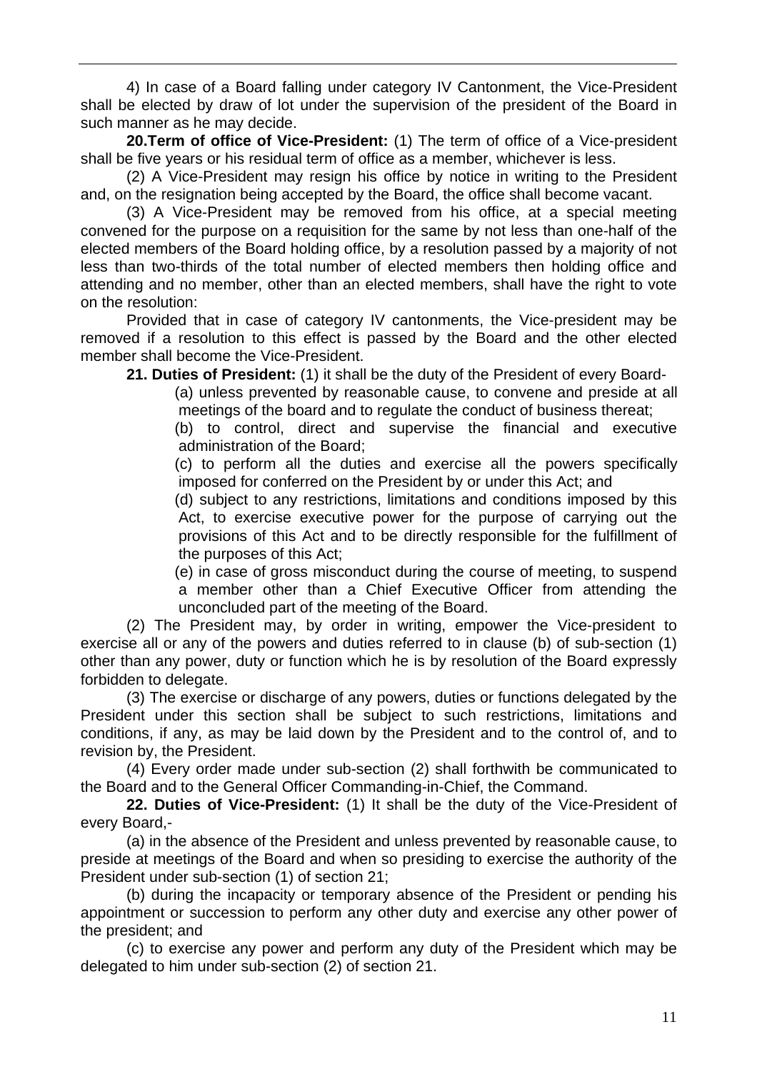4) In case of a Board falling under category IV Cantonment, the Vice-President shall be elected by draw of lot under the supervision of the president of the Board in such manner as he may decide.

**20.Term of office of Vice-President:** (1) The term of office of a Vice-president shall be five years or his residual term of office as a member, whichever is less.

(2) A Vice-President may resign his office by notice in writing to the President and, on the resignation being accepted by the Board, the office shall become vacant.

(3) A Vice-President may be removed from his office, at a special meeting convened for the purpose on a requisition for the same by not less than one-half of the elected members of the Board holding office, by a resolution passed by a majority of not less than two-thirds of the total number of elected members then holding office and attending and no member, other than an elected members, shall have the right to vote on the resolution:

Provided that in case of category IV cantonments, the Vice-president may be removed if a resolution to this effect is passed by the Board and the other elected member shall become the Vice-President.

**21. Duties of President:** (1) it shall be the duty of the President of every Board-

(a) unless prevented by reasonable cause, to convene and preside at all meetings of the board and to regulate the conduct of business thereat;

(b) to control, direct and supervise the financial and executive administration of the Board;

(c) to perform all the duties and exercise all the powers specifically imposed for conferred on the President by or under this Act; and

(d) subject to any restrictions, limitations and conditions imposed by this Act, to exercise executive power for the purpose of carrying out the provisions of this Act and to be directly responsible for the fulfillment of the purposes of this Act;

(e) in case of gross misconduct during the course of meeting, to suspend a member other than a Chief Executive Officer from attending the unconcluded part of the meeting of the Board.

(2) The President may, by order in writing, empower the Vice-president to exercise all or any of the powers and duties referred to in clause (b) of sub-section (1) other than any power, duty or function which he is by resolution of the Board expressly forbidden to delegate.

(3) The exercise or discharge of any powers, duties or functions delegated by the President under this section shall be subject to such restrictions, limitations and conditions, if any, as may be laid down by the President and to the control of, and to revision by, the President.

(4) Every order made under sub-section (2) shall forthwith be communicated to the Board and to the General Officer Commanding-in-Chief, the Command.

**22. Duties of Vice-President:** (1) It shall be the duty of the Vice-President of every Board,-

(a) in the absence of the President and unless prevented by reasonable cause, to preside at meetings of the Board and when so presiding to exercise the authority of the President under sub-section (1) of section 21;

(b) during the incapacity or temporary absence of the President or pending his appointment or succession to perform any other duty and exercise any other power of the president; and

(c) to exercise any power and perform any duty of the President which may be delegated to him under sub-section (2) of section 21.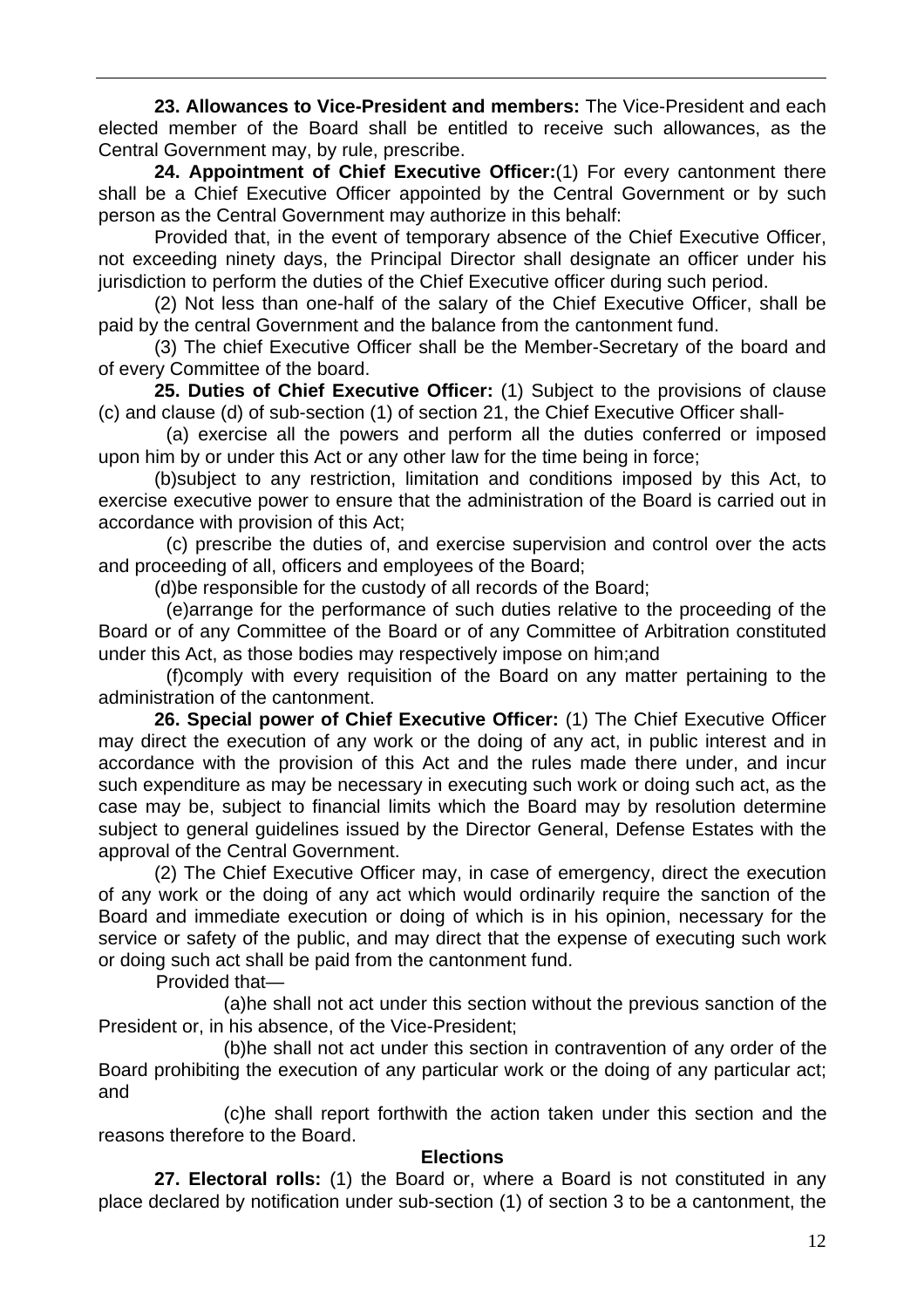**23. Allowances to Vice-President and members:** The Vice-President and each elected member of the Board shall be entitled to receive such allowances, as the Central Government may, by rule, prescribe.

**24. Appointment of Chief Executive Officer:**(1) For every cantonment there shall be a Chief Executive Officer appointed by the Central Government or by such person as the Central Government may authorize in this behalf:

Provided that, in the event of temporary absence of the Chief Executive Officer, not exceeding ninety days, the Principal Director shall designate an officer under his jurisdiction to perform the duties of the Chief Executive officer during such period.

(2) Not less than one-half of the salary of the Chief Executive Officer, shall be paid by the central Government and the balance from the cantonment fund.

(3) The chief Executive Officer shall be the Member-Secretary of the board and of every Committee of the board.

**25. Duties of Chief Executive Officer:** (1) Subject to the provisions of clause (c) and clause (d) of sub-section (1) of section 21, the Chief Executive Officer shall-

(a) exercise all the powers and perform all the duties conferred or imposed upon him by or under this Act or any other law for the time being in force;

(b)subject to any restriction, limitation and conditions imposed by this Act, to exercise executive power to ensure that the administration of the Board is carried out in accordance with provision of this Act;

(c) prescribe the duties of, and exercise supervision and control over the acts and proceeding of all, officers and employees of the Board;

(d)be responsible for the custody of all records of the Board;

(e)arrange for the performance of such duties relative to the proceeding of the Board or of any Committee of the Board or of any Committee of Arbitration constituted under this Act, as those bodies may respectively impose on him;and

(f)comply with every requisition of the Board on any matter pertaining to the administration of the cantonment.

**26. Special power of Chief Executive Officer:** (1) The Chief Executive Officer may direct the execution of any work or the doing of any act, in public interest and in accordance with the provision of this Act and the rules made there under, and incur such expenditure as may be necessary in executing such work or doing such act, as the case may be, subject to financial limits which the Board may by resolution determine subject to general guidelines issued by the Director General, Defense Estates with the approval of the Central Government.

(2) The Chief Executive Officer may, in case of emergency, direct the execution of any work or the doing of any act which would ordinarily require the sanction of the Board and immediate execution or doing of which is in his opinion, necessary for the service or safety of the public, and may direct that the expense of executing such work or doing such act shall be paid from the cantonment fund.

Provided that—

(a)he shall not act under this section without the previous sanction of the President or, in his absence, of the Vice-President;

(b)he shall not act under this section in contravention of any order of the Board prohibiting the execution of any particular work or the doing of any particular act; and

(c)he shall report forthwith the action taken under this section and the reasons therefore to the Board.

**Elections**

**27. Electoral rolls:** (1) the Board or, where a Board is not constituted in any place declared by notification under sub-section (1) of section 3 to be a cantonment, the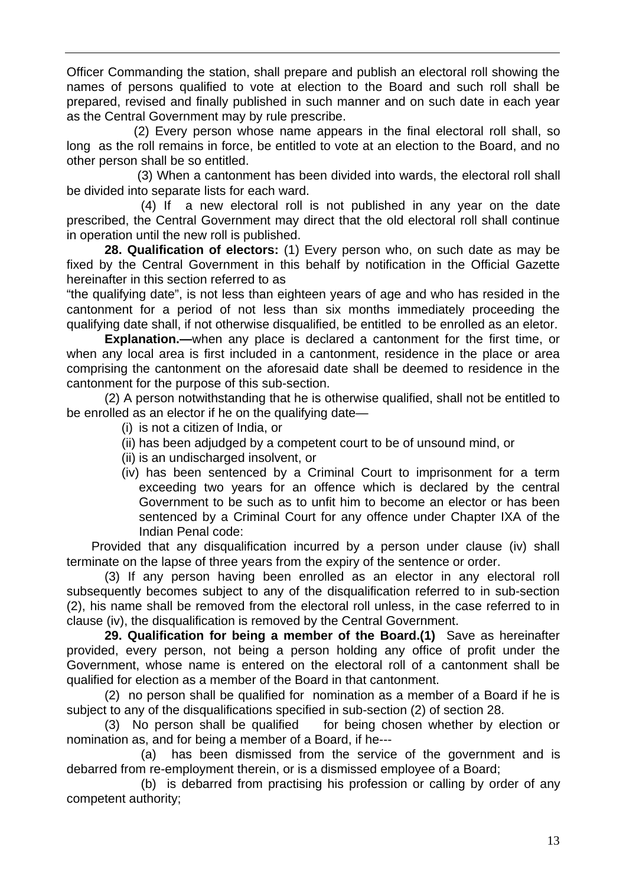Officer Commanding the station, shall prepare and publish an electoral roll showing the names of persons qualified to vote at election to the Board and such roll shall be prepared, revised and finally published in such manner and on such date in each year as the Central Government may by rule prescribe.

(2) Every person whose name appears in the final electoral roll shall, so long as the roll remains in force, be entitled to vote at an election to the Board, and no other person shall be so entitled.

(3) When a cantonment has been divided into wards, the electoral roll shall be divided into separate lists for each ward.

(4) If a new electoral roll is not published in any year on the date prescribed, the Central Government may direct that the old electoral roll shall continue in operation until the new roll is published.

**28. Qualification of electors:** (1) Every person who, on such date as may be fixed by the Central Government in this behalf by notification in the Official Gazette hereinafter in this section referred to as
"the qualifying date", is not less than eighteen years of age and who has resided in the cantonment for a period of not less than six months immediately proceeding the qualifying date shall, if not otherwise disqualified, be entitled to be enrolled as an eletor.

**Explanation.—**when any place is declared a cantonment for the first time, or when any local area is first included in a cantonment, residence in the place or area comprising the cantonment on the aforesaid date shall be deemed to residence in the cantonment for the purpose of this sub-section.

(2) A person notwithstanding that he is otherwise qualified, shall not be entitled to be enrolled as an elector if he on the qualifying date—

(i) is not a citizen of India, or

(ii) has been adjudged by a competent court to be of unsound mind, or

(ii) is an undischarged insolvent, or

(iv) has been sentenced by a Criminal Court to imprisonment for a term exceeding two years for an offence which is declared by the central Government to be such as to unfit him to become an elector or has been sentenced by a Criminal Court for any offence under Chapter IXA of the Indian Penal code:

Provided that any disqualification incurred by a person under clause (iv) shall terminate on the lapse of three years from the expiry of the sentence or order.

(3) If any person having been enrolled as an elector in any electoral roll subsequently becomes subject to any of the disqualification referred to in sub-section (2), his name shall be removed from the electoral roll unless, in the case referred to in clause (iv), the disqualification is removed by the Central Government.

**29. Qualification for being a member of the Board.(1)** Save as hereinafter provided, every person, not being a person holding any office of profit under the Government, whose name is entered on the electoral roll of a cantonment shall be qualified for election as a member of the Board in that cantonment.

(2) no person shall be qualified for nomination as a member of a Board if he is subject to any of the disqualifications specified in sub-section (2) of section 28.

(3) No person shall be qualified for being chosen whether by election or nomination as, and for being a member of a Board, if he---

(a) has been dismissed from the service of the government and is debarred from re-employment therein, or is a dismissed employee of a Board;

(b) is debarred from practising his profession or calling by order of any competent authority;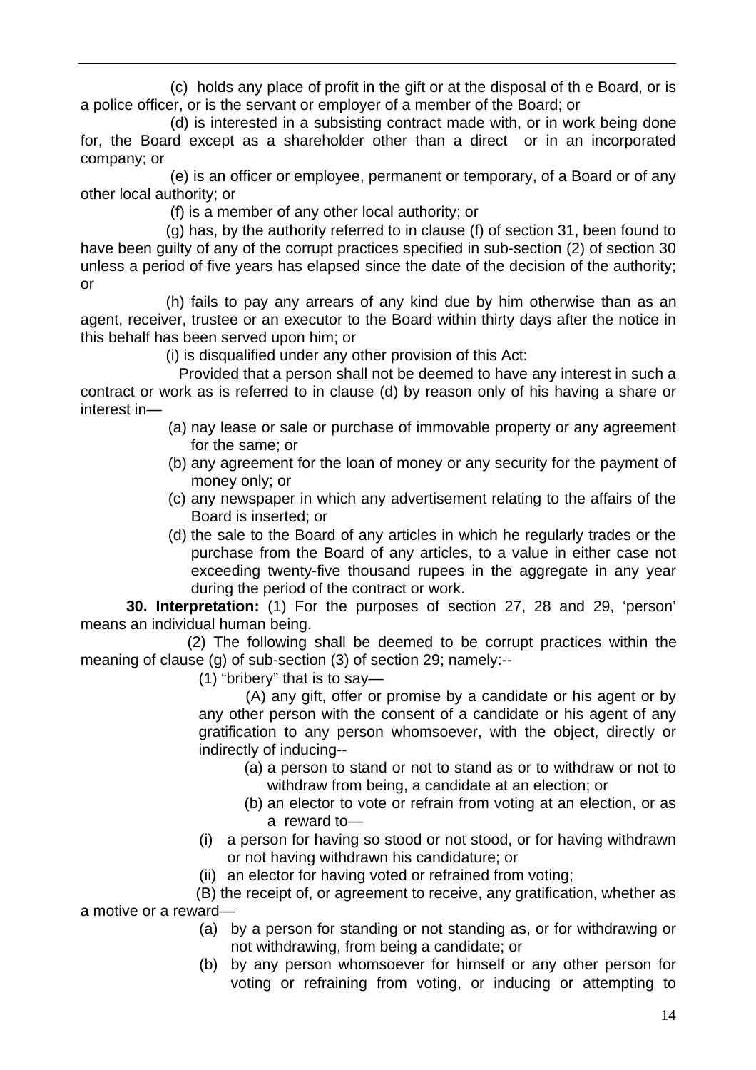(c) holds any place of profit in the gift or at the disposal of th e Board, or is a police officer, or is the servant or employer of a member of the Board; or

(d) is interested in a subsisting contract made with, or in work being done for, the Board except as a shareholder other than a direct or in an incorporated company; or

(e) is an officer or employee, permanent or temporary, of a Board or of any other local authority; or

(f) is a member of any other local authority; or

(g) has, by the authority referred to in clause (f) of section 31, been found to have been guilty of any of the corrupt practices specified in sub-section (2) of section 30 unless a period of five years has elapsed since the date of the decision of the authority; or

(h) fails to pay any arrears of any kind due by him otherwise than as an agent, receiver, trustee or an executor to the Board within thirty days after the notice in this behalf has been served upon him; or

(i) is disqualified under any other provision of this Act:

Provided that a person shall not be deemed to have any interest in such a contract or work as is referred to in clause (d) by reason only of his having a share or interest in—

(a) nay lease or sale or purchase of immovable property or any agreement for the same; or

(b) any agreement for the loan of money or any security for the payment of money only; or

(c) any newspaper in which any advertisement relating to the affairs of the Board is inserted; or

(d) the sale to the Board of any articles in which he regularly trades or the purchase from the Board of any articles, to a value in either case not exceeding twenty-five thousand rupees in the aggregate in any year during the period of the contract or work.

**30. Interpretation:** (1) For the purposes of section 27, 28 and 29, 'person' means an individual human being.

(2) The following shall be deemed to be corrupt practices within the meaning of clause (g) of sub-section (3) of section 29; namely:--

(1) "bribery" that is to say—

(A) any gift, offer or promise by a candidate or his agent or by any other person with the consent of a candidate or his agent of any gratification to any person whomsoever, with the object, directly or indirectly of inducing--

(a) a person to stand or not to stand as or to withdraw or not to withdraw from being, a candidate at an election; or

(b) an elector to vote or refrain from voting at an election, or as a reward to—

(i) a person for having so stood or not stood, or for having withdrawn or not having withdrawn his candidature; or

(ii) an elector for having voted or refrained from voting;

(B) the receipt of, or agreement to receive, any gratification, whether as a motive or a reward—

(a) by a person for standing or not standing as, or for withdrawing or not withdrawing, from being a candidate; or

(b) by any person whomsoever for himself or any other person for voting or refraining from voting, or inducing or attempting to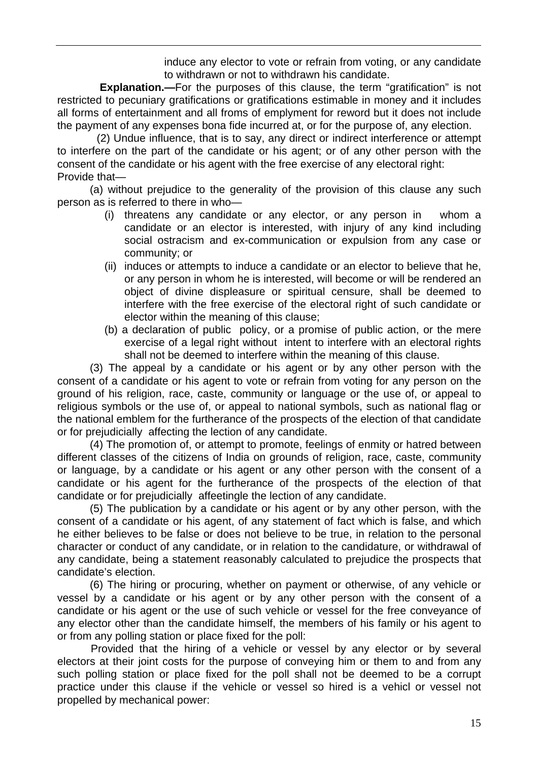induce any elector to vote or refrain from voting, or any candidate to withdrawn or not to withdrawn his candidate.

**Explanation.—**For the purposes of this clause, the term "gratification" is not restricted to pecuniary gratifications or gratifications estimable in money and it includes all forms of entertainment and all froms of emplyment for reword but it does not include the payment of any expenses bona fide incurred at, or for the purpose of, any election.

(2) Undue influence, that is to say, any direct or indirect interference or attempt to interfere on the part of the candidate or his agent; or of any other person with the consent of the candidate or his agent with the free exercise of any electoral right:

Provide that—

(a) without prejudice to the generality of the provision of this clause any such person as is referred to there in who—

(i) threatens any candidate or any elector, or any person in whom a candidate or an elector is interested, with injury of any kind including social ostracism and ex-communication or expulsion from any case or community; or

(ii) induces or attempts to induce a candidate or an elector to believe that he, or any person in whom he is interested, will become or will be rendered an object of divine displeasure or spiritual censure, shall be deemed to interfere with the free exercise of the electoral right of such candidate or elector within the meaning of this clause;

(b) a declaration of public policy, or a promise of public action, or the mere exercise of a legal right without intent to interfere with an electoral rights shall not be deemed to interfere within the meaning of this clause.

(3) The appeal by a candidate or his agent or by any other person with the consent of a candidate or his agent to vote or refrain from voting for any person on the ground of his religion, race, caste, community or language or the use of, or appeal to religious symbols or the use of, or appeal to national symbols, such as national flag or the national emblem for the furtherance of the prospects of the election of that candidate or for prejudicially affecting the lection of any candidate.

(4) The promotion of, or attempt to promote, feelings of enmity or hatred between different classes of the citizens of India on grounds of religion, race, caste, community or language, by a candidate or his agent or any other person with the consent of a candidate or his agent for the furtherance of the prospects of the election of that candidate or for prejudicially affeetingle the lection of any candidate.

(5) The publication by a candidate or his agent or by any other person, with the consent of a candidate or his agent, of any statement of fact which is false, and which he either believes to be false or does not believe to be true, in relation to the personal character or conduct of any candidate, or in relation to the candidature, or withdrawal of any candidate, being a statement reasonably calculated to prejudice the prospects that candidate's election.

(6) The hiring or procuring, whether on payment or otherwise, of any vehicle or vessel by a candidate or his agent or by any other person with the consent of a candidate or his agent or the use of such vehicle or vessel for the free conveyance of any elector other than the candidate himself, the members of his family or his agent to or from any polling station or place fixed for the poll:

Provided that the hiring of a vehicle or vessel by any elector or by several electors at their joint costs for the purpose of conveying him or them to and from any such polling station or place fixed for the poll shall not be deemed to be a corrupt practice under this clause if the vehicle or vessel so hired is a vehicl or vessel not propelled by mechanical power: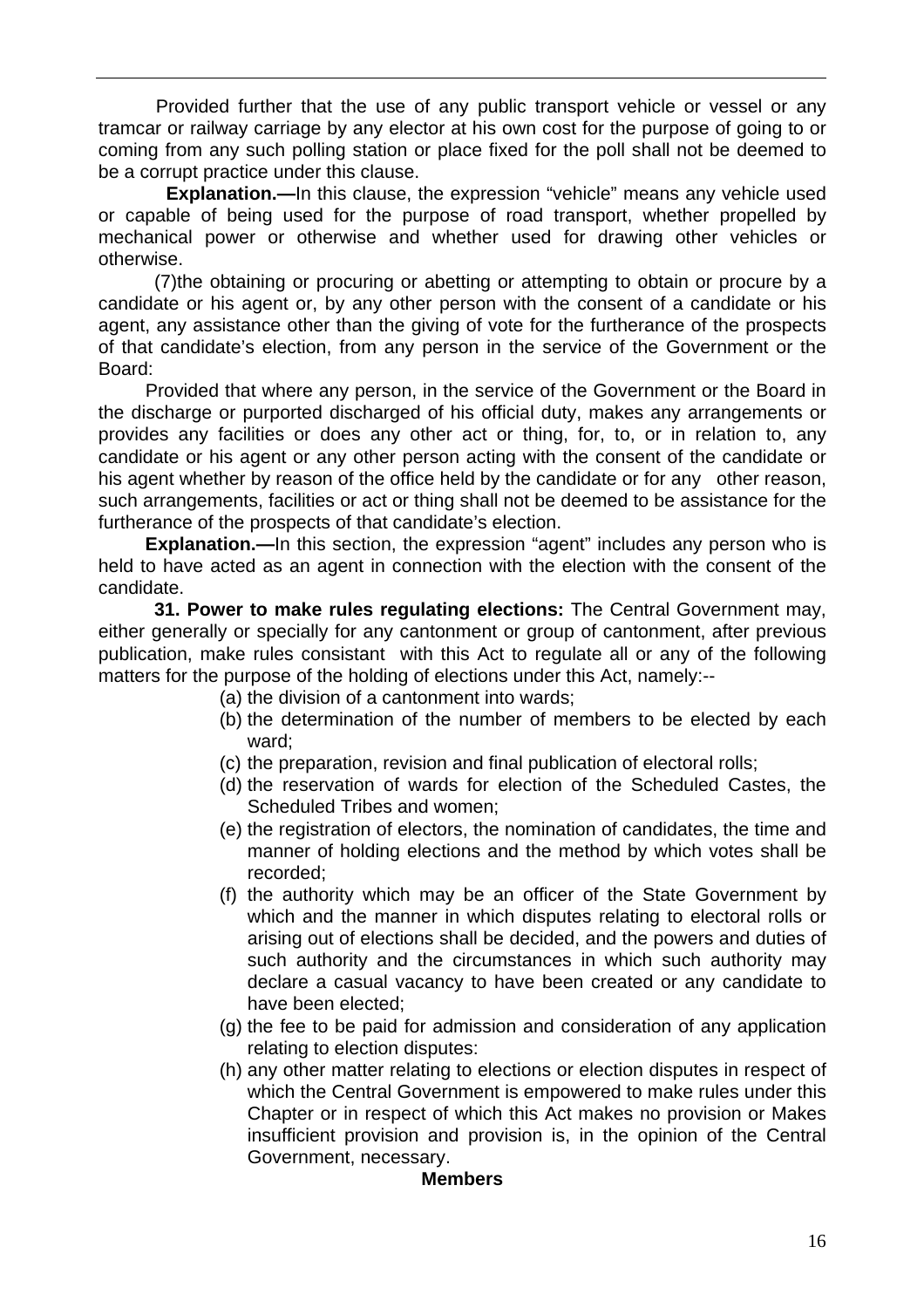Provided further that the use of any public transport vehicle or vessel or any tramcar or railway carriage by any elector at his own cost for the purpose of going to or coming from any such polling station or place fixed for the poll shall not be deemed to be a corrupt practice under this clause.

**Explanation.—**In this clause, the expression "vehicle" means any vehicle used or capable of being used for the purpose of road transport, whether propelled by mechanical power or otherwise and whether used for drawing other vehicles or otherwise.

(7)the obtaining or procuring or abetting or attempting to obtain or procure by a candidate or his agent or, by any other person with the consent of a candidate or his agent, any assistance other than the giving of vote for the furtherance of the prospects of that candidate's election, from any person in the service of the Government or the Board:

Provided that where any person, in the service of the Government or the Board in the discharge or purported discharged of his official duty, makes any arrangements or provides any facilities or does any other act or thing, for, to, or in relation to, any candidate or his agent or any other person acting with the consent of the candidate or his agent whether by reason of the office held by the candidate or for any other reason, such arrangements, facilities or act or thing shall not be deemed to be assistance for the furtherance of the prospects of that candidate's election.

**Explanation.—**In this section, the expression "agent" includes any person who is held to have acted as an agent in connection with the election with the consent of the candidate.

**31. Power to make rules regulating elections:** The Central Government may, either generally or specially for any cantonment or group of cantonment, after previous publication, make rules consistant with this Act to regulate all or any of the following matters for the purpose of the holding of elections under this Act, namely:--

(a) the division of a cantonment into wards;

(b) the determination of the number of members to be elected by each ward;

(c) the preparation, revision and final publication of electoral rolls;

(d) the reservation of wards for election of the Scheduled Castes, the Scheduled Tribes and women;

(e) the registration of electors, the nomination of candidates, the time and manner of holding elections and the method by which votes shall be recorded;

(f) the authority which may be an officer of the State Government by which and the manner in which disputes relating to electoral rolls or arising out of elections shall be decided, and the powers and duties of such authority and the circumstances in which such authority may declare a casual vacancy to have been created or any candidate to have been elected;

(g) the fee to be paid for admission and consideration of any application relating to election disputes:

(h) any other matter relating to elections or election disputes in respect of which the Central Government is empowered to make rules under this Chapter or in respect of which this Act makes no provision or Makes insufficient provision and provision is, in the opinion of the Central Government, necessary.

**Members**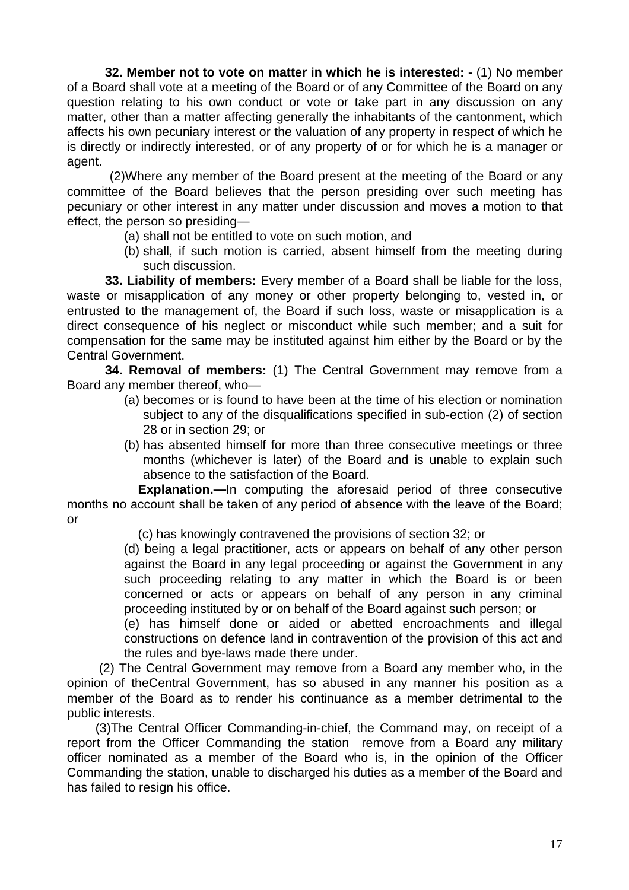**32. Member not to vote on matter in which he is interested: -** (1) No member of a Board shall vote at a meeting of the Board or of any Committee of the Board on any question relating to his own conduct or vote or take part in any discussion on any matter, other than a matter affecting generally the inhabitants of the cantonment, which affects his own pecuniary interest or the valuation of any property in respect of which he is directly or indirectly interested, or of any property of or for which he is a manager or agent.

(2)Where any member of the Board present at the meeting of the Board or any committee of the Board believes that the person presiding over such meeting has pecuniary or other interest in any matter under discussion and moves a motion to that effect, the person so presiding—

(a) shall not be entitled to vote on such motion, and

(b) shall, if such motion is carried, absent himself from the meeting during such discussion.

**33. Liability of members:** Every member of a Board shall be liable for the loss, waste or misapplication of any money or other property belonging to, vested in, or entrusted to the management of, the Board if such loss, waste or misapplication is a direct consequence of his neglect or misconduct while such member; and a suit for compensation for the same may be instituted against him either by the Board or by the Central Government.

**34. Removal of members:** (1) The Central Government may remove from a Board any member thereof, who—

(a) becomes or is found to have been at the time of his election or nomination subject to any of the disqualifications specified in sub-ection (2) of section 28 or in section 29; or

(b) has absented himself for more than three consecutive meetings or three months (whichever is later) of the Board and is unable to explain such absence to the satisfaction of the Board.

**Explanation.—**In computing the aforesaid period of three consecutive months no account shall be taken of any period of absence with the leave of the Board; or

(c) has knowingly contravened the provisions of section 32; or

(d) being a legal practitioner, acts or appears on behalf of any other person against the Board in any legal proceeding or against the Government in any such proceeding relating to any matter in which the Board is or been concerned or acts or appears on behalf of any person in any criminal proceeding instituted by or on behalf of the Board against such person; or

(e) has himself done or aided or abetted encroachments and illegal constructions on defence land in contravention of the provision of this act and the rules and bye-laws made there under.

(2) The Central Government may remove from a Board any member who, in the opinion of theCentral Government, has so abused in any manner his position as a member of the Board as to render his continuance as a member detrimental to the public interests.

(3)The Central Officer Commanding-in-chief, the Command may, on receipt of a report from the Officer Commanding the station remove from a Board any military officer nominated as a member of the Board who is, in the opinion of the Officer Commanding the station, unable to discharged his duties as a member of the Board and has failed to resign his office.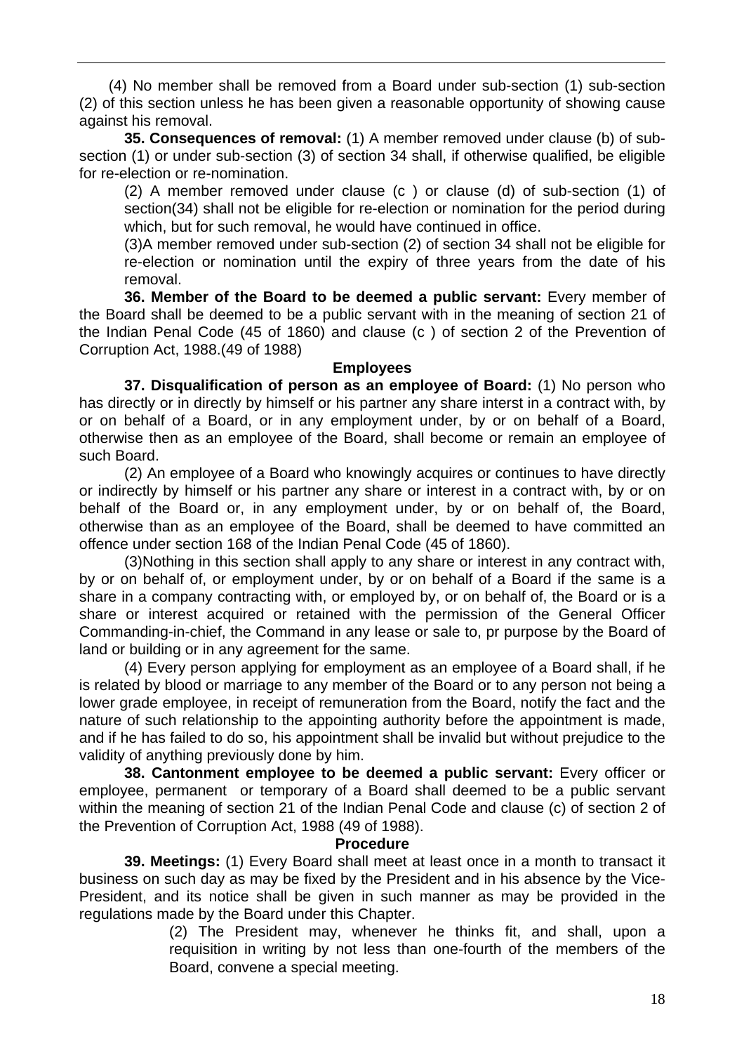(4) No member shall be removed from a Board under sub-section (1) sub-section (2) of this section unless he has been given a reasonable opportunity of showing cause against his removal.

**35. Consequences of removal:** (1) A member removed under clause (b) of sub-section (1) or under sub-section (3) of section 34 shall, if otherwise qualified, be eligible for re-election or re-nomination.

(2) A member removed under clause (c ) or clause (d) of sub-section (1) of section(34) shall not be eligible for re-election or nomination for the period during which, but for such removal, he would have continued in office.

(3)A member removed under sub-section (2) of section 34 shall not be eligible for re-election or nomination until the expiry of three years from the date of his removal.

**36. Member of the Board to be deemed a public servant:** Every member of the Board shall be deemed to be a public servant with in the meaning of section 21 of the Indian Penal Code (45 of 1860) and clause (c ) of section 2 of the Prevention of Corruption Act, 1988.(49 of 1988)

### Employees

**37. Disqualification of person as an employee of Board:** (1) No person who has directly or in directly by himself or his partner any share interst in a contract with, by or on behalf of a Board, or in any employment under, by or on behalf of a Board, otherwise then as an employee of the Board, shall become or remain an employee of such Board.

(2) An employee of a Board who knowingly acquires or continues to have directly or indirectly by himself or his partner any share or interest in a contract with, by or on behalf of the Board or, in any employment under, by or on behalf of, the Board, otherwise than as an employee of the Board, shall be deemed to have committed an offence under section 168 of the Indian Penal Code (45 of 1860).

(3)Nothing in this section shall apply to any share or interest in any contract with, by or on behalf of, or employment under, by or on behalf of a Board if the same is a share in a company contracting with, or employed by, or on behalf of, the Board or is a share or interest acquired or retained with the permission of the General Officer Commanding-in-chief, the Command in any lease or sale to, pr purpose by the Board of land or building or in any agreement for the same.

(4) Every person applying for employment as an employee of a Board shall, if he is related by blood or marriage to any member of the Board or to any person not being a lower grade employee, in receipt of remuneration from the Board, notify the fact and the nature of such relationship to the appointing authority before the appointment is made, and if he has failed to do so, his appointment shall be invalid but without prejudice to the validity of anything previously done by him.

**38. Cantonment employee to be deemed a public servant:** Every officer or employee, permanent or temporary of a Board shall deemed to be a public servant within the meaning of section 21 of the Indian Penal Code and clause (c) of section 2 of the Prevention of Corruption Act, 1988 (49 of 1988).

### Procedure

**39. Meetings:** (1) Every Board shall meet at least once in a month to transact it business on such day as may be fixed by the President and in his absence by the Vice-President, and its notice shall be given in such manner as may be provided in the regulations made by the Board under this Chapter.

(2) The President may, whenever he thinks fit, and shall, upon a requisition in writing by not less than one-fourth of the members of the Board, convene a special meeting.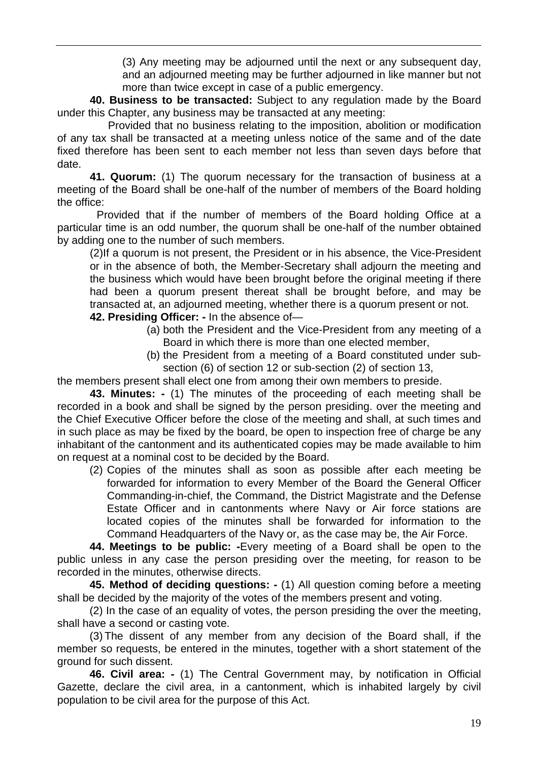(3) Any meeting may be adjourned until the next or any subsequent day, and an adjourned meeting may be further adjourned in like manner but not more than twice except in case of a public emergency.

**40. Business to be transacted:** Subject to any regulation made by the Board under this Chapter, any business may be transacted at any meeting:

Provided that no business relating to the imposition, abolition or modification of any tax shall be transacted at a meeting unless notice of the same and of the date fixed therefore has been sent to each member not less than seven days before that date.

**41. Quorum:** (1) The quorum necessary for the transaction of business at a meeting of the Board shall be one-half of the number of members of the Board holding the office:

Provided that if the number of members of the Board holding Office at a particular time is an odd number, the quorum shall be one-half of the number obtained by adding one to the number of such members.

(2)If a quorum is not present, the President or in his absence, the Vice-President or in the absence of both, the Member-Secretary shall adjourn the meeting and the business which would have been brought before the original meeting if there had been a quorum present thereat shall be brought before, and may be transacted at, an adjourned meeting, whether there is a quorum present or not.

**42. Presiding Officer: -** In the absence of—

(a) both the President and the Vice-President from any meeting of a Board in which there is more than one elected member,

(b) the President from a meeting of a Board constituted under sub-section (6) of section 12 or sub-section (2) of section 13,

the members present shall elect one from among their own members to preside.

**43. Minutes: -** (1) The minutes of the proceeding of each meeting shall be recorded in a book and shall be signed by the person presiding. over the meeting and the Chief Executive Officer before the close of the meeting and shall, at such times and in such place as may be fixed by the board, be open to inspection free of charge be any inhabitant of the cantonment and its authenticated copies may be made available to him on request at a nominal cost to be decided by the Board.

(2) Copies of the minutes shall as soon as possible after each meeting be forwarded for information to every Member of the Board the General Officer Commanding-in-chief, the Command, the District Magistrate and the Defense Estate Officer and in cantonments where Navy or Air force stations are located copies of the minutes shall be forwarded for information to the Command Headquarters of the Navy or, as the case may be, the Air Force.

**44. Meetings to be public: -**Every meeting of a Board shall be open to the public unless in any case the person presiding over the meeting, for reason to be recorded in the minutes, otherwise directs.

**45. Method of deciding questions: -** (1) All question coming before a meeting shall be decided by the majority of the votes of the members present and voting.

(2) In the case of an equality of votes, the person presiding the over the meeting, shall have a second or casting vote.

(3) The dissent of any member from any decision of the Board shall, if the member so requests, be entered in the minutes, together with a short statement of the ground for such dissent.

**46. Civil area: -** (1) The Central Government may, by notification in Official Gazette, declare the civil area, in a cantonment, which is inhabited largely by civil population to be civil area for the purpose of this Act.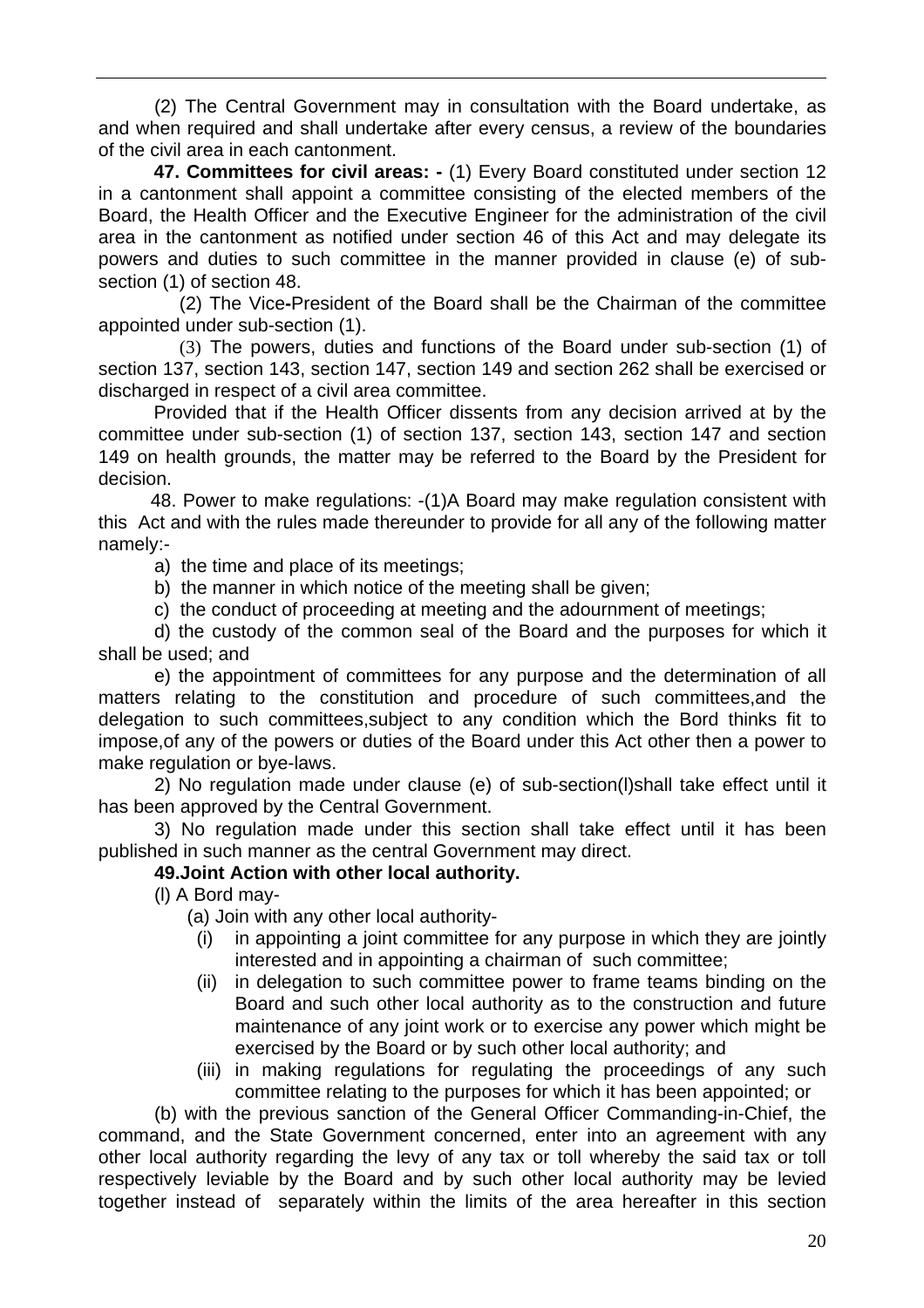(2) The Central Government may in consultation with the Board undertake, as and when required and shall undertake after every census, a review of the boundaries of the civil area in each cantonment.

**47. Committees for civil areas: -** (1) Every Board constituted under section 12 in a cantonment shall appoint a committee consisting of the elected members of the Board, the Health Officer and the Executive Engineer for the administration of the civil area in the cantonment as notified under section 46 of this Act and may delegate its powers and duties to such committee in the manner provided in clause (e) of sub-section (1) of section 48.

(2) The Vice**-**President of the Board shall be the Chairman of the committee appointed under sub-section (1).

(3) The powers, duties and functions of the Board under sub-section (1) of section 137, section 143, section 147, section 149 and section 262 shall be exercised or discharged in respect of a civil area committee.

Provided that if the Health Officer dissents from any decision arrived at by the committee under sub-section (1) of section 137, section 143, section 147 and section 149 on health grounds, the matter may be referred to the Board by the President for decision.

48. Power to make regulations: -(1)A Board may make regulation consistent with this Act and with the rules made thereunder to provide for all any of the following matter namely:-

a) the time and place of its meetings;

b) the manner in which notice of the meeting shall be given;

c) the conduct of proceeding at meeting and the adournment of meetings;

d) the custody of the common seal of the Board and the purposes for which it shall be used; and

e) the appointment of committees for any purpose and the determination of all matters relating to the constitution and procedure of such committees,and the delegation to such committees,subject to any condition which the Bord thinks fit to impose,of any of the powers or duties of the Board under this Act other then a power to make regulation or bye-laws.

2) No regulation made under clause (e) of sub-section(l)shall take effect until it has been approved by the Central Government.

3) No regulation made under this section shall take effect until it has been published in such manner as the central Government may direct.

**49.Joint Action with other local authority.**

(l) A Bord may-

(a) Join with any other local authority-

(i) in appointing a joint committee for any purpose in which they are jointly interested and in appointing a chairman of such committee;

(ii) in delegation to such committee power to frame teams binding on the Board and such other local authority as to the construction and future maintenance of any joint work or to exercise any power which might be exercised by the Board or by such other local authority; and

(iii) in making regulations for regulating the proceedings of any such committee relating to the purposes for which it has been appointed; or

(b) with the previous sanction of the General Officer Commanding-in-Chief, the command, and the State Government concerned, enter into an agreement with any other local authority regarding the levy of any tax or toll whereby the said tax or toll respectively leviable by the Board and by such other local authority may be levied together instead of separately within the limits of the area hereafter in this section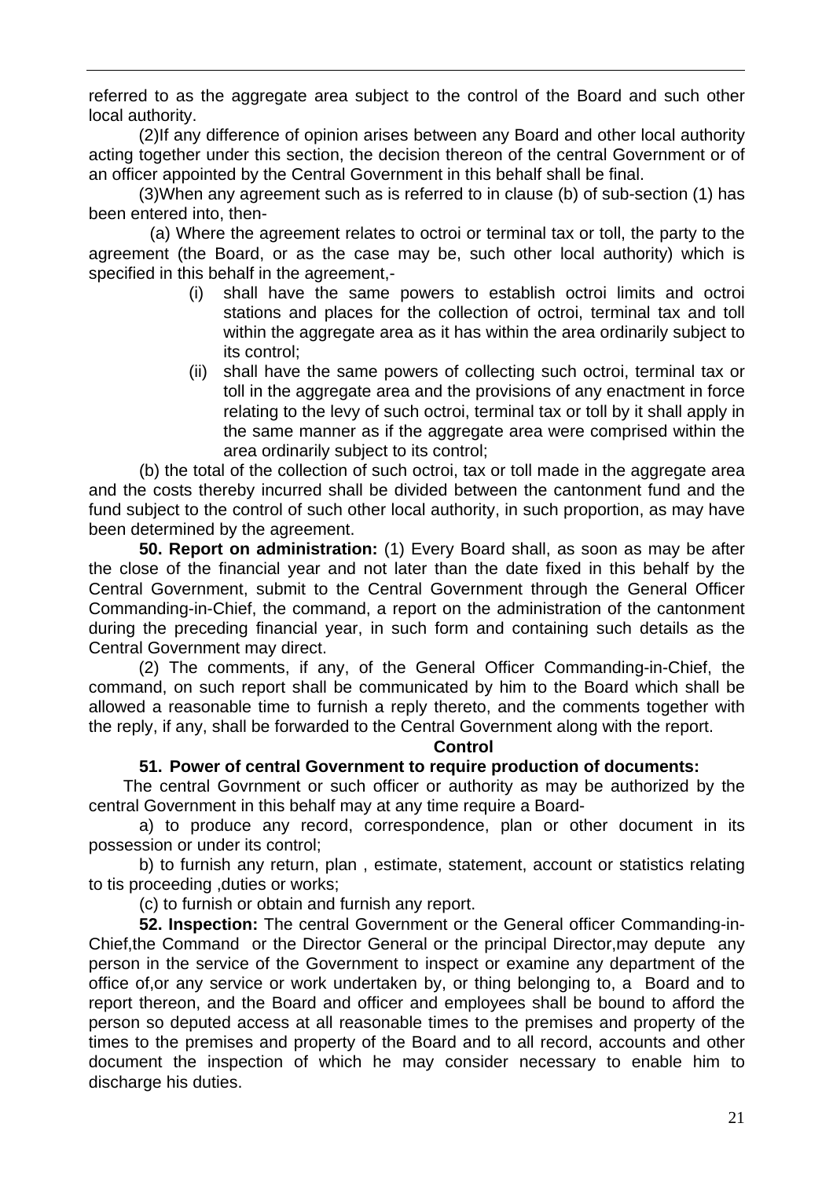referred to as the aggregate area subject to the control of the Board and such other local authority.

(2)If any difference of opinion arises between any Board and other local authority acting together under this section, the decision thereon of the central Government or of an officer appointed by the Central Government in this behalf shall be final.

(3)When any agreement such as is referred to in clause (b) of sub-section (1) has been entered into, then-

(a) Where the agreement relates to octroi or terminal tax or toll, the party to the agreement (the Board, or as the case may be, such other local authority) which is specified in this behalf in the agreement,-

(i) shall have the same powers to establish octroi limits and octroi stations and places for the collection of octroi, terminal tax and toll within the aggregate area as it has within the area ordinarily subject to its control;

(ii) shall have the same powers of collecting such octroi, terminal tax or toll in the aggregate area and the provisions of any enactment in force relating to the levy of such octroi, terminal tax or toll by it shall apply in the same manner as if the aggregate area were comprised within the area ordinarily subject to its control;

(b) the total of the collection of such octroi, tax or toll made in the aggregate area and the costs thereby incurred shall be divided between the cantonment fund and the fund subject to the control of such other local authority, in such proportion, as may have been determined by the agreement.

**50. Report on administration:** (1) Every Board shall, as soon as may be after the close of the financial year and not later than the date fixed in this behalf by the Central Government, submit to the Central Government through the General Officer Commanding-in-Chief, the command, a report on the administration of the cantonment during the preceding financial year, in such form and containing such details as the Central Government may direct.

(2) The comments, if any, of the General Officer Commanding-in-Chief, the command, on such report shall be communicated by him to the Board which shall be allowed a reasonable time to furnish a reply thereto, and the comments together with the reply, if any, shall be forwarded to the Central Government along with the report.

**Control**

**51. Power of central Government to require production of documents:**

The central Govrnment or such officer or authority as may be authorized by the central Government in this behalf may at any time require a Board-

a) to produce any record, correspondence, plan or other document in its possession or under its control;

b) to furnish any return, plan , estimate, statement, account or statistics relating to tis proceeding ,duties or works;

(c) to furnish or obtain and furnish any report.

**52. Inspection:** The central Government or the General officer Commanding-in-Chief,the Command or the Director General or the principal Director,may depute any person in the service of the Government to inspect or examine any department of the office of,or any service or work undertaken by, or thing belonging to, a Board and to report thereon, and the Board and officer and employees shall be bound to afford the person so deputed access at all reasonable times to the premises and property of the times to the premises and property of the Board and to all record, accounts and other document the inspection of which he may consider necessary to enable him to discharge his duties.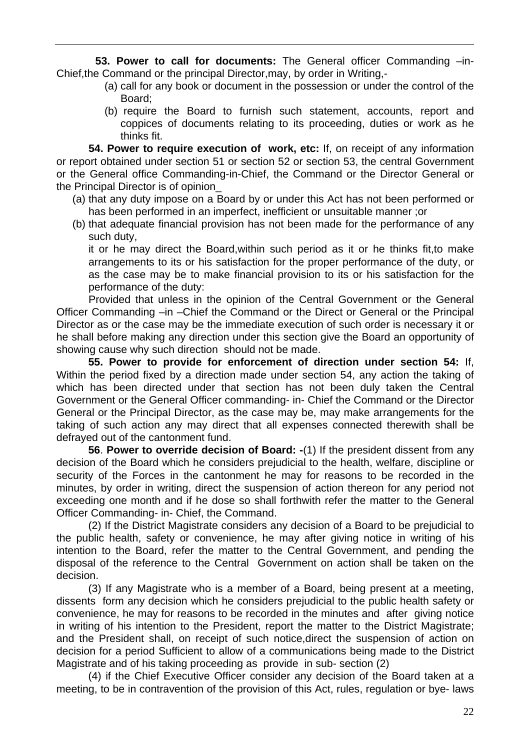**53. Power to call for documents:** The General officer Commanding –in-Chief,the Command or the principal Director,may, by order in Writing,-

(a) call for any book or document in the possession or under the control of the Board;

(b) require the Board to furnish such statement, accounts, report and coppices of documents relating to its proceeding, duties or work as he thinks fit.

**54. Power to require execution of work, etc:** If, on receipt of any information or report obtained under section 51 or section 52 or section 53, the central Government or the General office Commanding-in-Chief, the Command or the Director General or the Principal Director is of opinion_

(a) that any duty impose on a Board by or under this Act has not been performed or has been performed in an imperfect, inefficient or unsuitable manner ;or

(b) that adequate financial provision has not been made for the performance of any such duty,

it or he may direct the Board,within such period as it or he thinks fit,to make arrangements to its or his satisfaction for the proper performance of the duty, or as the case may be to make financial provision to its or his satisfaction for the performance of the duty:

Provided that unless in the opinion of the Central Government or the General Officer Commanding –in –Chief the Command or the Direct or General or the Principal Director as or the case may be the immediate execution of such order is necessary it or he shall before making any direction under this section give the Board an opportunity of showing cause why such direction should not be made.

**55. Power to provide for enforcement of direction under section 54:** If, Within the period fixed by a direction made under section 54, any action the taking of which has been directed under that section has not been duly taken the Central Government or the General Officer commanding- in- Chief the Command or the Director General or the Principal Director, as the case may be, may make arrangements for the taking of such action any may direct that all expenses connected therewith shall be defrayed out of the cantonment fund.

**56**. **Power to override decision of Board: -**(1) If the president dissent from any decision of the Board which he considers prejudicial to the health, welfare, discipline or security of the Forces in the cantonment he may for reasons to be recorded in the minutes, by order in writing, direct the suspension of action thereon for any period not exceeding one month and if he dose so shall forthwith refer the matter to the General Officer Commanding- in- Chief, the Command.

(2) If the District Magistrate considers any decision of a Board to be prejudicial to the public health, safety or convenience, he may after giving notice in writing of his intention to the Board, refer the matter to the Central Government, and pending the disposal of the reference to the Central Government on action shall be taken on the decision.

(3) If any Magistrate who is a member of a Board, being present at a meeting, dissents form any decision which he considers prejudicial to the public health safety or convenience, he may for reasons to be recorded in the minutes and after giving notice in writing of his intention to the President, report the matter to the District Magistrate; and the President shall, on receipt of such notice,direct the suspension of action on decision for a period Sufficient to allow of a communications being made to the District Magistrate and of his taking proceeding as provide in sub- section (2)

(4) if the Chief Executive Officer consider any decision of the Board taken at a meeting, to be in contravention of the provision of this Act, rules, regulation or bye- laws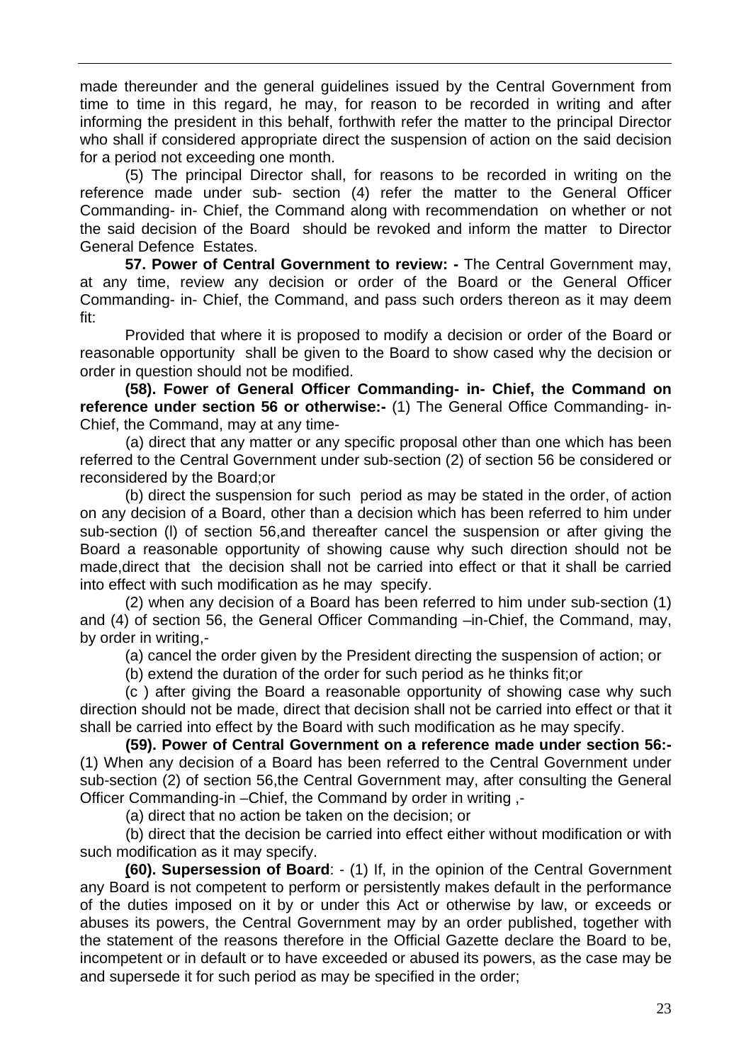made thereunder and the general guidelines issued by the Central Government from time to time in this regard, he may, for reason to be recorded in writing and after informing the president in this behalf, forthwith refer the matter to the principal Director who shall if considered appropriate direct the suspension of action on the said decision for a period not exceeding one month.

(5) The principal Director shall, for reasons to be recorded in writing on the reference made under sub- section (4) refer the matter to the General Officer Commanding- in- Chief, the Command along with recommendation on whether or not the said decision of the Board should be revoked and inform the matter to Director General Defence Estates.

**57. Power of Central Government to review: -** The Central Government may, at any time, review any decision or order of the Board or the General Officer Commanding- in- Chief, the Command, and pass such orders thereon as it may deem fit:

Provided that where it is proposed to modify a decision or order of the Board or reasonable opportunity shall be given to the Board to show cased why the decision or order in question should not be modified.

**(58). Fower of General Officer Commanding- in- Chief, the Command on reference under section 56 or otherwise:-** (1) The General Office Commanding- in- Chief, the Command, may at any time-

(a) direct that any matter or any specific proposal other than one which has been referred to the Central Government under sub-section (2) of section 56 be considered or reconsidered by the Board;or

(b) direct the suspension for such period as may be stated in the order, of action on any decision of a Board, other than a decision which has been referred to him under sub-section (l) of section 56,and thereafter cancel the suspension or after giving the Board a reasonable opportunity of showing cause why such direction should not be made,direct that the decision shall not be carried into effect or that it shall be carried into effect with such modification as he may specify.

(2) when any decision of a Board has been referred to him under sub-section (1) and (4) of section 56, the General Officer Commanding –in-Chief, the Command, may, by order in writing,-

(a) cancel the order given by the President directing the suspension of action; or

(b) extend the duration of the order for such period as he thinks fit;or

(c ) after giving the Board a reasonable opportunity of showing case why such direction should not be made, direct that decision shall not be carried into effect or that it shall be carried into effect by the Board with such modification as he may specify.

**(59). Power of Central Government on a reference made under section 56:-** (1) When any decision of a Board has been referred to the Central Government under sub-section (2) of section 56,the Central Government may, after consulting the General Officer Commanding-in –Chief, the Command by order in writing ,-

(a) direct that no action be taken on the decision; or

(b) direct that the decision be carried into effect either without modification or with such modification as it may specify.

**(60). Supersession of Board**: - (1) If, in the opinion of the Central Government any Board is not competent to perform or persistently makes default in the performance of the duties imposed on it by or under this Act or otherwise by law, or exceeds or abuses its powers, the Central Government may by an order published, together with the statement of the reasons therefore in the Official Gazette declare the Board to be, incompetent or in default or to have exceeded or abused its powers, as the case may be and supersede it for such period as may be specified in the order;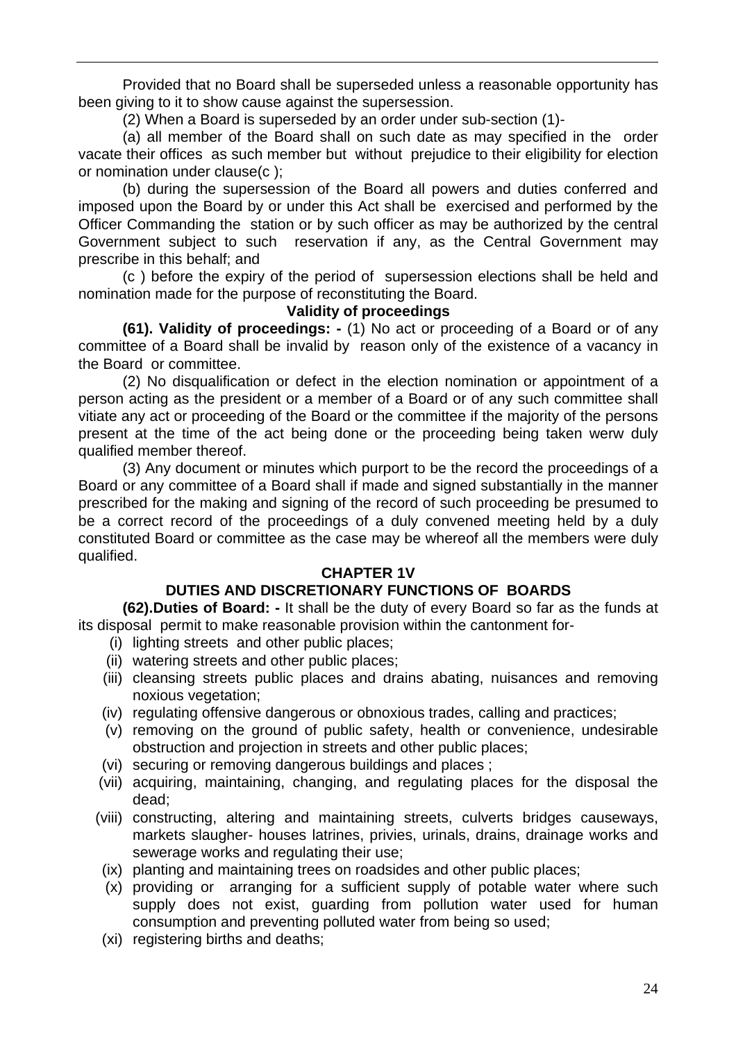Provided that no Board shall be superseded unless a reasonable opportunity has been giving to it to show cause against the supersession.

(2) When a Board is superseded by an order under sub-section (1)-

(a) all member of the Board shall on such date as may specified in the order vacate their offices as such member but without prejudice to their eligibility for election or nomination under clause(c );

(b) during the supersession of the Board all powers and duties conferred and imposed upon the Board by or under this Act shall be exercised and performed by the Officer Commanding the station or by such officer as may be authorized by the central Government subject to such reservation if any, as the Central Government may prescribe in this behalf; and

(c ) before the expiry of the period of supersession elections shall be held and nomination made for the purpose of reconstituting the Board.

**Validity of proceedings**

**(61). Validity of proceedings: -** (1) No act or proceeding of a Board or of any committee of a Board shall be invalid by reason only of the existence of a vacancy in the Board or committee.

(2) No disqualification or defect in the election nomination or appointment of a person acting as the president or a member of a Board or of any such committee shall vitiate any act or proceeding of the Board or the committee if the majority of the persons present at the time of the act being done or the proceeding being taken werw duly qualified member thereof.

(3) Any document or minutes which purport to be the record the proceedings of a Board or any committee of a Board shall if made and signed substantially in the manner prescribed for the making and signing of the record of such proceeding be presumed to be a correct record of the proceedings of a duly convened meeting held by a duly constituted Board or committee as the case may be whereof all the members were duly qualified.

## CHAPTER 1V

## DUTIES AND DISCRETIONARY FUNCTIONS OF BOARDS

**(62).Duties of Board: -** It shall be the duty of every Board so far as the funds at its disposal permit to make reasonable provision within the cantonment for-

(i) lighting streets and other public places;

(ii) watering streets and other public places;

(iii) cleansing streets public places and drains abating, nuisances and removing noxious vegetation;

(iv) regulating offensive dangerous or obnoxious trades, calling and practices;

(v) removing on the ground of public safety, health or convenience, undesirable obstruction and projection in streets and other public places;

(vi) securing or removing dangerous buildings and places ;

(vii) acquiring, maintaining, changing, and regulating places for the disposal the dead;

(viii) constructing, altering and maintaining streets, culverts bridges causeways, markets slaugher- houses latrines, privies, urinals, drains, drainage works and sewerage works and regulating their use;

(ix) planting and maintaining trees on roadsides and other public places;

(x) providing or arranging for a sufficient supply of potable water where such supply does not exist, guarding from pollution water used for human consumption and preventing polluted water from being so used;

(xi) registering births and deaths;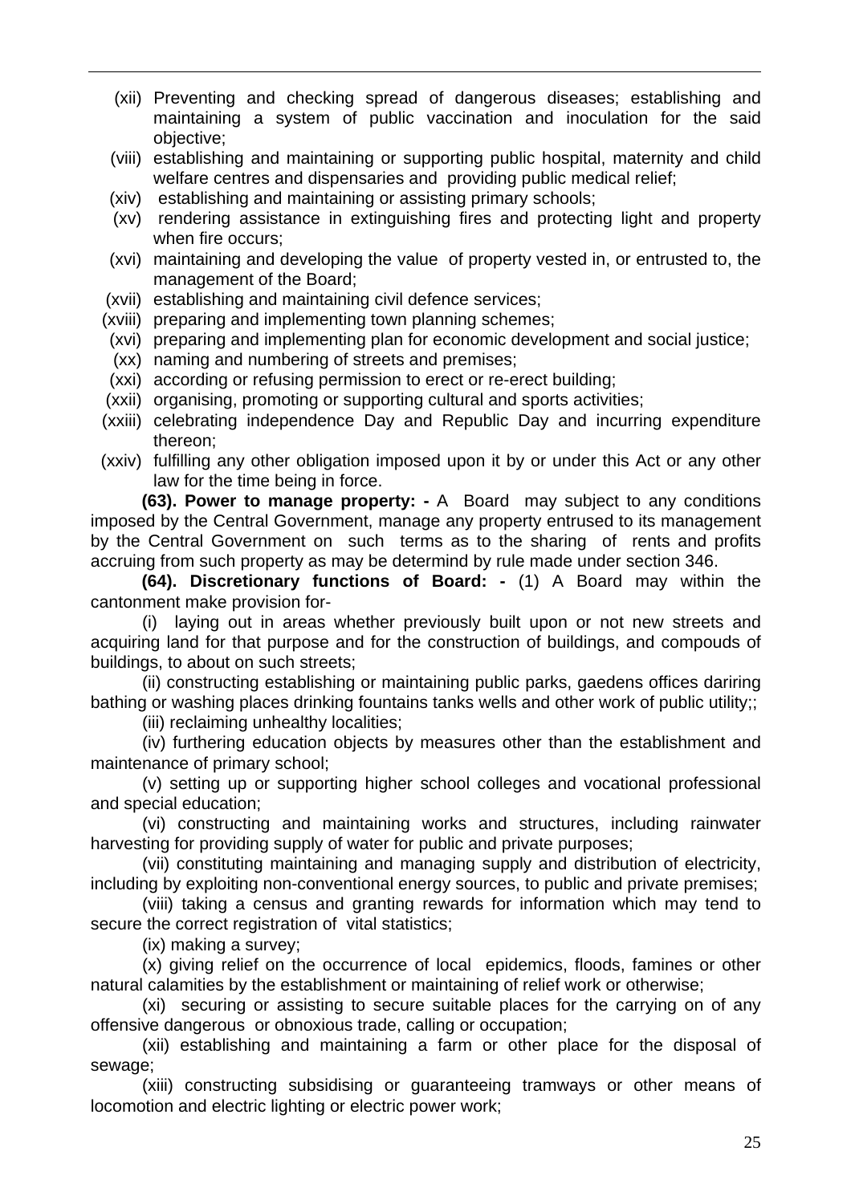(xii) Preventing and checking spread of dangerous diseases; establishing and maintaining a system of public vaccination and inoculation for the said objective;

(viii) establishing and maintaining or supporting public hospital, maternity and child welfare centres and dispensaries and providing public medical relief;

(xiv) establishing and maintaining or assisting primary schools;

(xv) rendering assistance in extinguishing fires and protecting light and property when fire occurs;

(xvi) maintaining and developing the value of property vested in, or entrusted to, the management of the Board;

(xvii) establishing and maintaining civil defence services;

(xviii) preparing and implementing town planning schemes;

(xvi) preparing and implementing plan for economic development and social justice;

(xx) naming and numbering of streets and premises;

(xxi) according or refusing permission to erect or re-erect building;

(xxii) organising, promoting or supporting cultural and sports activities;

(xxiii) celebrating independence Day and Republic Day and incurring expenditure thereon;

(xxiv) fulfilling any other obligation imposed upon it by or under this Act or any other law for the time being in force.

**(63). Power to manage property: -** A Board may subject to any conditions imposed by the Central Government, manage any property entrused to its management by the Central Government on such terms as to the sharing of rents and profits accruing from such property as may be determind by rule made under section 346.

**(64). Discretionary functions of Board: -** (1) A Board may within the cantonment make provision for-

(i) laying out in areas whether previously built upon or not new streets and acquiring land for that purpose and for the construction of buildings, and compouds of buildings, to about on such streets;

(ii) constructing establishing or maintaining public parks, gaedens offices dariring bathing or washing places drinking fountains tanks wells and other work of public utility;;

(iii) reclaiming unhealthy localities;

(iv) furthering education objects by measures other than the establishment and maintenance of primary school;

(v) setting up or supporting higher school colleges and vocational professional and special education;

(vi) constructing and maintaining works and structures, including rainwater harvesting for providing supply of water for public and private purposes;

(vii) constituting maintaining and managing supply and distribution of electricity, including by exploiting non-conventional energy sources, to public and private premises;

(viii) taking a census and granting rewards for information which may tend to secure the correct registration of vital statistics;

(ix) making a survey;

(x) giving relief on the occurrence of local epidemics, floods, famines or other natural calamities by the establishment or maintaining of relief work or otherwise;

(xi) securing or assisting to secure suitable places for the carrying on of any offensive dangerous or obnoxious trade, calling or occupation;

(xii) establishing and maintaining a farm or other place for the disposal of sewage;

(xiii) constructing subsidising or guaranteeing tramways or other means of locomotion and electric lighting or electric power work;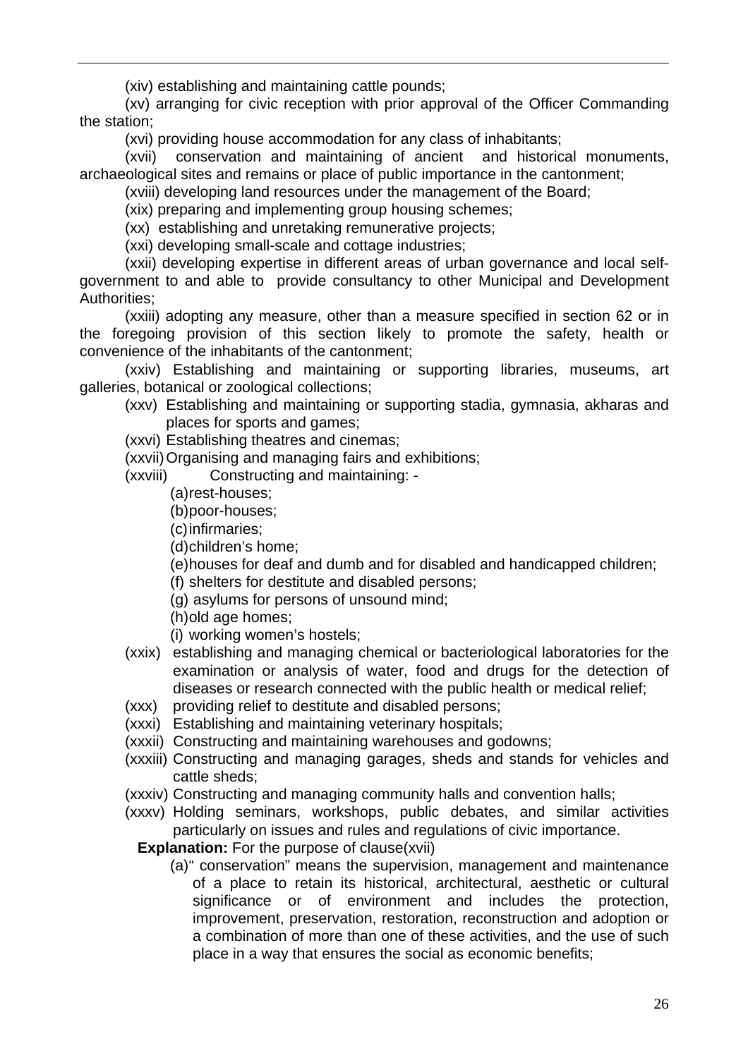(xiv) establishing and maintaining cattle pounds;

(xv) arranging for civic reception with prior approval of the Officer Commanding the station;

(xvi) providing house accommodation for any class of inhabitants;

(xvii) conservation and maintaining of ancient and historical monuments, archaeological sites and remains or place of public importance in the cantonment;

(xviii) developing land resources under the management of the Board;

(xix) preparing and implementing group housing schemes;

(xx) establishing and unretaking remunerative projects;

(xxi) developing small-scale and cottage industries;

(xxii) developing expertise in different areas of urban governance and local self-government to and able to provide consultancy to other Municipal and Development Authorities;

(xxiii) adopting any measure, other than a measure specified in section 62 or in the foregoing provision of this section likely to promote the safety, health or convenience of the inhabitants of the cantonment;

(xxiv) Establishing and maintaining or supporting libraries, museums, art galleries, botanical or zoological collections;

(xxv) Establishing and maintaining or supporting stadia, gymnasia, akharas and places for sports and games;

(xxvi) Establishing theatres and cinemas;

(xxvii) Organising and managing fairs and exhibitions;

(xxviii) Constructing and maintaining: -

(a) rest-houses;

(b) poor-houses;

(c) infirmaries;

(d) children's home;

(e) houses for deaf and dumb and for disabled and handicapped children;

(f) shelters for destitute and disabled persons;

(g) asylums for persons of unsound mind;

(h) old age homes;

(i) working women's hostels;

(xxix) establishing and managing chemical or bacteriological laboratories for the examination or analysis of water, food and drugs for the detection of diseases or research connected with the public health or medical relief;

(xxx) providing relief to destitute and disabled persons;

(xxxi) Establishing and maintaining veterinary hospitals;

(xxxii) Constructing and maintaining warehouses and godowns;

(xxxiii) Constructing and managing garages, sheds and stands for vehicles and cattle sheds;

(xxxiv) Constructing and managing community halls and convention halls;

(xxxv) Holding seminars, workshops, public debates, and similar activities particularly on issues and rules and regulations of civic importance.

**Explanation:** For the purpose of clause(xvii)

(a)" conservation" means the supervision, management and maintenance of a place to retain its historical, architectural, aesthetic or cultural significance or of environment and includes the protection, improvement, preservation, restoration, reconstruction and adoption or a combination of more than one of these activities, and the use of such place in a way that ensures the social as economic benefits;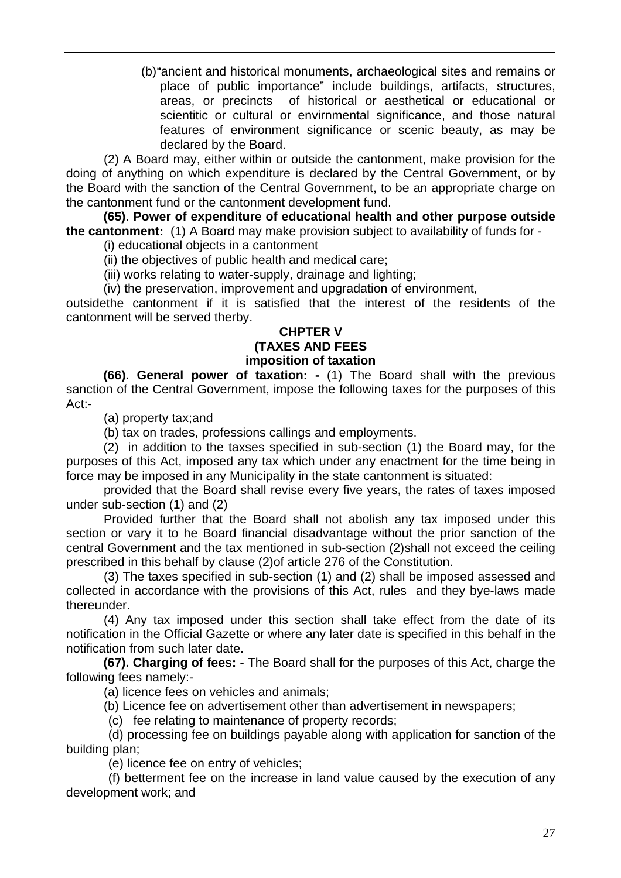(b)"ancient and historical monuments, archaeological sites and remains or place of public importance" include buildings, artifacts, structures, areas, or precincts of historical or aesthetical or educational or scientitic or cultural or envirnmental significance, and those natural features of environment significance or scenic beauty, as may be declared by the Board.

(2) A Board may, either within or outside the cantonment, make provision for the doing of anything on which expenditure is declared by the Central Government, or by the Board with the sanction of the Central Government, to be an appropriate charge on the cantonment fund or the cantonment development fund.

**(65)**. **Power of expenditure of educational health and other purpose outside the cantonment:** (1) A Board may make provision subject to availability of funds for -

(i) educational objects in a cantonment

(ii) the objectives of public health and medical care;

(iii) works relating to water-supply, drainage and lighting;

(iv) the preservation, improvement and upgradation of environment,

outsidethe cantonment if it is satisfied that the interest of the residents of the cantonment will be served therby.

**CHPTER V**

**(TAXES AND FEES**

**imposition of taxation**

**(66). General power of taxation: -** (1) The Board shall with the previous sanction of the Central Government, impose the following taxes for the purposes of this Act:-

(a) property tax;and

(b) tax on trades, professions callings and employments.

(2) in addition to the taxses specified in sub-section (1) the Board may, for the purposes of this Act, imposed any tax which under any enactment for the time being in force may be imposed in any Municipality in the state cantonment is situated:

provided that the Board shall revise every five years, the rates of taxes imposed under sub-section (1) and (2)

Provided further that the Board shall not abolish any tax imposed under this section or vary it to he Board financial disadvantage without the prior sanction of the central Government and the tax mentioned in sub-section (2)shall not exceed the ceiling prescribed in this behalf by clause (2)of article 276 of the Constitution.

(3) The taxes specified in sub-section (1) and (2) shall be imposed assessed and collected in accordance with the provisions of this Act, rules and they bye-laws made thereunder.

(4) Any tax imposed under this section shall take effect from the date of its notification in the Official Gazette or where any later date is specified in this behalf in the notification from such later date.

**(67). Charging of fees: -** The Board shall for the purposes of this Act, charge the following fees namely:-

(a) licence fees on vehicles and animals;

(b) Licence fee on advertisement other than advertisement in newspapers;

(c) fee relating to maintenance of property records;

(d) processing fee on buildings payable along with application for sanction of the building plan;

(e) licence fee on entry of vehicles;

(f) betterment fee on the increase in land value caused by the execution of any development work; and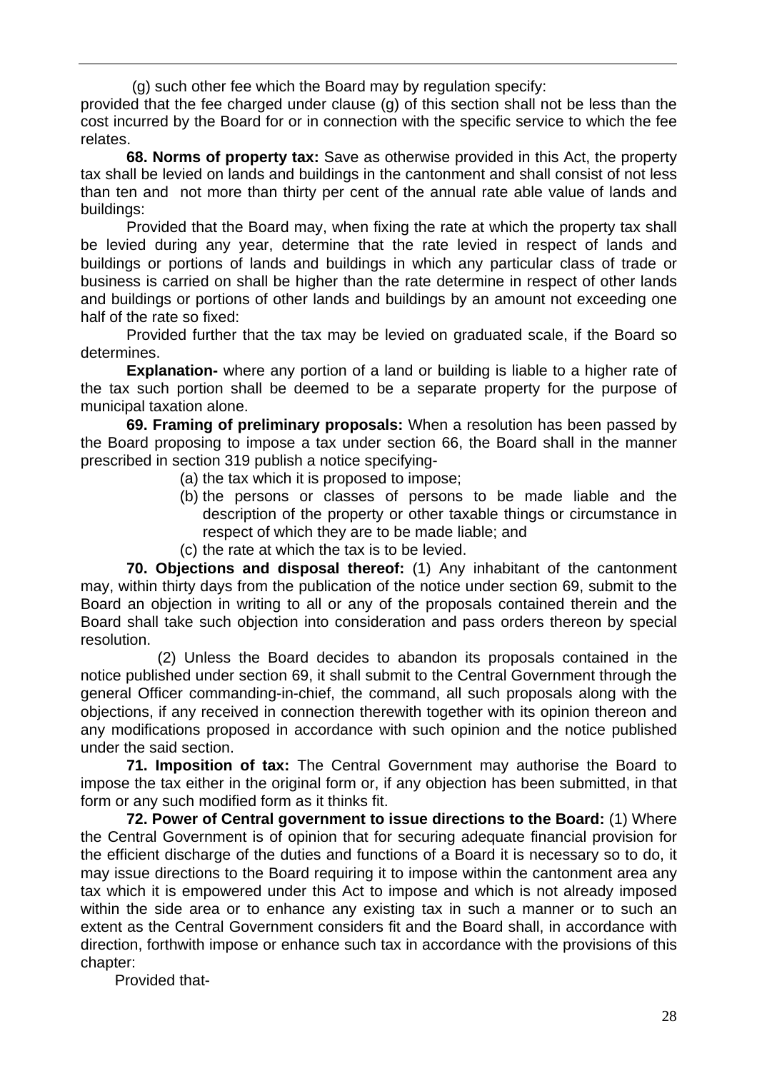(g) such other fee which the Board may by regulation specify:

provided that the fee charged under clause (g) of this section shall not be less than the cost incurred by the Board for or in connection with the specific service to which the fee relates.

**68. Norms of property tax:** Save as otherwise provided in this Act, the property tax shall be levied on lands and buildings in the cantonment and shall consist of not less than ten and not more than thirty per cent of the annual rate able value of lands and buildings:

Provided that the Board may, when fixing the rate at which the property tax shall be levied during any year, determine that the rate levied in respect of lands and buildings or portions of lands and buildings in which any particular class of trade or business is carried on shall be higher than the rate determine in respect of other lands and buildings or portions of other lands and buildings by an amount not exceeding one half of the rate so fixed:

Provided further that the tax may be levied on graduated scale, if the Board so determines.

**Explanation-** where any portion of a land or building is liable to a higher rate of the tax such portion shall be deemed to be a separate property for the purpose of municipal taxation alone.

**69. Framing of preliminary proposals:** When a resolution has been passed by the Board proposing to impose a tax under section 66, the Board shall in the manner prescribed in section 319 publish a notice specifying-

(a) the tax which it is proposed to impose;

(b) the persons or classes of persons to be made liable and the description of the property or other taxable things or circumstance in respect of which they are to be made liable; and

(c) the rate at which the tax is to be levied.

**70. Objections and disposal thereof:** (1) Any inhabitant of the cantonment may, within thirty days from the publication of the notice under section 69, submit to the Board an objection in writing to all or any of the proposals contained therein and the Board shall take such objection into consideration and pass orders thereon by special resolution.

(2) Unless the Board decides to abandon its proposals contained in the notice published under section 69, it shall submit to the Central Government through the general Officer commanding-in-chief, the command, all such proposals along with the objections, if any received in connection therewith together with its opinion thereon and any modifications proposed in accordance with such opinion and the notice published under the said section.

**71. Imposition of tax:** The Central Government may authorise the Board to impose the tax either in the original form or, if any objection has been submitted, in that form or any such modified form as it thinks fit.

**72. Power of Central government to issue directions to the Board:** (1) Where the Central Government is of opinion that for securing adequate financial provision for the efficient discharge of the duties and functions of a Board it is necessary so to do, it may issue directions to the Board requiring it to impose within the cantonment area any tax which it is empowered under this Act to impose and which is not already imposed within the side area or to enhance any existing tax in such a manner or to such an extent as the Central Government considers fit and the Board shall, in accordance with direction, forthwith impose or enhance such tax in accordance with the provisions of this chapter:

Provided that-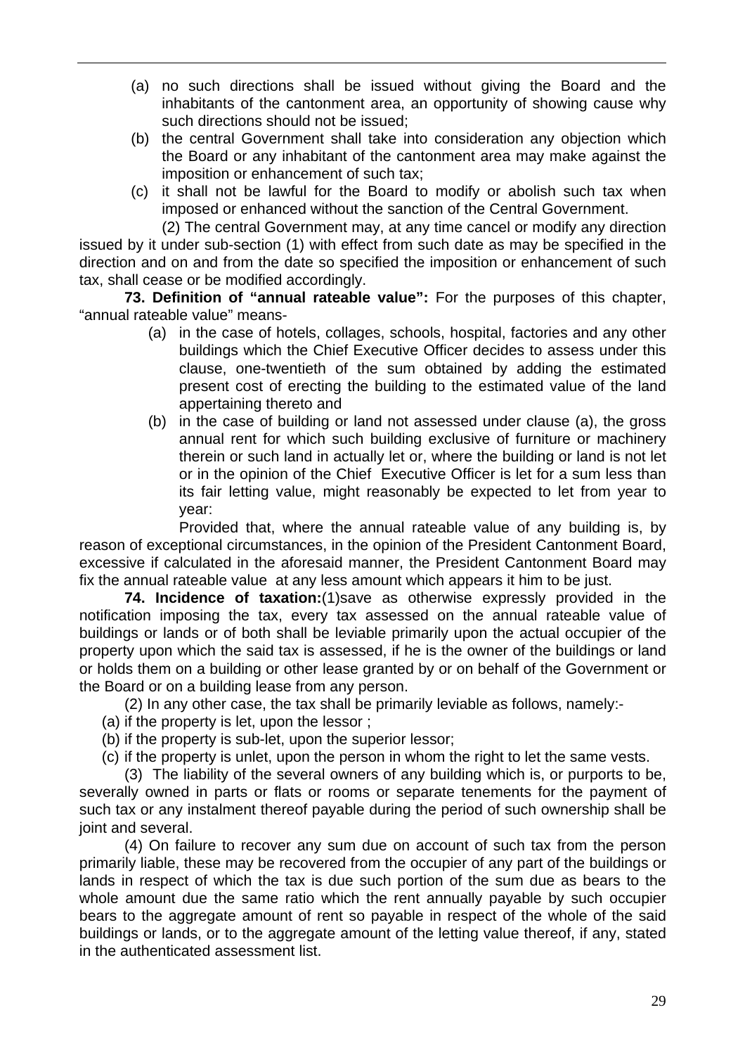(a) no such directions shall be issued without giving the Board and the inhabitants of the cantonment area, an opportunity of showing cause why such directions should not be issued;

(b) the central Government shall take into consideration any objection which the Board or any inhabitant of the cantonment area may make against the imposition or enhancement of such tax;

(c) it shall not be lawful for the Board to modify or abolish such tax when imposed or enhanced without the sanction of the Central Government.

(2) The central Government may, at any time cancel or modify any direction issued by it under sub-section (1) with effect from such date as may be specified in the direction and on and from the date so specified the imposition or enhancement of such tax, shall cease or be modified accordingly.

**73. Definition of "annual rateable value":** For the purposes of this chapter, "annual rateable value" means-

(a) in the case of hotels, collages, schools, hospital, factories and any other buildings which the Chief Executive Officer decides to assess under this clause, one-twentieth of the sum obtained by adding the estimated present cost of erecting the building to the estimated value of the land appertaining thereto and

(b) in the case of building or land not assessed under clause (a), the gross annual rent for which such building exclusive of furniture or machinery therein or such land in actually let or, where the building or land is not let or in the opinion of the Chief Executive Officer is let for a sum less than its fair letting value, might reasonably be expected to let from year to year:

Provided that, where the annual rateable value of any building is, by reason of exceptional circumstances, in the opinion of the President Cantonment Board, excessive if calculated in the aforesaid manner, the President Cantonment Board may fix the annual rateable value at any less amount which appears it him to be just.

**74. Incidence of taxation:**(1)save as otherwise expressly provided in the notification imposing the tax, every tax assessed on the annual rateable value of buildings or lands or of both shall be leviable primarily upon the actual occupier of the property upon which the said tax is assessed, if he is the owner of the buildings or land or holds them on a building or other lease granted by or on behalf of the Government or the Board or on a building lease from any person.

(2) In any other case, the tax shall be primarily leviable as follows, namely:-

(a) if the property is let, upon the lessor ;

(b) if the property is sub-let, upon the superior lessor;

(c) if the property is unlet, upon the person in whom the right to let the same vests.

(3) The liability of the several owners of any building which is, or purports to be, severally owned in parts or flats or rooms or separate tenements for the payment of such tax or any instalment thereof payable during the period of such ownership shall be joint and several.

(4) On failure to recover any sum due on account of such tax from the person primarily liable, these may be recovered from the occupier of any part of the buildings or lands in respect of which the tax is due such portion of the sum due as bears to the whole amount due the same ratio which the rent annually payable by such occupier bears to the aggregate amount of rent so payable in respect of the whole of the said buildings or lands, or to the aggregate amount of the letting value thereof, if any, stated in the authenticated assessment list.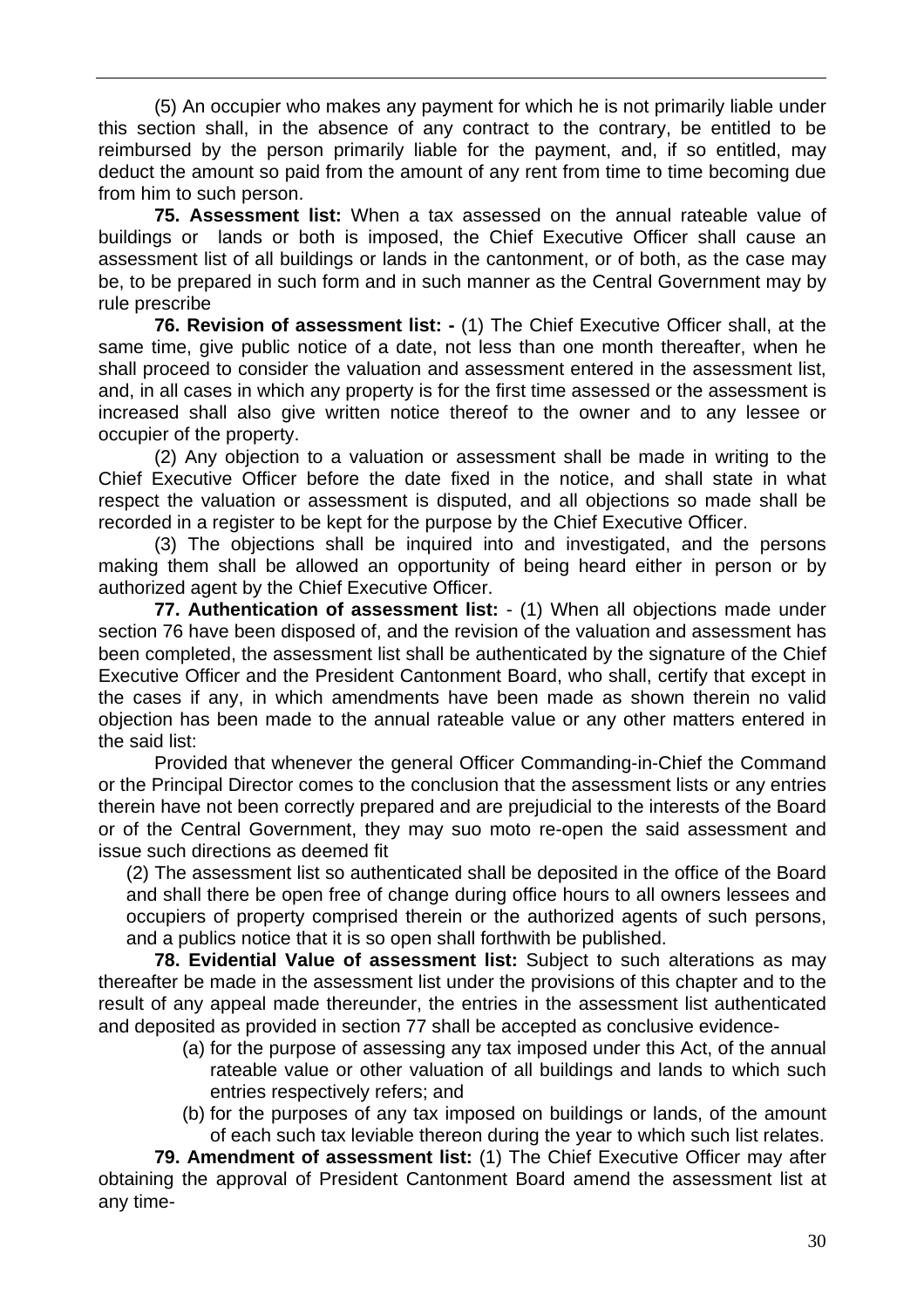(5) An occupier who makes any payment for which he is not primarily liable under this section shall, in the absence of any contract to the contrary, be entitled to be reimbursed by the person primarily liable for the payment, and, if so entitled, may deduct the amount so paid from the amount of any rent from time to time becoming due from him to such person.

**75. Assessment list:** When a tax assessed on the annual rateable value of buildings or lands or both is imposed, the Chief Executive Officer shall cause an assessment list of all buildings or lands in the cantonment, or of both, as the case may be, to be prepared in such form and in such manner as the Central Government may by rule prescribe

**76. Revision of assessment list: -** (1) The Chief Executive Officer shall, at the same time, give public notice of a date, not less than one month thereafter, when he shall proceed to consider the valuation and assessment entered in the assessment list, and, in all cases in which any property is for the first time assessed or the assessment is increased shall also give written notice thereof to the owner and to any lessee or occupier of the property.

(2) Any objection to a valuation or assessment shall be made in writing to the Chief Executive Officer before the date fixed in the notice, and shall state in what respect the valuation or assessment is disputed, and all objections so made shall be recorded in a register to be kept for the purpose by the Chief Executive Officer.

(3) The objections shall be inquired into and investigated, and the persons making them shall be allowed an opportunity of being heard either in person or by authorized agent by the Chief Executive Officer.

**77. Authentication of assessment list:** - (1) When all objections made under section 76 have been disposed of, and the revision of the valuation and assessment has been completed, the assessment list shall be authenticated by the signature of the Chief Executive Officer and the President Cantonment Board, who shall, certify that except in the cases if any, in which amendments have been made as shown therein no valid objection has been made to the annual rateable value or any other matters entered in the said list:

Provided that whenever the general Officer Commanding-in-Chief the Command or the Principal Director comes to the conclusion that the assessment lists or any entries therein have not been correctly prepared and are prejudicial to the interests of the Board or of the Central Government, they may suo moto re-open the said assessment and issue such directions as deemed fit

(2) The assessment list so authenticated shall be deposited in the office of the Board and shall there be open free of change during office hours to all owners lessees and occupiers of property comprised therein or the authorized agents of such persons, and a publics notice that it is so open shall forthwith be published.

**78. Evidential Value of assessment list:** Subject to such alterations as may thereafter be made in the assessment list under the provisions of this chapter and to the result of any appeal made thereunder, the entries in the assessment list authenticated and deposited as provided in section 77 shall be accepted as conclusive evidence-

(a) for the purpose of assessing any tax imposed under this Act, of the annual rateable value or other valuation of all buildings and lands to which such entries respectively refers; and

(b) for the purposes of any tax imposed on buildings or lands, of the amount of each such tax leviable thereon during the year to which such list relates.

**79. Amendment of assessment list:** (1) The Chief Executive Officer may after obtaining the approval of President Cantonment Board amend the assessment list at any time-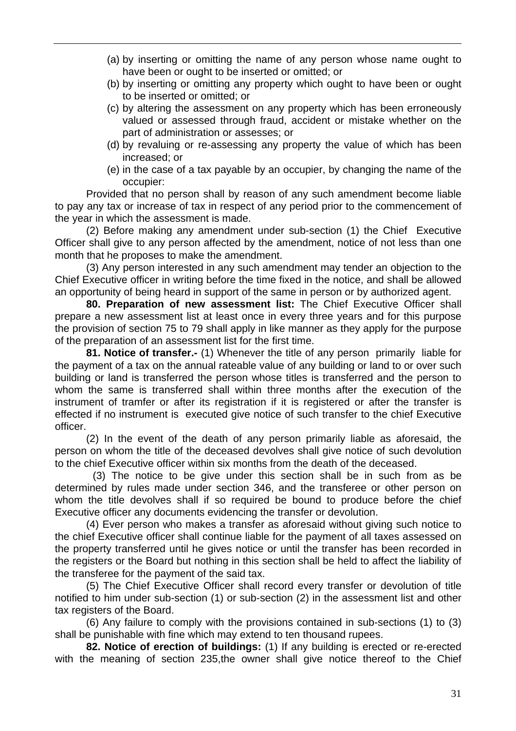(a) by inserting or omitting the name of any person whose name ought to have been or ought to be inserted or omitted; or

(b) by inserting or omitting any property which ought to have been or ought to be inserted or omitted; or

(c) by altering the assessment on any property which has been erroneously valued or assessed through fraud, accident or mistake whether on the part of administration or assesses; or

(d) by revaluing or re-assessing any property the value of which has been increased; or

(e) in the case of a tax payable by an occupier, by changing the name of the occupier:

Provided that no person shall by reason of any such amendment become liable to pay any tax or increase of tax in respect of any period prior to the commencement of the year in which the assessment is made.

(2) Before making any amendment under sub-section (1) the Chief Executive Officer shall give to any person affected by the amendment, notice of not less than one month that he proposes to make the amendment.

(3) Any person interested in any such amendment may tender an objection to the Chief Executive officer in writing before the time fixed in the notice, and shall be allowed an opportunity of being heard in support of the same in person or by authorized agent.

**80. Preparation of new assessment list:** The Chief Executive Officer shall prepare a new assessment list at least once in every three years and for this purpose the provision of section 75 to 79 shall apply in like manner as they apply for the purpose of the preparation of an assessment list for the first time.

**81. Notice of transfer.-** (1) Whenever the title of any person primarily liable for the payment of a tax on the annual rateable value of any building or land to or over such building or land is transferred the person whose titles is transferred and the person to whom the same is transferred shall within three months after the execution of the instrument of tramfer or after its registration if it is registered or after the transfer is effected if no instrument is executed give notice of such transfer to the chief Executive officer.

(2) In the event of the death of any person primarily liable as aforesaid, the person on whom the title of the deceased devolves shall give notice of such devolution to the chief Executive officer within six months from the death of the deceased.

(3) The notice to be give under this section shall be in such from as be determined by rules made under section 346, and the transferee or other person on whom the title devolves shall if so required be bound to produce before the chief Executive officer any documents evidencing the transfer or devolution.

(4) Ever person who makes a transfer as aforesaid without giving such notice to the chief Executive officer shall continue liable for the payment of all taxes assessed on the property transferred until he gives notice or until the transfer has been recorded in the registers or the Board but nothing in this section shall be held to affect the liability of the transferee for the payment of the said tax.

(5) The Chief Executive Officer shall record every transfer or devolution of title notified to him under sub-section (1) or sub-section (2) in the assessment list and other tax registers of the Board.

(6) Any failure to comply with the provisions contained in sub-sections (1) to (3) shall be punishable with fine which may extend to ten thousand rupees.

**82. Notice of erection of buildings:** (1) If any building is erected or re-erected with the meaning of section 235,the owner shall give notice thereof to the Chief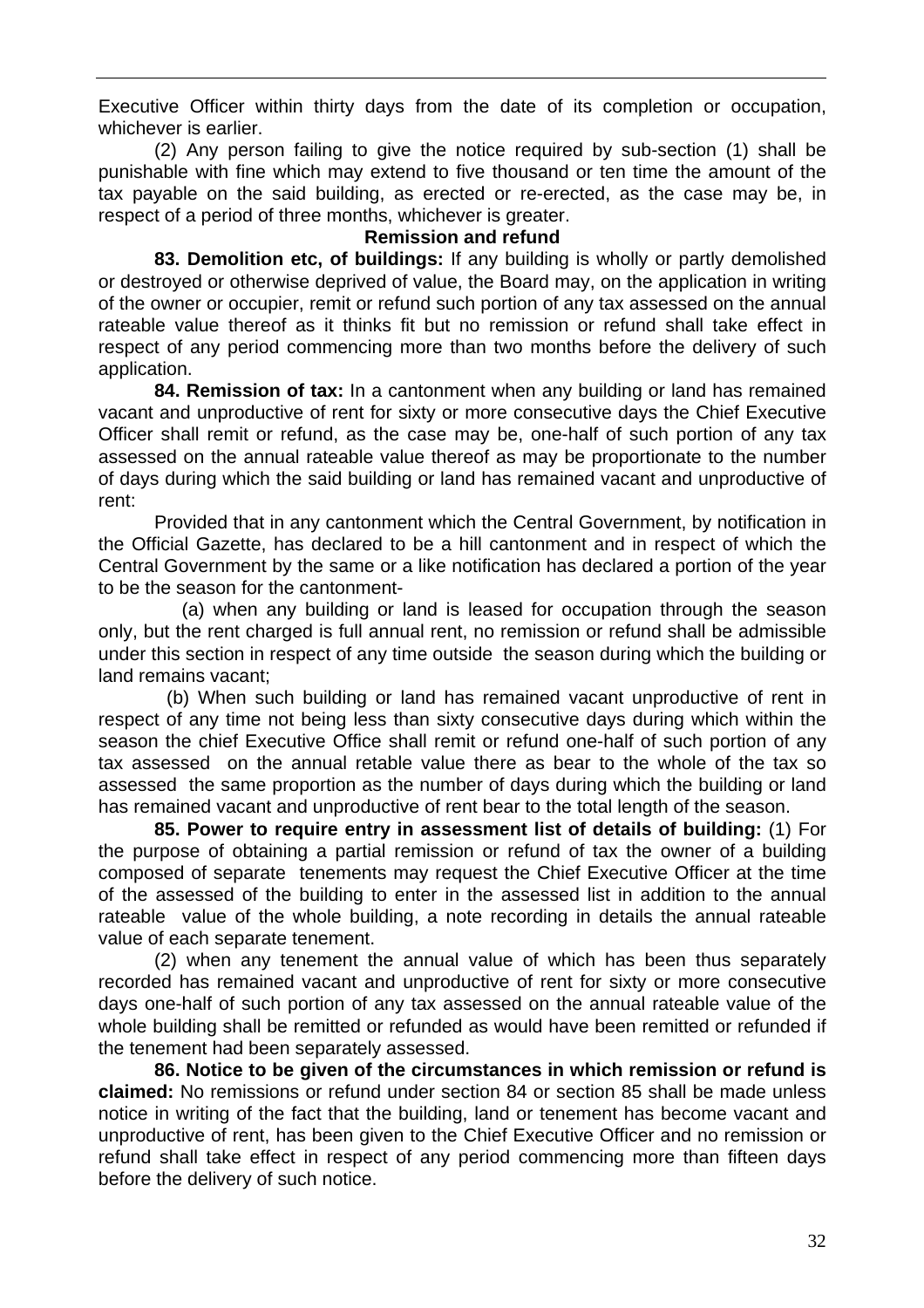Executive Officer within thirty days from the date of its completion or occupation, whichever is earlier.

(2) Any person failing to give the notice required by sub-section (1) shall be punishable with fine which may extend to five thousand or ten time the amount of the tax payable on the said building, as erected or re-erected, as the case may be, in respect of a period of three months, whichever is greater.

**Remission and refund**

**83. Demolition etc, of buildings:** If any building is wholly or partly demolished or destroyed or otherwise deprived of value, the Board may, on the application in writing of the owner or occupier, remit or refund such portion of any tax assessed on the annual rateable value thereof as it thinks fit but no remission or refund shall take effect in respect of any period commencing more than two months before the delivery of such application.

**84. Remission of tax:** In a cantonment when any building or land has remained vacant and unproductive of rent for sixty or more consecutive days the Chief Executive Officer shall remit or refund, as the case may be, one-half of such portion of any tax assessed on the annual rateable value thereof as may be proportionate to the number of days during which the said building or land has remained vacant and unproductive of rent:

Provided that in any cantonment which the Central Government, by notification in the Official Gazette, has declared to be a hill cantonment and in respect of which the Central Government by the same or a like notification has declared a portion of the year to be the season for the cantonment-

(a) when any building or land is leased for occupation through the season only, but the rent charged is full annual rent, no remission or refund shall be admissible under this section in respect of any time outside the season during which the building or land remains vacant;

(b) When such building or land has remained vacant unproductive of rent in respect of any time not being less than sixty consecutive days during which within the season the chief Executive Office shall remit or refund one-half of such portion of any tax assessed on the annual retable value there as bear to the whole of the tax so assessed the same proportion as the number of days during which the building or land has remained vacant and unproductive of rent bear to the total length of the season.

**85. Power to require entry in assessment list of details of building:** (1) For the purpose of obtaining a partial remission or refund of tax the owner of a building composed of separate tenements may request the Chief Executive Officer at the time of the assessed of the building to enter in the assessed list in addition to the annual rateable value of the whole building, a note recording in details the annual rateable value of each separate tenement.

(2) when any tenement the annual value of which has been thus separately recorded has remained vacant and unproductive of rent for sixty or more consecutive days one-half of such portion of any tax assessed on the annual rateable value of the whole building shall be remitted or refunded as would have been remitted or refunded if the tenement had been separately assessed.

**86. Notice to be given of the circumstances in which remission or refund is claimed:** No remissions or refund under section 84 or section 85 shall be made unless notice in writing of the fact that the building, land or tenement has become vacant and unproductive of rent, has been given to the Chief Executive Officer and no remission or refund shall take effect in respect of any period commencing more than fifteen days before the delivery of such notice.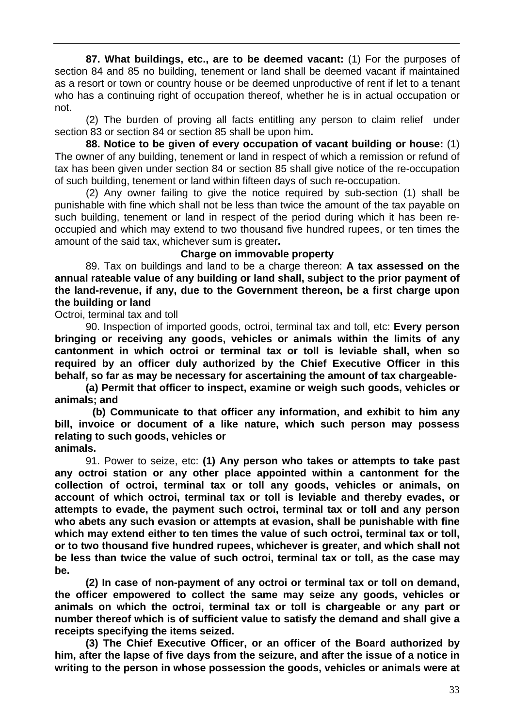**87. What buildings, etc., are to be deemed vacant:** (1) For the purposes of section 84 and 85 no building, tenement or land shall be deemed vacant if maintained as a resort or town or country house or be deemed unproductive of rent if let to a tenant who has a continuing right of occupation thereof, whether he is in actual occupation or not.

(2) The burden of proving all facts entitling any person to claim relief under section 83 or section 84 or section 85 shall be upon him**.**

**88. Notice to be given of every occupation of vacant building or house:** (1) The owner of any building, tenement or land in respect of which a remission or refund of tax has been given under section 84 or section 85 shall give notice of the re-occupation of such building, tenement or land within fifteen days of such re-occupation.

(2) Any owner failing to give the notice required by sub-section (1) shall be punishable with fine which shall not be less than twice the amount of the tax payable on such building, tenement or land in respect of the period during which it has been re-occupied and which may extend to two thousand five hundred rupees, or ten times the amount of the said tax, whichever sum is greater**.**

**Charge on immovable property**

89. Tax on buildings and land to be a charge thereon: **A tax assessed on the annual rateable value of any building or land shall, subject to the prior payment of the land-revenue, if any, due to the Government thereon, be a first charge upon the building or land**

Octroi, terminal tax and toll

90. Inspection of imported goods, octroi, terminal tax and toll, etc: **Every person bringing or receiving any goods, vehicles or animals within the limits of any cantonment in which octroi or terminal tax or toll is leviable shall, when so required by an officer duly authorized by the Chief Executive Officer in this behalf, so far as may be necessary for ascertaining the amount of tax chargeable-**

**(a) Permit that officer to inspect, examine or weigh such goods, vehicles or animals; and**

**(b) Communicate to that officer any information, and exhibit to him any bill, invoice or document of a like nature, which such person may possess relating to such goods, vehicles or animals.**

91. Power to seize, etc: **(1) Any person who takes or attempts to take past any octroi station or any other place appointed within a cantonment for the collection of octroi, terminal tax or toll any goods, vehicles or animals, on account of which octroi, terminal tax or toll is leviable and thereby evades, or attempts to evade, the payment such octroi, terminal tax or toll and any person who abets any such evasion or attempts at evasion, shall be punishable with fine which may extend either to ten times the value of such octroi, terminal tax or toll, or to two thousand five hundred rupees, whichever is greater, and which shall not be less than twice the value of such octroi, terminal tax or toll, as the case may be.**

**(2) In case of non-payment of any octroi or terminal tax or toll on demand, the officer empowered to collect the same may seize any goods, vehicles or animals on which the octroi, terminal tax or toll is chargeable or any part or number thereof which is of sufficient value to satisfy the demand and shall give a receipts specifying the items seized.**

**(3) The Chief Executive Officer, or an officer of the Board authorized by him, after the lapse of five days from the seizure, and after the issue of a notice in writing to the person in whose possession the goods, vehicles or animals were at**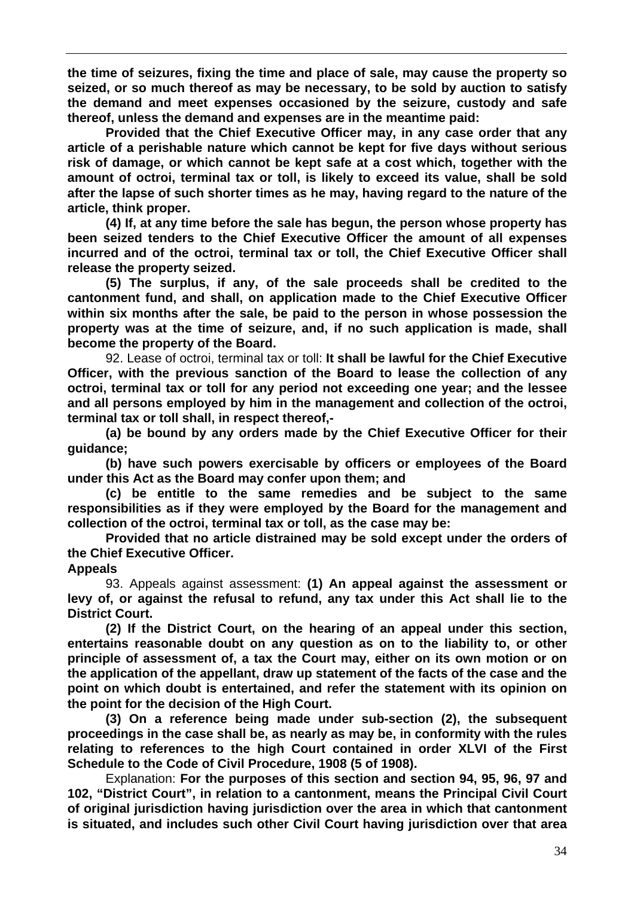**the time of seizures, fixing the time and place of sale, may cause the property so seized, or so much thereof as may be necessary, to be sold by auction to satisfy the demand and meet expenses occasioned by the seizure, custody and safe thereof, unless the demand and expenses are in the meantime paid:**

**Provided that the Chief Executive Officer may, in any case order that any article of a perishable nature which cannot be kept for five days without serious risk of damage, or which cannot be kept safe at a cost which, together with the amount of octroi, terminal tax or toll, is likely to exceed its value, shall be sold after the lapse of such shorter times as he may, having regard to the nature of the article, think proper.**

**(4) If, at any time before the sale has begun, the person whose property has been seized tenders to the Chief Executive Officer the amount of all expenses incurred and of the octroi, terminal tax or toll, the Chief Executive Officer shall release the property seized.**

**(5) The surplus, if any, of the sale proceeds shall be credited to the cantonment fund, and shall, on application made to the Chief Executive Officer within six months after the sale, be paid to the person in whose possession the property was at the time of seizure, and, if no such application is made, shall become the property of the Board.**

92. Lease of octroi, terminal tax or toll: **It shall be lawful for the Chief Executive Officer, with the previous sanction of the Board to lease the collection of any octroi, terminal tax or toll for any period not exceeding one year; and the lessee and all persons employed by him in the management and collection of the octroi, terminal tax or toll shall, in respect thereof,-**

**(a) be bound by any orders made by the Chief Executive Officer for their guidance;**

**(b) have such powers exercisable by officers or employees of the Board under this Act as the Board may confer upon them; and**

**(c) be entitle to the same remedies and be subject to the same responsibilities as if they were employed by the Board for the management and collection of the octroi, terminal tax or toll, as the case may be:**

**Provided that no article distrained may be sold except under the orders of the Chief Executive Officer.**

**Appeals**

93. Appeals against assessment: **(1) An appeal against the assessment or levy of, or against the refusal to refund, any tax under this Act shall lie to the District Court.**

**(2) If the District Court, on the hearing of an appeal under this section, entertains reasonable doubt on any question as on to the liability to, or other principle of assessment of, a tax the Court may, either on its own motion or on the application of the appellant, draw up statement of the facts of the case and the point on which doubt is entertained, and refer the statement with its opinion on the point for the decision of the High Court.**

**(3) On a reference being made under sub-section (2), the subsequent proceedings in the case shall be, as nearly as may be, in conformity with the rules relating to references to the high Court contained in order XLVI of the First Schedule to the Code of Civil Procedure, 1908 (5 of 1908).**

Explanation: **For the purposes of this section and section 94, 95, 96, 97 and 102, "District Court", in relation to a cantonment, means the Principal Civil Court of original jurisdiction having jurisdiction over the area in which that cantonment is situated, and includes such other Civil Court having jurisdiction over that area**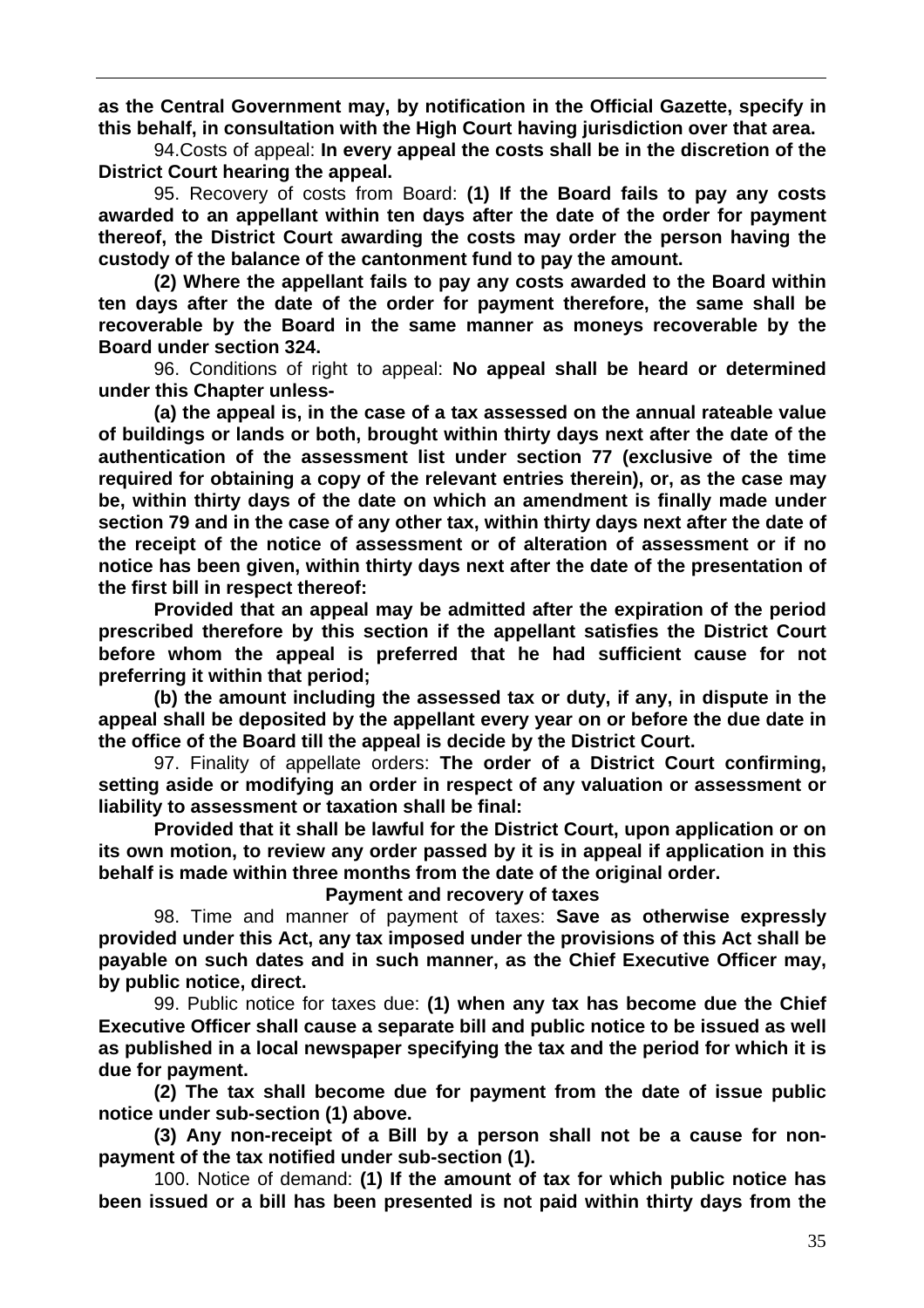**as the Central Government may, by notification in the Official Gazette, specify in this behalf, in consultation with the High Court having jurisdiction over that area.**

94.Costs of appeal: **In every appeal the costs shall be in the discretion of the District Court hearing the appeal.**

95. Recovery of costs from Board: **(1) If the Board fails to pay any costs awarded to an appellant within ten days after the date of the order for payment thereof, the District Court awarding the costs may order the person having the custody of the balance of the cantonment fund to pay the amount.**

**(2) Where the appellant fails to pay any costs awarded to the Board within ten days after the date of the order for payment therefore, the same shall be recoverable by the Board in the same manner as moneys recoverable by the Board under section 324.**

96. Conditions of right to appeal: **No appeal shall be heard or determined under this Chapter unless-**

**(a) the appeal is, in the case of a tax assessed on the annual rateable value of buildings or lands or both, brought within thirty days next after the date of the authentication of the assessment list under section 77 (exclusive of the time required for obtaining a copy of the relevant entries therein), or, as the case may be, within thirty days of the date on which an amendment is finally made under section 79 and in the case of any other tax, within thirty days next after the date of the receipt of the notice of assessment or of alteration of assessment or if no notice has been given, within thirty days next after the date of the presentation of the first bill in respect thereof:**

**Provided that an appeal may be admitted after the expiration of the period prescribed therefore by this section if the appellant satisfies the District Court before whom the appeal is preferred that he had sufficient cause for not preferring it within that period;**

**(b) the amount including the assessed tax or duty, if any, in dispute in the appeal shall be deposited by the appellant every year on or before the due date in the office of the Board till the appeal is decide by the District Court.**

97. Finality of appellate orders: **The order of a District Court confirming, setting aside or modifying an order in respect of any valuation or assessment or liability to assessment or taxation shall be final:**

**Provided that it shall be lawful for the District Court, upon application or on its own motion, to review any order passed by it is in appeal if application in this behalf is made within three months from the date of the original order.**

**Payment and recovery of taxes**

98. Time and manner of payment of taxes: **Save as otherwise expressly provided under this Act, any tax imposed under the provisions of this Act shall be payable on such dates and in such manner, as the Chief Executive Officer may, by public notice, direct.**

99. Public notice for taxes due: **(1) when any tax has become due the Chief Executive Officer shall cause a separate bill and public notice to be issued as well as published in a local newspaper specifying the tax and the period for which it is due for payment.**

**(2) The tax shall become due for payment from the date of issue public notice under sub-section (1) above.**

**(3) Any non-receipt of a Bill by a person shall not be a cause for non-payment of the tax notified under sub-section (1).**

100. Notice of demand: **(1) If the amount of tax for which public notice has been issued or a bill has been presented is not paid within thirty days from the**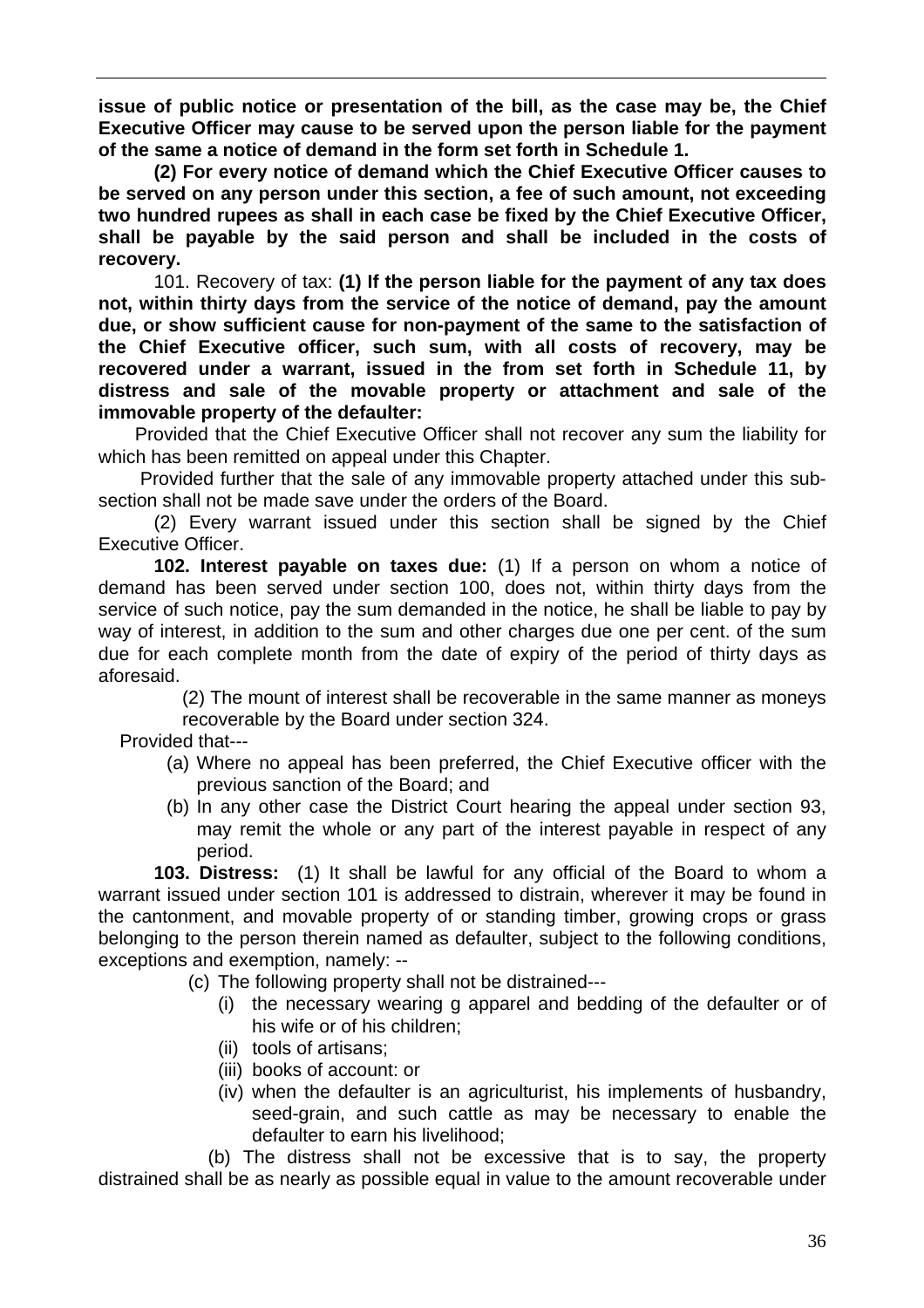**issue of public notice or presentation of the bill, as the case may be, the Chief Executive Officer may cause to be served upon the person liable for the payment of the same a notice of demand in the form set forth in Schedule 1.**

**(2) For every notice of demand which the Chief Executive Officer causes to be served on any person under this section, a fee of such amount, not exceeding two hundred rupees as shall in each case be fixed by the Chief Executive Officer, shall be payable by the said person and shall be included in the costs of recovery.**

101. Recovery of tax: **(1) If the person liable for the payment of any tax does not, within thirty days from the service of the notice of demand, pay the amount due, or show sufficient cause for non-payment of the same to the satisfaction of the Chief Executive officer, such sum, with all costs of recovery, may be recovered under a warrant, issued in the from set forth in Schedule 11, by distress and sale of the movable property or attachment and sale of the immovable property of the defaulter:**

Provided that the Chief Executive Officer shall not recover any sum the liability for which has been remitted on appeal under this Chapter.

Provided further that the sale of any immovable property attached under this sub-section shall not be made save under the orders of the Board.

(2) Every warrant issued under this section shall be signed by the Chief Executive Officer.

**102. Interest payable on taxes due:** (1) If a person on whom a notice of demand has been served under section 100, does not, within thirty days from the service of such notice, pay the sum demanded in the notice, he shall be liable to pay by way of interest, in addition to the sum and other charges due one per cent. of the sum due for each complete month from the date of expiry of the period of thirty days as aforesaid.

(2) The mount of interest shall be recoverable in the same manner as moneys recoverable by the Board under section 324.

Provided that---

(a) Where no appeal has been preferred, the Chief Executive officer with the previous sanction of the Board; and

(b) In any other case the District Court hearing the appeal under section 93, may remit the whole or any part of the interest payable in respect of any period.

**103. Distress:** (1) It shall be lawful for any official of the Board to whom a warrant issued under section 101 is addressed to distrain, wherever it may be found in the cantonment, and movable property of or standing timber, growing crops or grass belonging to the person therein named as defaulter, subject to the following conditions, exceptions and exemption, namely: --

(c) The following property shall not be distrained---

(i) the necessary wearing g apparel and bedding of the defaulter or of his wife or of his children;

(ii) tools of artisans;

(iii) books of account: or

(iv) when the defaulter is an agriculturist, his implements of husbandry, seed-grain, and such cattle as may be necessary to enable the defaulter to earn his livelihood;

(b) The distress shall not be excessive that is to say, the property distrained shall be as nearly as possible equal in value to the amount recoverable under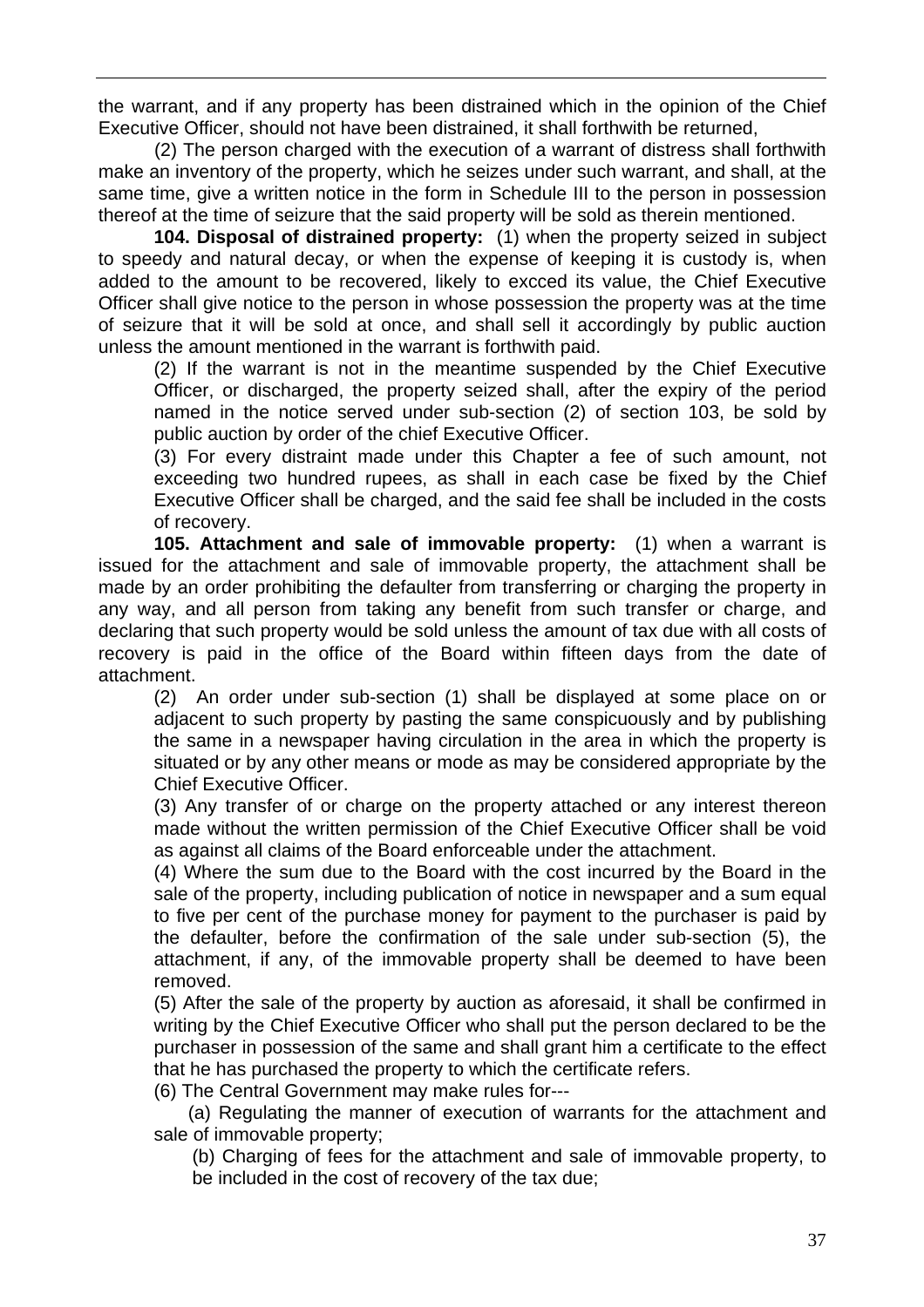the warrant, and if any property has been distrained which in the opinion of the Chief Executive Officer, should not have been distrained, it shall forthwith be returned,

(2) The person charged with the execution of a warrant of distress shall forthwith make an inventory of the property, which he seizes under such warrant, and shall, at the same time, give a written notice in the form in Schedule III to the person in possession thereof at the time of seizure that the said property will be sold as therein mentioned.

**104. Disposal of distrained property:** (1) when the property seized in subject to speedy and natural decay, or when the expense of keeping it is custody is, when added to the amount to be recovered, likely to excced its value, the Chief Executive Officer shall give notice to the person in whose possession the property was at the time of seizure that it will be sold at once, and shall sell it accordingly by public auction unless the amount mentioned in the warrant is forthwith paid.

(2) If the warrant is not in the meantime suspended by the Chief Executive Officer, or discharged, the property seized shall, after the expiry of the period named in the notice served under sub-section (2) of section 103, be sold by public auction by order of the chief Executive Officer.

(3) For every distraint made under this Chapter a fee of such amount, not exceeding two hundred rupees, as shall in each case be fixed by the Chief Executive Officer shall be charged, and the said fee shall be included in the costs of recovery.

**105. Attachment and sale of immovable property:** (1) when a warrant is issued for the attachment and sale of immovable property, the attachment shall be made by an order prohibiting the defaulter from transferring or charging the property in any way, and all person from taking any benefit from such transfer or charge, and declaring that such property would be sold unless the amount of tax due with all costs of recovery is paid in the office of the Board within fifteen days from the date of attachment.

(2) An order under sub-section (1) shall be displayed at some place on or adjacent to such property by pasting the same conspicuously and by publishing the same in a newspaper having circulation in the area in which the property is situated or by any other means or mode as may be considered appropriate by the Chief Executive Officer.

(3) Any transfer of or charge on the property attached or any interest thereon made without the written permission of the Chief Executive Officer shall be void as against all claims of the Board enforceable under the attachment.

(4) Where the sum due to the Board with the cost incurred by the Board in the sale of the property, including publication of notice in newspaper and a sum equal to five per cent of the purchase money for payment to the purchaser is paid by the defaulter, before the confirmation of the sale under sub-section (5), the attachment, if any, of the immovable property shall be deemed to have been removed.

(5) After the sale of the property by auction as aforesaid, it shall be confirmed in writing by the Chief Executive Officer who shall put the person declared to be the purchaser in possession of the same and shall grant him a certificate to the effect that he has purchased the property to which the certificate refers.

(6) The Central Government may make rules for---

(a) Regulating the manner of execution of warrants for the attachment and sale of immovable property;

(b) Charging of fees for the attachment and sale of immovable property, to be included in the cost of recovery of the tax due;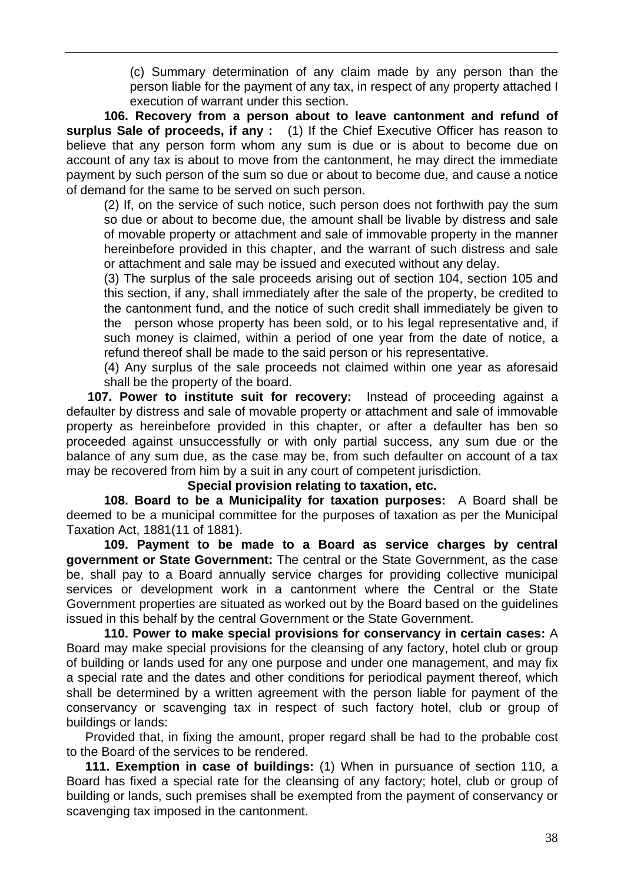(c) Summary determination of any claim made by any person than the person liable for the payment of any tax, in respect of any property attached I execution of warrant under this section.

**106. Recovery from a person about to leave cantonment and refund of surplus Sale of proceeds, if any :** (1) If the Chief Executive Officer has reason to believe that any person form whom any sum is due or is about to become due on account of any tax is about to move from the cantonment, he may direct the immediate payment by such person of the sum so due or about to become due, and cause a notice of demand for the same to be served on such person.

(2) If, on the service of such notice, such person does not forthwith pay the sum so due or about to become due, the amount shall be livable by distress and sale of movable property or attachment and sale of immovable property in the manner hereinbefore provided in this chapter, and the warrant of such distress and sale or attachment and sale may be issued and executed without any delay.

(3) The surplus of the sale proceeds arising out of section 104, section 105 and this section, if any, shall immediately after the sale of the property, be credited to the cantonment fund, and the notice of such credit shall immediately be given to the person whose property has been sold, or to his legal representative and, if such money is claimed, within a period of one year from the date of notice, a refund thereof shall be made to the said person or his representative.

(4) Any surplus of the sale proceeds not claimed within one year as aforesaid shall be the property of the board.

**107. Power to institute suit for recovery:** Instead of proceeding against a defaulter by distress and sale of movable property or attachment and sale of immovable property as hereinbefore provided in this chapter, or after a defaulter has ben so proceeded against unsuccessfully or with only partial success, any sum due or the balance of any sum due, as the case may be, from such defaulter on account of a tax may be recovered from him by a suit in any court of competent jurisdiction.

**Special provision relating to taxation, etc.**

**108. Board to be a Municipality for taxation purposes:** A Board shall be deemed to be a municipal committee for the purposes of taxation as per the Municipal Taxation Act, 1881(11 of 1881).

**109. Payment to be made to a Board as service charges by central government or State Government:** The central or the State Government, as the case be, shall pay to a Board annually service charges for providing collective municipal services or development work in a cantonment where the Central or the State Government properties are situated as worked out by the Board based on the guidelines issued in this behalf by the central Government or the State Government.

**110. Power to make special provisions for conservancy in certain cases:** A Board may make special provisions for the cleansing of any factory, hotel club or group of building or lands used for any one purpose and under one management, and may fix a special rate and the dates and other conditions for periodical payment thereof, which shall be determined by a written agreement with the person liable for payment of the conservancy or scavenging tax in respect of such factory hotel, club or group of buildings or lands:

Provided that, in fixing the amount, proper regard shall be had to the probable cost to the Board of the services to be rendered.

**111. Exemption in case of buildings:** (1) When in pursuance of section 110, a Board has fixed a special rate for the cleansing of any factory; hotel, club or group of building or lands, such premises shall be exempted from the payment of conservancy or scavenging tax imposed in the cantonment.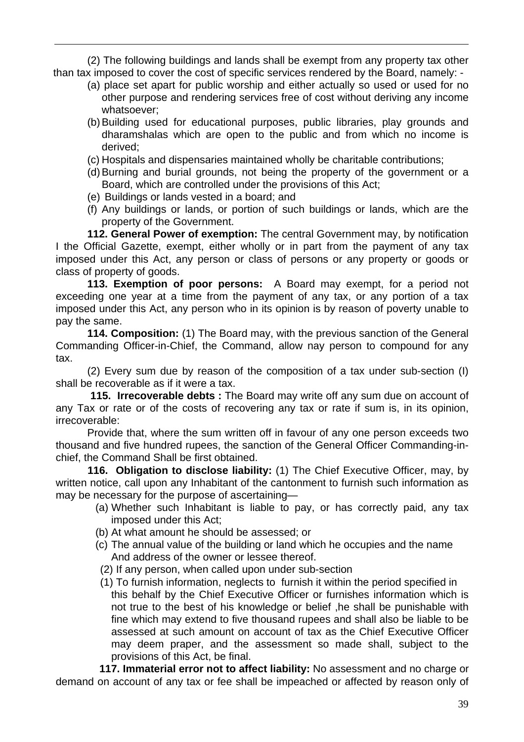(2) The following buildings and lands shall be exempt from any property tax other than tax imposed to cover the cost of specific services rendered by the Board, namely: -

(a) place set apart for public worship and either actually so used or used for no other purpose and rendering services free of cost without deriving any income whatsoever;

(b) Building used for educational purposes, public libraries, play grounds and dharamshalas which are open to the public and from which no income is derived;

(c) Hospitals and dispensaries maintained wholly be charitable contributions;

(d) Burning and burial grounds, not being the property of the government or a Board, which are controlled under the provisions of this Act;

(e) Buildings or lands vested in a board; and

(f) Any buildings or lands, or portion of such buildings or lands, which are the property of the Government.

**112. General Power of exemption:** The central Government may, by notification I the Official Gazette, exempt, either wholly or in part from the payment of any tax imposed under this Act, any person or class of persons or any property or goods or class of property of goods.

**113. Exemption of poor persons:** A Board may exempt, for a period not exceeding one year at a time from the payment of any tax, or any portion of a tax imposed under this Act, any person who in its opinion is by reason of poverty unable to pay the same.

**114. Composition:** (1) The Board may, with the previous sanction of the General Commanding Officer-in-Chief, the Command, allow nay person to compound for any tax.

(2) Every sum due by reason of the composition of a tax under sub-section (I) shall be recoverable as if it were a tax.

**115. Irrecoverable debts :** The Board may write off any sum due on account of any Tax or rate or of the costs of recovering any tax or rate if sum is, in its opinion, irrecoverable:

Provide that, where the sum written off in favour of any one person exceeds two thousand and five hundred rupees, the sanction of the General Officer Commanding-in-chief, the Command Shall be first obtained.

**116. Obligation to disclose liability:** (1) The Chief Executive Officer, may, by written notice, call upon any Inhabitant of the cantonment to furnish such information as may be necessary for the purpose of ascertaining—

(a) Whether such Inhabitant is liable to pay, or has correctly paid, any tax imposed under this Act;

(b) At what amount he should be assessed; or

(c) The annual value of the building or land which he occupies and the name And address of the owner or lessee thereof.

(2) If any person, when called upon under sub-section

(1) To furnish information, neglects to furnish it within the period specified in this behalf by the Chief Executive Officer or furnishes information which is not true to the best of his knowledge or belief ,he shall be punishable with fine which may extend to five thousand rupees and shall also be liable to be assessed at such amount on account of tax as the Chief Executive Officer may deem praper, and the assessment so made shall, subject to the provisions of this Act, be final.

**117. Immaterial error not to affect liability:** No assessment and no charge or demand on account of any tax or fee shall be impeached or affected by reason only of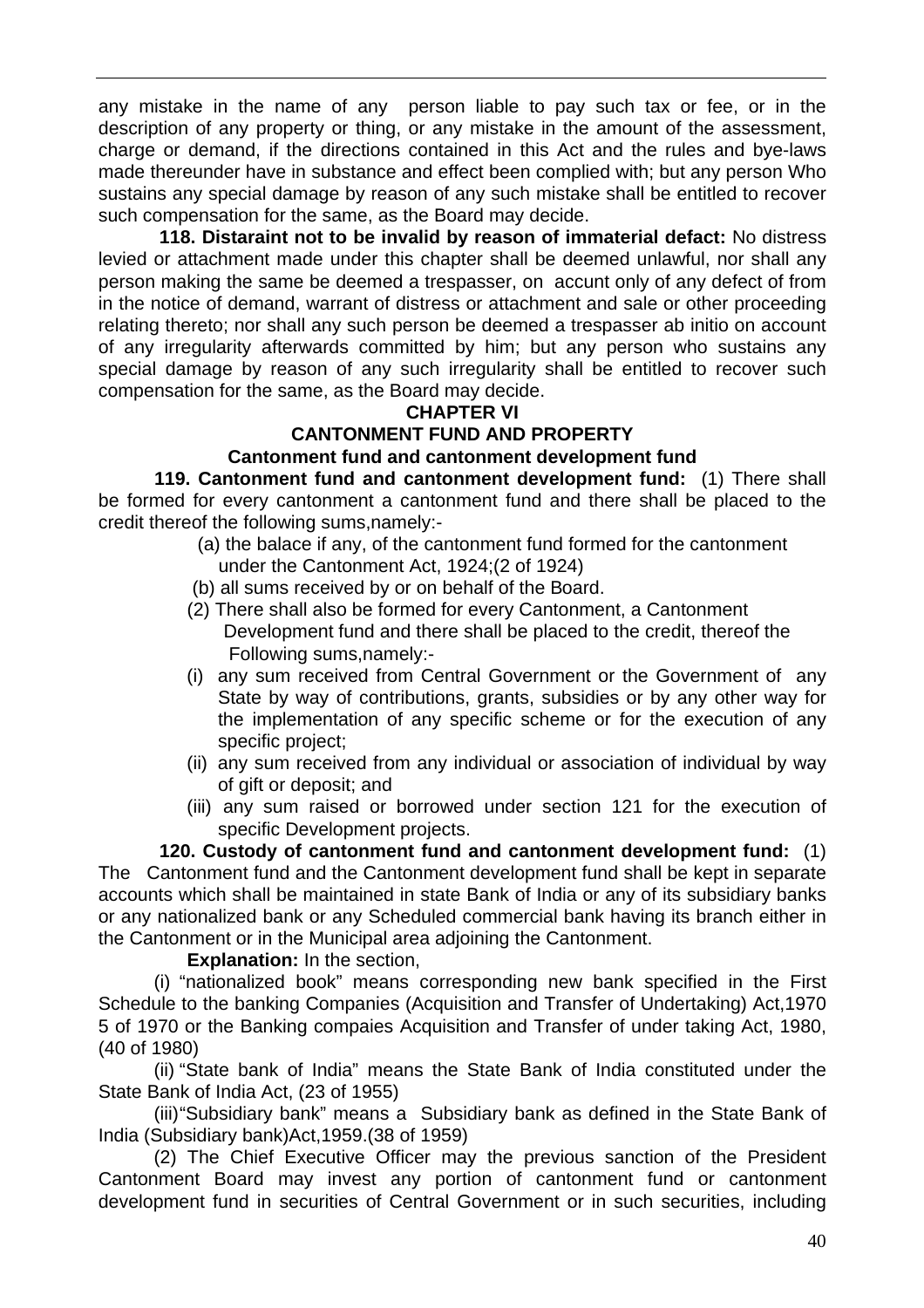any mistake in the name of any person liable to pay such tax or fee, or in the description of any property or thing, or any mistake in the amount of the assessment, charge or demand, if the directions contained in this Act and the rules and bye-laws made thereunder have in substance and effect been complied with; but any person Who sustains any special damage by reason of any such mistake shall be entitled to recover such compensation for the same, as the Board may decide.

**118. Distaraint not to be invalid by reason of immaterial defact:** No distress levied or attachment made under this chapter shall be deemed unlawful, nor shall any person making the same be deemed a trespasser, on accunt only of any defect of from in the notice of demand, warrant of distress or attachment and sale or other proceeding relating thereto; nor shall any such person be deemed a trespasser ab initio on account of any irregularity afterwards committed by him; but any person who sustains any special damage by reason of any such irregularity shall be entitled to recover such compensation for the same, as the Board may decide.

## CHAPTER VI

## CANTONMENT FUND AND PROPERTY

### Cantonment fund and cantonment development fund

**119. Cantonment fund and cantonment development fund:** (1) There shall be formed for every cantonment a cantonment fund and there shall be placed to the credit thereof the following sums,namely:-

(a) the balace if any, of the cantonment fund formed for the cantonment under the Cantonment Act, 1924;(2 of 1924)

(b) all sums received by or on behalf of the Board.

(2) There shall also be formed for every Cantonment, a Cantonment Development fund and there shall be placed to the credit, thereof the Following sums,namely:-

(i) any sum received from Central Government or the Government of any State by way of contributions, grants, subsidies or by any other way for the implementation of any specific scheme or for the execution of any specific project;

(ii) any sum received from any individual or association of individual by way of gift or deposit; and

(iii) any sum raised or borrowed under section 121 for the execution of specific Development projects.

**120. Custody of cantonment fund and cantonment development fund:** (1) The Cantonment fund and the Cantonment development fund shall be kept in separate accounts which shall be maintained in state Bank of India or any of its subsidiary banks or any nationalized bank or any Scheduled commercial bank having its branch either in the Cantonment or in the Municipal area adjoining the Cantonment.

**Explanation:** In the section,

(i) "nationalized book" means corresponding new bank specified in the First Schedule to the banking Companies (Acquisition and Transfer of Undertaking) Act,1970 5 of 1970 or the Banking compaies Acquisition and Transfer of under taking Act, 1980, (40 of 1980)

(ii) "State bank of India" means the State Bank of India constituted under the State Bank of India Act, (23 of 1955)

(iii)"Subsidiary bank" means a Subsidiary bank as defined in the State Bank of India (Subsidiary bank)Act,1959.(38 of 1959)

(2) The Chief Executive Officer may the previous sanction of the President Cantonment Board may invest any portion of cantonment fund or cantonment development fund in securities of Central Government or in such securities, including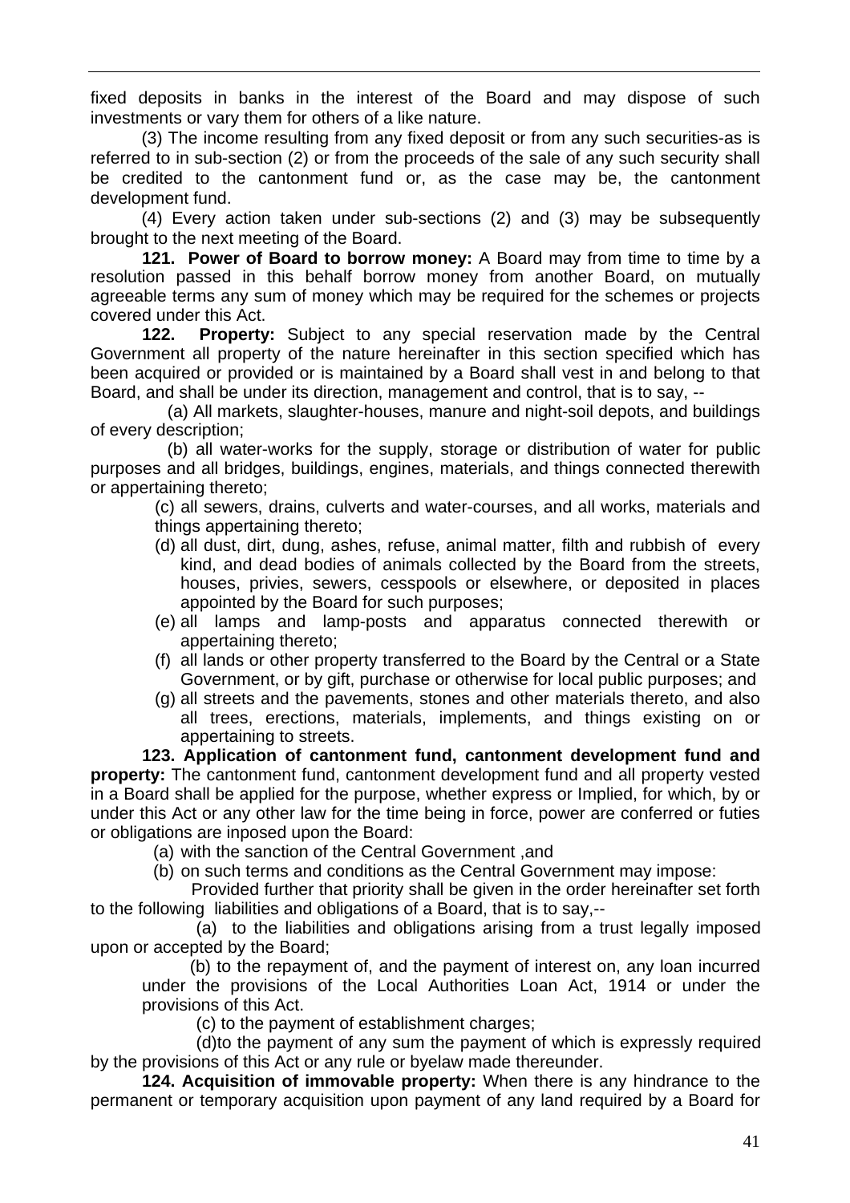fixed deposits in banks in the interest of the Board and may dispose of such investments or vary them for others of a like nature.

(3) The income resulting from any fixed deposit or from any such securities-as is referred to in sub-section (2) or from the proceeds of the sale of any such security shall be credited to the cantonment fund or, as the case may be, the cantonment development fund.

(4) Every action taken under sub-sections (2) and (3) may be subsequently brought to the next meeting of the Board.

**121. Power of Board to borrow money:** A Board may from time to time by a resolution passed in this behalf borrow money from another Board, on mutually agreeable terms any sum of money which may be required for the schemes or projects covered under this Act.

**122. Property:** Subject to any special reservation made by the Central Government all property of the nature hereinafter in this section specified which has been acquired or provided or is maintained by a Board shall vest in and belong to that Board, and shall be under its direction, management and control, that is to say, --

(a) All markets, slaughter-houses, manure and night-soil depots, and buildings of every description;

(b) all water-works for the supply, storage or distribution of water for public purposes and all bridges, buildings, engines, materials, and things connected therewith or appertaining thereto;

(c) all sewers, drains, culverts and water-courses, and all works, materials and things appertaining thereto;

(d) all dust, dirt, dung, ashes, refuse, animal matter, filth and rubbish of every kind, and dead bodies of animals collected by the Board from the streets, houses, privies, sewers, cesspools or elsewhere, or deposited in places appointed by the Board for such purposes;

(e) all lamps and lamp-posts and apparatus connected therewith or appertaining thereto;

(f) all lands or other property transferred to the Board by the Central or a State Government, or by gift, purchase or otherwise for local public purposes; and

(g) all streets and the pavements, stones and other materials thereto, and also all trees, erections, materials, implements, and things existing on or appertaining to streets.

**123. Application of cantonment fund, cantonment development fund and property:** The cantonment fund, cantonment development fund and all property vested in a Board shall be applied for the purpose, whether express or Implied, for which, by or under this Act or any other law for the time being in force, power are conferred or futies or obligations are inposed upon the Board:

(a) with the sanction of the Central Government ,and

(b) on such terms and conditions as the Central Government may impose:

Provided further that priority shall be given in the order hereinafter set forth to the following liabilities and obligations of a Board, that is to say,--

(a) to the liabilities and obligations arising from a trust legally imposed upon or accepted by the Board;

(b) to the repayment of, and the payment of interest on, any loan incurred under the provisions of the Local Authorities Loan Act, 1914 or under the provisions of this Act.

(c) to the payment of establishment charges;

(d)to the payment of any sum the payment of which is expressly required by the provisions of this Act or any rule or byelaw made thereunder.

**124. Acquisition of immovable property:** When there is any hindrance to the permanent or temporary acquisition upon payment of any land required by a Board for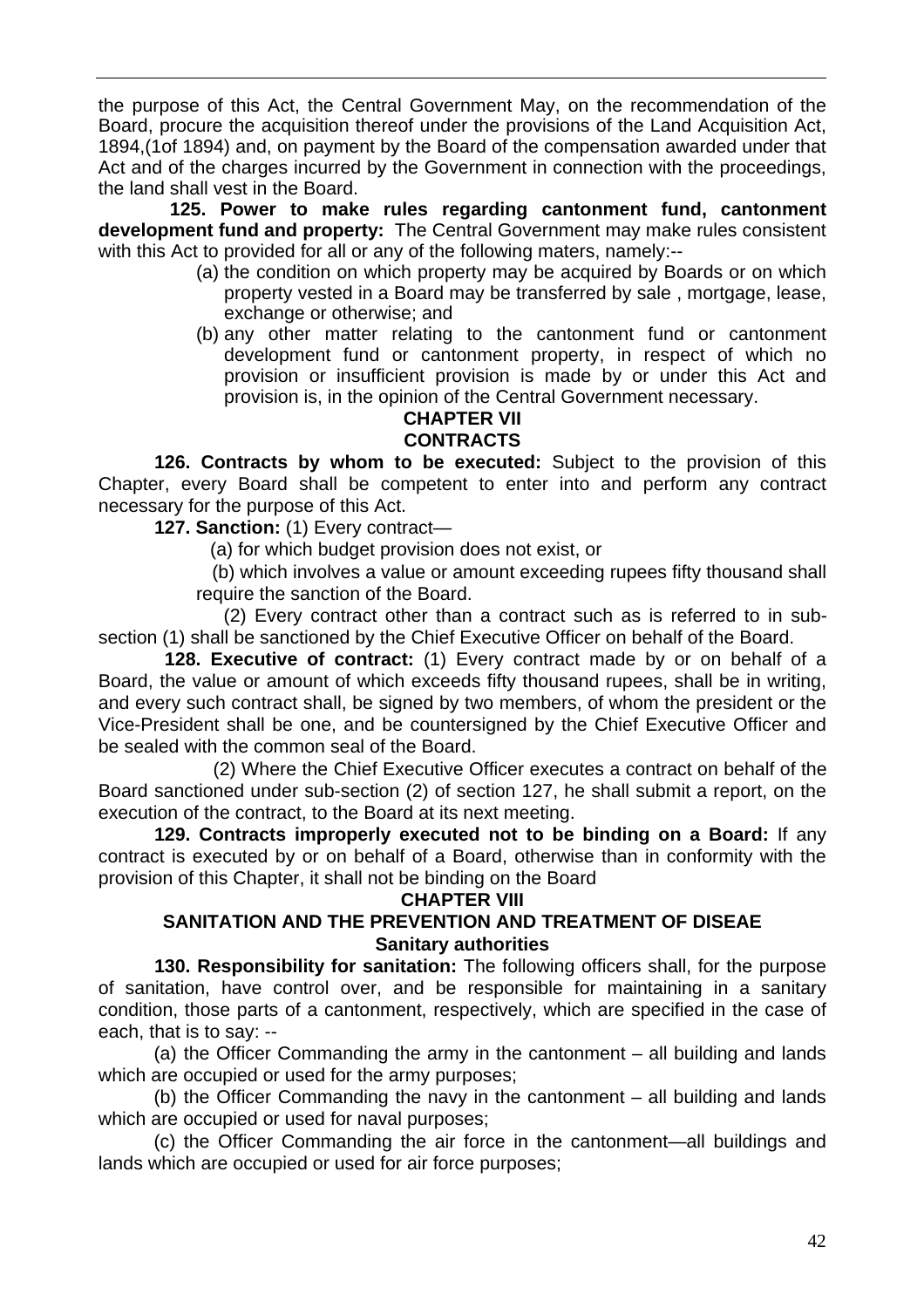the purpose of this Act, the Central Government May, on the recommendation of the Board, procure the acquisition thereof under the provisions of the Land Acquisition Act, 1894,(1of 1894) and, on payment by the Board of the compensation awarded under that Act and of the charges incurred by the Government in connection with the proceedings, the land shall vest in the Board.

**125. Power to make rules regarding cantonment fund, cantonment development fund and property:** The Central Government may make rules consistent with this Act to provided for all or any of the following maters, namely:--

(a) the condition on which property may be acquired by Boards or on which property vested in a Board may be transferred by sale , mortgage, lease, exchange or otherwise; and

(b) any other matter relating to the cantonment fund or cantonment development fund or cantonment property, in respect of which no provision or insufficient provision is made by or under this Act and provision is, in the opinion of the Central Government necessary.

## CHAPTER VII
## CONTRACTS

**126. Contracts by whom to be executed:** Subject to the provision of this Chapter, every Board shall be competent to enter into and perform any contract necessary for the purpose of this Act.

**127. Sanction:** (1) Every contract—

(a) for which budget provision does not exist, or

(b) which involves a value or amount exceeding rupees fifty thousand shall require the sanction of the Board.

(2) Every contract other than a contract such as is referred to in sub-section (1) shall be sanctioned by the Chief Executive Officer on behalf of the Board.

**128. Executive of contract:** (1) Every contract made by or on behalf of a Board, the value or amount of which exceeds fifty thousand rupees, shall be in writing, and every such contract shall, be signed by two members, of whom the president or the Vice-President shall be one, and be countersigned by the Chief Executive Officer and be sealed with the common seal of the Board.

(2) Where the Chief Executive Officer executes a contract on behalf of the Board sanctioned under sub-section (2) of section 127, he shall submit a report, on the execution of the contract, to the Board at its next meeting.

**129. Contracts improperly executed not to be binding on a Board:** If any contract is executed by or on behalf of a Board, otherwise than in conformity with the provision of this Chapter, it shall not be binding on the Board

## CHAPTER VIII
## SANITATION AND THE PREVENTION AND TREATMENT OF DISEAE

### Sanitary authorities

**130. Responsibility for sanitation:** The following officers shall, for the purpose of sanitation, have control over, and be responsible for maintaining in a sanitary condition, those parts of a cantonment, respectively, which are specified in the case of each, that is to say: --

(a) the Officer Commanding the army in the cantonment – all building and lands which are occupied or used for the army purposes;

(b) the Officer Commanding the navy in the cantonment – all building and lands which are occupied or used for naval purposes;

(c) the Officer Commanding the air force in the cantonment—all buildings and lands which are occupied or used for air force purposes;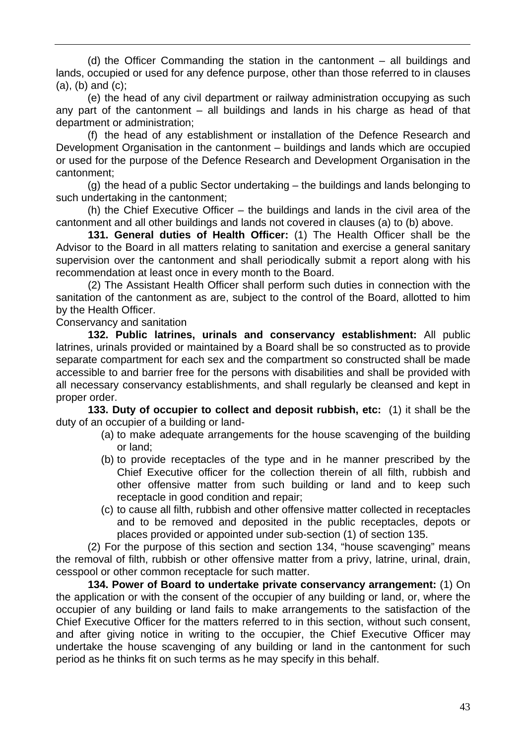(d) the Officer Commanding the station in the cantonment – all buildings and lands, occupied or used for any defence purpose, other than those referred to in clauses (a), (b) and (c);

(e) the head of any civil department or railway administration occupying as such any part of the cantonment – all buildings and lands in his charge as head of that department or administration;

(f) the head of any establishment or installation of the Defence Research and Development Organisation in the cantonment – buildings and lands which are occupied or used for the purpose of the Defence Research and Development Organisation in the cantonment;

(g) the head of a public Sector undertaking – the buildings and lands belonging to such undertaking in the cantonment;

(h) the Chief Executive Officer – the buildings and lands in the civil area of the cantonment and all other buildings and lands not covered in clauses (a) to (b) above.

**131. General duties of Health Officer:** (1) The Health Officer shall be the Advisor to the Board in all matters relating to sanitation and exercise a general sanitary supervision over the cantonment and shall periodically submit a report along with his recommendation at least once in every month to the Board.

(2) The Assistant Health Officer shall perform such duties in connection with the sanitation of the cantonment as are, subject to the control of the Board, allotted to him by the Health Officer.

Conservancy and sanitation

**132. Public latrines, urinals and conservancy establishment:** All public latrines, urinals provided or maintained by a Board shall be so constructed as to provide separate compartment for each sex and the compartment so constructed shall be made accessible to and barrier free for the persons with disabilities and shall be provided with all necessary conservancy establishments, and shall regularly be cleansed and kept in proper order.

**133. Duty of occupier to collect and deposit rubbish, etc:** (1) it shall be the duty of an occupier of a building or land-

(a) to make adequate arrangements for the house scavenging of the building or land;

(b) to provide receptacles of the type and in he manner prescribed by the Chief Executive officer for the collection therein of all filth, rubbish and other offensive matter from such building or land and to keep such receptacle in good condition and repair;

(c) to cause all filth, rubbish and other offensive matter collected in receptacles and to be removed and deposited in the public receptacles, depots or places provided or appointed under sub-section (1) of section 135.

(2) For the purpose of this section and section 134, "house scavenging" means the removal of filth, rubbish or other offensive matter from a privy, latrine, urinal, drain, cesspool or other common receptacle for such matter.

**134. Power of Board to undertake private conservancy arrangement:** (1) On the application or with the consent of the occupier of any building or land, or, where the occupier of any building or land fails to make arrangements to the satisfaction of the Chief Executive Officer for the matters referred to in this section, without such consent, and after giving notice in writing to the occupier, the Chief Executive Officer may undertake the house scavenging of any building or land in the cantonment for such period as he thinks fit on such terms as he may specify in this behalf.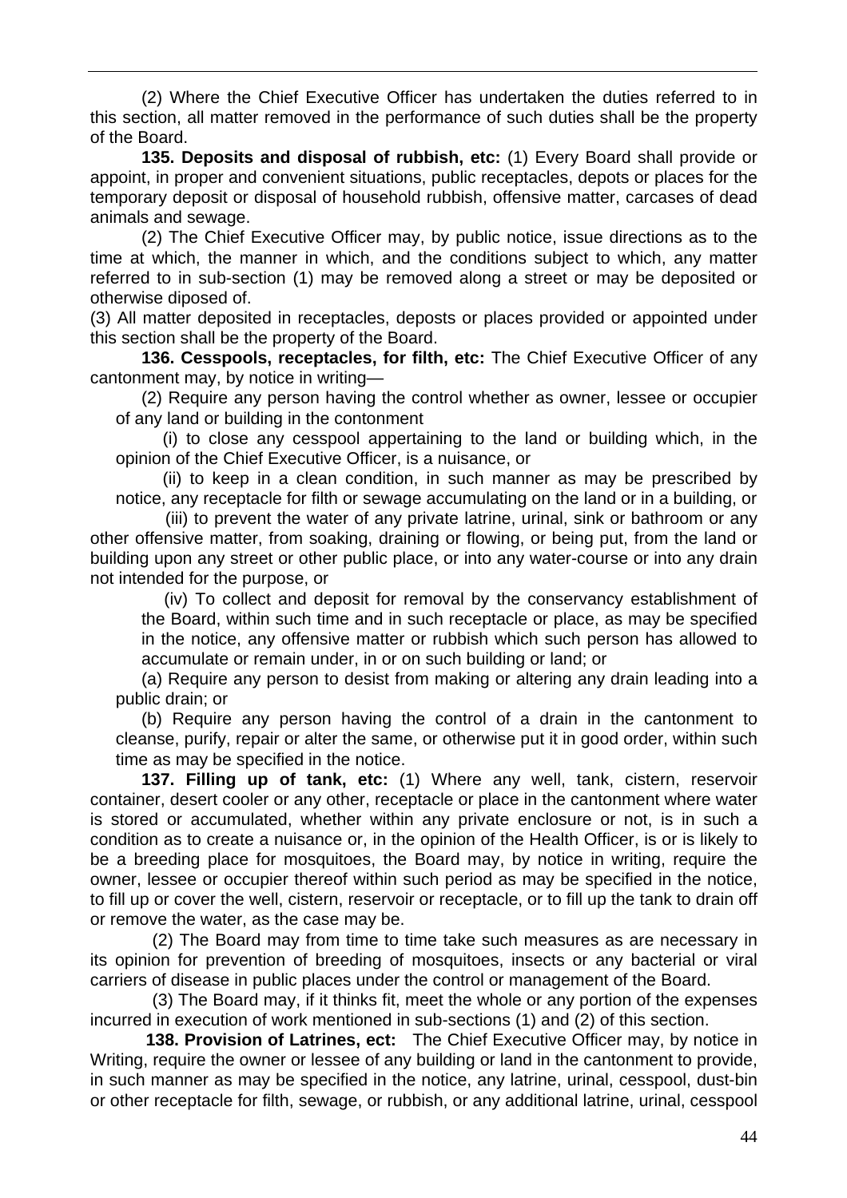(2) Where the Chief Executive Officer has undertaken the duties referred to in this section, all matter removed in the performance of such duties shall be the property of the Board.

**135. Deposits and disposal of rubbish, etc:** (1) Every Board shall provide or appoint, in proper and convenient situations, public receptacles, depots or places for the temporary deposit or disposal of household rubbish, offensive matter, carcases of dead animals and sewage.

(2) The Chief Executive Officer may, by public notice, issue directions as to the time at which, the manner in which, and the conditions subject to which, any matter referred to in sub-section (1) may be removed along a street or may be deposited or otherwise diposed of.

(3) All matter deposited in receptacles, deposts or places provided or appointed under this section shall be the property of the Board.

**136. Cesspools, receptacles, for filth, etc:** The Chief Executive Officer of any cantonment may, by notice in writing—

(2) Require any person having the control whether as owner, lessee or occupier of any land or building in the contonment

(i) to close any cesspool appertaining to the land or building which, in the opinion of the Chief Executive Officer, is a nuisance, or

(ii) to keep in a clean condition, in such manner as may be prescribed by notice, any receptacle for filth or sewage accumulating on the land or in a building, or

(iii) to prevent the water of any private latrine, urinal, sink or bathroom or any other offensive matter, from soaking, draining or flowing, or being put, from the land or building upon any street or other public place, or into any water-course or into any drain not intended for the purpose, or

(iv) To collect and deposit for removal by the conservancy establishment of the Board, within such time and in such receptacle or place, as may be specified in the notice, any offensive matter or rubbish which such person has allowed to accumulate or remain under, in or on such building or land; or

(a) Require any person to desist from making or altering any drain leading into a public drain; or

(b) Require any person having the control of a drain in the cantonment to cleanse, purify, repair or alter the same, or otherwise put it in good order, within such time as may be specified in the notice.

**137. Filling up of tank, etc:** (1) Where any well, tank, cistern, reservoir container, desert cooler or any other, receptacle or place in the cantonment where water is stored or accumulated, whether within any private enclosure or not, is in such a condition as to create a nuisance or, in the opinion of the Health Officer, is or is likely to be a breeding place for mosquitoes, the Board may, by notice in writing, require the owner, lessee or occupier thereof within such period as may be specified in the notice, to fill up or cover the well, cistern, reservoir or receptacle, or to fill up the tank to drain off or remove the water, as the case may be.

(2) The Board may from time to time take such measures as are necessary in its opinion for prevention of breeding of mosquitoes, insects or any bacterial or viral carriers of disease in public places under the control or management of the Board.

(3) The Board may, if it thinks fit, meet the whole or any portion of the expenses incurred in execution of work mentioned in sub-sections (1) and (2) of this section.

**138. Provision of Latrines, ect:** The Chief Executive Officer may, by notice in Writing, require the owner or lessee of any building or land in the cantonment to provide, in such manner as may be specified in the notice, any latrine, urinal, cesspool, dust-bin or other receptacle for filth, sewage, or rubbish, or any additional latrine, urinal, cesspool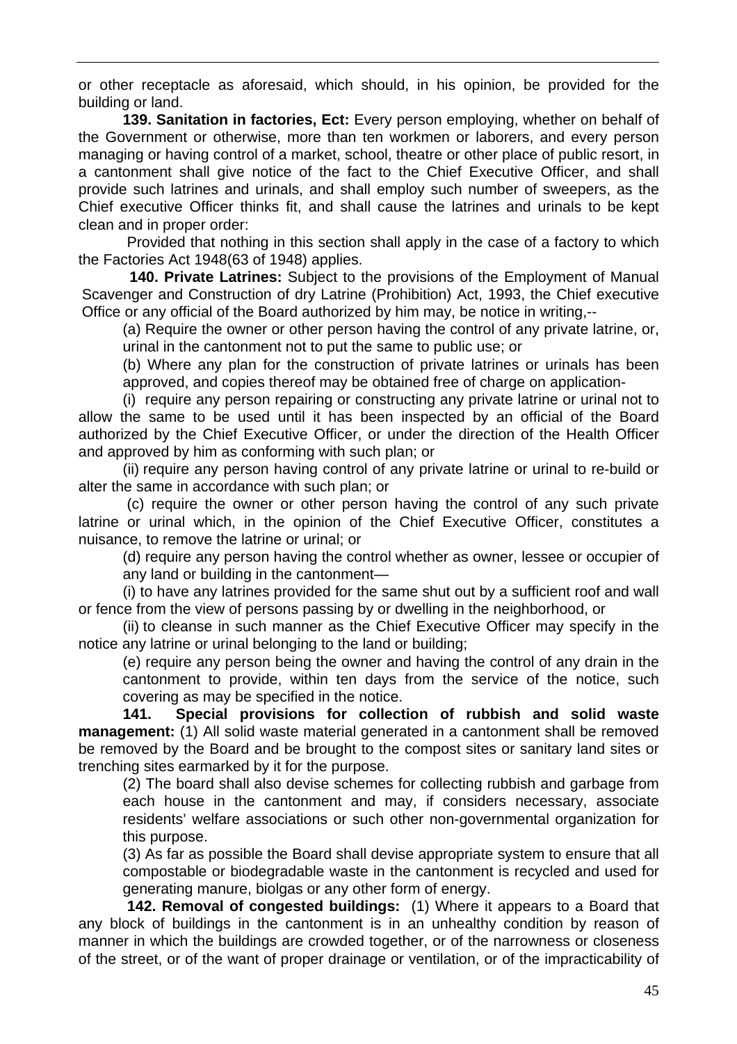or other receptacle as aforesaid, which should, in his opinion, be provided for the building or land.

**139. Sanitation in factories, Ect:** Every person employing, whether on behalf of the Government or otherwise, more than ten workmen or laborers, and every person managing or having control of a market, school, theatre or other place of public resort, in a cantonment shall give notice of the fact to the Chief Executive Officer, and shall provide such latrines and urinals, and shall employ such number of sweepers, as the Chief executive Officer thinks fit, and shall cause the latrines and urinals to be kept clean and in proper order:

Provided that nothing in this section shall apply in the case of a factory to which the Factories Act 1948(63 of 1948) applies.

**140. Private Latrines:** Subject to the provisions of the Employment of Manual Scavenger and Construction of dry Latrine (Prohibition) Act, 1993, the Chief executive Office or any official of the Board authorized by him may, be notice in writing,--

(a) Require the owner or other person having the control of any private latrine, or, urinal in the cantonment not to put the same to public use; or

(b) Where any plan for the construction of private latrines or urinals has been approved, and copies thereof may be obtained free of charge on application-

(i) require any person repairing or constructing any private latrine or urinal not to allow the same to be used until it has been inspected by an official of the Board authorized by the Chief Executive Officer, or under the direction of the Health Officer and approved by him as conforming with such plan; or

(ii) require any person having control of any private latrine or urinal to re-build or alter the same in accordance with such plan; or

(c) require the owner or other person having the control of any such private latrine or urinal which, in the opinion of the Chief Executive Officer, constitutes a nuisance, to remove the latrine or urinal; or

(d) require any person having the control whether as owner, lessee or occupier of any land or building in the cantonment—

(i) to have any latrines provided for the same shut out by a sufficient roof and wall or fence from the view of persons passing by or dwelling in the neighborhood, or

(ii) to cleanse in such manner as the Chief Executive Officer may specify in the notice any latrine or urinal belonging to the land or building;

(e) require any person being the owner and having the control of any drain in the cantonment to provide, within ten days from the service of the notice, such covering as may be specified in the notice.

**141. Special provisions for collection of rubbish and solid waste management:** (1) All solid waste material generated in a cantonment shall be removed be removed by the Board and be brought to the compost sites or sanitary land sites or trenching sites earmarked by it for the purpose.

(2) The board shall also devise schemes for collecting rubbish and garbage from each house in the cantonment and may, if considers necessary, associate residents' welfare associations or such other non-governmental organization for this purpose.

(3) As far as possible the Board shall devise appropriate system to ensure that all compostable or biodegradable waste in the cantonment is recycled and used for generating manure, biolgas or any other form of energy.

**142. Removal of congested buildings:** (1) Where it appears to a Board that any block of buildings in the cantonment is in an unhealthy condition by reason of manner in which the buildings are crowded together, or of the narrowness or closeness of the street, or of the want of proper drainage or ventilation, or of the impracticability of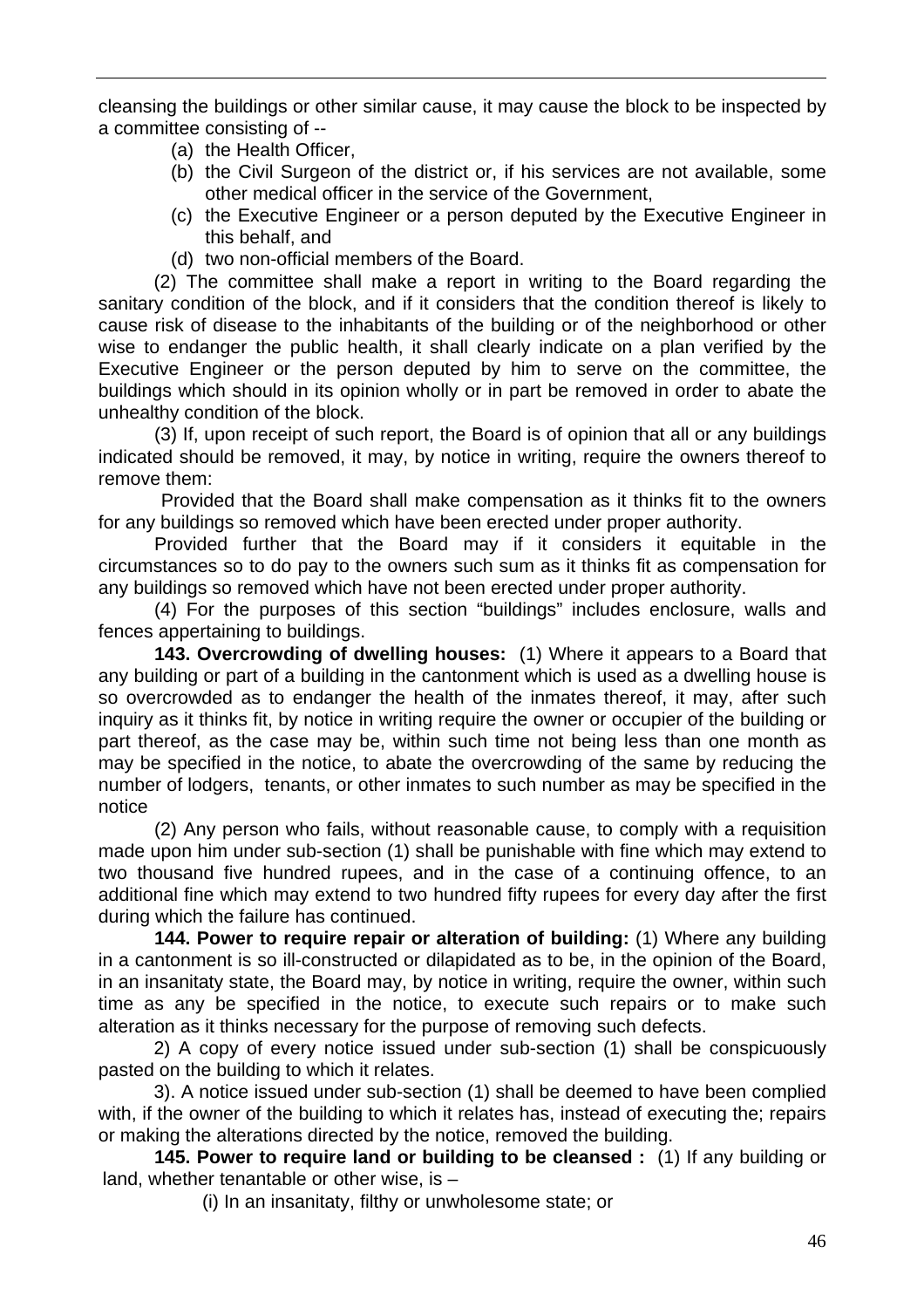cleansing the buildings or other similar cause, it may cause the block to be inspected by a committee consisting of --

(a) the Health Officer,

(b) the Civil Surgeon of the district or, if his services are not available, some other medical officer in the service of the Government,

(c) the Executive Engineer or a person deputed by the Executive Engineer in this behalf, and

(d) two non-official members of the Board.

(2) The committee shall make a report in writing to the Board regarding the sanitary condition of the block, and if it considers that the condition thereof is likely to cause risk of disease to the inhabitants of the building or of the neighborhood or other wise to endanger the public health, it shall clearly indicate on a plan verified by the Executive Engineer or the person deputed by him to serve on the committee, the buildings which should in its opinion wholly or in part be removed in order to abate the unhealthy condition of the block.

(3) If, upon receipt of such report, the Board is of opinion that all or any buildings indicated should be removed, it may, by notice in writing, require the owners thereof to remove them:

Provided that the Board shall make compensation as it thinks fit to the owners for any buildings so removed which have been erected under proper authority.

Provided further that the Board may if it considers it equitable in the circumstances so to do pay to the owners such sum as it thinks fit as compensation for any buildings so removed which have not been erected under proper authority.

(4) For the purposes of this section "buildings" includes enclosure, walls and fences appertaining to buildings.

**143. Overcrowding of dwelling houses:** (1) Where it appears to a Board that any building or part of a building in the cantonment which is used as a dwelling house is so overcrowded as to endanger the health of the inmates thereof, it may, after such inquiry as it thinks fit, by notice in writing require the owner or occupier of the building or part thereof, as the case may be, within such time not being less than one month as may be specified in the notice, to abate the overcrowding of the same by reducing the number of lodgers, tenants, or other inmates to such number as may be specified in the notice

(2) Any person who fails, without reasonable cause, to comply with a requisition made upon him under sub-section (1) shall be punishable with fine which may extend to two thousand five hundred rupees, and in the case of a continuing offence, to an additional fine which may extend to two hundred fifty rupees for every day after the first during which the failure has continued.

**144. Power to require repair or alteration of building:** (1) Where any building in a cantonment is so ill-constructed or dilapidated as to be, in the opinion of the Board, in an insanitaty state, the Board may, by notice in writing, require the owner, within such time as any be specified in the notice, to execute such repairs or to make such alteration as it thinks necessary for the purpose of removing such defects.

2) A copy of every notice issued under sub-section (1) shall be conspicuously pasted on the building to which it relates.

3). A notice issued under sub-section (1) shall be deemed to have been complied with, if the owner of the building to which it relates has, instead of executing the; repairs or making the alterations directed by the notice, removed the building.

**145. Power to require land or building to be cleansed :** (1) If any building or land, whether tenantable or other wise, is –

(i) In an insanitaty, filthy or unwholesome state; or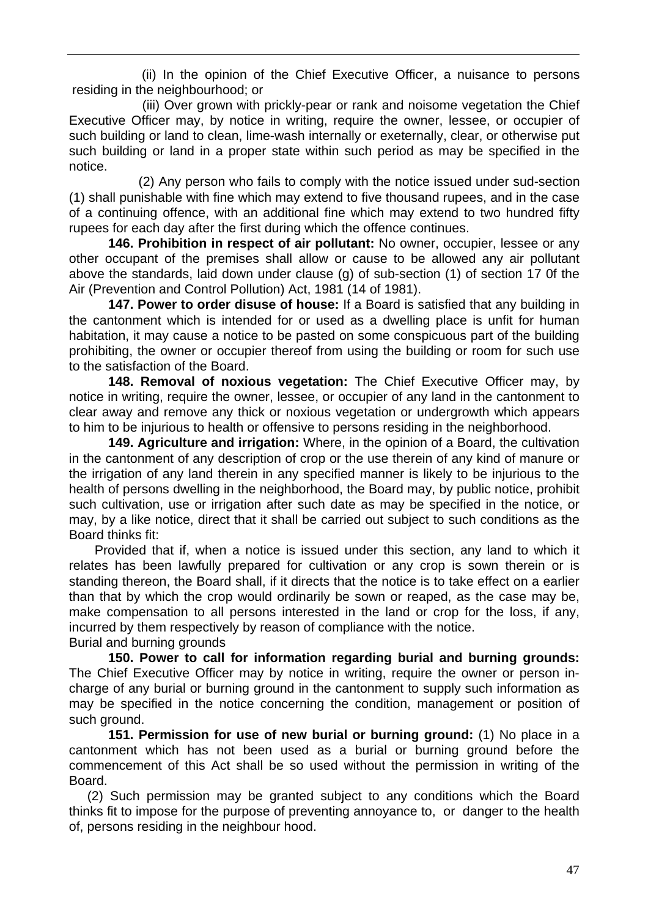(ii) In the opinion of the Chief Executive Officer, a nuisance to persons residing in the neighbourhood; or

(iii) Over grown with prickly-pear or rank and noisome vegetation the Chief Executive Officer may, by notice in writing, require the owner, lessee, or occupier of such building or land to clean, lime-wash internally or exeternally, clear, or otherwise put such building or land in a proper state within such period as may be specified in the notice.

(2) Any person who fails to comply with the notice issued under sud-section (1) shall punishable with fine which may extend to five thousand rupees, and in the case of a continuing offence, with an additional fine which may extend to two hundred fifty rupees for each day after the first during which the offence continues.

**146. Prohibition in respect of air pollutant:** No owner, occupier, lessee or any other occupant of the premises shall allow or cause to be allowed any air pollutant above the standards, laid down under clause (g) of sub-section (1) of section 17 0f the Air (Prevention and Control Pollution) Act, 1981 (14 of 1981).

**147. Power to order disuse of house:** If a Board is satisfied that any building in the cantonment which is intended for or used as a dwelling place is unfit for human habitation, it may cause a notice to be pasted on some conspicuous part of the building prohibiting, the owner or occupier thereof from using the building or room for such use to the satisfaction of the Board.

**148. Removal of noxious vegetation:** The Chief Executive Officer may, by notice in writing, require the owner, lessee, or occupier of any land in the cantonment to clear away and remove any thick or noxious vegetation or undergrowth which appears to him to be injurious to health or offensive to persons residing in the neighborhood.

**149. Agriculture and irrigation:** Where, in the opinion of a Board, the cultivation in the cantonment of any description of crop or the use therein of any kind of manure or the irrigation of any land therein in any specified manner is likely to be injurious to the health of persons dwelling in the neighborhood, the Board may, by public notice, prohibit such cultivation, use or irrigation after such date as may be specified in the notice, or may, by a like notice, direct that it shall be carried out subject to such conditions as the Board thinks fit:

Provided that if, when a notice is issued under this section, any land to which it relates has been lawfully prepared for cultivation or any crop is sown therein or is standing thereon, the Board shall, if it directs that the notice is to take effect on a earlier than that by which the crop would ordinarily be sown or reaped, as the case may be, make compensation to all persons interested in the land or crop for the loss, if any, incurred by them respectively by reason of compliance with the notice.

Burial and burning grounds

**150. Power to call for information regarding burial and burning grounds:** The Chief Executive Officer may by notice in writing, require the owner or person in-charge of any burial or burning ground in the cantonment to supply such information as may be specified in the notice concerning the condition, management or position of such ground.

**151. Permission for use of new burial or burning ground:** (1) No place in a cantonment which has not been used as a burial or burning ground before the commencement of this Act shall be so used without the permission in writing of the Board.

(2) Such permission may be granted subject to any conditions which the Board thinks fit to impose for the purpose of preventing annoyance to, or danger to the health of, persons residing in the neighbour hood.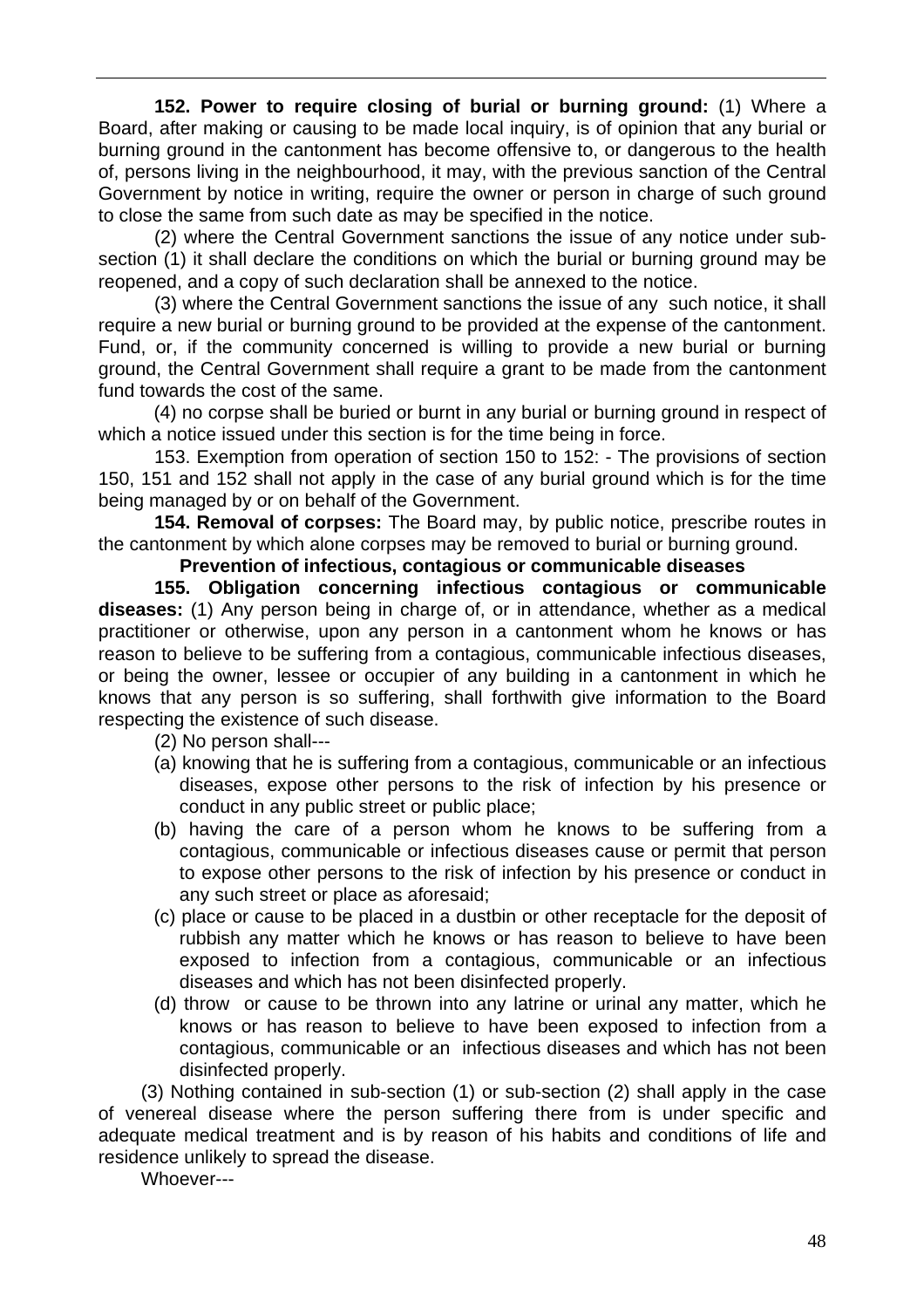**152. Power to require closing of burial or burning ground:** (1) Where a Board, after making or causing to be made local inquiry, is of opinion that any burial or burning ground in the cantonment has become offensive to, or dangerous to the health of, persons living in the neighbourhood, it may, with the previous sanction of the Central Government by notice in writing, require the owner or person in charge of such ground to close the same from such date as may be specified in the notice.

(2) where the Central Government sanctions the issue of any notice under sub-section (1) it shall declare the conditions on which the burial or burning ground may be reopened, and a copy of such declaration shall be annexed to the notice.

(3) where the Central Government sanctions the issue of any such notice, it shall require a new burial or burning ground to be provided at the expense of the cantonment. Fund, or, if the community concerned is willing to provide a new burial or burning ground, the Central Government shall require a grant to be made from the cantonment fund towards the cost of the same.

(4) no corpse shall be buried or burnt in any burial or burning ground in respect of which a notice issued under this section is for the time being in force.

153. Exemption from operation of section 150 to 152: - The provisions of section 150, 151 and 152 shall not apply in the case of any burial ground which is for the time being managed by or on behalf of the Government.

**154. Removal of corpses:** The Board may, by public notice, prescribe routes in the cantonment by which alone corpses may be removed to burial or burning ground.

**Prevention of infectious, contagious or communicable diseases**

**155. Obligation concerning infectious contagious or communicable diseases:** (1) Any person being in charge of, or in attendance, whether as a medical practitioner or otherwise, upon any person in a cantonment whom he knows or has reason to believe to be suffering from a contagious, communicable infectious diseases, or being the owner, lessee or occupier of any building in a cantonment in which he knows that any person is so suffering, shall forthwith give information to the Board respecting the existence of such disease.

(2) No person shall---

(a) knowing that he is suffering from a contagious, communicable or an infectious diseases, expose other persons to the risk of infection by his presence or conduct in any public street or public place;

(b) having the care of a person whom he knows to be suffering from a contagious, communicable or infectious diseases cause or permit that person to expose other persons to the risk of infection by his presence or conduct in any such street or place as aforesaid;

(c) place or cause to be placed in a dustbin or other receptacle for the deposit of rubbish any matter which he knows or has reason to believe to have been exposed to infection from a contagious, communicable or an infectious diseases and which has not been disinfected properly.

(d) throw or cause to be thrown into any latrine or urinal any matter, which he knows or has reason to believe to have been exposed to infection from a contagious, communicable or an infectious diseases and which has not been disinfected properly.

(3) Nothing contained in sub-section (1) or sub-section (2) shall apply in the case of venereal disease where the person suffering there from is under specific and adequate medical treatment and is by reason of his habits and conditions of life and residence unlikely to spread the disease.

Whoever---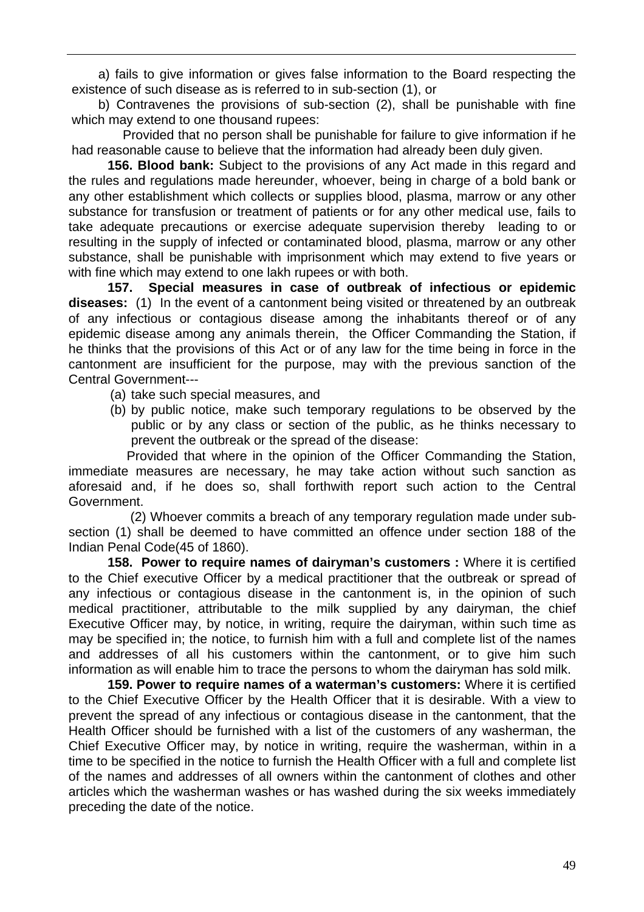a) fails to give information or gives false information to the Board respecting the existence of such disease as is referred to in sub-section (1), or

b) Contravenes the provisions of sub-section (2), shall be punishable with fine which may extend to one thousand rupees:

Provided that no person shall be punishable for failure to give information if he had reasonable cause to believe that the information had already been duly given.

**156. Blood bank:** Subject to the provisions of any Act made in this regard and the rules and regulations made hereunder, whoever, being in charge of a bold bank or any other establishment which collects or supplies blood, plasma, marrow or any other substance for transfusion or treatment of patients or for any other medical use, fails to take adequate precautions or exercise adequate supervision thereby leading to or resulting in the supply of infected or contaminated blood, plasma, marrow or any other substance, shall be punishable with imprisonment which may extend to five years or with fine which may extend to one lakh rupees or with both.

**157. Special measures in case of outbreak of infectious or epidemic diseases:** (1) In the event of a cantonment being visited or threatened by an outbreak of any infectious or contagious disease among the inhabitants thereof or of any epidemic disease among any animals therein, the Officer Commanding the Station, if he thinks that the provisions of this Act or of any law for the time being in force in the cantonment are insufficient for the purpose, may with the previous sanction of the Central Government---

(a) take such special measures, and

(b) by public notice, make such temporary regulations to be observed by the public or by any class or section of the public, as he thinks necessary to prevent the outbreak or the spread of the disease:

Provided that where in the opinion of the Officer Commanding the Station, immediate measures are necessary, he may take action without such sanction as aforesaid and, if he does so, shall forthwith report such action to the Central Government.

(2) Whoever commits a breach of any temporary regulation made under sub-section (1) shall be deemed to have committed an offence under section 188 of the Indian Penal Code(45 of 1860).

**158. Power to require names of dairyman's customers :** Where it is certified to the Chief executive Officer by a medical practitioner that the outbreak or spread of any infectious or contagious disease in the cantonment is, in the opinion of such medical practitioner, attributable to the milk supplied by any dairyman, the chief Executive Officer may, by notice, in writing, require the dairyman, within such time as may be specified in; the notice, to furnish him with a full and complete list of the names and addresses of all his customers within the cantonment, or to give him such information as will enable him to trace the persons to whom the dairyman has sold milk.

**159. Power to require names of a waterman's customers:** Where it is certified to the Chief Executive Officer by the Health Officer that it is desirable. With a view to prevent the spread of any infectious or contagious disease in the cantonment, that the Health Officer should be furnished with a list of the customers of any washerman, the Chief Executive Officer may, by notice in writing, require the washerman, within in a time to be specified in the notice to furnish the Health Officer with a full and complete list of the names and addresses of all owners within the cantonment of clothes and other articles which the washerman washes or has washed during the six weeks immediately preceding the date of the notice.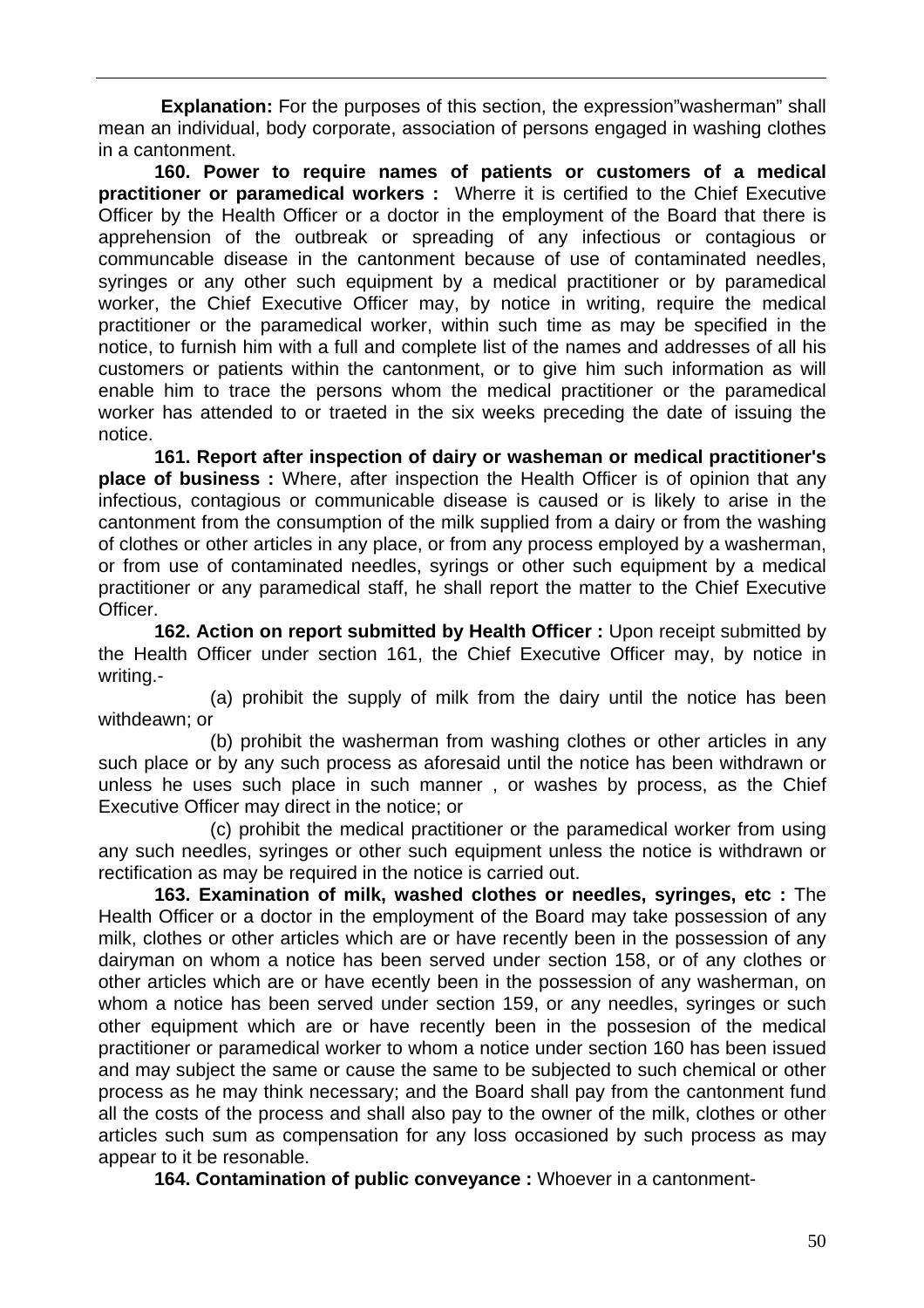**Explanation:** For the purposes of this section, the expression"washerman" shall mean an individual, body corporate, association of persons engaged in washing clothes in a cantonment.

**160. Power to require names of patients or customers of a medical practitioner or paramedical workers :** Wherre it is certified to the Chief Executive Officer by the Health Officer or a doctor in the employment of the Board that there is apprehension of the outbreak or spreading of any infectious or contagious or communcable disease in the cantonment because of use of contaminated needles, syringes or any other such equipment by a medical practitioner or by paramedical worker, the Chief Executive Officer may, by notice in writing, require the medical practitioner or the paramedical worker, within such time as may be specified in the notice, to furnish him with a full and complete list of the names and addresses of all his customers or patients within the cantonment, or to give him such information as will enable him to trace the persons whom the medical practitioner or the paramedical worker has attended to or traeted in the six weeks preceding the date of issuing the notice.

**161. Report after inspection of dairy or washeman or medical practitioner's place of business :** Where, after inspection the Health Officer is of opinion that any infectious, contagious or communicable disease is caused or is likely to arise in the cantonment from the consumption of the milk supplied from a dairy or from the washing of clothes or other articles in any place, or from any process employed by a washerman, or from use of contaminated needles, syrings or other such equipment by a medical practitioner or any paramedical staff, he shall report the matter to the Chief Executive Officer.

**162. Action on report submitted by Health Officer :** Upon receipt submitted by the Health Officer under section 161, the Chief Executive Officer may, by notice in writing.-

(a) prohibit the supply of milk from the dairy until the notice has been withdeawn; or

(b) prohibit the washerman from washing clothes or other articles in any such place or by any such process as aforesaid until the notice has been withdrawn or unless he uses such place in such manner , or washes by process, as the Chief Executive Officer may direct in the notice; or

(c) prohibit the medical practitioner or the paramedical worker from using any such needles, syringes or other such equipment unless the notice is withdrawn or rectification as may be required in the notice is carried out.

**163. Examination of milk, washed clothes or needles, syringes, etc :** The Health Officer or a doctor in the employment of the Board may take possession of any milk, clothes or other articles which are or have recently been in the possession of any dairyman on whom a notice has been served under section 158, or of any clothes or other articles which are or have ecently been in the possession of any washerman, on whom a notice has been served under section 159, or any needles, syringes or such other equipment which are or have recently been in the possesion of the medical practitioner or paramedical worker to whom a notice under section 160 has been issued and may subject the same or cause the same to be subjected to such chemical or other process as he may think necessary; and the Board shall pay from the cantonment fund all the costs of the process and shall also pay to the owner of the milk, clothes or other articles such sum as compensation for any loss occasioned by such process as may appear to it be resonable.

**164. Contamination of public conveyance :** Whoever in a cantonment-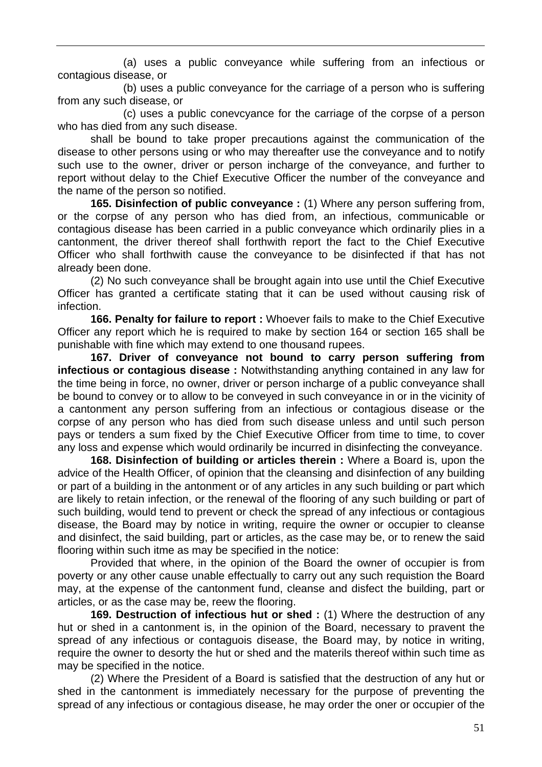(a) uses a public conveyance while suffering from an infectious or contagious disease, or

(b) uses a public conveyance for the carriage of a person who is suffering from any such disease, or

(c) uses a public conevcyance for the carriage of the corpse of a person who has died from any such disease.

shall be bound to take proper precautions against the communication of the disease to other persons using or who may thereafter use the conveyance and to notify such use to the owner, driver or person incharge of the conveyance, and further to report without delay to the Chief Executive Officer the number of the conveyance and the name of the person so notified.

**165. Disinfection of public conveyance :** (1) Where any person suffering from, or the corpse of any person who has died from, an infectious, communicable or contagious disease has been carried in a public conveyance which ordinarily plies in a cantonment, the driver thereof shall forthwith report the fact to the Chief Executive Officer who shall forthwith cause the conveyance to be disinfected if that has not already been done.

(2) No such conveyance shall be brought again into use until the Chief Executive Officer has granted a certificate stating that it can be used without causing risk of infection.

**166. Penalty for failure to report :** Whoever fails to make to the Chief Executive Officer any report which he is required to make by section 164 or section 165 shall be punishable with fine which may extend to one thousand rupees.

**167. Driver of conveyance not bound to carry person suffering from infectious or contagious disease :** Notwithstanding anything contained in any law for the time being in force, no owner, driver or person incharge of a public conveyance shall be bound to convey or to allow to be conveyed in such conveyance in or in the vicinity of a cantonment any person suffering from an infectious or contagious disease or the corpse of any person who has died from such disease unless and until such person pays or tenders a sum fixed by the Chief Executive Officer from time to time, to cover any loss and expense which would ordinarily be incurred in disinfecting the conveyance.

**168. Disinfection of building or articles therein :** Where a Board is, upon the advice of the Health Officer, of opinion that the cleansing and disinfection of any building or part of a building in the antonment or of any articles in any such building or part which are likely to retain infection, or the renewal of the flooring of any such building or part of such building, would tend to prevent or check the spread of any infectious or contagious disease, the Board may by notice in writing, require the owner or occupier to cleanse and disinfect, the said building, part or articles, as the case may be, or to renew the said flooring within such itme as may be specified in the notice:

Provided that where, in the opinion of the Board the owner of occupier is from poverty or any other cause unable effectually to carry out any such requistion the Board may, at the expense of the cantonment fund, cleanse and disfect the building, part or articles, or as the case may be, reew the flooring.

**169. Destruction of infectious hut or shed :** (1) Where the destruction of any hut or shed in a cantonment is, in the opinion of the Board, necessary to pravent the spread of any infectious or contaguois disease, the Board may, by notice in writing, require the owner to desorty the hut or shed and the materils thereof within such time as may be specified in the notice.

(2) Where the President of a Board is satisfied that the destruction of any hut or shed in the cantonment is immediately necessary for the purpose of preventing the spread of any infectious or contagious disease, he may order the oner or occupier of the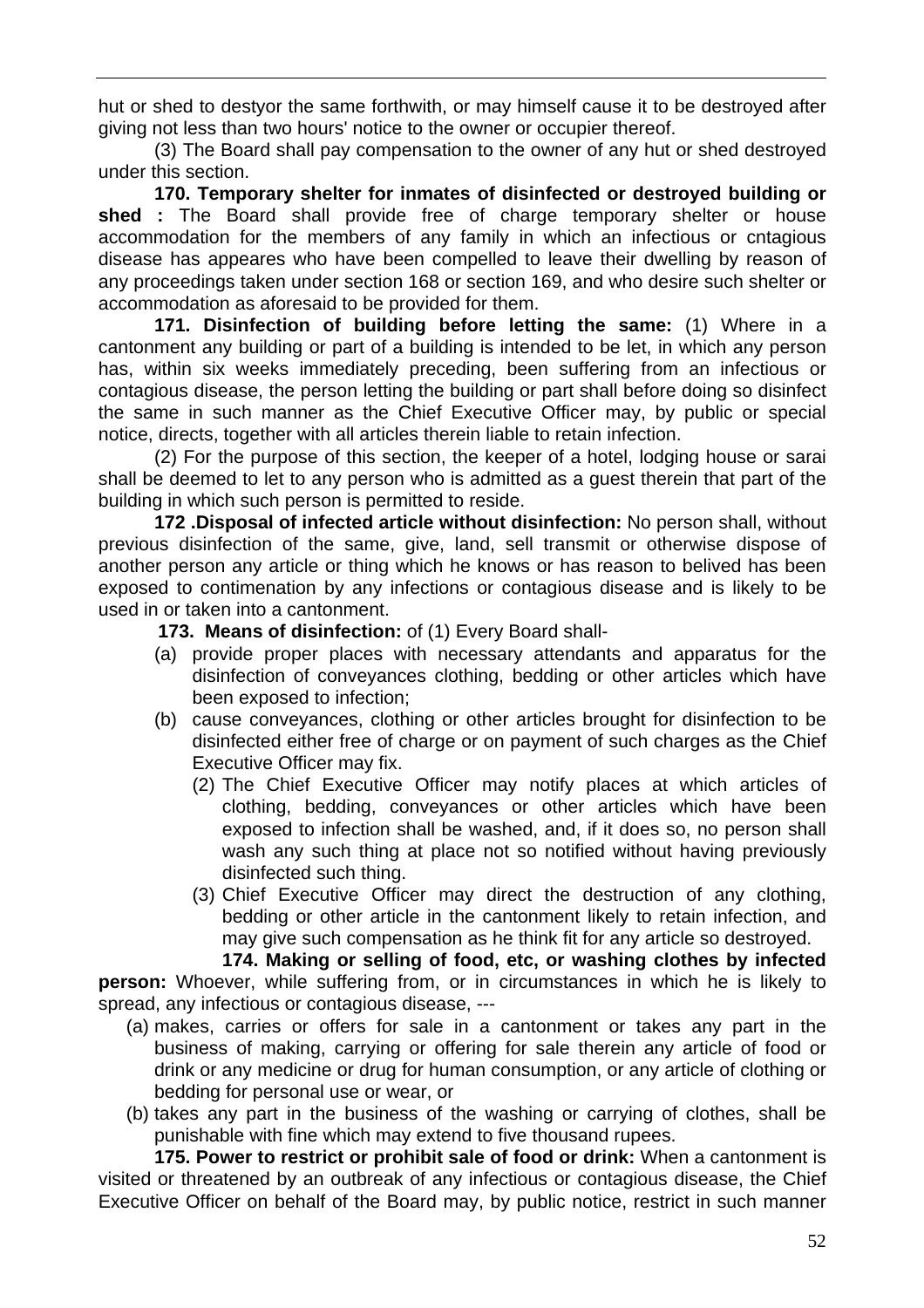hut or shed to destyor the same forthwith, or may himself cause it to be destroyed after giving not less than two hours' notice to the owner or occupier thereof.

(3) The Board shall pay compensation to the owner of any hut or shed destroyed under this section.

**170. Temporary shelter for inmates of disinfected or destroyed building or shed :** The Board shall provide free of charge temporary shelter or house accommodation for the members of any family in which an infectious or cntagious disease has appeares who have been compelled to leave their dwelling by reason of any proceedings taken under section 168 or section 169, and who desire such shelter or accommodation as aforesaid to be provided for them.

**171. Disinfection of building before letting the same:** (1) Where in a cantonment any building or part of a building is intended to be let, in which any person has, within six weeks immediately preceding, been suffering from an infectious or contagious disease, the person letting the building or part shall before doing so disinfect the same in such manner as the Chief Executive Officer may, by public or special notice, directs, together with all articles therein liable to retain infection.

(2) For the purpose of this section, the keeper of a hotel, lodging house or sarai shall be deemed to let to any person who is admitted as a guest therein that part of the building in which such person is permitted to reside.

**172 .Disposal of infected article without disinfection:** No person shall, without previous disinfection of the same, give, land, sell transmit or otherwise dispose of another person any article or thing which he knows or has reason to belived has been exposed to contimenation by any infections or contagious disease and is likely to be used in or taken into a cantonment.

**173. Means of disinfection:** of (1) Every Board shall-

(a) provide proper places with necessary attendants and apparatus for the disinfection of conveyances clothing, bedding or other articles which have been exposed to infection;

(b) cause conveyances, clothing or other articles brought for disinfection to be disinfected either free of charge or on payment of such charges as the Chief Executive Officer may fix.

(2) The Chief Executive Officer may notify places at which articles of clothing, bedding, conveyances or other articles which have been exposed to infection shall be washed, and, if it does so, no person shall wash any such thing at place not so notified without having previously disinfected such thing.

(3) Chief Executive Officer may direct the destruction of any clothing, bedding or other article in the cantonment likely to retain infection, and may give such compensation as he think fit for any article so destroyed.

**174. Making or selling of food, etc, or washing clothes by infected person:** Whoever, while suffering from, or in circumstances in which he is likely to spread, any infectious or contagious disease, ---

(a) makes, carries or offers for sale in a cantonment or takes any part in the business of making, carrying or offering for sale therein any article of food or drink or any medicine or drug for human consumption, or any article of clothing or bedding for personal use or wear, or

(b) takes any part in the business of the washing or carrying of clothes, shall be punishable with fine which may extend to five thousand rupees.

**175. Power to restrict or prohibit sale of food or drink:** When a cantonment is visited or threatened by an outbreak of any infectious or contagious disease, the Chief Executive Officer on behalf of the Board may, by public notice, restrict in such manner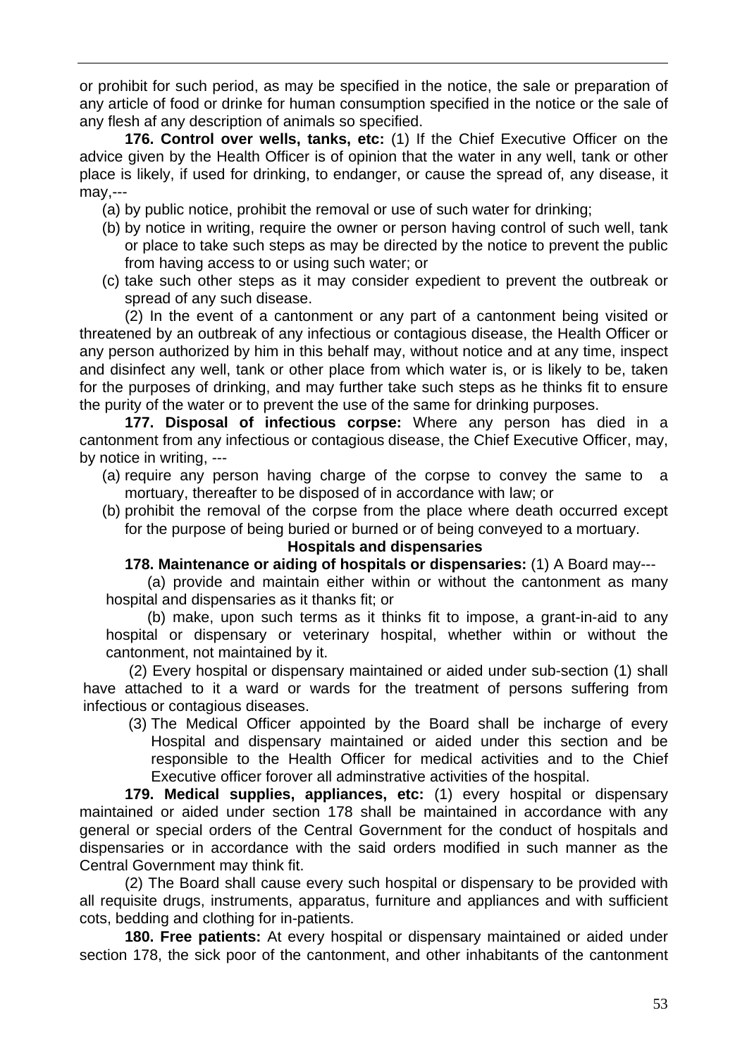or prohibit for such period, as may be specified in the notice, the sale or preparation of any article of food or drinke for human consumption specified in the notice or the sale of any flesh af any description of animals so specified.

**176. Control over wells, tanks, etc:** (1) If the Chief Executive Officer on the advice given by the Health Officer is of opinion that the water in any well, tank or other place is likely, if used for drinking, to endanger, or cause the spread of, any disease, it may,---

(a) by public notice, prohibit the removal or use of such water for drinking;

(b) by notice in writing, require the owner or person having control of such well, tank or place to take such steps as may be directed by the notice to prevent the public from having access to or using such water; or

(c) take such other steps as it may consider expedient to prevent the outbreak or spread of any such disease.

(2) In the event of a cantonment or any part of a cantonment being visited or threatened by an outbreak of any infectious or contagious disease, the Health Officer or any person authorized by him in this behalf may, without notice and at any time, inspect and disinfect any well, tank or other place from which water is, or is likely to be, taken for the purposes of drinking, and may further take such steps as he thinks fit to ensure the purity of the water or to prevent the use of the same for drinking purposes.

**177. Disposal of infectious corpse:** Where any person has died in a cantonment from any infectious or contagious disease, the Chief Executive Officer, may, by notice in writing, ---

(a) require any person having charge of the corpse to convey the same to a mortuary, thereafter to be disposed of in accordance with law; or

(b) prohibit the removal of the corpse from the place where death occurred except for the purpose of being buried or burned or of being conveyed to a mortuary.

**Hospitals and dispensaries**

**178. Maintenance or aiding of hospitals or dispensaries:** (1) A Board may---

(a) provide and maintain either within or without the cantonment as many hospital and dispensaries as it thanks fit; or

(b) make, upon such terms as it thinks fit to impose, a grant-in-aid to any hospital or dispensary or veterinary hospital, whether within or without the cantonment, not maintained by it.

(2) Every hospital or dispensary maintained or aided under sub-section (1) shall have attached to it a ward or wards for the treatment of persons suffering from infectious or contagious diseases.

(3) The Medical Officer appointed by the Board shall be incharge of every Hospital and dispensary maintained or aided under this section and be responsible to the Health Officer for medical activities and to the Chief Executive officer forover all adminstrative activities of the hospital.

**179. Medical supplies, appliances, etc:** (1) every hospital or dispensary maintained or aided under section 178 shall be maintained in accordance with any general or special orders of the Central Government for the conduct of hospitals and dispensaries or in accordance with the said orders modified in such manner as the Central Government may think fit.

(2) The Board shall cause every such hospital or dispensary to be provided with all requisite drugs, instruments, apparatus, furniture and appliances and with sufficient cots, bedding and clothing for in-patients.

**180. Free patients:** At every hospital or dispensary maintained or aided under section 178, the sick poor of the cantonment, and other inhabitants of the cantonment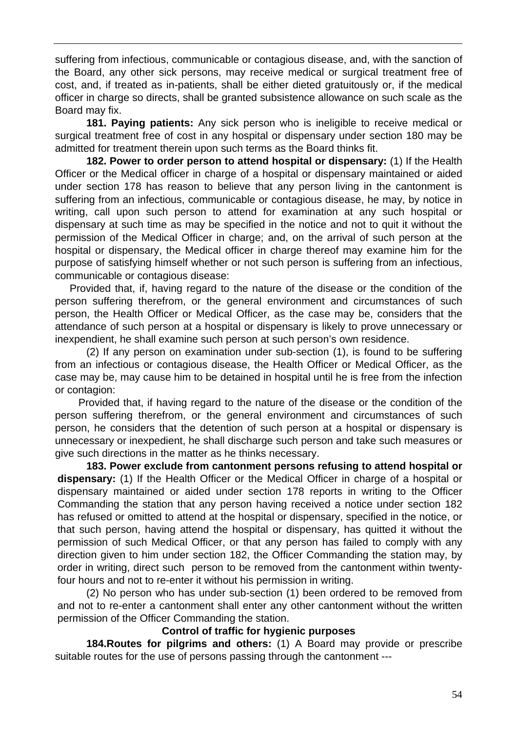suffering from infectious, communicable or contagious disease, and, with the sanction of the Board, any other sick persons, may receive medical or surgical treatment free of cost, and, if treated as in-patients, shall be either dieted gratuitously or, if the medical officer in charge so directs, shall be granted subsistence allowance on such scale as the Board may fix.

**181. Paying patients:** Any sick person who is ineligible to receive medical or surgical treatment free of cost in any hospital or dispensary under section 180 may be admitted for treatment therein upon such terms as the Board thinks fit.

**182. Power to order person to attend hospital or dispensary:** (1) If the Health Officer or the Medical officer in charge of a hospital or dispensary maintained or aided under section 178 has reason to believe that any person living in the cantonment is suffering from an infectious, communicable or contagious disease, he may, by notice in writing, call upon such person to attend for examination at any such hospital or dispensary at such time as may be specified in the notice and not to quit it without the permission of the Medical Officer in charge; and, on the arrival of such person at the hospital or dispensary, the Medical officer in charge thereof may examine him for the purpose of satisfying himself whether or not such person is suffering from an infectious, communicable or contagious disease:

Provided that, if, having regard to the nature of the disease or the condition of the person suffering therefrom, or the general environment and circumstances of such person, the Health Officer or Medical Officer, as the case may be, considers that the attendance of such person at a hospital or dispensary is likely to prove unnecessary or inexpendient, he shall examine such person at such person's own residence.

(2) If any person on examination under sub-section (1), is found to be suffering from an infectious or contagious disease, the Health Officer or Medical Officer, as the case may be, may cause him to be detained in hospital until he is free from the infection or contagion:

Provided that, if having regard to the nature of the disease or the condition of the person suffering therefrom, or the general environment and circumstances of such person, he considers that the detention of such person at a hospital or dispensary is unnecessary or inexpedient, he shall discharge such person and take such measures or give such directions in the matter as he thinks necessary.

**183. Power exclude from cantonment persons refusing to attend hospital or dispensary:** (1) If the Health Officer or the Medical Officer in charge of a hospital or dispensary maintained or aided under section 178 reports in writing to the Officer Commanding the station that any person having received a notice under section 182 has refused or omitted to attend at the hospital or dispensary, specified in the notice, or that such person, having attend the hospital or dispensary, has quitted it without the permission of such Medical Officer, or that any person has failed to comply with any direction given to him under section 182, the Officer Commanding the station may, by order in writing, direct such person to be removed from the cantonment within twenty-four hours and not to re-enter it without his permission in writing.

(2) No person who has under sub-section (1) been ordered to be removed from and not to re-enter a cantonment shall enter any other cantonment without the written permission of the Officer Commanding the station.

**Control of traffic for hygienic purposes**

**184.Routes for pilgrims and others:** (1) A Board may provide or prescribe suitable routes for the use of persons passing through the cantonment ---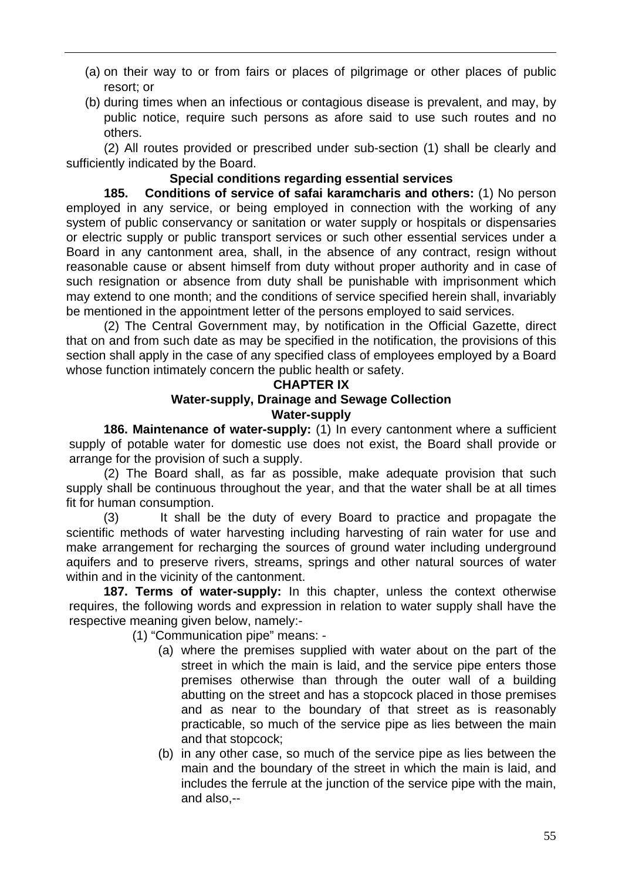(a) on their way to or from fairs or places of pilgrimage or other places of public resort; or

(b) during times when an infectious or contagious disease is prevalent, and may, by public notice, require such persons as afore said to use such routes and no others.

(2) All routes provided or prescribed under sub-section (1) shall be clearly and sufficiently indicated by the Board.

**Special conditions regarding essential services**

**185. Conditions of service of safai karamcharis and others:** (1) No person employed in any service, or being employed in connection with the working of any system of public conservancy or sanitation or water supply or hospitals or dispensaries or electric supply or public transport services or such other essential services under a Board in any cantonment area, shall, in the absence of any contract, resign without reasonable cause or absent himself from duty without proper authority and in case of such resignation or absence from duty shall be punishable with imprisonment which may extend to one month; and the conditions of service specified herein shall, invariably be mentioned in the appointment letter of the persons employed to said services.

(2) The Central Government may, by notification in the Official Gazette, direct that on and from such date as may be specified in the notification, the provisions of this section shall apply in the case of any specified class of employees employed by a Board whose function intimately concern the public health or safety.

## CHAPTER IX

### Water-supply, Drainage and Sewage Collection

### Water-supply

**186. Maintenance of water-supply:** (1) In every cantonment where a sufficient supply of potable water for domestic use does not exist, the Board shall provide or arrange for the provision of such a supply.

(2) The Board shall, as far as possible, make adequate provision that such supply shall be continuous throughout the year, and that the water shall be at all times fit for human consumption.

(3) It shall be the duty of every Board to practice and propagate the scientific methods of water harvesting including harvesting of rain water for use and make arrangement for recharging the sources of ground water including underground aquifers and to preserve rivers, streams, springs and other natural sources of water within and in the vicinity of the cantonment.

**187. Terms of water-supply:** In this chapter, unless the context otherwise requires, the following words and expression in relation to water supply shall have the respective meaning given below, namely:-

(1) "Communication pipe" means: -

(a) where the premises supplied with water about on the part of the street in which the main is laid, and the service pipe enters those premises otherwise than through the outer wall of a building abutting on the street and has a stopcock placed in those premises and as near to the boundary of that street as is reasonably practicable, so much of the service pipe as lies between the main and that stopcock;

(b) in any other case, so much of the service pipe as lies between the main and the boundary of the street in which the main is laid, and includes the ferrule at the junction of the service pipe with the main, and also,--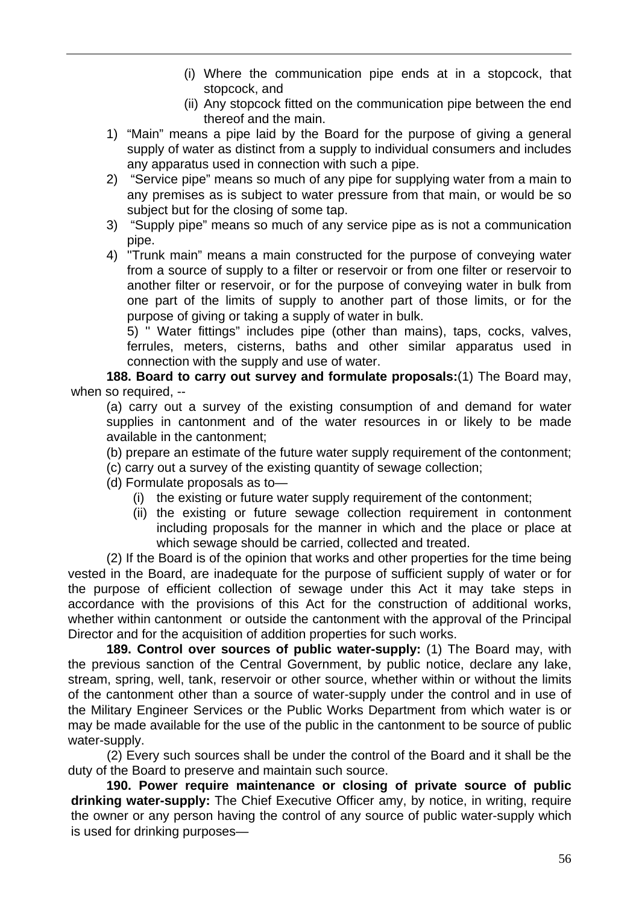(i) Where the communication pipe ends at in a stopcock, that stopcock, and

(ii) Any stopcock fitted on the communication pipe between the end thereof and the main.

1) "Main" means a pipe laid by the Board for the purpose of giving a general supply of water as distinct from a supply to individual consumers and includes any apparatus used in connection with such a pipe.

2) "Service pipe" means so much of any pipe for supplying water from a main to any premises as is subject to water pressure from that main, or would be so subject but for the closing of some tap.

3) "Supply pipe" means so much of any service pipe as is not a communication pipe.

4) "Trunk main" means a main constructed for the purpose of conveying water from a source of supply to a filter or reservoir or from one filter or reservoir to another filter or reservoir, or for the purpose of conveying water in bulk from one part of the limits of supply to another part of those limits, or for the purpose of giving or taking a supply of water in bulk.

5) " Water fittings" includes pipe (other than mains), taps, cocks, valves, ferrules, meters, cisterns, baths and other similar apparatus used in connection with the supply and use of water.

**188. Board to carry out survey and formulate proposals:**(1) The Board may, when so required, --

(a) carry out a survey of the existing consumption of and demand for water supplies in cantonment and of the water resources in or likely to be made available in the cantonment;

(b) prepare an estimate of the future water supply requirement of the contonment;

(c) carry out a survey of the existing quantity of sewage collection;

(d) Formulate proposals as to—

(i) the existing or future water supply requirement of the contonment;

(ii) the existing or future sewage collection requirement in contonment including proposals for the manner in which and the place or place at which sewage should be carried, collected and treated.

(2) If the Board is of the opinion that works and other properties for the time being vested in the Board, are inadequate for the purpose of sufficient supply of water or for the purpose of efficient collection of sewage under this Act it may take steps in accordance with the provisions of this Act for the construction of additional works, whether within cantonment or outside the cantonment with the approval of the Principal Director and for the acquisition of addition properties for such works.

**189. Control over sources of public water-supply:** (1) The Board may, with the previous sanction of the Central Government, by public notice, declare any lake, stream, spring, well, tank, reservoir or other source, whether within or without the limits of the cantonment other than a source of water-supply under the control and in use of the Military Engineer Services or the Public Works Department from which water is or may be made available for the use of the public in the cantonment to be source of public water-supply.

(2) Every such sources shall be under the control of the Board and it shall be the duty of the Board to preserve and maintain such source.

**190. Power require maintenance or closing of private source of public drinking water-supply:** The Chief Executive Officer amy, by notice, in writing, require the owner or any person having the control of any source of public water-supply which is used for drinking purposes—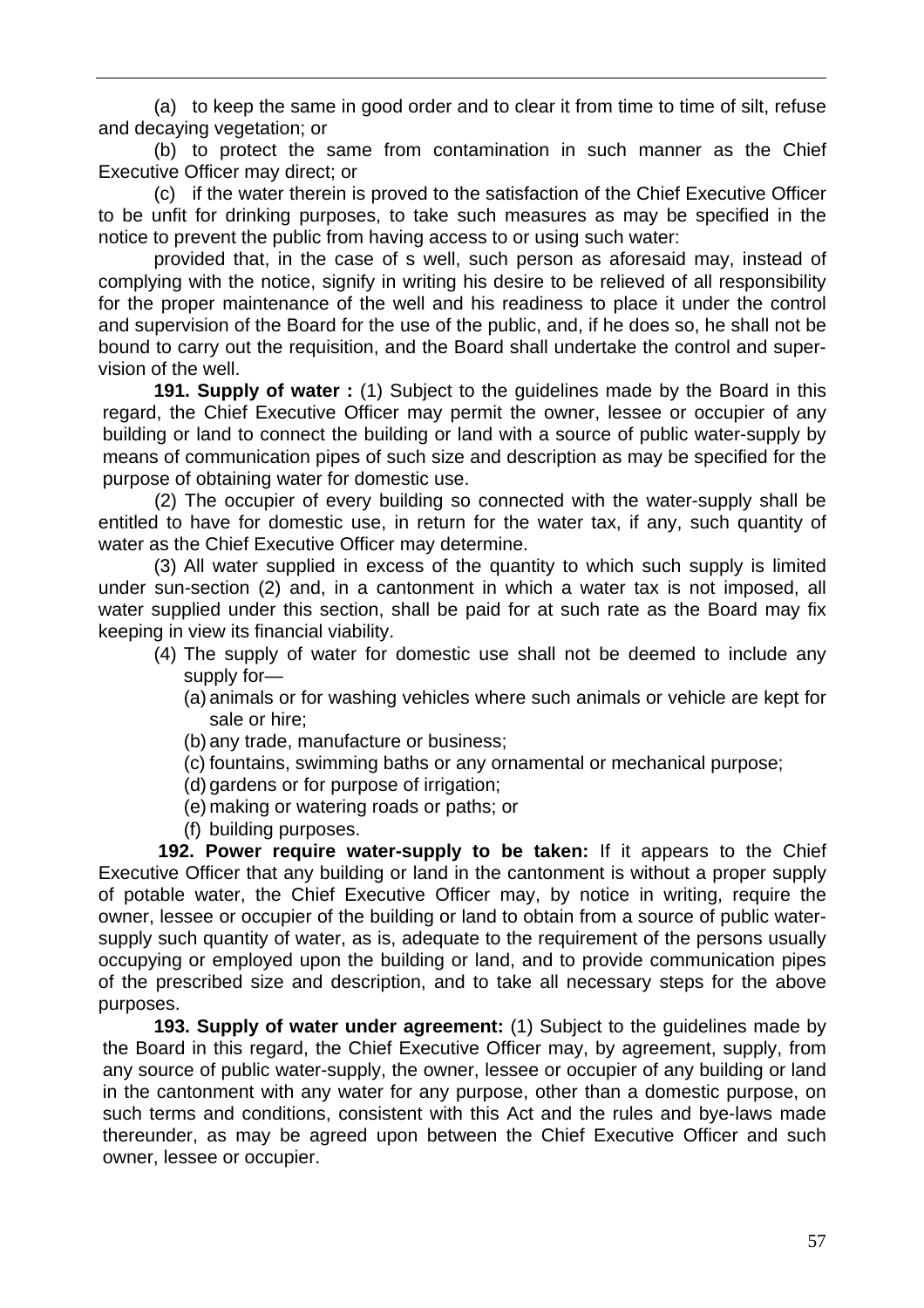(a) to keep the same in good order and to clear it from time to time of silt, refuse and decaying vegetation; or

(b) to protect the same from contamination in such manner as the Chief Executive Officer may direct; or

(c) if the water therein is proved to the satisfaction of the Chief Executive Officer to be unfit for drinking purposes, to take such measures as may be specified in the notice to prevent the public from having access to or using such water:

provided that, in the case of s well, such person as aforesaid may, instead of complying with the notice, signify in writing his desire to be relieved of all responsibility for the proper maintenance of the well and his readiness to place it under the control and supervision of the Board for the use of the public, and, if he does so, he shall not be bound to carry out the requisition, and the Board shall undertake the control and supervision of the well.

**191. Supply of water :** (1) Subject to the guidelines made by the Board in this regard, the Chief Executive Officer may permit the owner, lessee or occupier of any building or land to connect the building or land with a source of public water-supply by means of communication pipes of such size and description as may be specified for the purpose of obtaining water for domestic use.

(2) The occupier of every building so connected with the water-supply shall be entitled to have for domestic use, in return for the water tax, if any, such quantity of water as the Chief Executive Officer may determine.

(3) All water supplied in excess of the quantity to which such supply is limited under sun-section (2) and, in a cantonment in which a water tax is not imposed, all water supplied under this section, shall be paid for at such rate as the Board may fix keeping in view its financial viability.

(4) The supply of water for domestic use shall not be deemed to include any supply for—

(a) animals or for washing vehicles where such animals or vehicle are kept for sale or hire;

(b) any trade, manufacture or business;

(c) fountains, swimming baths or any ornamental or mechanical purpose;

(d) gardens or for purpose of irrigation;

(e) making or watering roads or paths; or

(f) building purposes.

**192. Power require water-supply to be taken:** If it appears to the Chief Executive Officer that any building or land in the cantonment is without a proper supply of potable water, the Chief Executive Officer may, by notice in writing, require the owner, lessee or occupier of the building or land to obtain from a source of public water-supply such quantity of water, as is, adequate to the requirement of the persons usually occupying or employed upon the building or land, and to provide communication pipes of the prescribed size and description, and to take all necessary steps for the above purposes.

**193. Supply of water under agreement:** (1) Subject to the guidelines made by the Board in this regard, the Chief Executive Officer may, by agreement, supply, from any source of public water-supply, the owner, lessee or occupier of any building or land in the cantonment with any water for any purpose, other than a domestic purpose, on such terms and conditions, consistent with this Act and the rules and bye-laws made thereunder, as may be agreed upon between the Chief Executive Officer and such owner, lessee or occupier.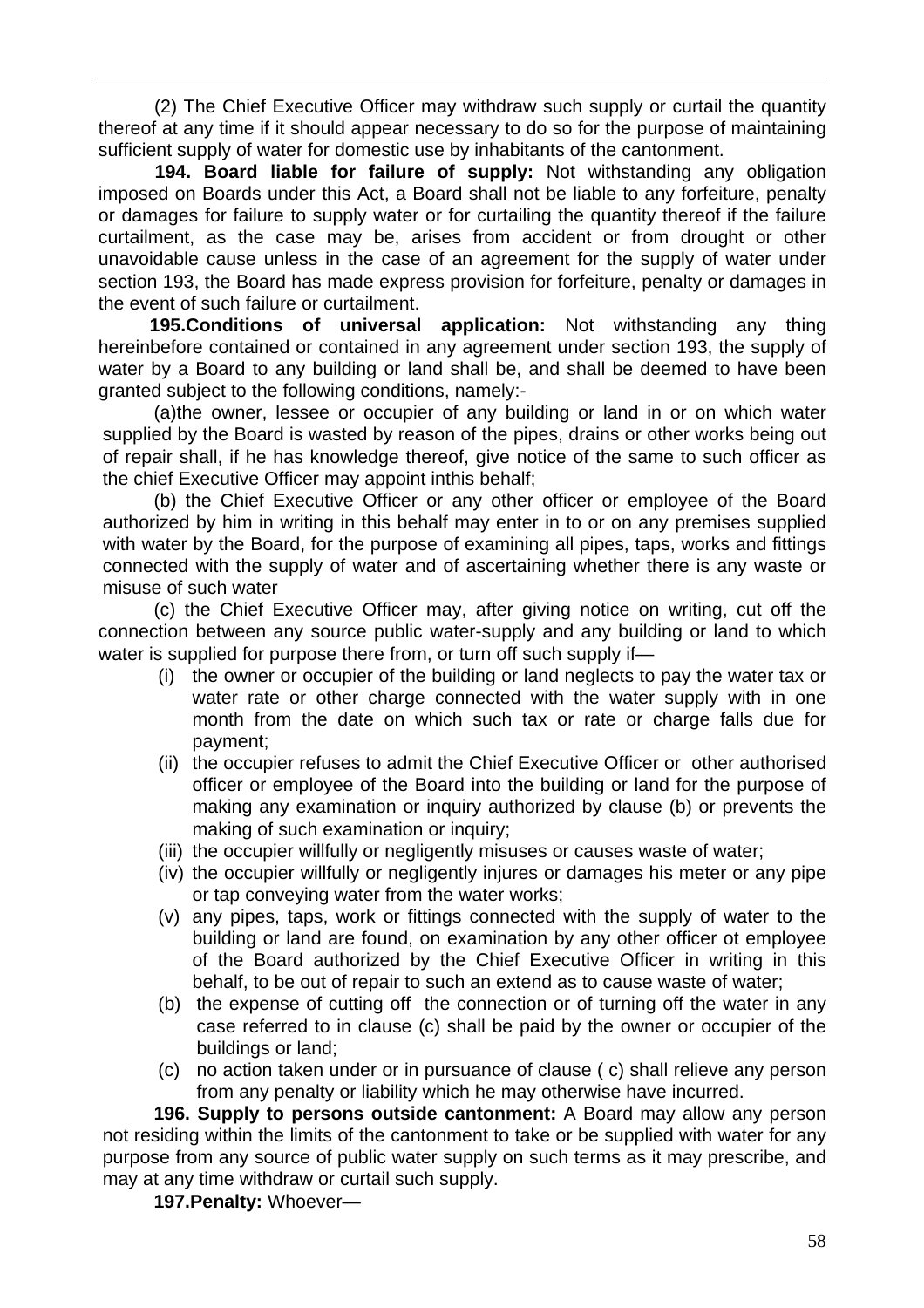(2) The Chief Executive Officer may withdraw such supply or curtail the quantity thereof at any time if it should appear necessary to do so for the purpose of maintaining sufficient supply of water for domestic use by inhabitants of the cantonment.

**194. Board liable for failure of supply:** Not withstanding any obligation imposed on Boards under this Act, a Board shall not be liable to any forfeiture, penalty or damages for failure to supply water or for curtailing the quantity thereof if the failure curtailment, as the case may be, arises from accident or from drought or other unavoidable cause unless in the case of an agreement for the supply of water under section 193, the Board has made express provision for forfeiture, penalty or damages in the event of such failure or curtailment.

**195.Conditions of universal application:** Not withstanding any thing hereinbefore contained or contained in any agreement under section 193, the supply of water by a Board to any building or land shall be, and shall be deemed to have been granted subject to the following conditions, namely:-

(a)the owner, lessee or occupier of any building or land in or on which water supplied by the Board is wasted by reason of the pipes, drains or other works being out of repair shall, if he has knowledge thereof, give notice of the same to such officer as the chief Executive Officer may appoint inthis behalf;

(b) the Chief Executive Officer or any other officer or employee of the Board authorized by him in writing in this behalf may enter in to or on any premises supplied with water by the Board, for the purpose of examining all pipes, taps, works and fittings connected with the supply of water and of ascertaining whether there is any waste or misuse of such water

(c) the Chief Executive Officer may, after giving notice on writing, cut off the connection between any source public water-supply and any building or land to which water is supplied for purpose there from, or turn off such supply if—

(i) the owner or occupier of the building or land neglects to pay the water tax or water rate or other charge connected with the water supply with in one month from the date on which such tax or rate or charge falls due for payment;

(ii) the occupier refuses to admit the Chief Executive Officer or other authorised officer or employee of the Board into the building or land for the purpose of making any examination or inquiry authorized by clause (b) or prevents the making of such examination or inquiry;

(iii) the occupier willfully or negligently misuses or causes waste of water;

(iv) the occupier willfully or negligently injures or damages his meter or any pipe or tap conveying water from the water works;

(v) any pipes, taps, work or fittings connected with the supply of water to the building or land are found, on examination by any other officer ot employee of the Board authorized by the Chief Executive Officer in writing in this behalf, to be out of repair to such an extend as to cause waste of water;

(b) the expense of cutting off the connection or of turning off the water in any case referred to in clause (c) shall be paid by the owner or occupier of the buildings or land;

(c) no action taken under or in pursuance of clause ( c) shall relieve any person from any penalty or liability which he may otherwise have incurred.

**196. Supply to persons outside cantonment:** A Board may allow any person not residing within the limits of the cantonment to take or be supplied with water for any purpose from any source of public water supply on such terms as it may prescribe, and may at any time withdraw or curtail such supply.

**197.Penalty:** Whoever—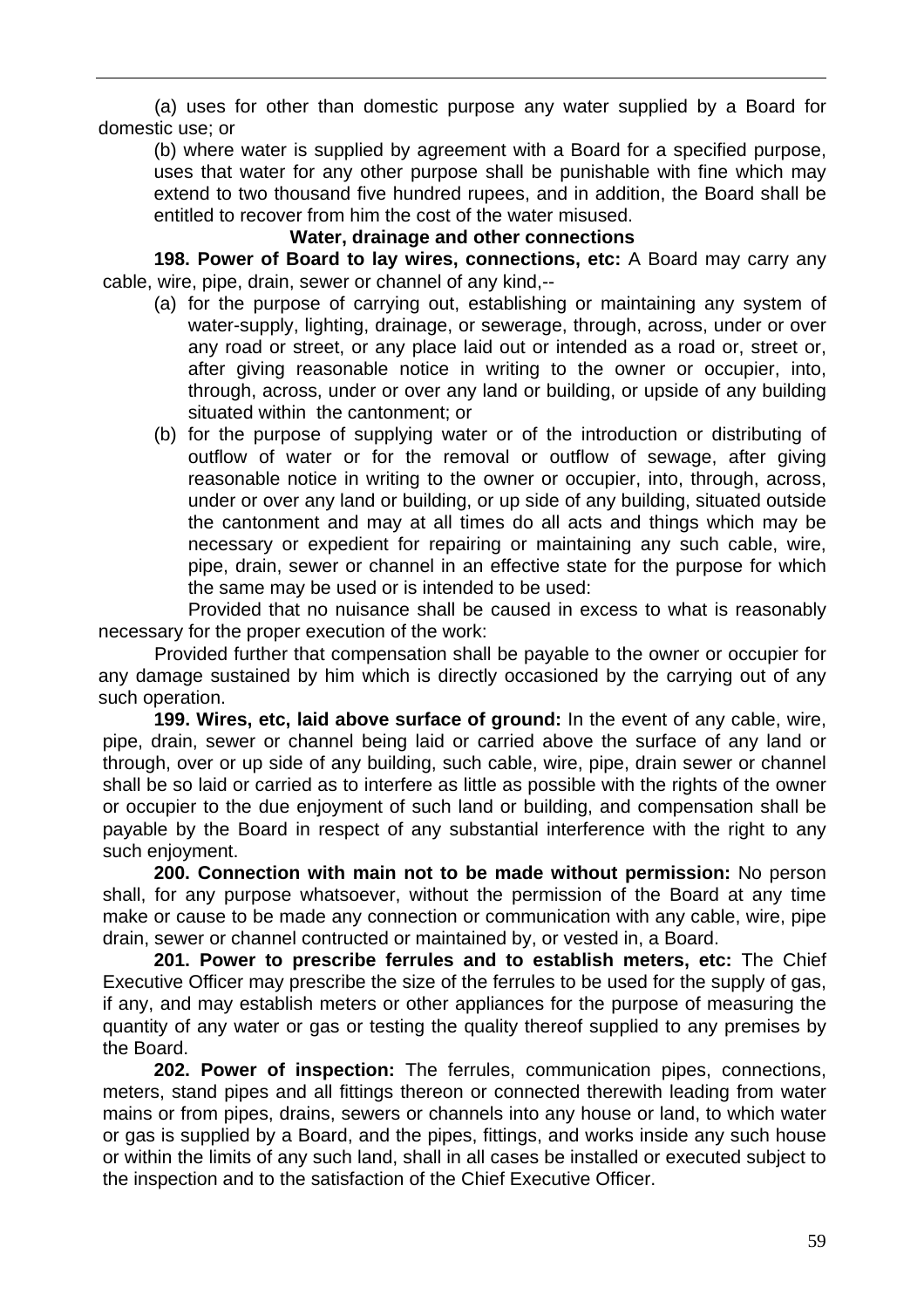(a) uses for other than domestic purpose any water supplied by a Board for domestic use; or

(b) where water is supplied by agreement with a Board for a specified purpose, uses that water for any other purpose shall be punishable with fine which may extend to two thousand five hundred rupees, and in addition, the Board shall be entitled to recover from him the cost of the water misused.

**Water, drainage and other connections**

**198. Power of Board to lay wires, connections, etc:** A Board may carry any cable, wire, pipe, drain, sewer or channel of any kind,--

(a) for the purpose of carrying out, establishing or maintaining any system of water-supply, lighting, drainage, or sewerage, through, across, under or over any road or street, or any place laid out or intended as a road or, street or, after giving reasonable notice in writing to the owner or occupier, into, through, across, under or over any land or building, or upside of any building situated within the cantonment; or

(b) for the purpose of supplying water or of the introduction or distributing of outflow of water or for the removal or outflow of sewage, after giving reasonable notice in writing to the owner or occupier, into, through, across, under or over any land or building, or up side of any building, situated outside the cantonment and may at all times do all acts and things which may be necessary or expedient for repairing or maintaining any such cable, wire, pipe, drain, sewer or channel in an effective state for the purpose for which the same may be used or is intended to be used:

Provided that no nuisance shall be caused in excess to what is reasonably necessary for the proper execution of the work:

Provided further that compensation shall be payable to the owner or occupier for any damage sustained by him which is directly occasioned by the carrying out of any such operation.

**199. Wires, etc, laid above surface of ground:** In the event of any cable, wire, pipe, drain, sewer or channel being laid or carried above the surface of any land or through, over or up side of any building, such cable, wire, pipe, drain sewer or channel shall be so laid or carried as to interfere as little as possible with the rights of the owner or occupier to the due enjoyment of such land or building, and compensation shall be payable by the Board in respect of any substantial interference with the right to any such enjoyment.

**200. Connection with main not to be made without permission:** No person shall, for any purpose whatsoever, without the permission of the Board at any time make or cause to be made any connection or communication with any cable, wire, pipe drain, sewer or channel contructed or maintained by, or vested in, a Board.

**201. Power to prescribe ferrules and to establish meters, etc:** The Chief Executive Officer may prescribe the size of the ferrules to be used for the supply of gas, if any, and may establish meters or other appliances for the purpose of measuring the quantity of any water or gas or testing the quality thereof supplied to any premises by the Board.

**202. Power of inspection:** The ferrules, communication pipes, connections, meters, stand pipes and all fittings thereon or connected therewith leading from water mains or from pipes, drains, sewers or channels into any house or land, to which water or gas is supplied by a Board, and the pipes, fittings, and works inside any such house or within the limits of any such land, shall in all cases be installed or executed subject to the inspection and to the satisfaction of the Chief Executive Officer.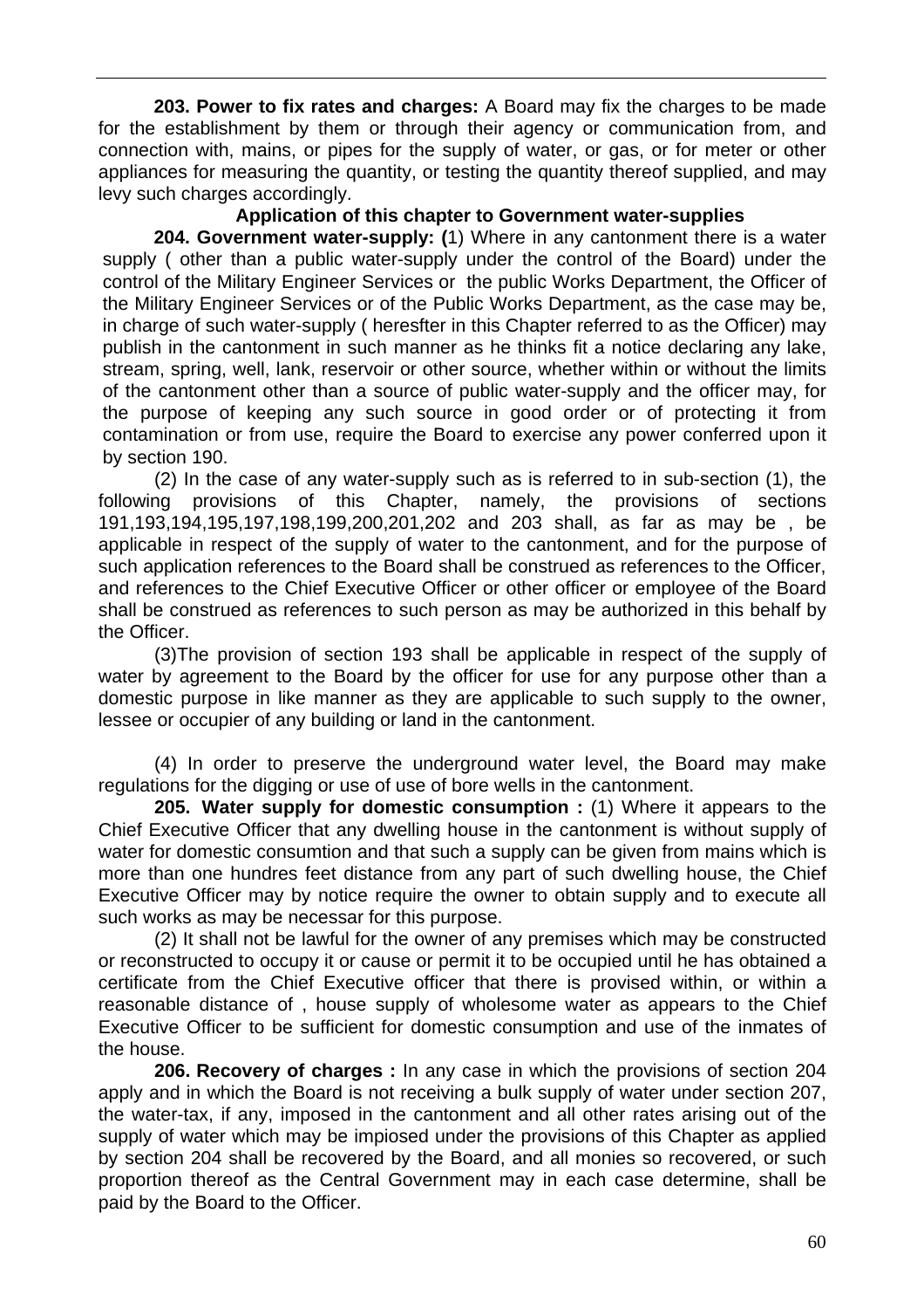**203. Power to fix rates and charges:** A Board may fix the charges to be made for the establishment by them or through their agency or communication from, and connection with, mains, or pipes for the supply of water, or gas, or for meter or other appliances for measuring the quantity, or testing the quantity thereof supplied, and may levy such charges accordingly.

**Application of this chapter to Government water-supplies**

**204. Government water-supply: (**1) Where in any cantonment there is a water supply ( other than a public water-supply under the control of the Board) under the control of the Military Engineer Services or the public Works Department, the Officer of the Military Engineer Services or of the Public Works Department, as the case may be, in charge of such water-supply ( heresfter in this Chapter referred to as the Officer) may publish in the cantonment in such manner as he thinks fit a notice declaring any lake, stream, spring, well, lank, reservoir or other source, whether within or without the limits of the cantonment other than a source of public water-supply and the officer may, for the purpose of keeping any such source in good order or of protecting it from contamination or from use, require the Board to exercise any power conferred upon it by section 190.

(2) In the case of any water-supply such as is referred to in sub-section (1), the following provisions of this Chapter, namely, the provisions of sections 191,193,194,195,197,198,199,200,201,202 and 203 shall, as far as may be , be applicable in respect of the supply of water to the cantonment, and for the purpose of such application references to the Board shall be construed as references to the Officer, and references to the Chief Executive Officer or other officer or employee of the Board shall be construed as references to such person as may be authorized in this behalf by the Officer.

(3)The provision of section 193 shall be applicable in respect of the supply of water by agreement to the Board by the officer for use for any purpose other than a domestic purpose in like manner as they are applicable to such supply to the owner, lessee or occupier of any building or land in the cantonment.

(4) In order to preserve the underground water level, the Board may make regulations for the digging or use of use of bore wells in the cantonment.

**205. Water supply for domestic consumption :** (1) Where it appears to the Chief Executive Officer that any dwelling house in the cantonment is without supply of water for domestic consumtion and that such a supply can be given from mains which is more than one hundres feet distance from any part of such dwelling house, the Chief Executive Officer may by notice require the owner to obtain supply and to execute all such works as may be necessar for this purpose.

(2) It shall not be lawful for the owner of any premises which may be constructed or reconstructed to occupy it or cause or permit it to be occupied until he has obtained a certificate from the Chief Executive officer that there is provised within, or within a reasonable distance of , house supply of wholesome water as appears to the Chief Executive Officer to be sufficient for domestic consumption and use of the inmates of the house.

**206. Recovery of charges :** In any case in which the provisions of section 204 apply and in which the Board is not receiving a bulk supply of water under section 207, the water-tax, if any, imposed in the cantonment and all other rates arising out of the supply of water which may be impiosed under the provisions of this Chapter as applied by section 204 shall be recovered by the Board, and all monies so recovered, or such proportion thereof as the Central Government may in each case determine, shall be paid by the Board to the Officer.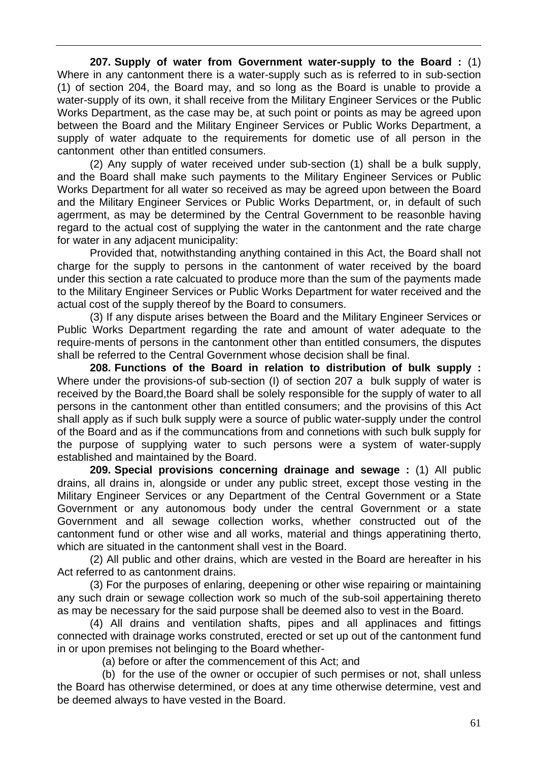**207. Supply of water from Government water-supply to the Board :** (1) Where in any cantonment there is a water-supply such as is referred to in sub-section (1) of section 204, the Board may, and so long as the Board is unable to provide a water-supply of its own, it shall receive from the Military Engineer Services or the Public Works Department, as the case may be, at such point or points as may be agreed upon between the Board and the Military Engineer Services or Public Works Department, a supply of water adquate to the requirements for dometic use of all person in the cantonment other than entitled consumers.

(2) Any supply of water received under sub-section (1) shall be a bulk supply, and the Board shall make such payments to the Military Engineer Services or Public Works Department for all water so received as may be agreed upon between the Board and the Military Engineer Services or Public Works Department, or, in default of such agerrment, as may be determined by the Central Government to be reasonble having regard to the actual cost of supplying the water in the cantonment and the rate charge for water in any adjacent municipality:

Provided that, notwithstanding anything contained in this Act, the Board shall not charge for the supply to persons in the cantonment of water received by the board under this section a rate calcuated to produce more than the sum of the payments made to the Military Engineer Services or Public Works Department for water received and the actual cost of the supply thereof by the Board to consumers.

(3) If any dispute arises between the Board and the Military Engineer Services or Public Works Department regarding the rate and amount of water adequate to the require-ments of persons in the cantonment other than entitled consumers, the disputes shall be referred to the Central Government whose decision shall be final.

**208. Functions of the Board in relation to distribution of bulk supply :** Where under the provisions-of sub-section (I) of section 207 a bulk supply of water is received by the Board,the Board shall be solely responsible for the supply of water to all persons in the cantonment other than entitled consumers; and the provisins of this Act shall apply as if such bulk supply were a source of public water-supply under the control of the Board and as if the communcations from and connetions with such bulk supply for the purpose of supplying water to such persons were a system of water-supply established and maintained by the Board.

**209. Special provisions concerning drainage and sewage :** (1) All public drains, all drains in, alongside or under any public street, except those vesting in the Military Engineer Services or any Department of the Central Government or a State Government or any autonomous body under the central Government or a state Government and all sewage collection works, whether constructed out of the cantonment fund or other wise and all works, material and things apperatining therto, which are situated in the cantonment shall vest in the Board.

(2) All public and other drains, which are vested in the Board are hereafter in his Act referred to as cantonment drains.

(3) For the purposes of enlaring, deepening or other wise repairing or maintaining any such drain or sewage collection work so much of the sub-soil appertaining thereto as may be necessary for the said purpose shall be deemed also to vest in the Board.

(4) All drains and ventilation shafts, pipes and all applinaces and fittings connected with drainage works construted, erected or set up out of the cantonment fund in or upon premises not belinging to the Board whether-

(a) before or after the commencement of this Act; and

(b) for the use of the owner or occupier of such permises or not, shall unless the Board has otherwise determined, or does at any time otherwise determine, vest and be deemed always to have vested in the Board.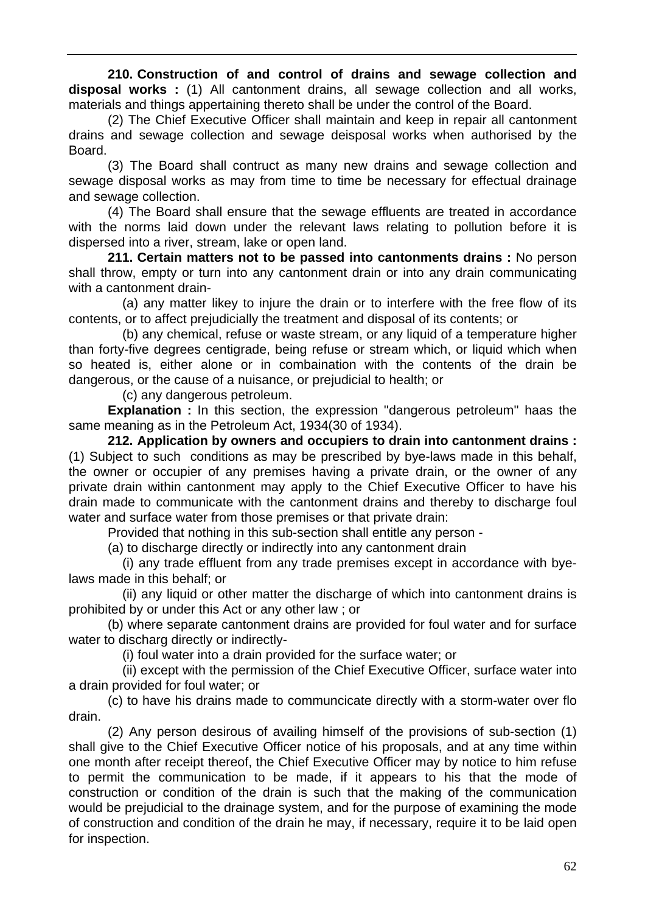**210. Construction of and control of drains and sewage collection and disposal works :** (1) All cantonment drains, all sewage collection and all works, materials and things appertaining thereto shall be under the control of the Board.

(2) The Chief Executive Officer shall maintain and keep in repair all cantonment drains and sewage collection and sewage deisposal works when authorised by the Board.

(3) The Board shall contruct as many new drains and sewage collection and sewage disposal works as may from time to time be necessary for effectual drainage and sewage collection.

(4) The Board shall ensure that the sewage effluents are treated in accordance with the norms laid down under the relevant laws relating to pollution before it is dispersed into a river, stream, lake or open land.

**211. Certain matters not to be passed into cantonments drains :** No person shall throw, empty or turn into any cantonment drain or into any drain communicating with a cantonment drain-

(a) any matter likey to injure the drain or to interfere with the free flow of its contents, or to affect prejudicially the treatment and disposal of its contents; or

(b) any chemical, refuse or waste stream, or any liquid of a temperature higher than forty-five degrees centigrade, being refuse or stream which, or liquid which when so heated is, either alone or in combaination with the contents of the drain be dangerous, or the cause of a nuisance, or prejudicial to health; or

(c) any dangerous petroleum.

**Explanation :** In this section, the expression "dangerous petroleum" haas the same meaning as in the Petroleum Act, 1934(30 of 1934).

**212. Application by owners and occupiers to drain into cantonment drains :** (1) Subject to such conditions as may be prescribed by bye-laws made in this behalf, the owner or occupier of any premises having a private drain, or the owner of any private drain within cantonment may apply to the Chief Executive Officer to have his drain made to communicate with the cantonment drains and thereby to discharge foul water and surface water from those premises or that private drain:

Provided that nothing in this sub-section shall entitle any person -

(a) to discharge directly or indirectly into any cantonment drain

(i) any trade effluent from any trade premises except in accordance with bye-laws made in this behalf; or

(ii) any liquid or other matter the discharge of which into cantonment drains is prohibited by or under this Act or any other law ; or

(b) where separate cantonment drains are provided for foul water and for surface water to discharg directly or indirectly-

(i) foul water into a drain provided for the surface water; or

(ii) except with the permission of the Chief Executive Officer, surface water into a drain provided for foul water; or

(c) to have his drains made to communcicate directly with a storm-water over flo drain.

(2) Any person desirous of availing himself of the provisions of sub-section (1) shall give to the Chief Executive Officer notice of his proposals, and at any time within one month after receipt thereof, the Chief Executive Officer may by notice to him refuse to permit the communication to be made, if it appears to his that the mode of construction or condition of the drain is such that the making of the communication would be prejudicial to the drainage system, and for the purpose of examining the mode of construction and condition of the drain he may, if necessary, require it to be laid open for inspection.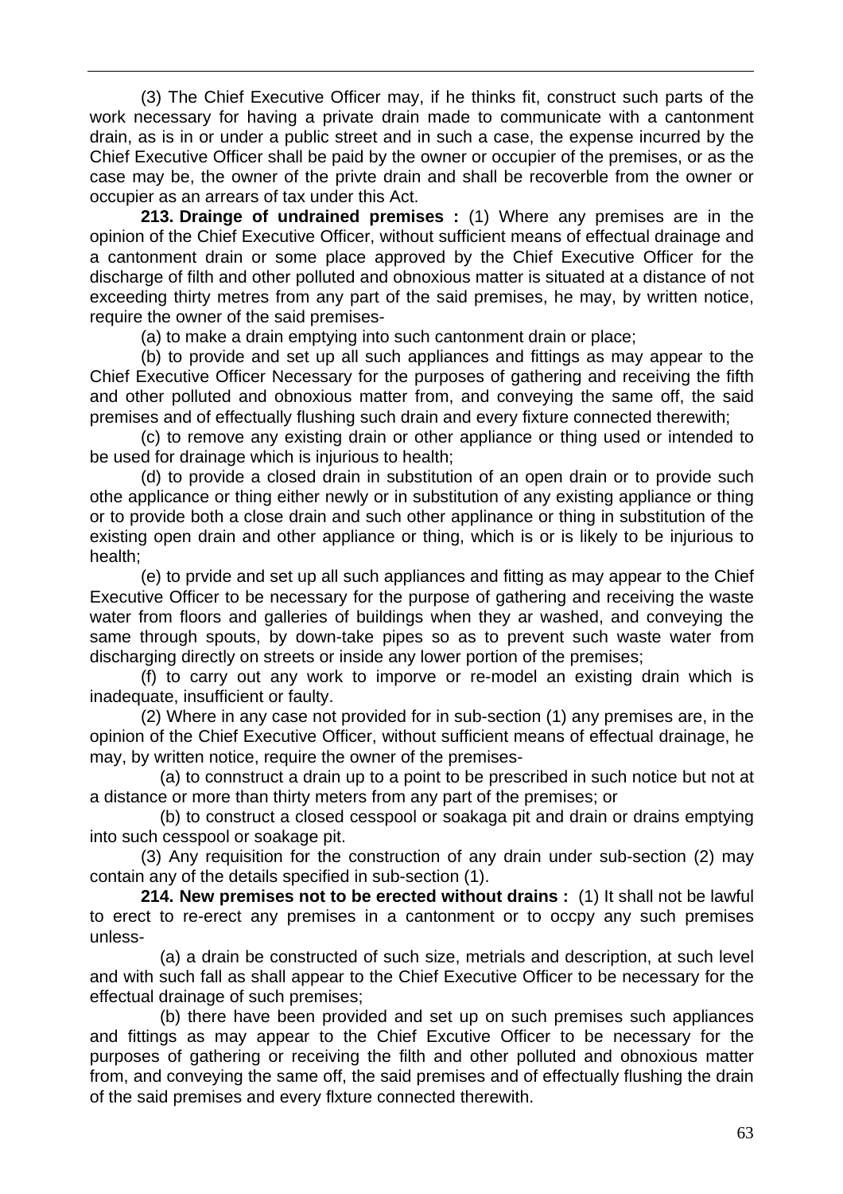(3) The Chief Executive Officer may, if he thinks fit, construct such parts of the work necessary for having a private drain made to communicate with a cantonment drain, as is in or under a public street and in such a case, the expense incurred by the Chief Executive Officer shall be paid by the owner or occupier of the premises, or as the case may be, the owner of the privte drain and shall be recoverble from the owner or occupier as an arrears of tax under this Act.

**213. Drainge of undrained premises :** (1) Where any premises are in the opinion of the Chief Executive Officer, without sufficient means of effectual drainage and a cantonment drain or some place approved by the Chief Executive Officer for the discharge of filth and other polluted and obnoxious matter is situated at a distance of not exceeding thirty metres from any part of the said premises, he may, by written notice, require the owner of the said premises-

(a) to make a drain emptying into such cantonment drain or place;

(b) to provide and set up all such appliances and fittings as may appear to the Chief Executive Officer Necessary for the purposes of gathering and receiving the fifth and other polluted and obnoxious matter from, and conveying the same off, the said premises and of effectually flushing such drain and every fixture connected therewith;

(c) to remove any existing drain or other appliance or thing used or intended to be used for drainage which is injurious to health;

(d) to provide a closed drain in substitution of an open drain or to provide such othe applicance or thing either newly or in substitution of any existing appliance or thing or to provide both a close drain and such other applinance or thing in substitution of the existing open drain and other appliance or thing, which is or is likely to be injurious to health;

(e) to prvide and set up all such appliances and fitting as may appear to the Chief Executive Officer to be necessary for the purpose of gathering and receiving the waste water from floors and galleries of buildings when they ar washed, and conveying the same through spouts, by down-take pipes so as to prevent such waste water from discharging directly on streets or inside any lower portion of the premises;

(f) to carry out any work to imporve or re-model an existing drain which is inadequate, insufficient or faulty.

(2) Where in any case not provided for in sub-section (1) any premises are, in the opinion of the Chief Executive Officer, without sufficient means of effectual drainage, he may, by written notice, require the owner of the premises-

(a) to connstruct a drain up to a point to be prescribed in such notice but not at a distance or more than thirty meters from any part of the premises; or

(b) to construct a closed cesspool or soakaga pit and drain or drains emptying into such cesspool or soakage pit.

(3) Any requisition for the construction of any drain under sub-section (2) may contain any of the details specified in sub-section (1).

**214. New premises not to be erected without drains :** (1) It shall not be lawful to erect to re-erect any premises in a cantonment or to occpy any such premises unless-

(a) a drain be constructed of such size, metrials and description, at such level and with such fall as shall appear to the Chief Executive Officer to be necessary for the effectual drainage of such premises;

(b) there have been provided and set up on such premises such appliances and fittings as may appear to the Chief Excutive Officer to be necessary for the purposes of gathering or receiving the filth and other polluted and obnoxious matter from, and conveying the same off, the said premises and of effectually flushing the drain of the said premises and every flxture connected therewith.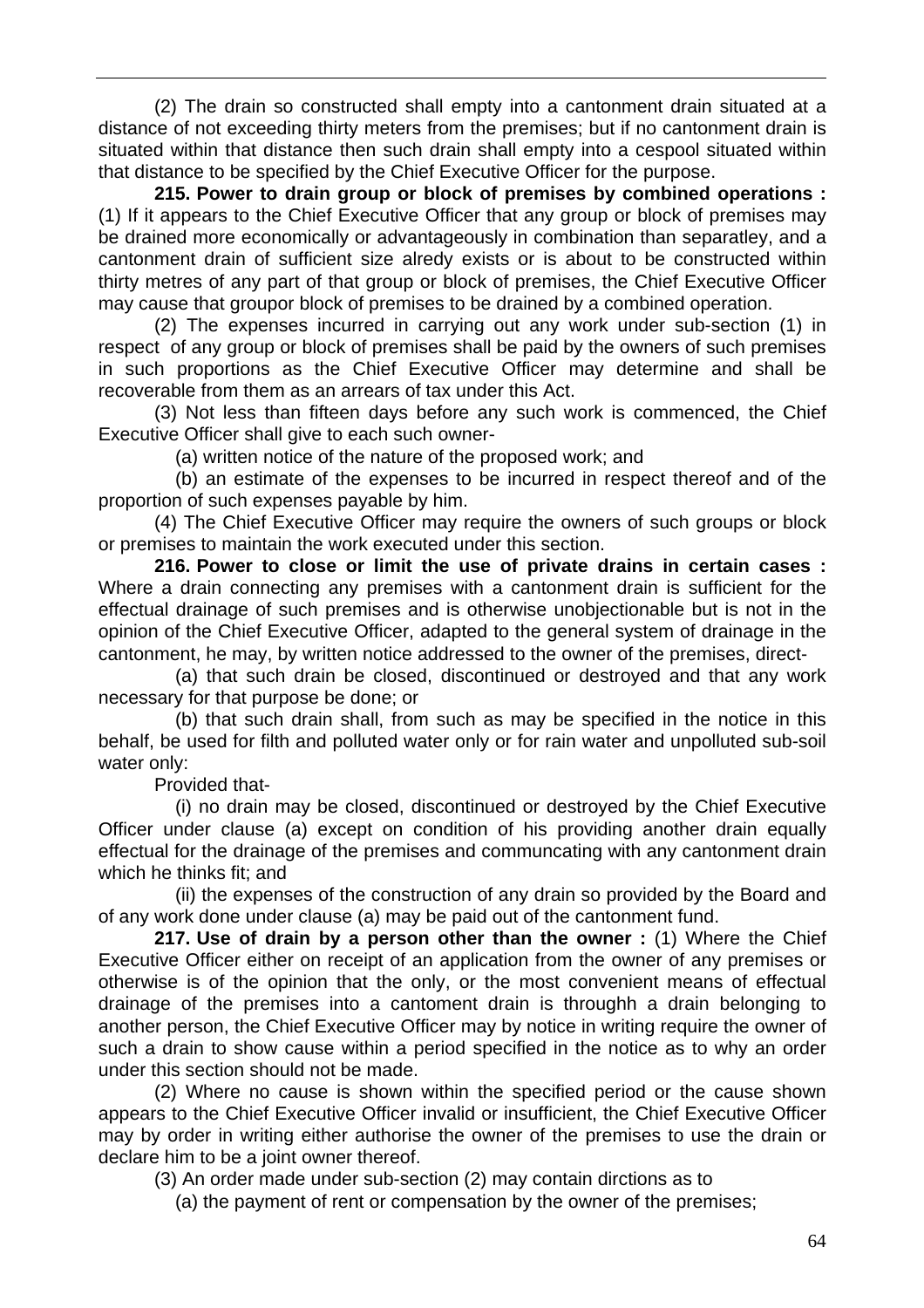(2) The drain so constructed shall empty into a cantonment drain situated at a distance of not exceeding thirty meters from the premises; but if no cantonment drain is situated within that distance then such drain shall empty into a cespool situated within that distance to be specified by the Chief Executive Officer for the purpose.

**215. Power to drain group or block of premises by combined operations :** (1) If it appears to the Chief Executive Officer that any group or block of premises may be drained more economically or advantageously in combination than separatley, and a cantonment drain of sufficient size alredy exists or is about to be constructed within thirty metres of any part of that group or block of premises, the Chief Executive Officer may cause that groupor block of premises to be drained by a combined operation.

(2) The expenses incurred in carrying out any work under sub-section (1) in respect of any group or block of premises shall be paid by the owners of such premises in such proportions as the Chief Executive Officer may determine and shall be recoverable from them as an arrears of tax under this Act.

(3) Not less than fifteen days before any such work is commenced, the Chief Executive Officer shall give to each such owner-

(a) written notice of the nature of the proposed work; and

(b) an estimate of the expenses to be incurred in respect thereof and of the proportion of such expenses payable by him.

(4) The Chief Executive Officer may require the owners of such groups or block or premises to maintain the work executed under this section.

**216. Power to close or limit the use of private drains in certain cases :** Where a drain connecting any premises with a cantonment drain is sufficient for the effectual drainage of such premises and is otherwise unobjectionable but is not in the opinion of the Chief Executive Officer, adapted to the general system of drainage in the cantonment, he may, by written notice addressed to the owner of the premises, direct-

(a) that such drain be closed, discontinued or destroyed and that any work necessary for that purpose be done; or

(b) that such drain shall, from such as may be specified in the notice in this behalf, be used for filth and polluted water only or for rain water and unpolluted sub-soil water only:

Provided that-

(i) no drain may be closed, discontinued or destroyed by the Chief Executive Officer under clause (a) except on condition of his providing another drain equally effectual for the drainage of the premises and communcating with any cantonment drain which he thinks fit; and

(ii) the expenses of the construction of any drain so provided by the Board and of any work done under clause (a) may be paid out of the cantonment fund.

**217. Use of drain by a person other than the owner :** (1) Where the Chief Executive Officer either on receipt of an application from the owner of any premises or otherwise is of the opinion that the only, or the most convenient means of effectual drainage of the premises into a cantoment drain is throughh a drain belonging to another person, the Chief Executive Officer may by notice in writing require the owner of such a drain to show cause within a period specified in the notice as to why an order under this section should not be made.

(2) Where no cause is shown within the specified period or the cause shown appears to the Chief Executive Officer invalid or insufficient, the Chief Executive Officer may by order in writing either authorise the owner of the premises to use the drain or declare him to be a joint owner thereof.

(3) An order made under sub-section (2) may contain dirctions as to

(a) the payment of rent or compensation by the owner of the premises;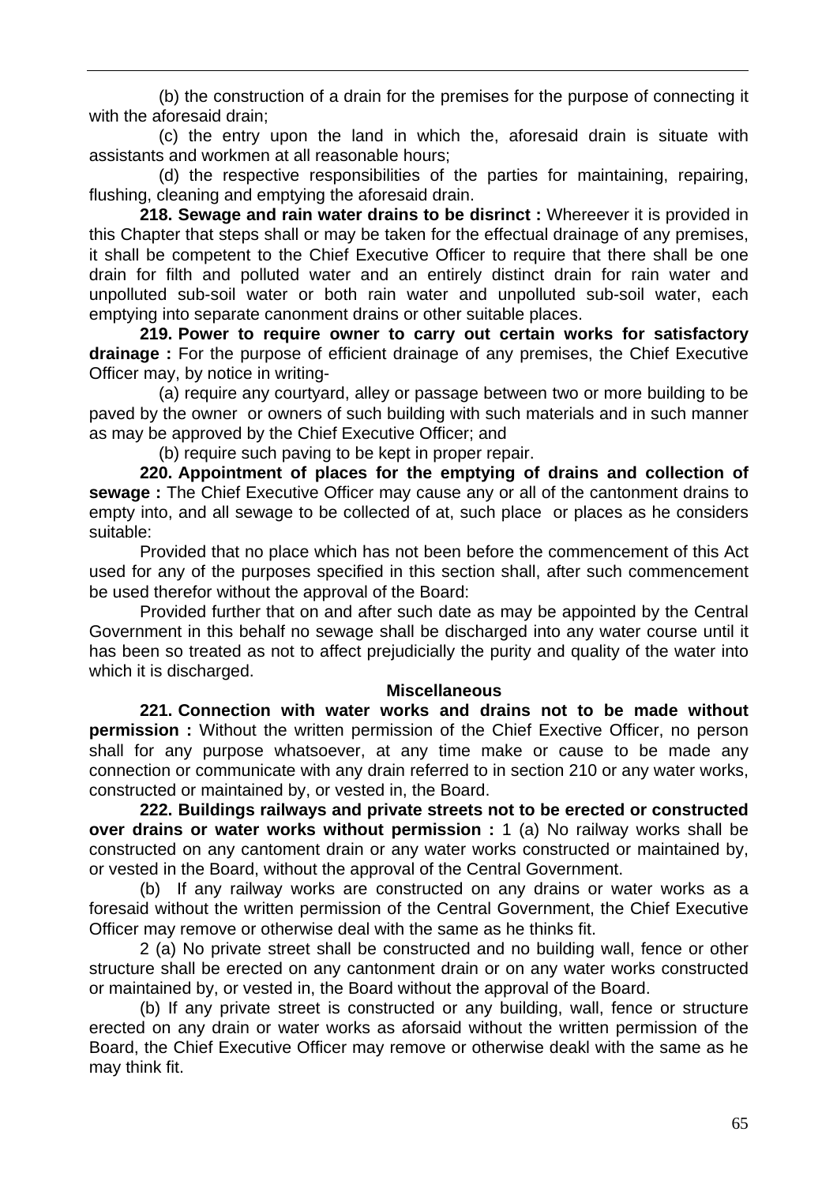(b) the construction of a drain for the premises for the purpose of connecting it with the aforesaid drain;

(c) the entry upon the land in which the, aforesaid drain is situate with assistants and workmen at all reasonable hours;

(d) the respective responsibilities of the parties for maintaining, repairing, flushing, cleaning and emptying the aforesaid drain.

**218. Sewage and rain water drains to be disrinct :** Whereever it is provided in this Chapter that steps shall or may be taken for the effectual drainage of any premises, it shall be competent to the Chief Executive Officer to require that there shall be one drain for filth and polluted water and an entirely distinct drain for rain water and unpolluted sub-soil water or both rain water and unpolluted sub-soil water, each emptying into separate canonment drains or other suitable places.

**219. Power to require owner to carry out certain works for satisfactory drainage :** For the purpose of efficient drainage of any premises, the Chief Executive Officer may, by notice in writing-

(a) require any courtyard, alley or passage between two or more building to be paved by the owner or owners of such building with such materials and in such manner as may be approved by the Chief Executive Officer; and

(b) require such paving to be kept in proper repair.

**220. Appointment of places for the emptying of drains and collection of sewage :** The Chief Executive Officer may cause any or all of the cantonment drains to empty into, and all sewage to be collected of at, such place or places as he considers suitable:

Provided that no place which has not been before the commencement of this Act used for any of the purposes specified in this section shall, after such commencement be used therefor without the approval of the Board:

Provided further that on and after such date as may be appointed by the Central Government in this behalf no sewage shall be discharged into any water course until it has been so treated as not to affect prejudicially the purity and quality of the water into which it is discharged.

**Miscellaneous**

**221. Connection with water works and drains not to be made without permission :** Without the written permission of the Chief Exective Officer, no person shall for any purpose whatsoever, at any time make or cause to be made any connection or communicate with any drain referred to in section 210 or any water works, constructed or maintained by, or vested in, the Board.

**222. Buildings railways and private streets not to be erected or constructed over drains or water works without permission :** 1 (a) No railway works shall be constructed on any cantoment drain or any water works constructed or maintained by, or vested in the Board, without the approval of the Central Government.

(b) If any railway works are constructed on any drains or water works as a foresaid without the written permission of the Central Government, the Chief Executive Officer may remove or otherwise deal with the same as he thinks fit.

2 (a) No private street shall be constructed and no building wall, fence or other structure shall be erected on any cantonment drain or on any water works constructed or maintained by, or vested in, the Board without the approval of the Board.

(b) If any private street is constructed or any building, wall, fence or structure erected on any drain or water works as aforsaid without the written permission of the Board, the Chief Executive Officer may remove or otherwise deakl with the same as he may think fit.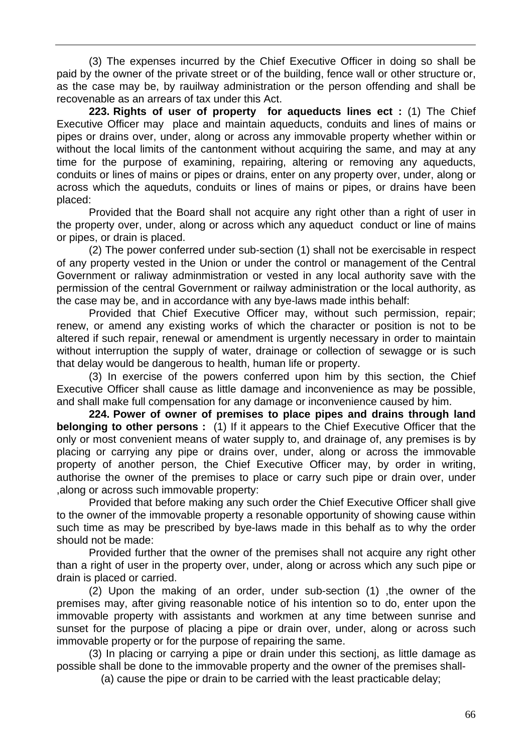(3) The expenses incurred by the Chief Executive Officer in doing so shall be paid by the owner of the private street or of the building, fence wall or other structure or, as the case may be, by rauilway administration or the person offending and shall be recovenable as an arrears of tax under this Act.

**223. Rights of user of property for aqueducts lines ect :** (1) The Chief Executive Officer may place and maintain aqueducts, conduits and lines of mains or pipes or drains over, under, along or across any immovable property whether within or without the local limits of the cantonment without acquiring the same, and may at any time for the purpose of examining, repairing, altering or removing any aqueducts, conduits or lines of mains or pipes or drains, enter on any property over, under, along or across which the aqueduts, conduits or lines of mains or pipes, or drains have been placed:

Provided that the Board shall not acquire any right other than a right of user in the property over, under, along or across which any aqueduct conduct or line of mains or pipes, or drain is placed.

(2) The power conferred under sub-section (1) shall not be exercisable in respect of any property vested in the Union or under the control or management of the Central Government or raliway adminmistration or vested in any local authority save with the permission of the central Government or railway administration or the local authority, as the case may be, and in accordance with any bye-laws made inthis behalf:

Provided that Chief Executive Officer may, without such permission, repair; renew, or amend any existing works of which the character or position is not to be altered if such repair, renewal or amendment is urgently necessary in order to maintain without interruption the supply of water, drainage or collection of sewagge or is such that delay would be dangerous to health, human life or property.

(3) In exercise of the powers conferred upon him by this section, the Chief Executive Officer shall cause as little damage and inconvenience as may be possible, and shall make full compensation for any damage or inconvenience caused by him.

**224. Power of owner of premises to place pipes and drains through land belonging to other persons :** (1) If it appears to the Chief Executive Officer that the only or most convenient means of water supply to, and drainage of, any premises is by placing or carrying any pipe or drains over, under, along or across the immovable property of another person, the Chief Executive Officer may, by order in writing, authorise the owner of the premises to place or carry such pipe or drain over, under ,along or across such immovable property:

Provided that before making any such order the Chief Executive Officer shall give to the owner of the immovable property a resonable opportunity of showing cause within such time as may be prescribed by bye-laws made in this behalf as to why the order should not be made:

Provided further that the owner of the premises shall not acquire any right other than a right of user in the property over, under, along or across which any such pipe or drain is placed or carried.

(2) Upon the making of an order, under sub-section (1) ,the owner of the premises may, after giving reasonable notice of his intention so to do, enter upon the immovable property with assistants and workmen at any time between sunrise and sunset for the purpose of placing a pipe or drain over, under, along or across such immovable property or for the purpose of repairing the same.

(3) In placing or carrying a pipe or drain under this sectionj, as little damage as possible shall be done to the immovable property and the owner of the premises shall-

(a) cause the pipe or drain to be carried with the least practicable delay;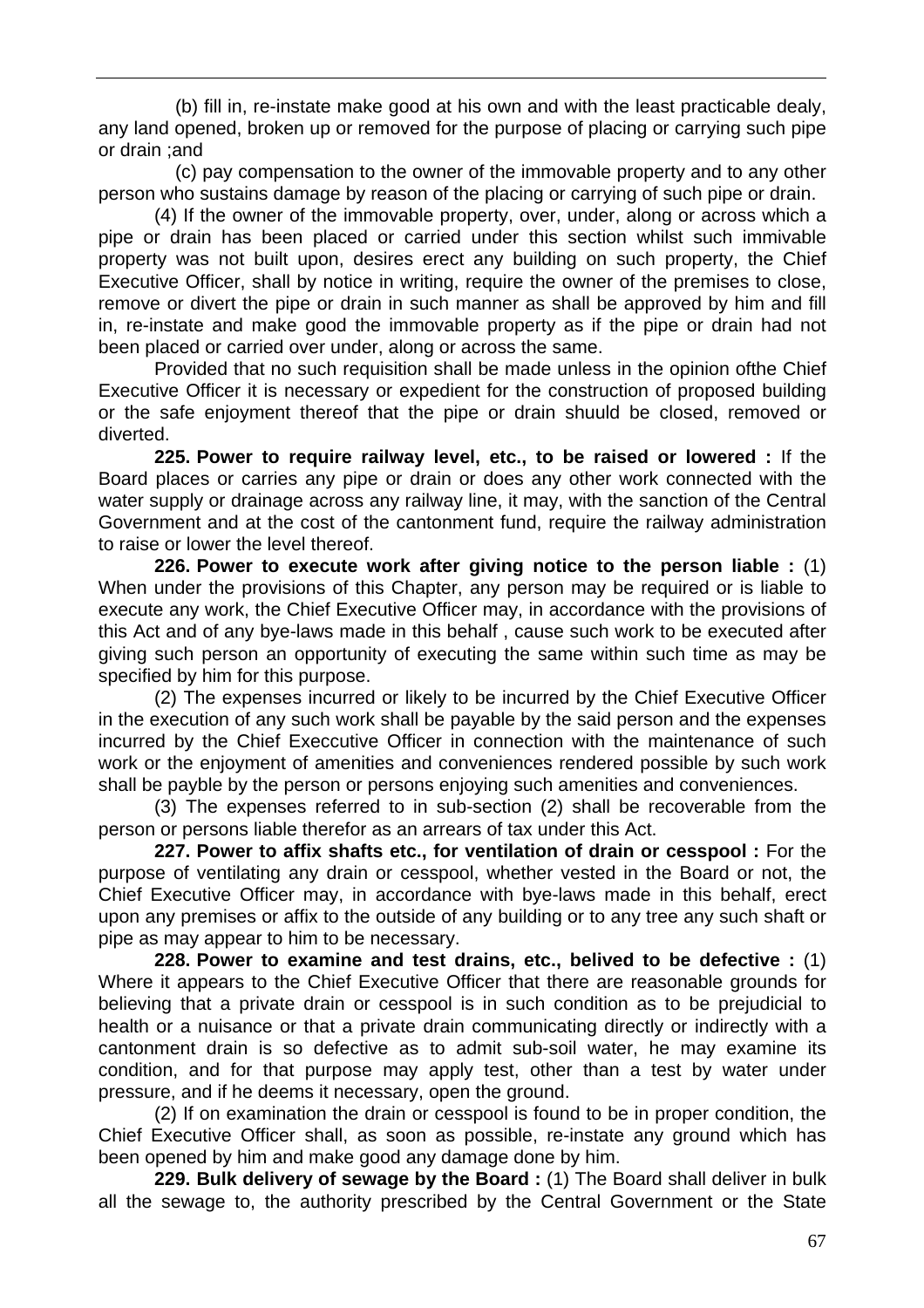(b) fill in, re-instate make good at his own and with the least practicable dealy, any land opened, broken up or removed for the purpose of placing or carrying such pipe or drain ;and

(c) pay compensation to the owner of the immovable property and to any other person who sustains damage by reason of the placing or carrying of such pipe or drain.

(4) If the owner of the immovable property, over, under, along or across which a pipe or drain has been placed or carried under this section whilst such immivable property was not built upon, desires erect any building on such property, the Chief Executive Officer, shall by notice in writing, require the owner of the premises to close, remove or divert the pipe or drain in such manner as shall be approved by him and fill in, re-instate and make good the immovable property as if the pipe or drain had not been placed or carried over under, along or across the same.

Provided that no such requisition shall be made unless in the opinion ofthe Chief Executive Officer it is necessary or expedient for the construction of proposed building or the safe enjoyment thereof that the pipe or drain shuuld be closed, removed or diverted.

**225. Power to require railway level, etc., to be raised or lowered :** If the Board places or carries any pipe or drain or does any other work connected with the water supply or drainage across any railway line, it may, with the sanction of the Central Government and at the cost of the cantonment fund, require the railway administration to raise or lower the level thereof.

**226. Power to execute work after giving notice to the person liable :** (1) When under the provisions of this Chapter, any person may be required or is liable to execute any work, the Chief Executive Officer may, in accordance with the provisions of this Act and of any bye-laws made in this behalf , cause such work to be executed after giving such person an opportunity of executing the same within such time as may be specified by him for this purpose.

(2) The expenses incurred or likely to be incurred by the Chief Executive Officer in the execution of any such work shall be payable by the said person and the expenses incurred by the Chief Execcutive Officer in connection with the maintenance of such work or the enjoyment of amenities and conveniences rendered possible by such work shall be payble by the person or persons enjoying such amenities and conveniences.

(3) The expenses referred to in sub-section (2) shall be recoverable from the person or persons liable therefor as an arrears of tax under this Act.

**227. Power to affix shafts etc., for ventilation of drain or cesspool :** For the purpose of ventilating any drain or cesspool, whether vested in the Board or not, the Chief Executive Officer may, in accordance with bye-laws made in this behalf, erect upon any premises or affix to the outside of any building or to any tree any such shaft or pipe as may appear to him to be necessary.

**228. Power to examine and test drains, etc., belived to be defective :** (1) Where it appears to the Chief Executive Officer that there are reasonable grounds for believing that a private drain or cesspool is in such condition as to be prejudicial to health or a nuisance or that a private drain communicating directly or indirectly with a cantonment drain is so defective as to admit sub-soil water, he may examine its condition, and for that purpose may apply test, other than a test by water under pressure, and if he deems it necessary, open the ground.

(2) If on examination the drain or cesspool is found to be in proper condition, the Chief Executive Officer shall, as soon as possible, re-instate any ground which has been opened by him and make good any damage done by him.

**229. Bulk delivery of sewage by the Board :** (1) The Board shall deliver in bulk all the sewage to, the authority prescribed by the Central Government or the State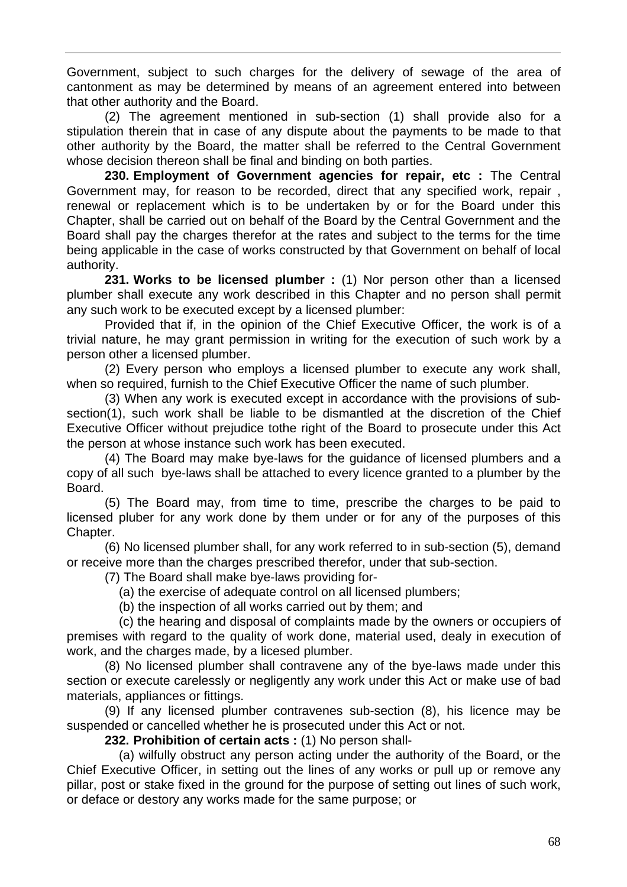Government, subject to such charges for the delivery of sewage of the area of cantonment as may be determined by means of an agreement entered into between that other authority and the Board.

(2) The agreement mentioned in sub-section (1) shall provide also for a stipulation therein that in case of any dispute about the payments to be made to that other authority by the Board, the matter shall be referred to the Central Government whose decision thereon shall be final and binding on both parties.

**230. Employment of Government agencies for repair, etc :** The Central Government may, for reason to be recorded, direct that any specified work, repair , renewal or replacement which is to be undertaken by or for the Board under this Chapter, shall be carried out on behalf of the Board by the Central Government and the Board shall pay the charges therefor at the rates and subject to the terms for the time being applicable in the case of works constructed by that Government on behalf of local authority.

**231. Works to be licensed plumber :** (1) Nor person other than a licensed plumber shall execute any work described in this Chapter and no person shall permit any such work to be executed except by a licensed plumber:

Provided that if, in the opinion of the Chief Executive Officer, the work is of a trivial nature, he may grant permission in writing for the execution of such work by a person other a licensed plumber.

(2) Every person who employs a licensed plumber to execute any work shall, when so required, furnish to the Chief Executive Officer the name of such plumber.

(3) When any work is executed except in accordance with the provisions of sub-section(1), such work shall be liable to be dismantled at the discretion of the Chief Executive Officer without prejudice tothe right of the Board to prosecute under this Act the person at whose instance such work has been executed.

(4) The Board may make bye-laws for the guidance of licensed plumbers and a copy of all such bye-laws shall be attached to every licence granted to a plumber by the Board.

(5) The Board may, from time to time, prescribe the charges to be paid to licensed pluber for any work done by them under or for any of the purposes of this Chapter.

(6) No licensed plumber shall, for any work referred to in sub-section (5), demand or receive more than the charges prescribed therefor, under that sub-section.

(7) The Board shall make bye-laws providing for-

(a) the exercise of adequate control on all licensed plumbers;

(b) the inspection of all works carried out by them; and

(c) the hearing and disposal of complaints made by the owners or occupiers of premises with regard to the quality of work done, material used, dealy in execution of work, and the charges made, by a licesed plumber.

(8) No licensed plumber shall contravene any of the bye-laws made under this section or execute carelessly or negligently any work under this Act or make use of bad materials, appliances or fittings.

(9) If any licensed plumber contravenes sub-section (8), his licence may be suspended or cancelled whether he is prosecuted under this Act or not.

**232. Prohibition of certain acts :** (1) No person shall-

(a) wilfully obstruct any person acting under the authority of the Board, or the Chief Executive Officer, in setting out the lines of any works or pull up or remove any pillar, post or stake fixed in the ground for the purpose of setting out lines of such work, or deface or destory any works made for the same purpose; or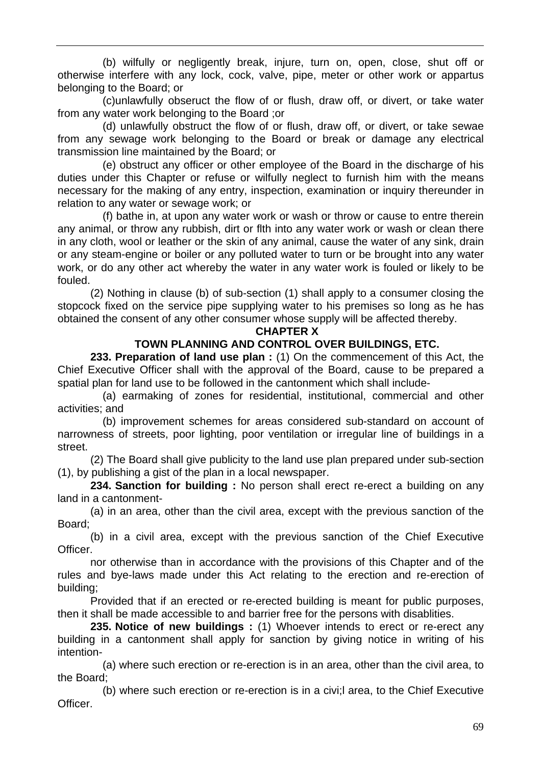(b) wilfully or negligently break, injure, turn on, open, close, shut off or otherwise interfere with any lock, cock, valve, pipe, meter or other work or appartus belonging to the Board; or

(c)unlawfully obseruct the flow of or flush, draw off, or divert, or take water from any water work belonging to the Board ;or

(d) unlawfully obstruct the flow of or flush, draw off, or divert, or take sewae from any sewage work belonging to the Board or break or damage any electrical transmission line maintained by the Board; or

(e) obstruct any officer or other employee of the Board in the discharge of his duties under this Chapter or refuse or wilfully neglect to furnish him with the means necessary for the making of any entry, inspection, examination or inquiry thereunder in relation to any water or sewage work; or

(f) bathe in, at upon any water work or wash or throw or cause to entre therein any animal, or throw any rubbish, dirt or flth into any water work or wash or clean there in any cloth, wool or leather or the skin of any animal, cause the water of any sink, drain or any steam-engine or boiler or any polluted water to turn or be brought into any water work, or do any other act whereby the water in any water work is fouled or likely to be fouled.

(2) Nothing in clause (b) of sub-section (1) shall apply to a consumer closing the stopcock fixed on the service pipe supplying water to his premises so long as he has obtained the consent of any other consumer whose supply will be affected thereby.

## CHAPTER X

## TOWN PLANNING AND CONTROL OVER BUILDINGS, ETC.

**233. Preparation of land use plan :** (1) On the commencement of this Act, the Chief Executive Officer shall with the approval of the Board, cause to be prepared a spatial plan for land use to be followed in the cantonment which shall include-

(a) earmaking of zones for residential, institutional, commercial and other activities; and

(b) improvement schemes for areas considered sub-standard on account of narrowness of streets, poor lighting, poor ventilation or irregular line of buildings in a street.

(2) The Board shall give publicity to the land use plan prepared under sub-section (1), by publishing a gist of the plan in a local newspaper.

**234. Sanction for building :** No person shall erect re-erect a building on any land in a cantonment-

(a) in an area, other than the civil area, except with the previous sanction of the Board;

(b) in a civil area, except with the previous sanction of the Chief Executive Officer.

nor otherwise than in accordance with the provisions of this Chapter and of the rules and bye-laws made under this Act relating to the erection and re-erection of building;

Provided that if an erected or re-erected building is meant for public purposes, then it shall be made accessible to and barrier free for the persons with disablities.

**235. Notice of new buildings :** (1) Whoever intends to erect or re-erect any building in a cantonment shall apply for sanction by giving notice in writing of his intention-

(a) where such erection or re-erection is in an area, other than the civil area, to the Board;

(b) where such erection or re-erection is in a civi;l area, to the Chief Executive Officer.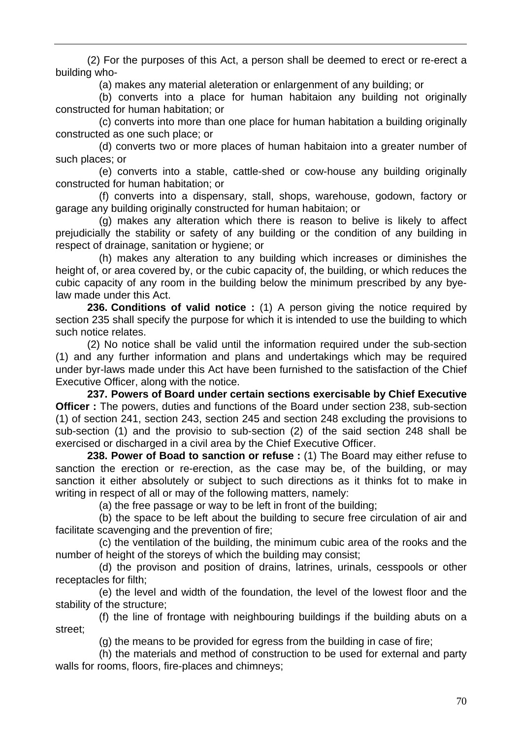(2) For the purposes of this Act, a person shall be deemed to erect or re-erect a building who-

(a) makes any material aleteration or enlargenment of any building; or

(b) converts into a place for human habitaion any building not originally constructed for human habitation; or

(c) converts into more than one place for human habitation a building originally constructed as one such place; or

(d) converts two or more places of human habitaion into a greater number of such places; or

(e) converts into a stable, cattle-shed or cow-house any building originally constructed for human habitation; or

(f) converts into a dispensary, stall, shops, warehouse, godown, factory or garage any building originally constructed for human habitaion; or

(g) makes any alteration which there is reason to belive is likely to affect prejudicially the stability or safety of any building or the condition of any building in respect of drainage, sanitation or hygiene; or

(h) makes any alteration to any building which increases or diminishes the height of, or area covered by, or the cubic capacity of, the building, or which reduces the cubic capacity of any room in the building below the minimum prescribed by any bye-law made under this Act.

**236. Conditions of valid notice :** (1) A person giving the notice required by section 235 shall specify the purpose for which it is intended to use the building to which such notice relates.

(2) No notice shall be valid until the information required under the sub-section (1) and any further information and plans and undertakings which may be required under byr-laws made under this Act have been furnished to the satisfaction of the Chief Executive Officer, along with the notice.

**237. Powers of Board under certain sections exercisable by Chief Executive Officer :** The powers, duties and functions of the Board under section 238, sub-section (1) of section 241, section 243, section 245 and section 248 excluding the provisions to sub-section (1) and the provisio to sub-section (2) of the said section 248 shall be exercised or discharged in a civil area by the Chief Executive Officer.

**238. Power of Boad to sanction or refuse :** (1) The Board may either refuse to sanction the erection or re-erection, as the case may be, of the building, or may sanction it either absolutely or subject to such directions as it thinks fot to make in writing in respect of all or may of the following matters, namely:

(a) the free passage or way to be left in front of the building;

(b) the space to be left about the building to secure free circulation of air and facilitate scavenging and the prevention of fire;

(c) the ventilation of the building, the minimum cubic area of the rooks and the number of height of the storeys of which the building may consist;

(d) the provison and position of drains, latrines, urinals, cesspools or other receptacles for filth;

(e) the level and width of the foundation, the level of the lowest floor and the stability of the structure;

(f) the line of frontage with neighbouring buildings if the building abuts on a street;

(g) the means to be provided for egress from the building in case of fire;

(h) the materials and method of construction to be used for external and party walls for rooms, floors, fire-places and chimneys;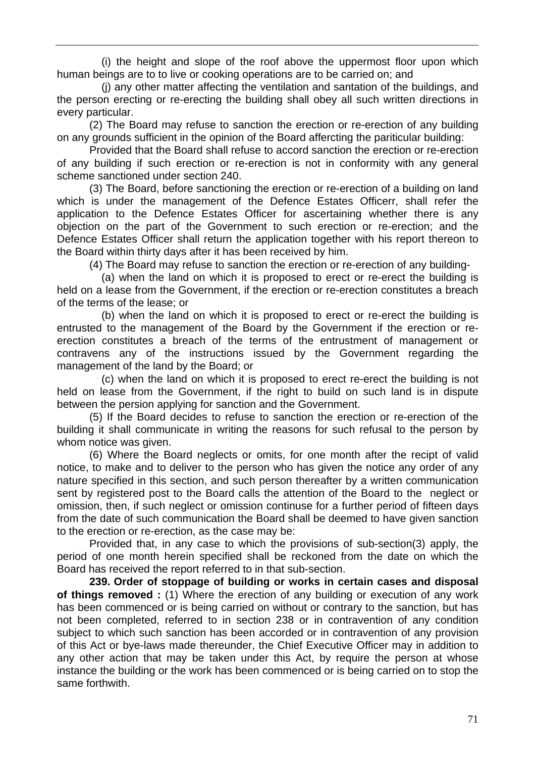(i) the height and slope of the roof above the uppermost floor upon which human beings are to to live or cooking operations are to be carried on; and

(j) any other matter affecting the ventilation and santation of the buildings, and the person erecting or re-erecting the building shall obey all such written directions in every particular.

(2) The Board may refuse to sanction the erection or re-erection of any building on any grounds sufficient in the opinion of the Board affercting the pariticular building:

Provided that the Board shall refuse to accord sanction the erection or re-erection of any building if such erection or re-erection is not in conformity with any general scheme sanctioned under section 240.

(3) The Board, before sanctioning the erection or re-erection of a building on land which is under the management of the Defence Estates Officerr, shall refer the application to the Defence Estates Officer for ascertaining whether there is any objection on the part of the Government to such erection or re-erection; and the Defence Estates Officer shall return the application together with his report thereon to the Board within thirty days after it has been received by him.

(4) The Board may refuse to sanction the erection or re-erection of any building-

(a) when the land on which it is proposed to erect or re-erect the building is held on a lease from the Government, if the erection or re-erection constitutes a breach of the terms of the lease; or

(b) when the land on which it is proposed to erect or re-erect the building is entrusted to the management of the Board by the Government if the erection or re-erection constitutes a breach of the terms of the entrustment of management or contravens any of the instructions issued by the Government regarding the management of the land by the Board; or

(c) when the land on which it is proposed to erect re-erect the building is not held on lease from the Government, if the right to build on such land is in dispute between the persion applying for sanction and the Government.

(5) If the Board decides to refuse to sanction the erection or re-erection of the building it shall communicate in writing the reasons for such refusal to the person by whom notice was given.

(6) Where the Board neglects or omits, for one month after the recipt of valid notice, to make and to deliver to the person who has given the notice any order of any nature specified in this section, and such person thereafter by a written communication sent by registered post to the Board calls the attention of the Board to the neglect or omission, then, if such neglect or omission continuse for a further period of fifteen days from the date of such communication the Board shall be deemed to have given sanction to the erection or re-erection, as the case may be:

Provided that, in any case to which the provisions of sub-section(3) apply, the period of one month herein specified shall be reckoned from the date on which the Board has received the report referred to in that sub-section.

**239. Order of stoppage of building or works in certain cases and disposal of things removed :** (1) Where the erection of any building or execution of any work has been commenced or is being carried on without or contrary to the sanction, but has not been completed, referred to in section 238 or in contravention of any condition subject to which such sanction has been accorded or in contravention of any provision of this Act or bye-laws made thereunder, the Chief Executive Officer may in addition to any other action that may be taken under this Act, by require the person at whose instance the building or the work has been commenced or is being carried on to stop the same forthwith.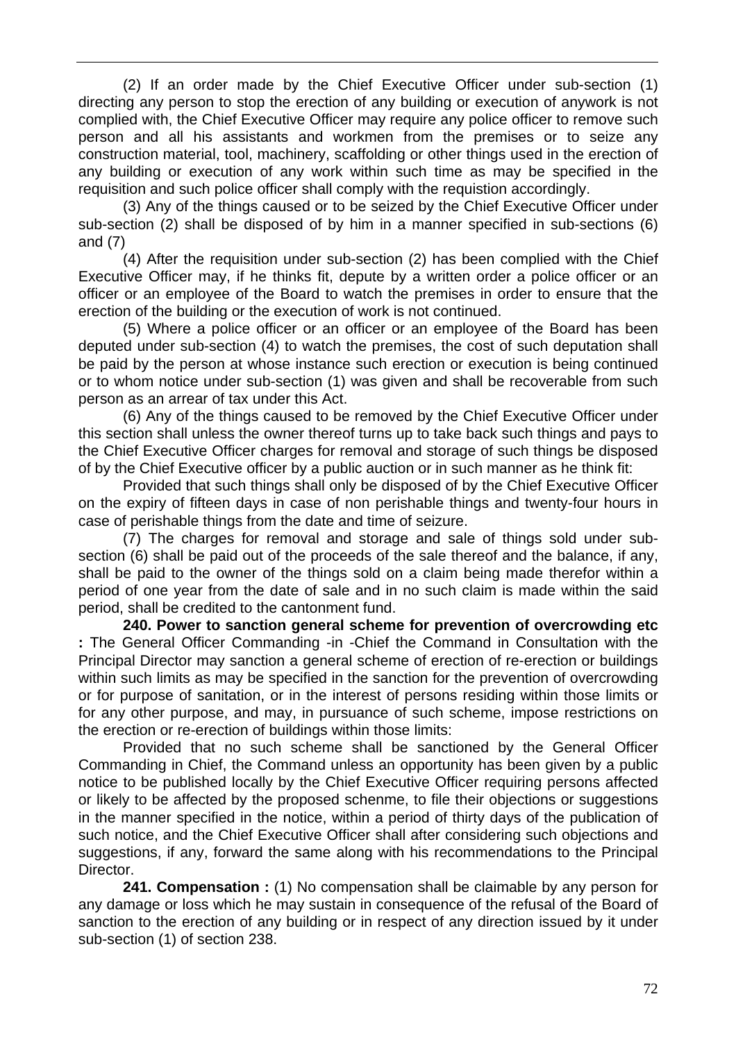(2) If an order made by the Chief Executive Officer under sub-section (1) directing any person to stop the erection of any building or execution of anywork is not complied with, the Chief Executive Officer may require any police officer to remove such person and all his assistants and workmen from the premises or to seize any construction material, tool, machinery, scaffolding or other things used in the erection of any building or execution of any work within such time as may be specified in the requisition and such police officer shall comply with the requistion accordingly.

(3) Any of the things caused or to be seized by the Chief Executive Officer under sub-section (2) shall be disposed of by him in a manner specified in sub-sections (6) and (7)

(4) After the requisition under sub-section (2) has been complied with the Chief Executive Officer may, if he thinks fit, depute by a written order a police officer or an officer or an employee of the Board to watch the premises in order to ensure that the erection of the building or the execution of work is not continued.

(5) Where a police officer or an officer or an employee of the Board has been deputed under sub-section (4) to watch the premises, the cost of such deputation shall be paid by the person at whose instance such erection or execution is being continued or to whom notice under sub-section (1) was given and shall be recoverable from such person as an arrear of tax under this Act.

(6) Any of the things caused to be removed by the Chief Executive Officer under this section shall unless the owner thereof turns up to take back such things and pays to the Chief Executive Officer charges for removal and storage of such things be disposed of by the Chief Executive officer by a public auction or in such manner as he think fit:

Provided that such things shall only be disposed of by the Chief Executive Officer on the expiry of fifteen days in case of non perishable things and twenty-four hours in case of perishable things from the date and time of seizure.

(7) The charges for removal and storage and sale of things sold under sub-section (6) shall be paid out of the proceeds of the sale thereof and the balance, if any, shall be paid to the owner of the things sold on a claim being made therefor within a period of one year from the date of sale and in no such claim is made within the said period, shall be credited to the cantonment fund.

**240. Power to sanction general scheme for prevention of overcrowding etc :** The General Officer Commanding -in -Chief the Command in Consultation with the Principal Director may sanction a general scheme of erection of re-erection or buildings within such limits as may be specified in the sanction for the prevention of overcrowding or for purpose of sanitation, or in the interest of persons residing within those limits or for any other purpose, and may, in pursuance of such scheme, impose restrictions on the erection or re-erection of buildings within those limits:

Provided that no such scheme shall be sanctioned by the General Officer Commanding in Chief, the Command unless an opportunity has been given by a public notice to be published locally by the Chief Executive Officer requiring persons affected or likely to be affected by the proposed schenme, to file their objections or suggestions in the manner specified in the notice, within a period of thirty days of the publication of such notice, and the Chief Executive Officer shall after considering such objections and suggestions, if any, forward the same along with his recommendations to the Principal Director.

**241. Compensation :** (1) No compensation shall be claimable by any person for any damage or loss which he may sustain in consequence of the refusal of the Board of sanction to the erection of any building or in respect of any direction issued by it under sub-section (1) of section 238.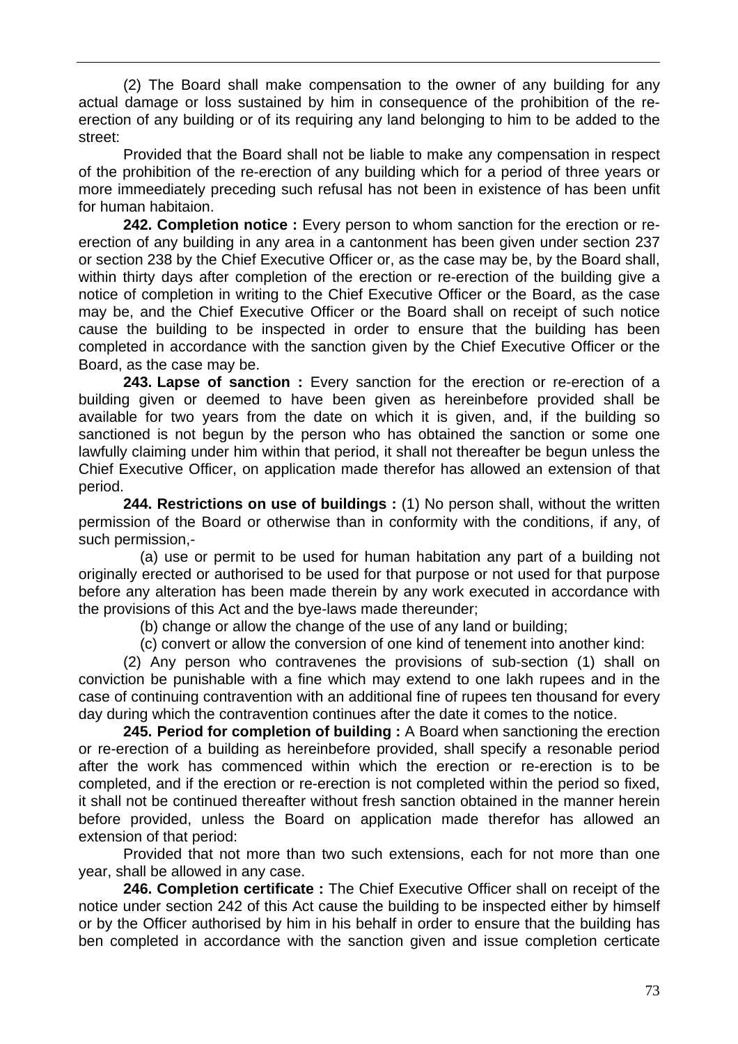(2) The Board shall make compensation to the owner of any building for any actual damage or loss sustained by him in consequence of the prohibition of the re-erection of any building or of its requiring any land belonging to him to be added to the street:

Provided that the Board shall not be liable to make any compensation in respect of the prohibition of the re-erection of any building which for a period of three years or more immeediately preceding such refusal has not been in existence of has been unfit for human habitaion.

**242. Completion notice :** Every person to whom sanction for the erection or re-erection of any building in any area in a cantonment has been given under section 237 or section 238 by the Chief Executive Officer or, as the case may be, by the Board shall, within thirty days after completion of the erection or re-erection of the building give a notice of completion in writing to the Chief Executive Officer or the Board, as the case may be, and the Chief Executive Officer or the Board shall on receipt of such notice cause the building to be inspected in order to ensure that the building has been completed in accordance with the sanction given by the Chief Executive Officer or the Board, as the case may be.

**243. Lapse of sanction :** Every sanction for the erection or re-erection of a building given or deemed to have been given as hereinbefore provided shall be available for two years from the date on which it is given, and, if the building so sanctioned is not begun by the person who has obtained the sanction or some one lawfully claiming under him within that period, it shall not thereafter be begun unless the Chief Executive Officer, on application made therefor has allowed an extension of that period.

**244. Restrictions on use of buildings :** (1) No person shall, without the written permission of the Board or otherwise than in conformity with the conditions, if any, of such permission,-

(a) use or permit to be used for human habitation any part of a building not originally erected or authorised to be used for that purpose or not used for that purpose before any alteration has been made therein by any work executed in accordance with the provisions of this Act and the bye-laws made thereunder;

(b) change or allow the change of the use of any land or building;

(c) convert or allow the conversion of one kind of tenement into another kind:

(2) Any person who contravenes the provisions of sub-section (1) shall on conviction be punishable with a fine which may extend to one lakh rupees and in the case of continuing contravention with an additional fine of rupees ten thousand for every day during which the contravention continues after the date it comes to the notice.

**245. Period for completion of building :** A Board when sanctioning the erection or re-erection of a building as hereinbefore provided, shall specify a resonable period after the work has commenced within which the erection or re-erection is to be completed, and if the erection or re-erection is not completed within the period so fixed, it shall not be continued thereafter without fresh sanction obtained in the manner herein before provided, unless the Board on application made therefor has allowed an extension of that period:

Provided that not more than two such extensions, each for not more than one year, shall be allowed in any case.

**246. Completion certificate :** The Chief Executive Officer shall on receipt of the notice under section 242 of this Act cause the building to be inspected either by himself or by the Officer authorised by him in his behalf in order to ensure that the building has ben completed in accordance with the sanction given and issue completion certicate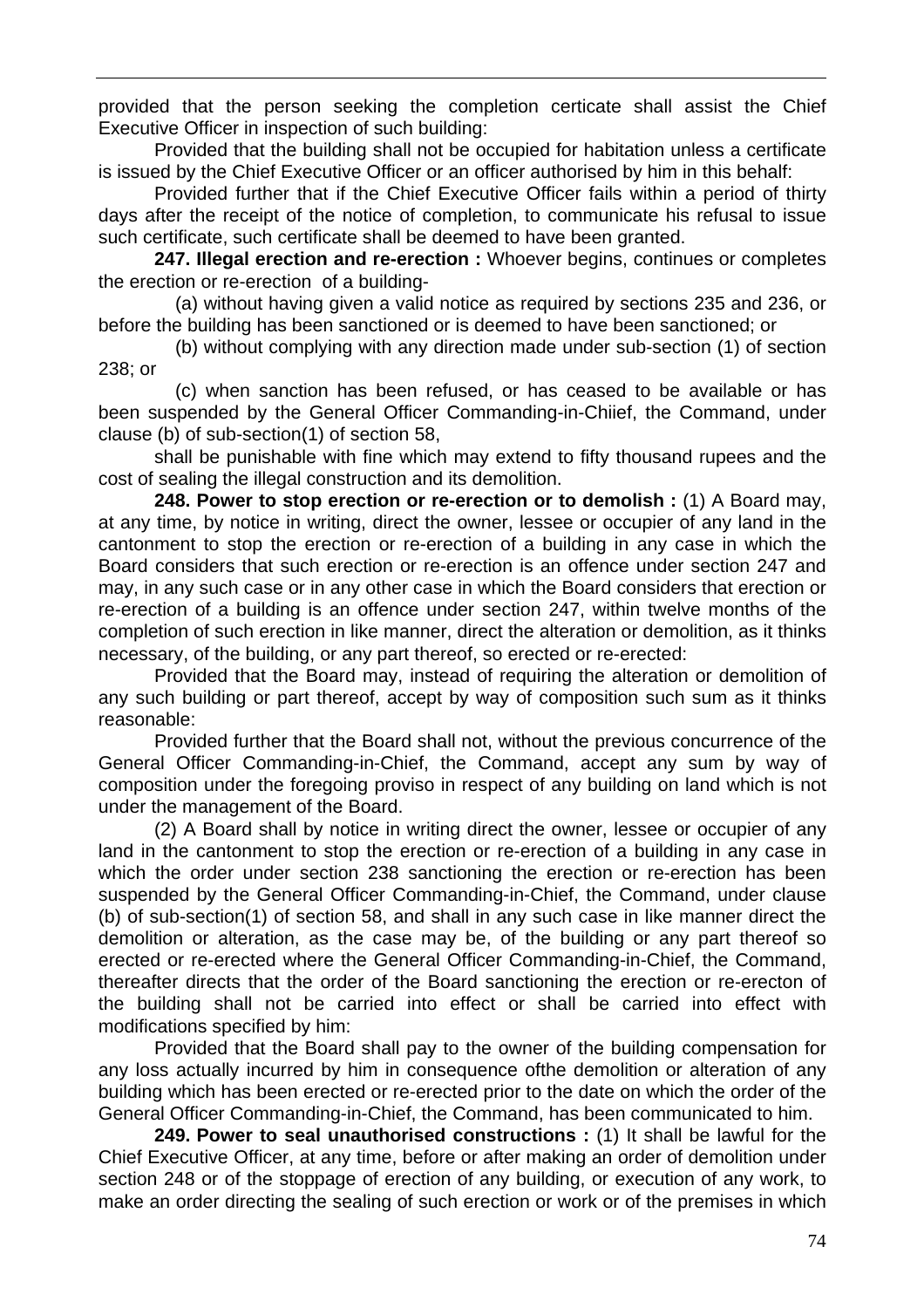provided that the person seeking the completion certicate shall assist the Chief Executive Officer in inspection of such building:

Provided that the building shall not be occupied for habitation unless a certificate is issued by the Chief Executive Officer or an officer authorised by him in this behalf:

Provided further that if the Chief Executive Officer fails within a period of thirty days after the receipt of the notice of completion, to communicate his refusal to issue such certificate, such certificate shall be deemed to have been granted.

**247. Illegal erection and re-erection :** Whoever begins, continues or completes the erection or re-erection of a building-

(a) without having given a valid notice as required by sections 235 and 236, or before the building has been sanctioned or is deemed to have been sanctioned; or

(b) without complying with any direction made under sub-section (1) of section 238; or

(c) when sanction has been refused, or has ceased to be available or has been suspended by the General Officer Commanding-in-Chiief, the Command, under clause (b) of sub-section(1) of section 58,

shall be punishable with fine which may extend to fifty thousand rupees and the cost of sealing the illegal construction and its demolition.

**248. Power to stop erection or re-erection or to demolish :** (1) A Board may, at any time, by notice in writing, direct the owner, lessee or occupier of any land in the cantonment to stop the erection or re-erection of a building in any case in which the Board considers that such erection or re-erection is an offence under section 247 and may, in any such case or in any other case in which the Board considers that erection or re-erection of a building is an offence under section 247, within twelve months of the completion of such erection in like manner, direct the alteration or demolition, as it thinks necessary, of the building, or any part thereof, so erected or re-erected:

Provided that the Board may, instead of requiring the alteration or demolition of any such building or part thereof, accept by way of composition such sum as it thinks reasonable:

Provided further that the Board shall not, without the previous concurrence of the General Officer Commanding-in-Chief, the Command, accept any sum by way of composition under the foregoing proviso in respect of any building on land which is not under the management of the Board.

(2) A Board shall by notice in writing direct the owner, lessee or occupier of any land in the cantonment to stop the erection or re-erection of a building in any case in which the order under section 238 sanctioning the erection or re-erection has been suspended by the General Officer Commanding-in-Chief, the Command, under clause (b) of sub-section(1) of section 58, and shall in any such case in like manner direct the demolition or alteration, as the case may be, of the building or any part thereof so erected or re-erected where the General Officer Commanding-in-Chief, the Command, thereafter directs that the order of the Board sanctioning the erection or re-erecton of the building shall not be carried into effect or shall be carried into effect with modifications specified by him:

Provided that the Board shall pay to the owner of the building compensation for any loss actually incurred by him in consequence ofthe demolition or alteration of any building which has been erected or re-erected prior to the date on which the order of the General Officer Commanding-in-Chief, the Command, has been communicated to him.

**249. Power to seal unauthorised constructions :** (1) It shall be lawful for the Chief Executive Officer, at any time, before or after making an order of demolition under section 248 or of the stoppage of erection of any building, or execution of any work, to make an order directing the sealing of such erection or work or of the premises in which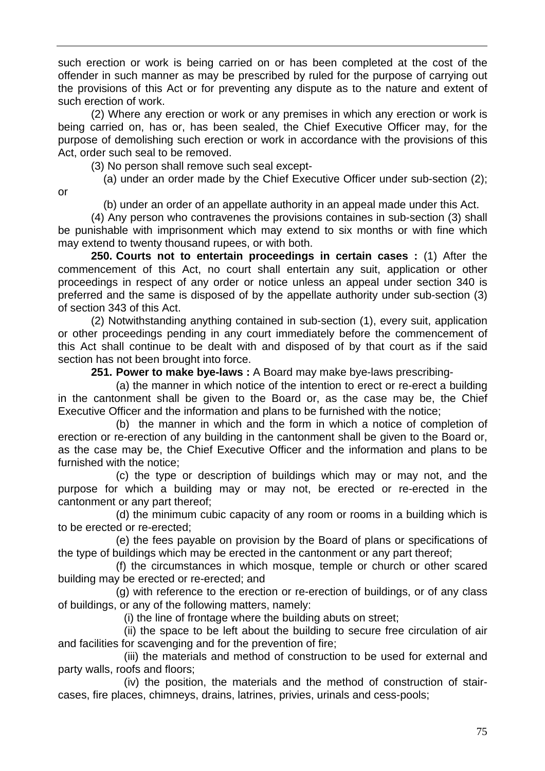such erection or work is being carried on or has been completed at the cost of the offender in such manner as may be prescribed by ruled for the purpose of carrying out the provisions of this Act or for preventing any dispute as to the nature and extent of such erection of work.

(2) Where any erection or work or any premises in which any erection or work is being carried on, has or, has been sealed, the Chief Executive Officer may, for the purpose of demolishing such erection or work in accordance with the provisions of this Act, order such seal to be removed.

(3) No person shall remove such seal except-

(a) under an order made by the Chief Executive Officer under sub-section (2); or

(b) under an order of an appellate authority in an appeal made under this Act.

(4) Any person who contravenes the provisions containes in sub-section (3) shall be punishable with imprisonment which may extend to six months or with fine which may extend to twenty thousand rupees, or with both.

**250. Courts not to entertain proceedings in certain cases :** (1) After the commencement of this Act, no court shall entertain any suit, application or other proceedings in respect of any order or notice unless an appeal under section 340 is preferred and the same is disposed of by the appellate authority under sub-section (3) of section 343 of this Act.

(2) Notwithstanding anything contained in sub-section (1), every suit, application or other proceedings pending in any court immediately before the commencement of this Act shall continue to be dealt with and disposed of by that court as if the said section has not been brought into force.

**251. Power to make bye-laws :** A Board may make bye-laws prescribing-

(a) the manner in which notice of the intention to erect or re-erect a building in the cantonment shall be given to the Board or, as the case may be, the Chief Executive Officer and the information and plans to be furnished with the notice;

(b) the manner in which and the form in which a notice of completion of erection or re-erection of any building in the cantonment shall be given to the Board or, as the case may be, the Chief Executive Officer and the information and plans to be furnished with the notice;

(c) the type or description of buildings which may or may not, and the purpose for which a building may or may not, be erected or re-erected in the cantonment or any part thereof;

(d) the minimum cubic capacity of any room or rooms in a building which is to be erected or re-erected;

(e) the fees payable on provision by the Board of plans or specifications of the type of buildings which may be erected in the cantonment or any part thereof;

(f) the circumstances in which mosque, temple or church or other scared building may be erected or re-erected; and

(g) with reference to the erection or re-erection of buildings, or of any class of buildings, or any of the following matters, namely:

(i) the line of frontage where the building abuts on street;

(ii) the space to be left about the building to secure free circulation of air and facilities for scavenging and for the prevention of fire;

(iii) the materials and method of construction to be used for external and party walls, roofs and floors;

(iv) the position, the materials and the method of construction of stair-cases, fire places, chimneys, drains, latrines, privies, urinals and cess-pools;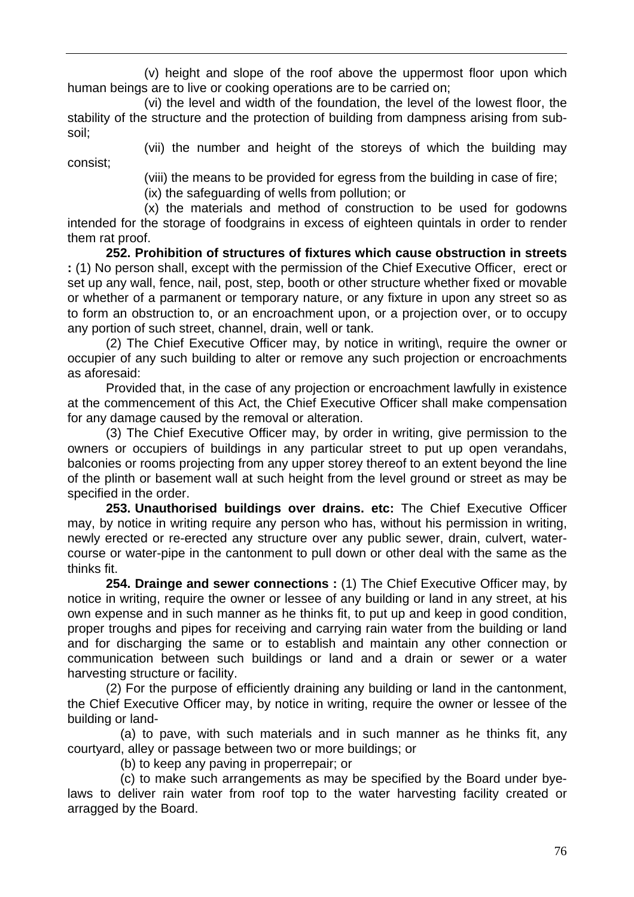(v) height and slope of the roof above the uppermost floor upon which human beings are to live or cooking operations are to be carried on;

(vi) the level and width of the foundation, the level of the lowest floor, the stability of the structure and the protection of building from dampness arising from sub-soil;

(vii) the number and height of the storeys of which the building may consist;

(viii) the means to be provided for egress from the building in case of fire;

(ix) the safeguarding of wells from pollution; or

(x) the materials and method of construction to be used for godowns intended for the storage of foodgrains in excess of eighteen quintals in order to render them rat proof.

**252. Prohibition of structures of fixtures which cause obstruction in streets :** (1) No person shall, except with the permission of the Chief Executive Officer, erect or set up any wall, fence, nail, post, step, booth or other structure whether fixed or movable or whether of a parmanent or temporary nature, or any fixture in upon any street so as to form an obstruction to, or an encroachment upon, or a projection over, or to occupy any portion of such street, channel, drain, well or tank.

(2) The Chief Executive Officer may, by notice in writing\, require the owner or occupier of any such building to alter or remove any such projection or encroachments as aforesaid:

Provided that, in the case of any projection or encroachment lawfully in existence at the commencement of this Act, the Chief Executive Officer shall make compensation for any damage caused by the removal or alteration.

(3) The Chief Executive Officer may, by order in writing, give permission to the owners or occupiers of buildings in any particular street to put up open verandahs, balconies or rooms projecting from any upper storey thereof to an extent beyond the line of the plinth or basement wall at such height from the level ground or street as may be specified in the order.

**253. Unauthorised buildings over drains. etc:** The Chief Executive Officer may, by notice in writing require any person who has, without his permission in writing, newly erected or re-erected any structure over any public sewer, drain, culvert, water-course or water-pipe in the cantonment to pull down or other deal with the same as the thinks fit.

**254. Drainge and sewer connections :** (1) The Chief Executive Officer may, by notice in writing, require the owner or lessee of any building or land in any street, at his own expense and in such manner as he thinks fit, to put up and keep in good condition, proper troughs and pipes for receiving and carrying rain water from the building or land and for discharging the same or to establish and maintain any other connection or communication between such buildings or land and a drain or sewer or a water harvesting structure or facility.

(2) For the purpose of efficiently draining any building or land in the cantonment, the Chief Executive Officer may, by notice in writing, require the owner or lessee of the building or land-

(a) to pave, with such materials and in such manner as he thinks fit, any courtyard, alley or passage between two or more buildings; or

(b) to keep any paving in properrepair; or

(c) to make such arrangements as may be specified by the Board under bye-laws to deliver rain water from roof top to the water harvesting facility created or arragged by the Board.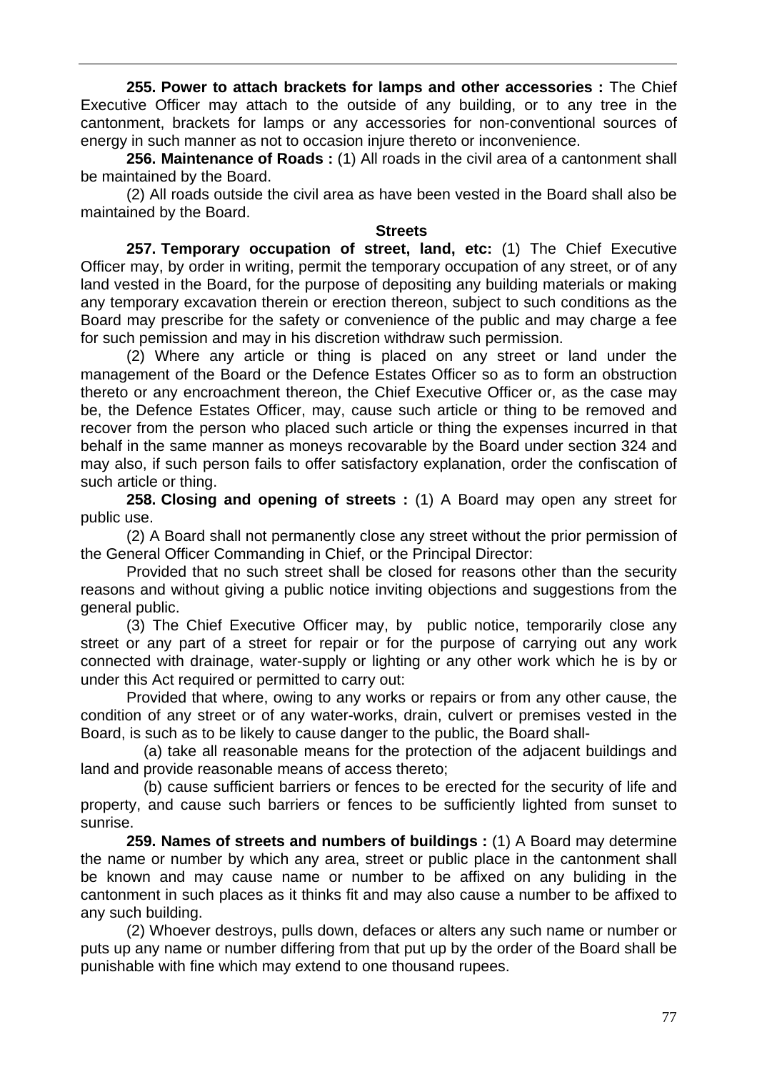**255. Power to attach brackets for lamps and other accessories :** The Chief Executive Officer may attach to the outside of any building, or to any tree in the cantonment, brackets for lamps or any accessories for non-conventional sources of energy in such manner as not to occasion injure thereto or inconvenience.

**256. Maintenance of Roads :** (1) All roads in the civil area of a cantonment shall be maintained by the Board.

(2) All roads outside the civil area as have been vested in the Board shall also be maintained by the Board.

**Streets**

**257. Temporary occupation of street, land, etc:** (1) The Chief Executive Officer may, by order in writing, permit the temporary occupation of any street, or of any land vested in the Board, for the purpose of depositing any building materials or making any temporary excavation therein or erection thereon, subject to such conditions as the Board may prescribe for the safety or convenience of the public and may charge a fee for such pemission and may in his discretion withdraw such permission.

(2) Where any article or thing is placed on any street or land under the management of the Board or the Defence Estates Officer so as to form an obstruction thereto or any encroachment thereon, the Chief Executive Officer or, as the case may be, the Defence Estates Officer, may, cause such article or thing to be removed and recover from the person who placed such article or thing the expenses incurred in that behalf in the same manner as moneys recovarable by the Board under section 324 and may also, if such person fails to offer satisfactory explanation, order the confiscation of such article or thing.

**258. Closing and opening of streets :** (1) A Board may open any street for public use.

(2) A Board shall not permanently close any street without the prior permission of the General Officer Commanding in Chief, or the Principal Director:

Provided that no such street shall be closed for reasons other than the security reasons and without giving a public notice inviting objections and suggestions from the general public.

(3) The Chief Executive Officer may, by public notice, temporarily close any street or any part of a street for repair or for the purpose of carrying out any work connected with drainage, water-supply or lighting or any other work which he is by or under this Act required or permitted to carry out:

Provided that where, owing to any works or repairs or from any other cause, the condition of any street or of any water-works, drain, culvert or premises vested in the Board, is such as to be likely to cause danger to the public, the Board shall-

(a) take all reasonable means for the protection of the adjacent buildings and land and provide reasonable means of access thereto;

(b) cause sufficient barriers or fences to be erected for the security of life and property, and cause such barriers or fences to be sufficiently lighted from sunset to sunrise.

**259. Names of streets and numbers of buildings :** (1) A Board may determine the name or number by which any area, street or public place in the cantonment shall be known and may cause name or number to be affixed on any buliding in the cantonment in such places as it thinks fit and may also cause a number to be affixed to any such building.

(2) Whoever destroys, pulls down, defaces or alters any such name or number or puts up any name or number differing from that put up by the order of the Board shall be punishable with fine which may extend to one thousand rupees.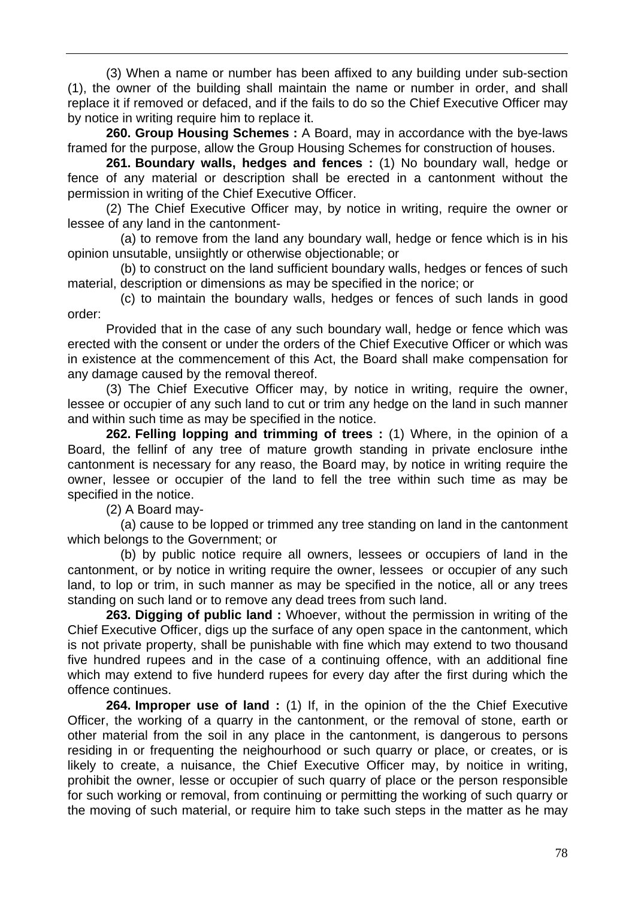(3) When a name or number has been affixed to any building under sub-section (1), the owner of the building shall maintain the name or number in order, and shall replace it if removed or defaced, and if the fails to do so the Chief Executive Officer may by notice in writing require him to replace it.

**260. Group Housing Schemes :** A Board, may in accordance with the bye-laws framed for the purpose, allow the Group Housing Schemes for construction of houses.

**261. Boundary walls, hedges and fences :** (1) No boundary wall, hedge or fence of any material or description shall be erected in a cantonment without the permission in writing of the Chief Executive Officer.

(2) The Chief Executive Officer may, by notice in writing, require the owner or lessee of any land in the cantonment-

(a) to remove from the land any boundary wall, hedge or fence which is in his opinion unsutable, unsiightly or otherwise objectionable; or

(b) to construct on the land sufficient boundary walls, hedges or fences of such material, description or dimensions as may be specified in the norice; or

(c) to maintain the boundary walls, hedges or fences of such lands in good order:

Provided that in the case of any such boundary wall, hedge or fence which was erected with the consent or under the orders of the Chief Executive Officer or which was in existence at the commencement of this Act, the Board shall make compensation for any damage caused by the removal thereof.

(3) The Chief Executive Officer may, by notice in writing, require the owner, lessee or occupier of any such land to cut or trim any hedge on the land in such manner and within such time as may be specified in the notice.

**262. Felling lopping and trimming of trees :** (1) Where, in the opinion of a Board, the fellinf of any tree of mature growth standing in private enclosure inthe cantonment is necessary for any reaso, the Board may, by notice in writing require the owner, lessee or occupier of the land to fell the tree within such time as may be specified in the notice.

(2) A Board may-

(a) cause to be lopped or trimmed any tree standing on land in the cantonment which belongs to the Government; or

(b) by public notice require all owners, lessees or occupiers of land in the cantonment, or by notice in writing require the owner, lessees or occupier of any such land, to lop or trim, in such manner as may be specified in the notice, all or any trees standing on such land or to remove any dead trees from such land.

**263. Digging of public land :** Whoever, without the permission in writing of the Chief Executive Officer, digs up the surface of any open space in the cantonment, which is not private property, shall be punishable with fine which may extend to two thousand five hundred rupees and in the case of a continuing offence, with an additional fine which may extend to five hunderd rupees for every day after the first during which the offence continues.

**264. Improper use of land :** (1) If, in the opinion of the the Chief Executive Officer, the working of a quarry in the cantonment, or the removal of stone, earth or other material from the soil in any place in the cantonment, is dangerous to persons residing in or frequenting the neighourhood or such quarry or place, or creates, or is likely to create, a nuisance, the Chief Executive Officer may, by noitice in writing, prohibit the owner, lesse or occupier of such quarry of place or the person responsible for such working or removal, from continuing or permitting the working of such quarry or the moving of such material, or require him to take such steps in the matter as he may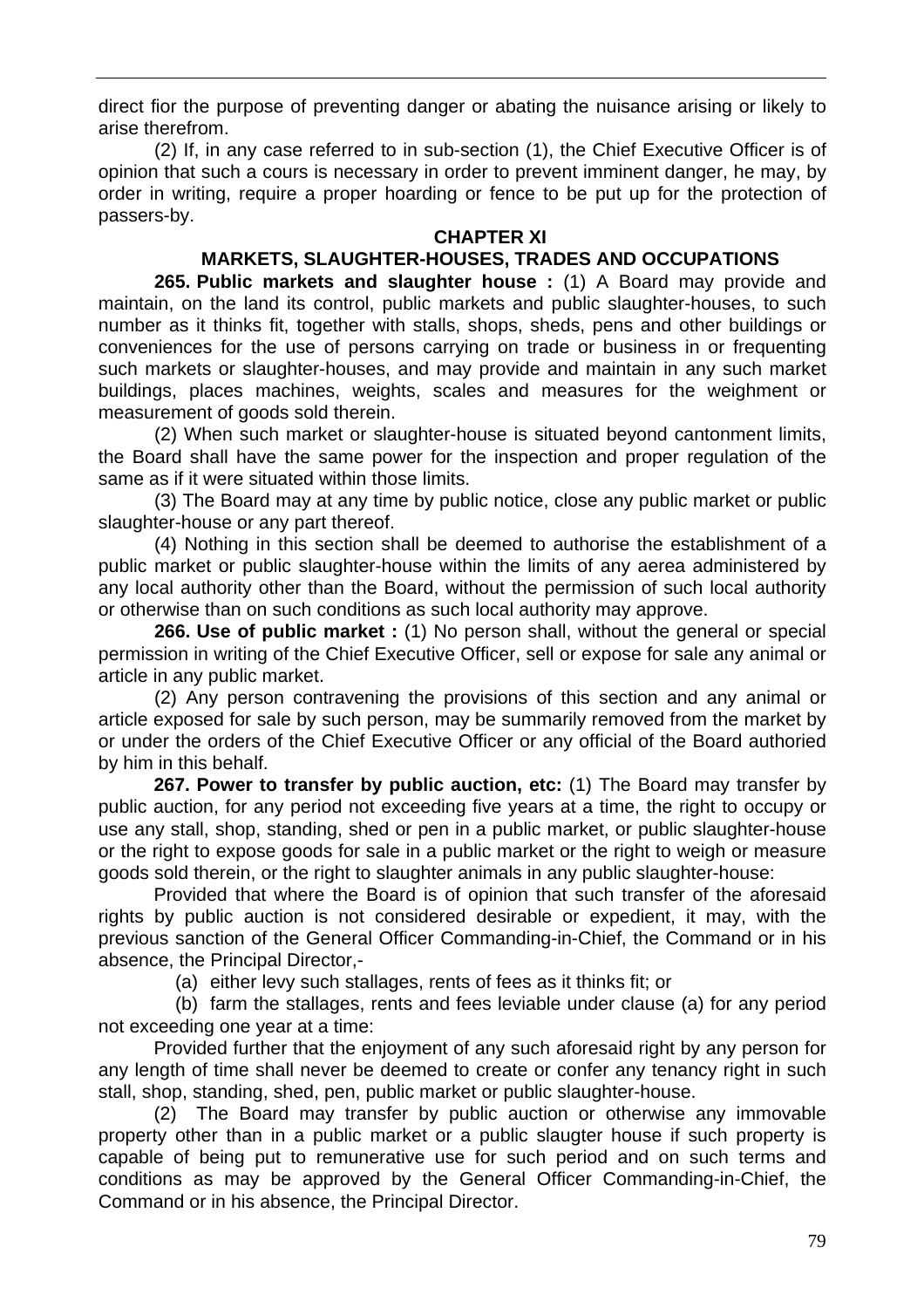direct fior the purpose of preventing danger or abating the nuisance arising or likely to arise therefrom.

(2) If, in any case referred to in sub-section (1), the Chief Executive Officer is of opinion that such a cours is necessary in order to prevent imminent danger, he may, by order in writing, require a proper hoarding or fence to be put up for the protection of passers-by.

## CHAPTER XI

## MARKETS, SLAUGHTER-HOUSES, TRADES AND OCCUPATIONS

**265. Public markets and slaughter house :** (1) A Board may provide and maintain, on the land its control, public markets and public slaughter-houses, to such number as it thinks fit, together with stalls, shops, sheds, pens and other buildings or conveniences for the use of persons carrying on trade or business in or frequenting such markets or slaughter-houses, and may provide and maintain in any such market buildings, places machines, weights, scales and measures for the weighment or measurement of goods sold therein.

(2) When such market or slaughter-house is situated beyond cantonment limits, the Board shall have the same power for the inspection and proper regulation of the same as if it were situated within those limits.

(3) The Board may at any time by public notice, close any public market or public slaughter-house or any part thereof.

(4) Nothing in this section shall be deemed to authorise the establishment of a public market or public slaughter-house within the limits of any aerea administered by any local authority other than the Board, without the permission of such local authority or otherwise than on such conditions as such local authority may approve.

**266. Use of public market :** (1) No person shall, without the general or special permission in writing of the Chief Executive Officer, sell or expose for sale any animal or article in any public market.

(2) Any person contravening the provisions of this section and any animal or article exposed for sale by such person, may be summarily removed from the market by or under the orders of the Chief Executive Officer or any official of the Board authoried by him in this behalf.

**267. Power to transfer by public auction, etc:** (1) The Board may transfer by public auction, for any period not exceeding five years at a time, the right to occupy or use any stall, shop, standing, shed or pen in a public market, or public slaughter-house or the right to expose goods for sale in a public market or the right to weigh or measure goods sold therein, or the right to slaughter animals in any public slaughter-house:

Provided that where the Board is of opinion that such transfer of the aforesaid rights by public auction is not considered desirable or expedient, it may, with the previous sanction of the General Officer Commanding-in-Chief, the Command or in his absence, the Principal Director,-

(a) either levy such stallages, rents of fees as it thinks fit; or

(b) farm the stallages, rents and fees leviable under clause (a) for any period not exceeding one year at a time:

Provided further that the enjoyment of any such aforesaid right by any person for any length of time shall never be deemed to create or confer any tenancy right in such stall, shop, standing, shed, pen, public market or public slaughter-house.

(2) The Board may transfer by public auction or otherwise any immovable property other than in a public market or a public slaugter house if such property is capable of being put to remunerative use for such period and on such terms and conditions as may be approved by the General Officer Commanding-in-Chief, the Command or in his absence, the Principal Director.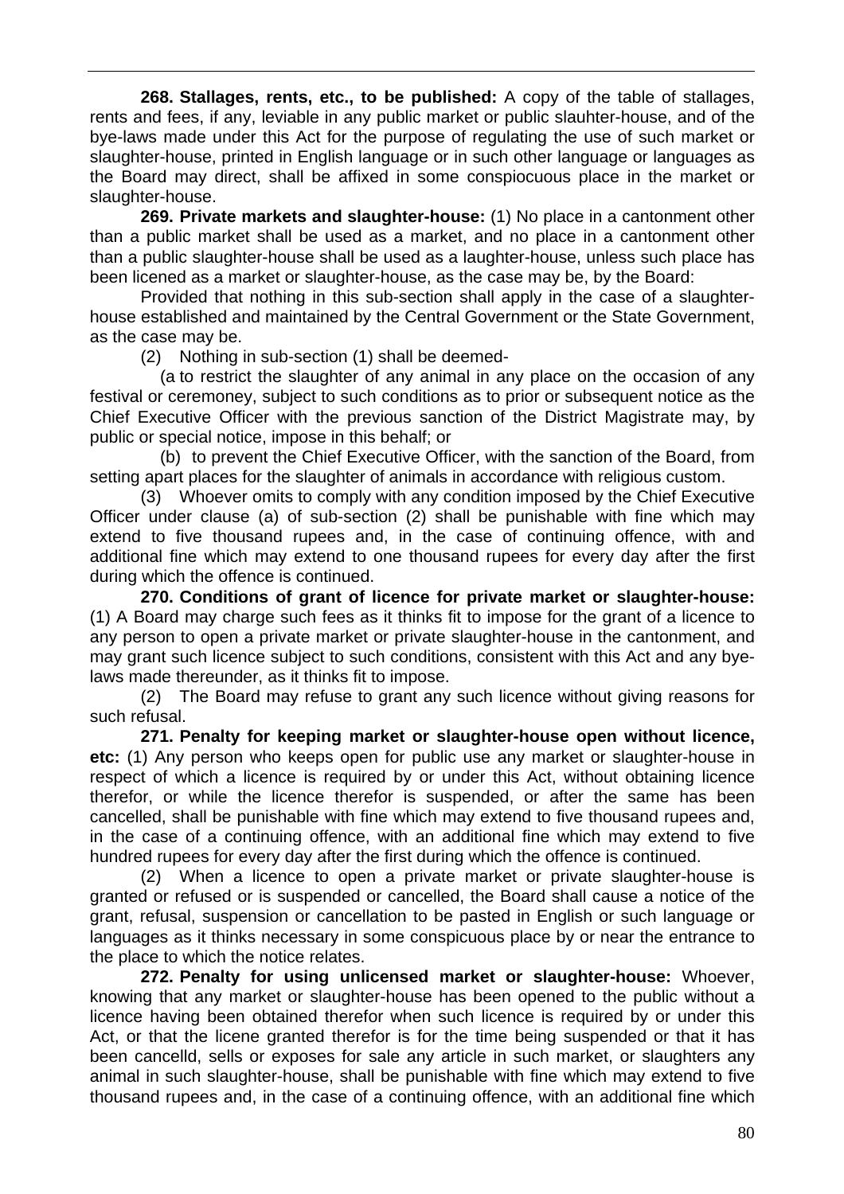**268. Stallages, rents, etc., to be published:** A copy of the table of stallages, rents and fees, if any, leviable in any public market or public slauhter-house, and of the bye-laws made under this Act for the purpose of regulating the use of such market or slaughter-house, printed in English language or in such other language or languages as the Board may direct, shall be affixed in some conspiocuous place in the market or slaughter-house.

**269. Private markets and slaughter-house:** (1) No place in a cantonment other than a public market shall be used as a market, and no place in a cantonment other than a public slaughter-house shall be used as a laughter-house, unless such place has been licened as a market or slaughter-house, as the case may be, by the Board:

Provided that nothing in this sub-section shall apply in the case of a slaughter-house established and maintained by the Central Government or the State Government, as the case may be.

(2) Nothing in sub-section (1) shall be deemed-

(a to restrict the slaughter of any animal in any place on the occasion of any festival or ceremoney, subject to such conditions as to prior or subsequent notice as the Chief Executive Officer with the previous sanction of the District Magistrate may, by public or special notice, impose in this behalf; or

(b) to prevent the Chief Executive Officer, with the sanction of the Board, from setting apart places for the slaughter of animals in accordance with religious custom.

(3) Whoever omits to comply with any condition imposed by the Chief Executive Officer under clause (a) of sub-section (2) shall be punishable with fine which may extend to five thousand rupees and, in the case of continuing offence, with and additional fine which may extend to one thousand rupees for every day after the first during which the offence is continued.

**270. Conditions of grant of licence for private market or slaughter-house:** (1) A Board may charge such fees as it thinks fit to impose for the grant of a licence to any person to open a private market or private slaughter-house in the cantonment, and may grant such licence subject to such conditions, consistent with this Act and any bye-laws made thereunder, as it thinks fit to impose.

(2) The Board may refuse to grant any such licence without giving reasons for such refusal.

**271. Penalty for keeping market or slaughter-house open without licence, etc:** (1) Any person who keeps open for public use any market or slaughter-house in respect of which a licence is required by or under this Act, without obtaining licence therefor, or while the licence therefor is suspended, or after the same has been cancelled, shall be punishable with fine which may extend to five thousand rupees and, in the case of a continuing offence, with an additional fine which may extend to five hundred rupees for every day after the first during which the offence is continued.

(2) When a licence to open a private market or private slaughter-house is granted or refused or is suspended or cancelled, the Board shall cause a notice of the grant, refusal, suspension or cancellation to be pasted in English or such language or languages as it thinks necessary in some conspicuous place by or near the entrance to the place to which the notice relates.

**272. Penalty for using unlicensed market or slaughter-house:** Whoever, knowing that any market or slaughter-house has been opened to the public without a licence having been obtained therefor when such licence is required by or under this Act, or that the licene granted therefor is for the time being suspended or that it has been cancelld, sells or exposes for sale any article in such market, or slaughters any animal in such slaughter-house, shall be punishable with fine which may extend to five thousand rupees and, in the case of a continuing offence, with an additional fine which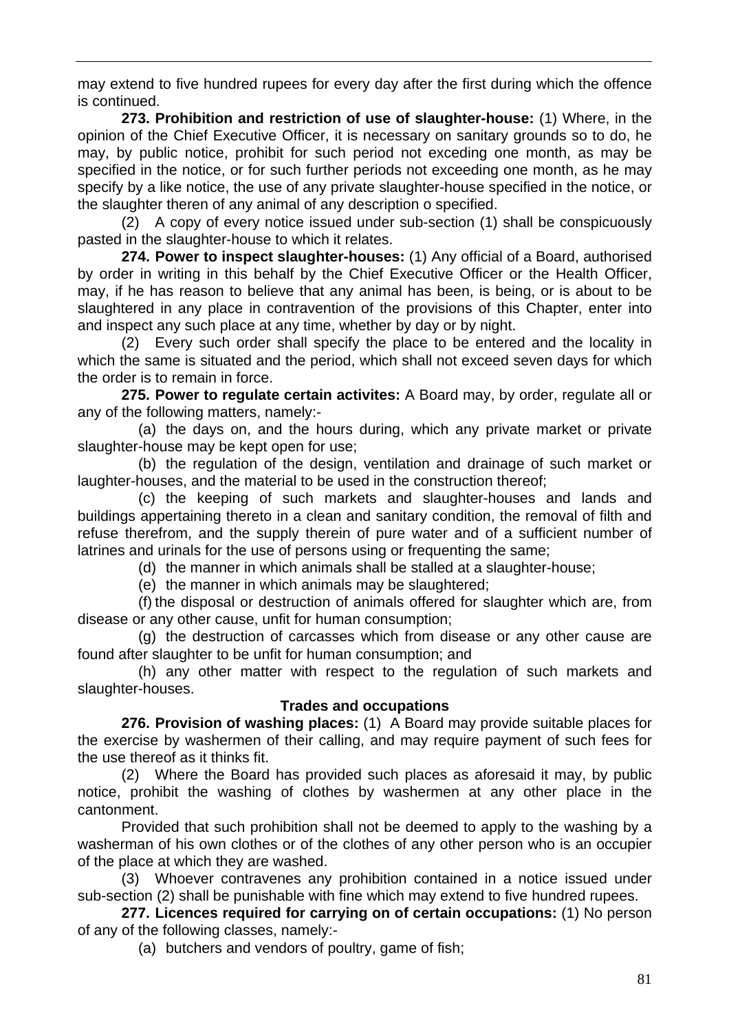may extend to five hundred rupees for every day after the first during which the offence is continued.

**273. Prohibition and restriction of use of slaughter-house:** (1) Where, in the opinion of the Chief Executive Officer, it is necessary on sanitary grounds so to do, he may, by public notice, prohibit for such period not exceding one month, as may be specified in the notice, or for such further periods not exceeding one month, as he may specify by a like notice, the use of any private slaughter-house specified in the notice, or the slaughter theren of any animal of any description o specified.

(2) A copy of every notice issued under sub-section (1) shall be conspicuously pasted in the slaughter-house to which it relates.

**274. Power to inspect slaughter-houses:** (1) Any official of a Board, authorised by order in writing in this behalf by the Chief Executive Officer or the Health Officer, may, if he has reason to believe that any animal has been, is being, or is about to be slaughtered in any place in contravention of the provisions of this Chapter, enter into and inspect any such place at any time, whether by day or by night.

(2) Every such order shall specify the place to be entered and the locality in which the same is situated and the period, which shall not exceed seven days for which the order is to remain in force.

**275. Power to regulate certain activites:** A Board may, by order, regulate all or any of the following matters, namely:-

(a) the days on, and the hours during, which any private market or private slaughter-house may be kept open for use;

(b) the regulation of the design, ventilation and drainage of such market or laughter-houses, and the material to be used in the construction thereof;

(c) the keeping of such markets and slaughter-houses and lands and buildings appertaining thereto in a clean and sanitary condition, the removal of filth and refuse therefrom, and the supply therein of pure water and of a sufficient number of latrines and urinals for the use of persons using or frequenting the same;

(d) the manner in which animals shall be stalled at a slaughter-house;

(e) the manner in which animals may be slaughtered;

(f) the disposal or destruction of animals offered for slaughter which are, from disease or any other cause, unfit for human consumption;

(g) the destruction of carcasses which from disease or any other cause are found after slaughter to be unfit for human consumption; and

(h) any other matter with respect to the regulation of such markets and slaughter-houses.

**Trades and occupations**

**276. Provision of washing places:** (1) A Board may provide suitable places for the exercise by washermen of their calling, and may require payment of such fees for the use thereof as it thinks fit.

(2) Where the Board has provided such places as aforesaid it may, by public notice, prohibit the washing of clothes by washermen at any other place in the cantonment.

Provided that such prohibition shall not be deemed to apply to the washing by a washerman of his own clothes or of the clothes of any other person who is an occupier of the place at which they are washed.

(3) Whoever contravenes any prohibition contained in a notice issued under sub-section (2) shall be punishable with fine which may extend to five hundred rupees.

**277. Licences required for carrying on of certain occupations:** (1) No person of any of the following classes, namely:-

(a) butchers and vendors of poultry, game of fish;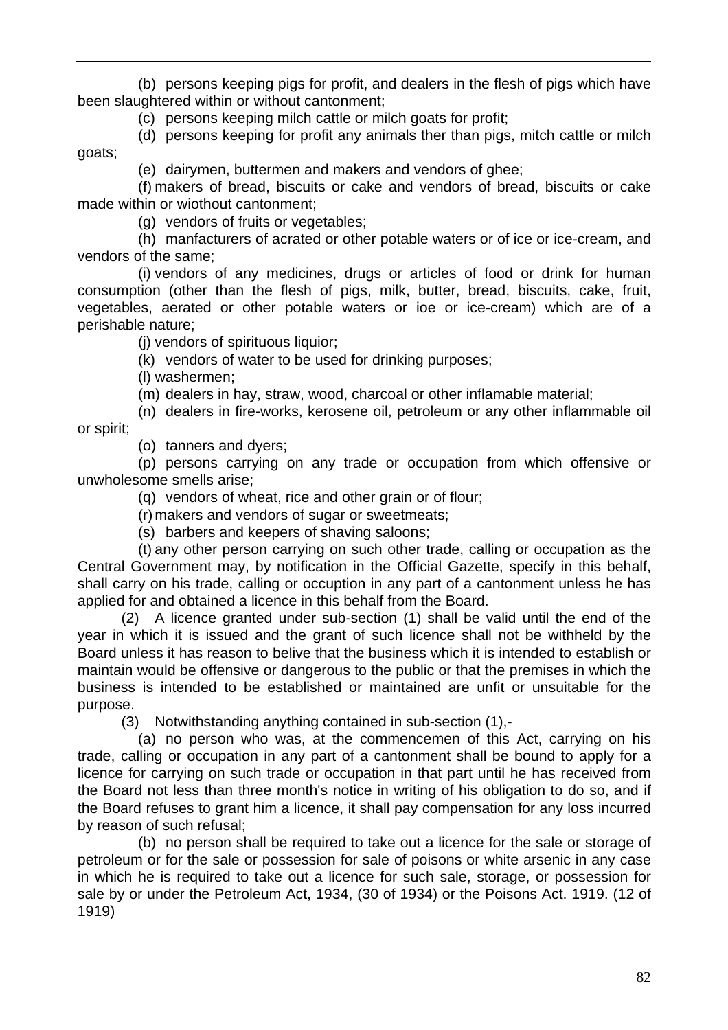(b) persons keeping pigs for profit, and dealers in the flesh of pigs which have been slaughtered within or without cantonment;

(c) persons keeping milch cattle or milch goats for profit;

(d) persons keeping for profit any animals ther than pigs, mitch cattle or milch goats;

(e) dairymen, buttermen and makers and vendors of ghee;

(f) makers of bread, biscuits or cake and vendors of bread, biscuits or cake made within or wiothout cantonment;

(g) vendors of fruits or vegetables;

(h) manfacturers of acrated or other potable waters or of ice or ice-cream, and vendors of the same;

(i) vendors of any medicines, drugs or articles of food or drink for human consumption (other than the flesh of pigs, milk, butter, bread, biscuits, cake, fruit, vegetables, aerated or other potable waters or ioe or ice-cream) which are of a perishable nature;

(j) vendors of spirituous liquior;

(k) vendors of water to be used for drinking purposes;

(l) washermen;

(m) dealers in hay, straw, wood, charcoal or other inflamable material;

(n) dealers in fire-works, kerosene oil, petroleum or any other inflammable oil or spirit;

(o) tanners and dyers;

(p) persons carrying on any trade or occupation from which offensive or unwholesome smells arise;

(q) vendors of wheat, rice and other grain or of flour;

(r) makers and vendors of sugar or sweetmeats;

(s) barbers and keepers of shaving saloons;

(t) any other person carrying on such other trade, calling or occupation as the Central Government may, by notification in the Official Gazette, specify in this behalf, shall carry on his trade, calling or occuption in any part of a cantonment unless he has applied for and obtained a licence in this behalf from the Board.

(2) A licence granted under sub-section (1) shall be valid until the end of the year in which it is issued and the grant of such licence shall not be withheld by the Board unless it has reason to belive that the business which it is intended to establish or maintain would be offensive or dangerous to the public or that the premises in which the business is intended to be established or maintained are unfit or unsuitable for the purpose.

(3) Notwithstanding anything contained in sub-section (1),-

(a) no person who was, at the commencemen of this Act, carrying on his trade, calling or occupation in any part of a cantonment shall be bound to apply for a licence for carrying on such trade or occupation in that part until he has received from the Board not less than three month's notice in writing of his obligation to do so, and if the Board refuses to grant him a licence, it shall pay compensation for any loss incurred by reason of such refusal;

(b) no person shall be required to take out a licence for the sale or storage of petroleum or for the sale or possession for sale of poisons or white arsenic in any case in which he is required to take out a licence for such sale, storage, or possession for sale by or under the Petroleum Act, 1934, (30 of 1934) or the Poisons Act. 1919. (12 of 1919)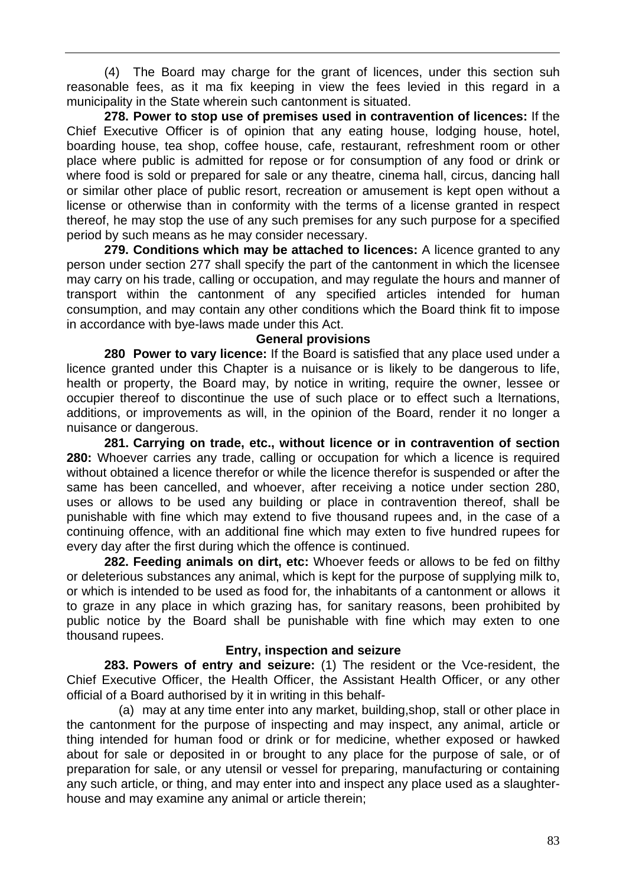(4) The Board may charge for the grant of licences, under this section suh reasonable fees, as it ma fix keeping in view the fees levied in this regard in a municipality in the State wherein such cantonment is situated.

**278. Power to stop use of premises used in contravention of licences:** If the Chief Executive Officer is of opinion that any eating house, lodging house, hotel, boarding house, tea shop, coffee house, cafe, restaurant, refreshment room or other place where public is admitted for repose or for consumption of any food or drink or where food is sold or prepared for sale or any theatre, cinema hall, circus, dancing hall or similar other place of public resort, recreation or amusement is kept open without a license or otherwise than in conformity with the terms of a license granted in respect thereof, he may stop the use of any such premises for any such purpose for a specified period by such means as he may consider necessary.

**279. Conditions which may be attached to licences:** A licence granted to any person under section 277 shall specify the part of the cantonment in which the licensee may carry on his trade, calling or occupation, and may regulate the hours and manner of transport within the cantonment of any specified articles intended for human consumption, and may contain any other conditions which the Board think fit to impose in accordance with bye-laws made under this Act.

**General provisions**

**280 Power to vary licence:** If the Board is satisfied that any place used under a licence granted under this Chapter is a nuisance or is likely to be dangerous to life, health or property, the Board may, by notice in writing, require the owner, lessee or occupier thereof to discontinue the use of such place or to effect such a lternations, additions, or improvements as will, in the opinion of the Board, render it no longer a nuisance or dangerous.

**281. Carrying on trade, etc., without licence or in contravention of section 280:** Whoever carries any trade, calling or occupation for which a licence is required without obtained a licence therefor or while the licence therefor is suspended or after the same has been cancelled, and whoever, after receiving a notice under section 280, uses or allows to be used any building or place in contravention thereof, shall be punishable with fine which may extend to five thousand rupees and, in the case of a continuing offence, with an additional fine which may exten to five hundred rupees for every day after the first during which the offence is continued.

**282. Feeding animals on dirt, etc:** Whoever feeds or allows to be fed on filthy or deleterious substances any animal, which is kept for the purpose of supplying milk to, or which is intended to be used as food for, the inhabitants of a cantonment or allows it to graze in any place in which grazing has, for sanitary reasons, been prohibited by public notice by the Board shall be punishable with fine which may exten to one thousand rupees.

**Entry, inspection and seizure**

**283. Powers of entry and seizure:** (1) The resident or the Vce-resident, the Chief Executive Officer, the Health Officer, the Assistant Health Officer, or any other official of a Board authorised by it in writing in this behalf-

(a) may at any time enter into any market, building,shop, stall or other place in the cantonment for the purpose of inspecting and may inspect, any animal, article or thing intended for human food or drink or for medicine, whether exposed or hawked about for sale or deposited in or brought to any place for the purpose of sale, or of preparation for sale, or any utensil or vessel for preparing, manufacturing or containing any such article, or thing, and may enter into and inspect any place used as a slaughter-house and may examine any animal or article therein;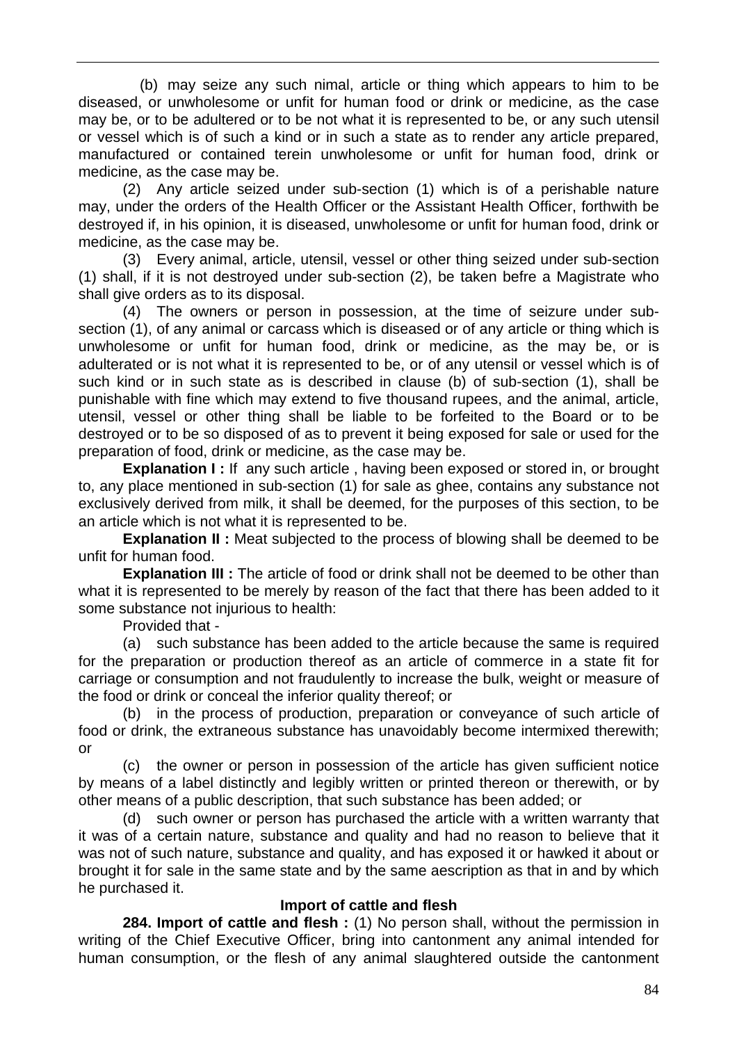(b) may seize any such nimal, article or thing which appears to him to be diseased, or unwholesome or unfit for human food or drink or medicine, as the case may be, or to be adultered or to be not what it is represented to be, or any such utensil or vessel which is of such a kind or in such a state as to render any article prepared, manufactured or contained terein unwholesome or unfit for human food, drink or medicine, as the case may be.

(2) Any article seized under sub-section (1) which is of a perishable nature may, under the orders of the Health Officer or the Assistant Health Officer, forthwith be destroyed if, in his opinion, it is diseased, unwholesome or unfit for human food, drink or medicine, as the case may be.

(3) Every animal, article, utensil, vessel or other thing seized under sub-section (1) shall, if it is not destroyed under sub-section (2), be taken befre a Magistrate who shall give orders as to its disposal.

(4) The owners or person in possession, at the time of seizure under sub-section (1), of any animal or carcass which is diseased or of any article or thing which is unwholesome or unfit for human food, drink or medicine, as the may be, or is adulterated or is not what it is represented to be, or of any utensil or vessel which is of such kind or in such state as is described in clause (b) of sub-section (1), shall be punishable with fine which may extend to five thousand rupees, and the animal, article, utensil, vessel or other thing shall be liable to be forfeited to the Board or to be destroyed or to be so disposed of as to prevent it being exposed for sale or used for the preparation of food, drink or medicine, as the case may be.

**Explanation I :** If any such article , having been exposed or stored in, or brought to, any place mentioned in sub-section (1) for sale as ghee, contains any substance not exclusively derived from milk, it shall be deemed, for the purposes of this section, to be an article which is not what it is represented to be.

**Explanation II :** Meat subjected to the process of blowing shall be deemed to be unfit for human food.

**Explanation III :** The article of food or drink shall not be deemed to be other than what it is represented to be merely by reason of the fact that there has been added to it some substance not injurious to health:

Provided that -

(a) such substance has been added to the article because the same is required for the preparation or production thereof as an article of commerce in a state fit for carriage or consumption and not fraudulently to increase the bulk, weight or measure of the food or drink or conceal the inferior quality thereof; or

(b) in the process of production, preparation or conveyance of such article of food or drink, the extraneous substance has unavoidably become intermixed therewith; or

(c) the owner or person in possession of the article has given sufficient notice by means of a label distinctly and legibly written or printed thereon or therewith, or by other means of a public description, that such substance has been added; or

(d) such owner or person has purchased the article with a written warranty that it was of a certain nature, substance and quality and had no reason to believe that it was not of such nature, substance and quality, and has exposed it or hawked it about or brought it for sale in the same state and by the same aescription as that in and by which he purchased it.

**Import of cattle and flesh**

**284. Import of cattle and flesh :** (1) No person shall, without the permission in writing of the Chief Executive Officer, bring into cantonment any animal intended for human consumption, or the flesh of any animal slaughtered outside the cantonment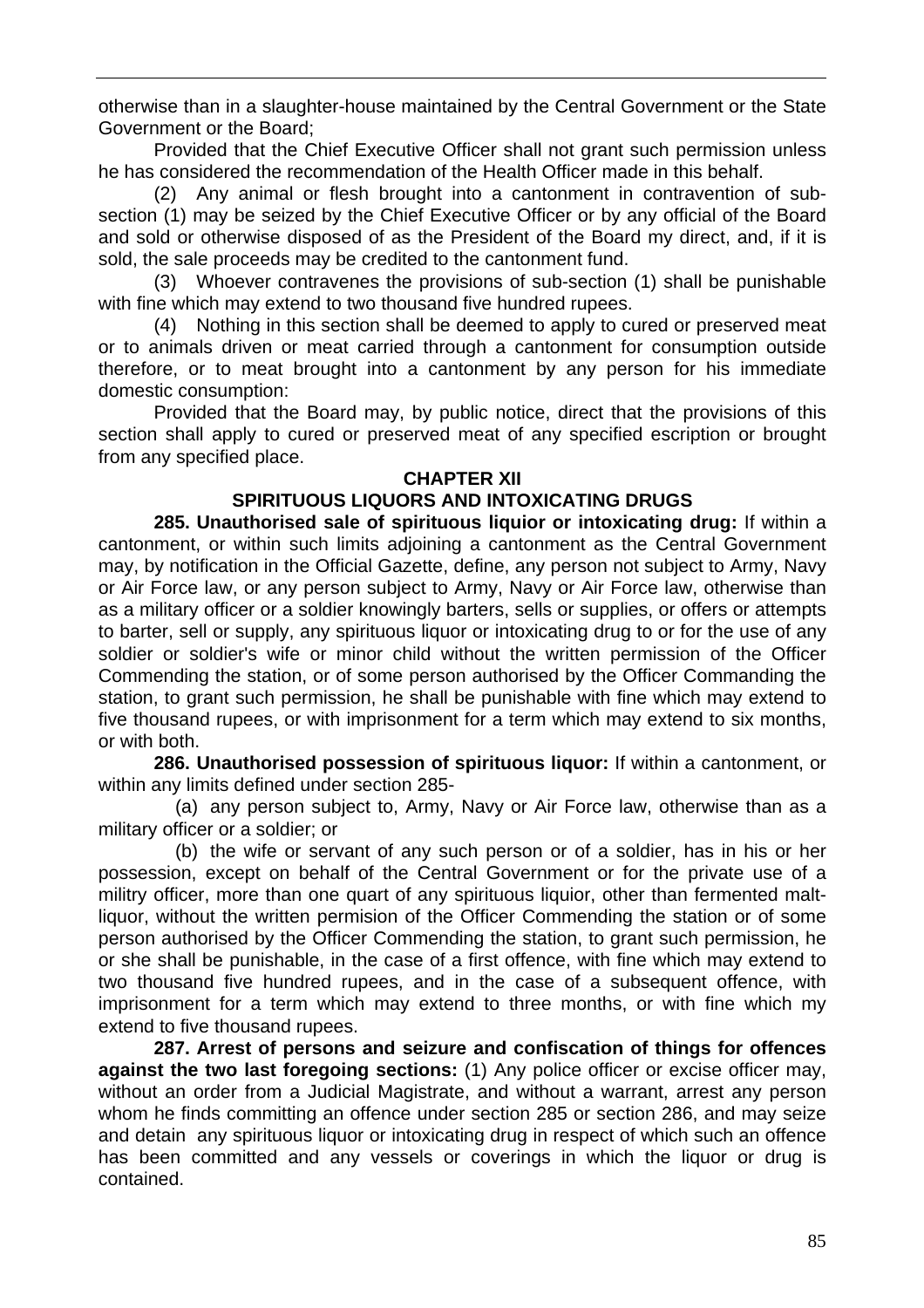otherwise than in a slaughter-house maintained by the Central Government or the State Government or the Board;

Provided that the Chief Executive Officer shall not grant such permission unless he has considered the recommendation of the Health Officer made in this behalf.

(2) Any animal or flesh brought into a cantonment in contravention of sub-section (1) may be seized by the Chief Executive Officer or by any official of the Board and sold or otherwise disposed of as the President of the Board my direct, and, if it is sold, the sale proceeds may be credited to the cantonment fund.

(3) Whoever contravenes the provisions of sub-section (1) shall be punishable with fine which may extend to two thousand five hundred rupees.

(4) Nothing in this section shall be deemed to apply to cured or preserved meat or to animals driven or meat carried through a cantonment for consumption outside therefore, or to meat brought into a cantonment by any person for his immediate domestic consumption:

Provided that the Board may, by public notice, direct that the provisions of this section shall apply to cured or preserved meat of any specified escription or brought from any specified place.

## CHAPTER XII

## SPIRITUOUS LIQUORS AND INTOXICATING DRUGS

**285. Unauthorised sale of spirituous liquior or intoxicating drug:** If within a cantonment, or within such limits adjoining a cantonment as the Central Government may, by notification in the Official Gazette, define, any person not subject to Army, Navy or Air Force law, or any person subject to Army, Navy or Air Force law, otherwise than as a military officer or a soldier knowingly barters, sells or supplies, or offers or attempts to barter, sell or supply, any spirituous liquor or intoxicating drug to or for the use of any soldier or soldier's wife or minor child without the written permission of the Officer Commending the station, or of some person authorised by the Officer Commanding the station, to grant such permission, he shall be punishable with fine which may extend to five thousand rupees, or with imprisonment for a term which may extend to six months, or with both.

**286. Unauthorised possession of spirituous liquor:** If within a cantonment, or within any limits defined under section 285-

(a) any person subject to, Army, Navy or Air Force law, otherwise than as a military officer or a soldier; or

(b) the wife or servant of any such person or of a soldier, has in his or her possession, except on behalf of the Central Government or for the private use of a militry officer, more than one quart of any spirituous liquior, other than fermented malt-liquor, without the written permision of the Officer Commending the station or of some person authorised by the Officer Commending the station, to grant such permission, he or she shall be punishable, in the case of a first offence, with fine which may extend to two thousand five hundred rupees, and in the case of a subsequent offence, with imprisonment for a term which may extend to three months, or with fine which my extend to five thousand rupees.

**287. Arrest of persons and seizure and confiscation of things for offences against the two last foregoing sections:** (1) Any police officer or excise officer may, without an order from a Judicial Magistrate, and without a warrant, arrest any person whom he finds committing an offence under section 285 or section 286, and may seize and detain any spirituous liquor or intoxicating drug in respect of which such an offence has been committed and any vessels or coverings in which the liquor or drug is contained.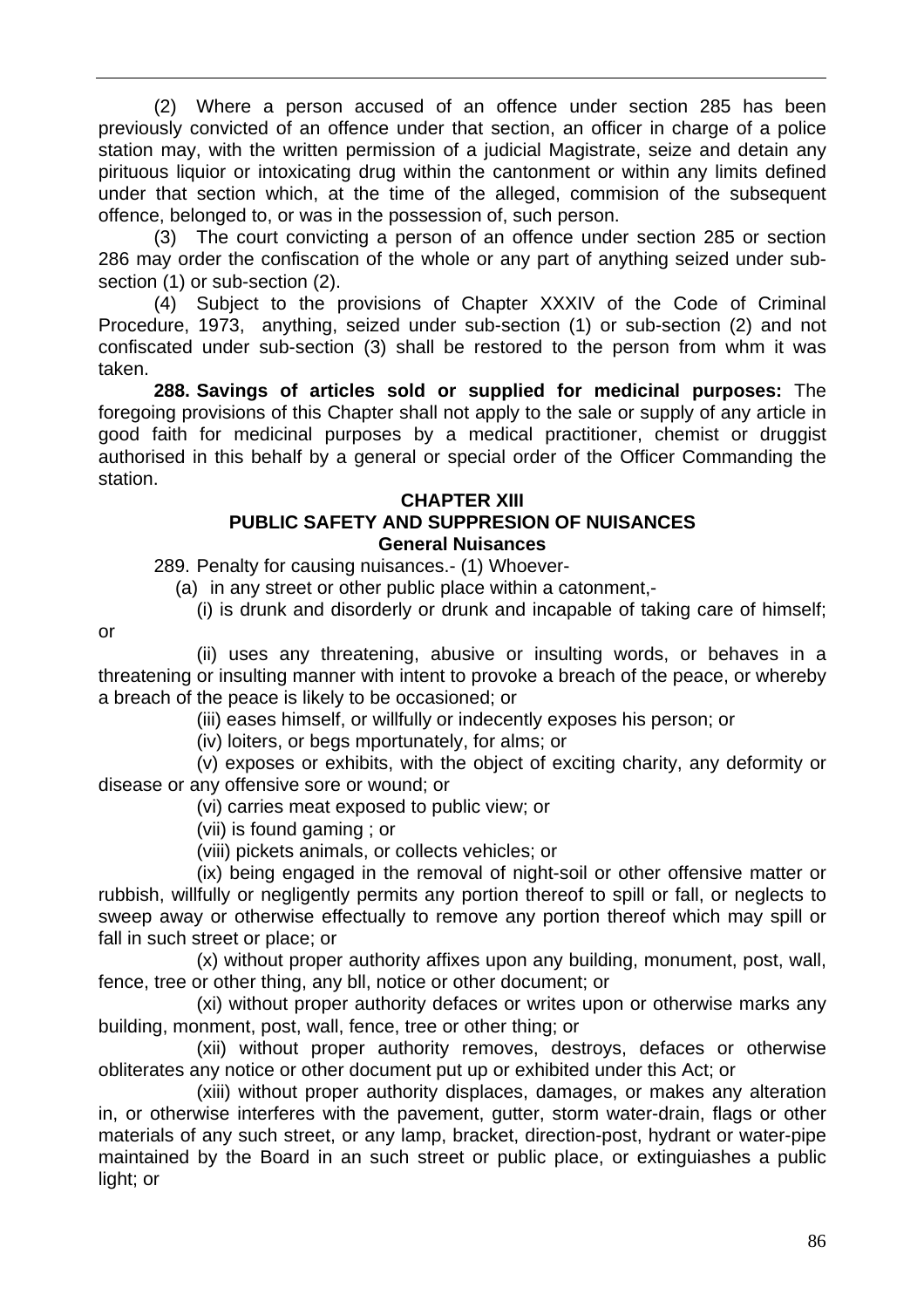(2) Where a person accused of an offence under section 285 has been previously convicted of an offence under that section, an officer in charge of a police station may, with the written permission of a judicial Magistrate, seize and detain any pirituous liquior or intoxicating drug within the cantonment or within any limits defined under that section which, at the time of the alleged, commision of the subsequent offence, belonged to, or was in the possession of, such person.

(3) The court convicting a person of an offence under section 285 or section 286 may order the confiscation of the whole or any part of anything seized under sub-section (1) or sub-section (2).

(4) Subject to the provisions of Chapter XXXIV of the Code of Criminal Procedure, 1973, anything, seized under sub-section (1) or sub-section (2) and not confiscated under sub-section (3) shall be restored to the person from whm it was taken.

**288. Savings of articles sold or supplied for medicinal purposes:** The foregoing provisions of this Chapter shall not apply to the sale or supply of any article in good faith for medicinal purposes by a medical practitioner, chemist or druggist authorised in this behalf by a general or special order of the Officer Commanding the station.

## CHAPTER XIII
## PUBLIC SAFETY AND SUPPRESION OF NUISANCES
### General Nuisances

289. Penalty for causing nuisances.- (1) Whoever-

(a) in any street or other public place within a catonment,-

(i) is drunk and disorderly or drunk and incapable of taking care of himself; or

(ii) uses any threatening, abusive or insulting words, or behaves in a threatening or insulting manner with intent to provoke a breach of the peace, or whereby a breach of the peace is likely to be occasioned; or

(iii) eases himself, or willfully or indecently exposes his person; or

(iv) loiters, or begs mportunately, for alms; or

(v) exposes or exhibits, with the object of exciting charity, any deformity or disease or any offensive sore or wound; or

(vi) carries meat exposed to public view; or

(vii) is found gaming ; or

(viii) pickets animals, or collects vehicles; or

(ix) being engaged in the removal of night-soil or other offensive matter or rubbish, willfully or negligently permits any portion thereof to spill or fall, or neglects to sweep away or otherwise effectually to remove any portion thereof which may spill or fall in such street or place; or

(x) without proper authority affixes upon any building, monument, post, wall, fence, tree or other thing, any bll, notice or other document; or

(xi) without proper authority defaces or writes upon or otherwise marks any building, monment, post, wall, fence, tree or other thing; or

(xii) without proper authority removes, destroys, defaces or otherwise obliterates any notice or other document put up or exhibited under this Act; or

(xiii) without proper authority displaces, damages, or makes any alteration in, or otherwise interferes with the pavement, gutter, storm water-drain, flags or other materials of any such street, or any lamp, bracket, direction-post, hydrant or water-pipe maintained by the Board in an such street or public place, or extinguiashes a public light; or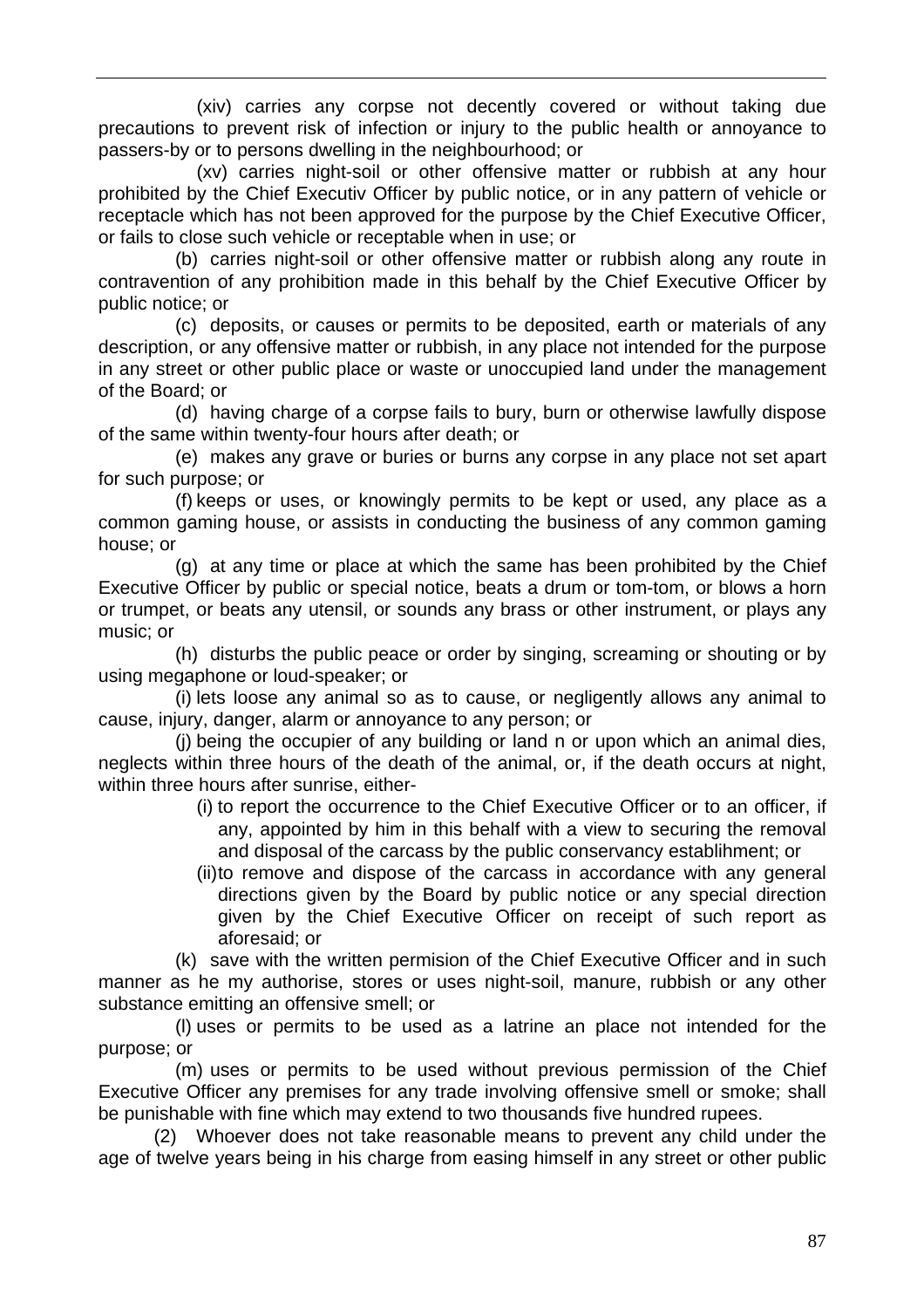(xiv) carries any corpse not decently covered or without taking due precautions to prevent risk of infection or injury to the public health or annoyance to passers-by or to persons dwelling in the neighbourhood; or

(xv) carries night-soil or other offensive matter or rubbish at any hour prohibited by the Chief Executiv Officer by public notice, or in any pattern of vehicle or receptacle which has not been approved for the purpose by the Chief Executive Officer, or fails to close such vehicle or receptable when in use; or

(b) carries night-soil or other offensive matter or rubbish along any route in contravention of any prohibition made in this behalf by the Chief Executive Officer by public notice; or

(c) deposits, or causes or permits to be deposited, earth or materials of any description, or any offensive matter or rubbish, in any place not intended for the purpose in any street or other public place or waste or unoccupied land under the management of the Board; or

(d) having charge of a corpse fails to bury, burn or otherwise lawfully dispose of the same within twenty-four hours after death; or

(e) makes any grave or buries or burns any corpse in any place not set apart for such purpose; or

(f) keeps or uses, or knowingly permits to be kept or used, any place as a common gaming house, or assists in conducting the business of any common gaming house; or

(g) at any time or place at which the same has been prohibited by the Chief Executive Officer by public or special notice, beats a drum or tom-tom, or blows a horn or trumpet, or beats any utensil, or sounds any brass or other instrument, or plays any music; or

(h) disturbs the public peace or order by singing, screaming or shouting or by using megaphone or loud-speaker; or

(i) lets loose any animal so as to cause, or negligently allows any animal to cause, injury, danger, alarm or annoyance to any person; or

(j) being the occupier of any building or land n or upon which an animal dies, neglects within three hours of the death of the animal, or, if the death occurs at night, within three hours after sunrise, either-

- (i) to report the occurrence to the Chief Executive Officer or to an officer, if any, appointed by him in this behalf with a view to securing the removal and disposal of the carcass by the public conservancy establihment; or
- (ii) to remove and dispose of the carcass in accordance with any general directions given by the Board by public notice or any special direction given by the Chief Executive Officer on receipt of such report as aforesaid; or

(k) save with the written permision of the Chief Executive Officer and in such manner as he my authorise, stores or uses night-soil, manure, rubbish or any other substance emitting an offensive smell; or

(l) uses or permits to be used as a latrine an place not intended for the purpose; or

(m) uses or permits to be used without previous permission of the Chief Executive Officer any premises for any trade involving offensive smell or smoke; shall be punishable with fine which may extend to two thousands five hundred rupees.

(2) Whoever does not take reasonable means to prevent any child under the age of twelve years being in his charge from easing himself in any street or other public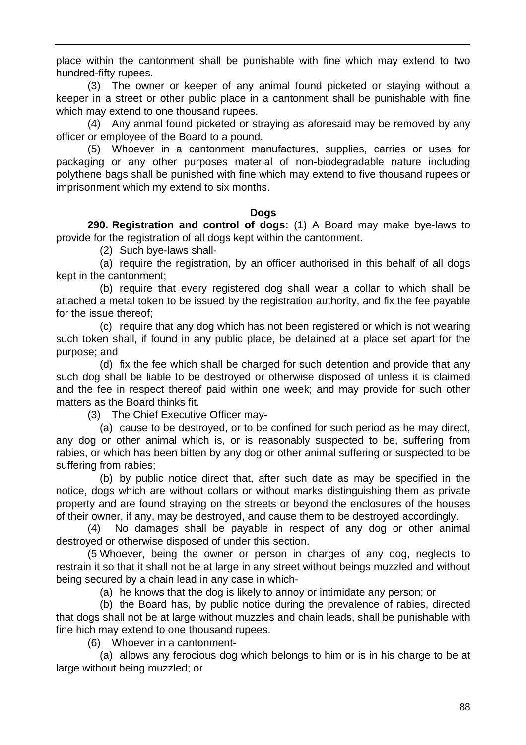place within the cantonment shall be punishable with fine which may extend to two hundred-fifty rupees.

(3) The owner or keeper of any animal found picketed or staying without a keeper in a street or other public place in a cantonment shall be punishable with fine which may extend to one thousand rupees.

(4) Any anmal found picketed or straying as aforesaid may be removed by any officer or employee of the Board to a pound.

(5) Whoever in a cantonment manufactures, supplies, carries or uses for packaging or any other purposes material of non-biodegradable nature including polythene bags shall be punished with fine which may extend to five thousand rupees or imprisonment which my extend to six months.

### Dogs

**290. Registration and control of dogs:** (1) A Board may make bye-laws to provide for the registration of all dogs kept within the cantonment.

(2) Such bye-laws shall-

(a) require the registration, by an officer authorised in this behalf of all dogs kept in the cantonment;

(b) require that every registered dog shall wear a collar to which shall be attached a metal token to be issued by the registration authority, and fix the fee payable for the issue thereof;

(c) require that any dog which has not been registered or which is not wearing such token shall, if found in any public place, be detained at a place set apart for the purpose; and

(d) fix the fee which shall be charged for such detention and provide that any such dog shall be liable to be destroyed or otherwise disposed of unless it is claimed and the fee in respect thereof paid within one week; and may provide for such other matters as the Board thinks fit.

(3) The Chief Executive Officer may-

(a) cause to be destroyed, or to be confined for such period as he may direct, any dog or other animal which is, or is reasonably suspected to be, suffering from rabies, or which has been bitten by any dog or other animal suffering or suspected to be suffering from rabies;

(b) by public notice direct that, after such date as may be specified in the notice, dogs which are without collars or without marks distinguishing them as private property and are found straying on the streets or beyond the enclosures of the houses of their owner, if any, may be destroyed, and cause them to be destroyed accordingly.

(4) No damages shall be payable in respect of any dog or other animal destroyed or otherwise disposed of under this section.

(5 Whoever, being the owner or person in charges of any dog, neglects to restrain it so that it shall not be at large in any street without beings muzzled and without being secured by a chain lead in any case in which-

(a) he knows that the dog is likely to annoy or intimidate any person; or

(b) the Board has, by public notice during the prevalence of rabies, directed that dogs shall not be at large without muzzles and chain leads, shall be punishable with fine hich may extend to one thousand rupees.

(6) Whoever in a cantonment-

(a) allows any ferocious dog which belongs to him or is in his charge to be at large without being muzzled; or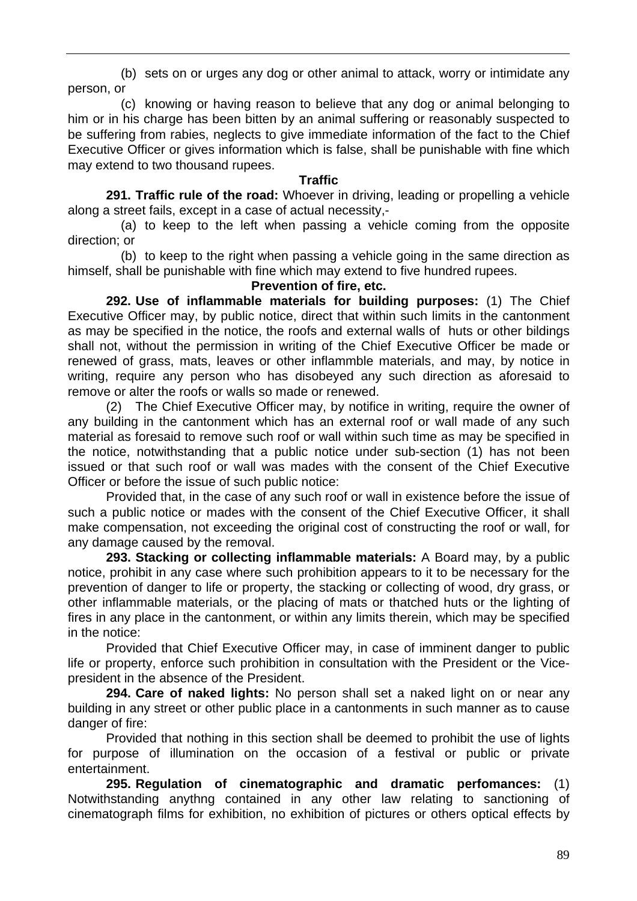(b) sets on or urges any dog or other animal to attack, worry or intimidate any person, or

(c) knowing or having reason to believe that any dog or animal belonging to him or in his charge has been bitten by an animal suffering or reasonably suspected to be suffering from rabies, neglects to give immediate information of the fact to the Chief Executive Officer or gives information which is false, shall be punishable with fine which may extend to two thousand rupees.

**Traffic**

**291. Traffic rule of the road:** Whoever in driving, leading or propelling a vehicle along a street fails, except in a case of actual necessity,-

(a) to keep to the left when passing a vehicle coming from the opposite direction; or

(b) to keep to the right when passing a vehicle going in the same direction as himself, shall be punishable with fine which may extend to five hundred rupees.

**Prevention of fire, etc.**

**292. Use of inflammable materials for building purposes:** (1) The Chief Executive Officer may, by public notice, direct that within such limits in the cantonment as may be specified in the notice, the roofs and external walls of huts or other bildings shall not, without the permission in writing of the Chief Executive Officer be made or renewed of grass, mats, leaves or other inflammble materials, and may, by notice in writing, require any person who has disobeyed any such direction as aforesaid to remove or alter the roofs or walls so made or renewed.

(2) The Chief Executive Officer may, by notifice in writing, require the owner of any building in the cantonment which has an external roof or wall made of any such material as foresaid to remove such roof or wall within such time as may be specified in the notice, notwithstanding that a public notice under sub-section (1) has not been issued or that such roof or wall was mades with the consent of the Chief Executive Officer or before the issue of such public notice:

Provided that, in the case of any such roof or wall in existence before the issue of such a public notice or mades with the consent of the Chief Executive Officer, it shall make compensation, not exceeding the original cost of constructing the roof or wall, for any damage caused by the removal.

**293. Stacking or collecting inflammable materials:** A Board may, by a public notice, prohibit in any case where such prohibition appears to it to be necessary for the prevention of danger to life or property, the stacking or collecting of wood, dry grass, or other inflammable materials, or the placing of mats or thatched huts or the lighting of fires in any place in the cantonment, or within any limits therein, which may be specified in the notice:

Provided that Chief Executive Officer may, in case of imminent danger to public life or property, enforce such prohibition in consultation with the President or the Vice-president in the absence of the President.

**294. Care of naked lights:** No person shall set a naked light on or near any building in any street or other public place in a cantonments in such manner as to cause danger of fire:

Provided that nothing in this section shall be deemed to prohibit the use of lights for purpose of illumination on the occasion of a festival or public or private entertainment.

**295. Regulation of cinematographic and dramatic perfomances:** (1) Notwithstanding anythng contained in any other law relating to sanctioning of cinematograph films for exhibition, no exhibition of pictures or others optical effects by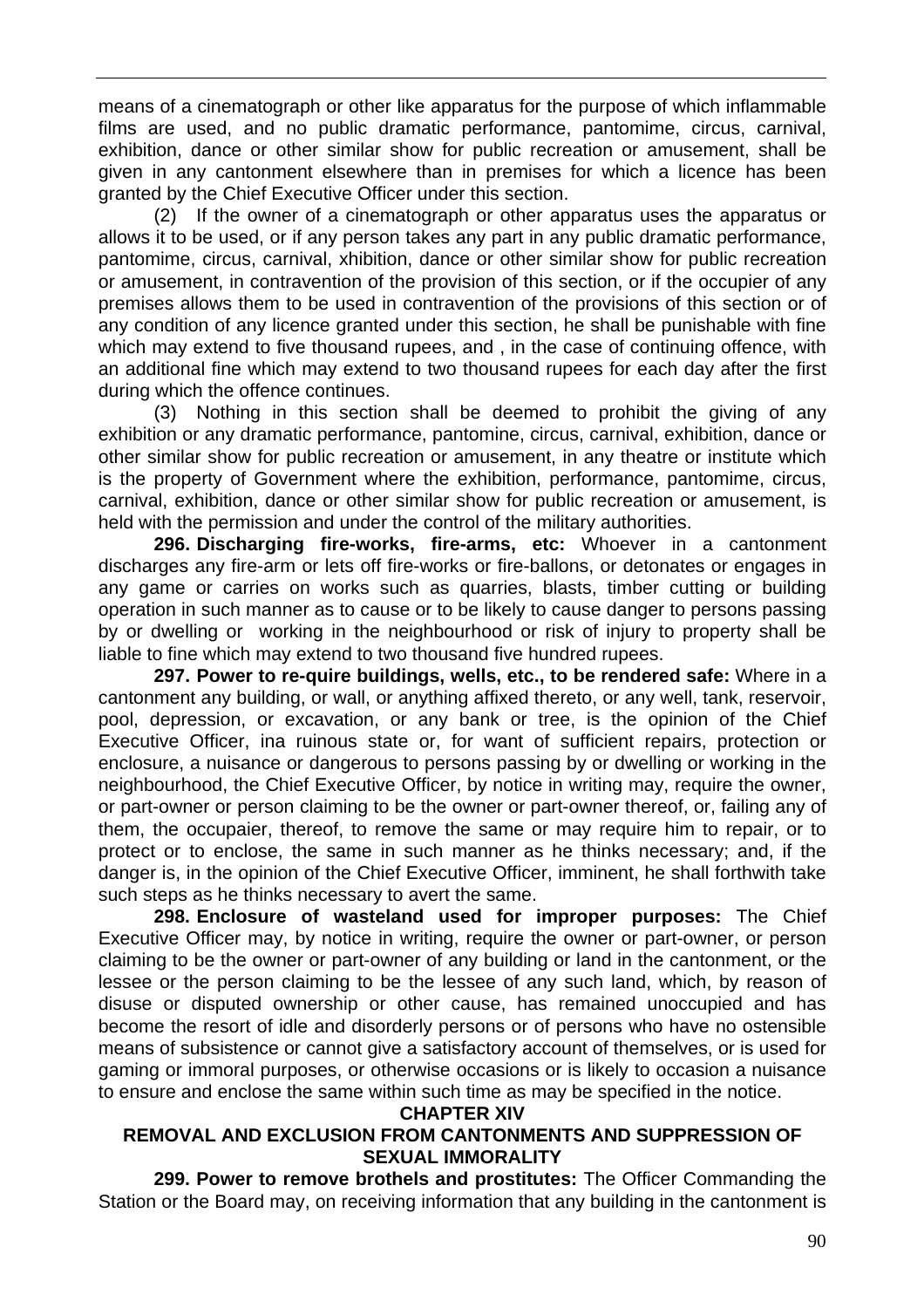means of a cinematograph or other like apparatus for the purpose of which inflammable films are used, and no public dramatic performance, pantomime, circus, carnival, exhibition, dance or other similar show for public recreation or amusement, shall be given in any cantonment elsewhere than in premises for which a licence has been granted by the Chief Executive Officer under this section.

(2) If the owner of a cinematograph or other apparatus uses the apparatus or allows it to be used, or if any person takes any part in any public dramatic performance, pantomime, circus, carnival, xhibition, dance or other similar show for public recreation or amusement, in contravention of the provision of this section, or if the occupier of any premises allows them to be used in contravention of the provisions of this section or of any condition of any licence granted under this section, he shall be punishable with fine which may extend to five thousand rupees, and , in the case of continuing offence, with an additional fine which may extend to two thousand rupees for each day after the first during which the offence continues.

(3) Nothing in this section shall be deemed to prohibit the giving of any exhibition or any dramatic performance, pantomine, circus, carnival, exhibition, dance or other similar show for public recreation or amusement, in any theatre or institute which is the property of Government where the exhibition, performance, pantomime, circus, carnival, exhibition, dance or other similar show for public recreation or amusement, is held with the permission and under the control of the military authorities.

**296. Discharging fire-works, fire-arms, etc:** Whoever in a cantonment discharges any fire-arm or lets off fire-works or fire-ballons, or detonates or engages in any game or carries on works such as quarries, blasts, timber cutting or building operation in such manner as to cause or to be likely to cause danger to persons passing by or dwelling or working in the neighbourhood or risk of injury to property shall be liable to fine which may extend to two thousand five hundred rupees.

**297. Power to re-quire buildings, wells, etc., to be rendered safe:** Where in a cantonment any building, or wall, or anything affixed thereto, or any well, tank, reservoir, pool, depression, or excavation, or any bank or tree, is the opinion of the Chief Executive Officer, ina ruinous state or, for want of sufficient repairs, protection or enclosure, a nuisance or dangerous to persons passing by or dwelling or working in the neighbourhood, the Chief Executive Officer, by notice in writing may, require the owner, or part-owner or person claiming to be the owner or part-owner thereof, or, failing any of them, the occupaier, thereof, to remove the same or may require him to repair, or to protect or to enclose, the same in such manner as he thinks necessary; and, if the danger is, in the opinion of the Chief Executive Officer, imminent, he shall forthwith take such steps as he thinks necessary to avert the same.

**298. Enclosure of wasteland used for improper purposes:** The Chief Executive Officer may, by notice in writing, require the owner or part-owner, or person claiming to be the owner or part-owner of any building or land in the cantonment, or the lessee or the person claiming to be the lessee of any such land, which, by reason of disuse or disputed ownership or other cause, has remained unoccupied and has become the resort of idle and disorderly persons or of persons who have no ostensible means of subsistence or cannot give a satisfactory account of themselves, or is used for gaming or immoral purposes, or otherwise occasions or is likely to occasion a nuisance to ensure and enclose the same within such time as may be specified in the notice.

## CHAPTER XIV

## REMOVAL AND EXCLUSION FROM CANTONMENTS AND SUPPRESSION OF SEXUAL IMMORALITY

**299. Power to remove brothels and prostitutes:** The Officer Commanding the Station or the Board may, on receiving information that any building in the cantonment is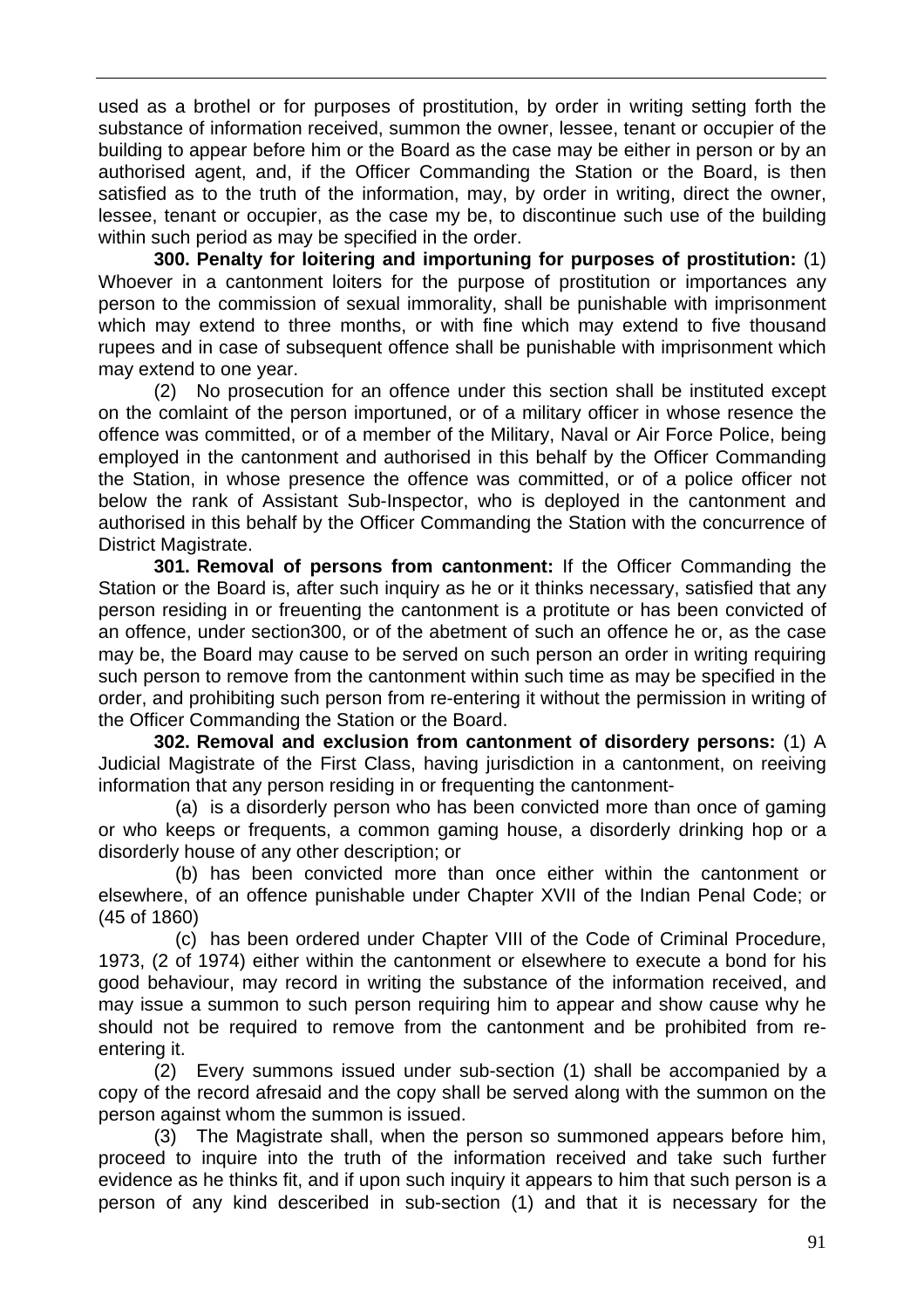used as a brothel or for purposes of prostitution, by order in writing setting forth the substance of information received, summon the owner, lessee, tenant or occupier of the building to appear before him or the Board as the case may be either in person or by an authorised agent, and, if the Officer Commanding the Station or the Board, is then satisfied as to the truth of the information, may, by order in writing, direct the owner, lessee, tenant or occupier, as the case my be, to discontinue such use of the building within such period as may be specified in the order.

**300. Penalty for loitering and importuning for purposes of prostitution:** (1) Whoever in a cantonment loiters for the purpose of prostitution or importances any person to the commission of sexual immorality, shall be punishable with imprisonment which may extend to three months, or with fine which may extend to five thousand rupees and in case of subsequent offence shall be punishable with imprisonment which may extend to one year.

(2) No prosecution for an offence under this section shall be instituted except on the comlaint of the person importuned, or of a military officer in whose resence the offence was committed, or of a member of the Military, Naval or Air Force Police, being employed in the cantonment and authorised in this behalf by the Officer Commanding the Station, in whose presence the offence was committed, or of a police officer not below the rank of Assistant Sub-Inspector, who is deployed in the cantonment and authorised in this behalf by the Officer Commanding the Station with the concurrence of District Magistrate.

**301. Removal of persons from cantonment:** If the Officer Commanding the Station or the Board is, after such inquiry as he or it thinks necessary, satisfied that any person residing in or freuenting the cantonment is a protitute or has been convicted of an offence, under section300, or of the abetment of such an offence he or, as the case may be, the Board may cause to be served on such person an order in writing requiring such person to remove from the cantonment within such time as may be specified in the order, and prohibiting such person from re-entering it without the permission in writing of the Officer Commanding the Station or the Board.

**302. Removal and exclusion from cantonment of disordery persons:** (1) A Judicial Magistrate of the First Class, having jurisdiction in a cantonment, on reeiving information that any person residing in or frequenting the cantonment-

(a) is a disorderly person who has been convicted more than once of gaming or who keeps or frequents, a common gaming house, a disorderly drinking hop or a disorderly house of any other description; or

(b) has been convicted more than once either within the cantonment or elsewhere, of an offence punishable under Chapter XVII of the Indian Penal Code; or (45 of 1860)

(c) has been ordered under Chapter VIII of the Code of Criminal Procedure, 1973, (2 of 1974) either within the cantonment or elsewhere to execute a bond for his good behaviour, may record in writing the substance of the information received, and may issue a summon to such person requiring him to appear and show cause why he should not be required to remove from the cantonment and be prohibited from re-entering it.

(2) Every summons issued under sub-section (1) shall be accompanied by a copy of the record afresaid and the copy shall be served along with the summon on the person against whom the summon is issued.

(3) The Magistrate shall, when the person so summoned appears before him, proceed to inquire into the truth of the information received and take such further evidence as he thinks fit, and if upon such inquiry it appears to him that such person is a person of any kind desceribed in sub-section (1) and that it is necessary for the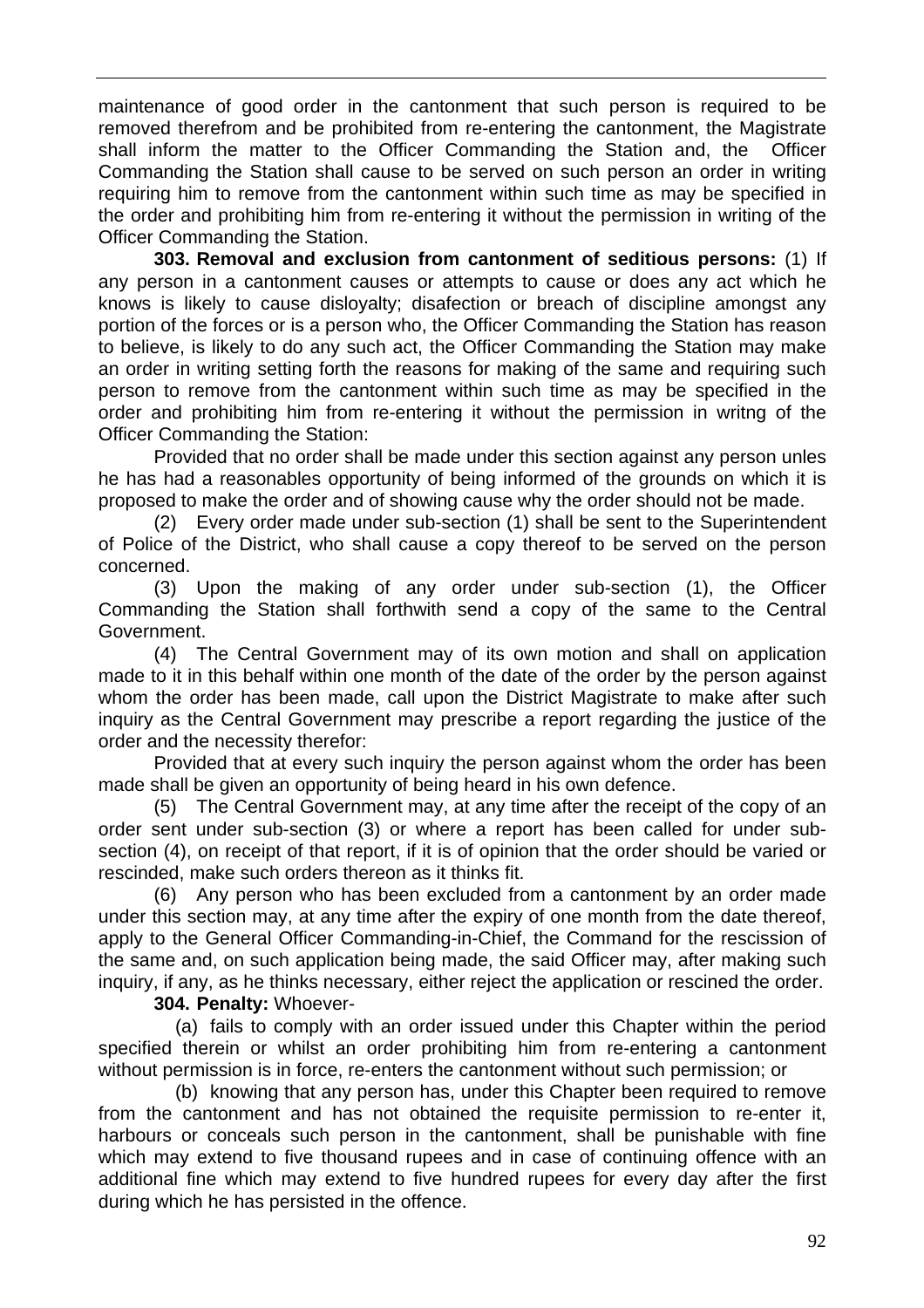maintenance of good order in the cantonment that such person is required to be removed therefrom and be prohibited from re-entering the cantonment, the Magistrate shall inform the matter to the Officer Commanding the Station and, the Officer Commanding the Station shall cause to be served on such person an order in writing requiring him to remove from the cantonment within such time as may be specified in the order and prohibiting him from re-entering it without the permission in writing of the Officer Commanding the Station.

**303. Removal and exclusion from cantonment of seditious persons:** (1) If any person in a cantonment causes or attempts to cause or does any act which he knows is likely to cause disloyalty; disafection or breach of discipline amongst any portion of the forces or is a person who, the Officer Commanding the Station has reason to believe, is likely to do any such act, the Officer Commanding the Station may make an order in writing setting forth the reasons for making of the same and requiring such person to remove from the cantonment within such time as may be specified in the order and prohibiting him from re-entering it without the permission in writng of the Officer Commanding the Station:

Provided that no order shall be made under this section against any person unles he has had a reasonables opportunity of being informed of the grounds on which it is proposed to make the order and of showing cause why the order should not be made.

(2) Every order made under sub-section (1) shall be sent to the Superintendent of Police of the District, who shall cause a copy thereof to be served on the person concerned.

(3) Upon the making of any order under sub-section (1), the Officer Commanding the Station shall forthwith send a copy of the same to the Central Government.

(4) The Central Government may of its own motion and shall on application made to it in this behalf within one month of the date of the order by the person against whom the order has been made, call upon the District Magistrate to make after such inquiry as the Central Government may prescribe a report regarding the justice of the order and the necessity therefor:

Provided that at every such inquiry the person against whom the order has been made shall be given an opportunity of being heard in his own defence.

(5) The Central Government may, at any time after the receipt of the copy of an order sent under sub-section (3) or where a report has been called for under sub-section (4), on receipt of that report, if it is of opinion that the order should be varied or rescinded, make such orders thereon as it thinks fit.

(6) Any person who has been excluded from a cantonment by an order made under this section may, at any time after the expiry of one month from the date thereof, apply to the General Officer Commanding-in-Chief, the Command for the rescission of the same and, on such application being made, the said Officer may, after making such inquiry, if any, as he thinks necessary, either reject the application or rescined the order.

**304. Penalty:** Whoever-

(a) fails to comply with an order issued under this Chapter within the period specified therein or whilst an order prohibiting him from re-entering a cantonment without permission is in force, re-enters the cantonment without such permission; or

(b) knowing that any person has, under this Chapter been required to remove from the cantonment and has not obtained the requisite permission to re-enter it, harbours or conceals such person in the cantonment, shall be punishable with fine which may extend to five thousand rupees and in case of continuing offence with an additional fine which may extend to five hundred rupees for every day after the first during which he has persisted in the offence.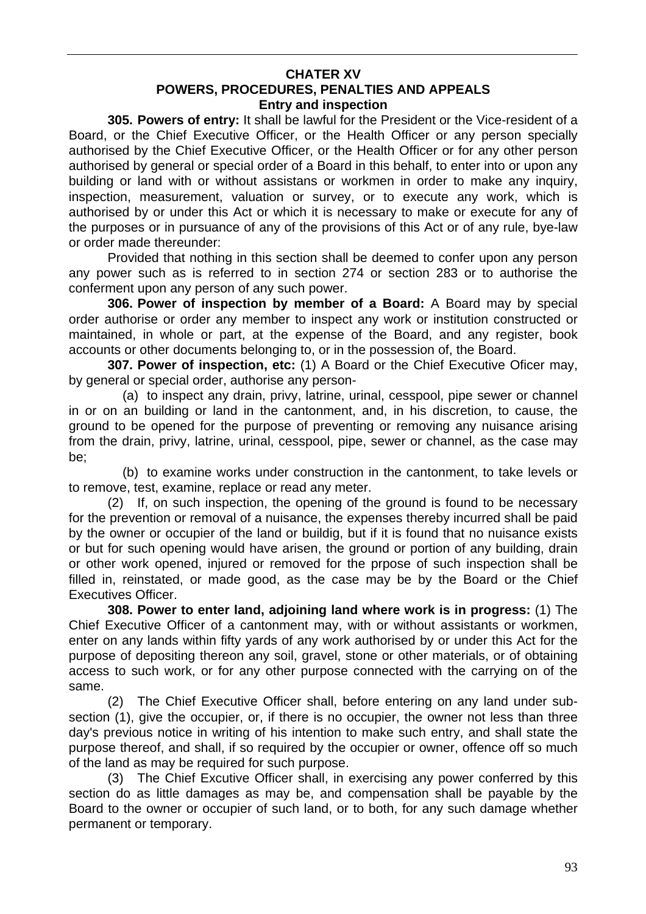## CHATER XV
## POWERS, PROCEDURES, PENALTIES AND APPEALS
### Entry and inspection

**305. Powers of entry:** It shall be lawful for the President or the Vice-resident of a Board, or the Chief Executive Officer, or the Health Officer or any person specially authorised by the Chief Executive Officer, or the Health Officer or for any other person authorised by general or special order of a Board in this behalf, to enter into or upon any building or land with or without assistans or workmen in order to make any inquiry, inspection, measurement, valuation or survey, or to execute any work, which is authorised by or under this Act or which it is necessary to make or execute for any of the purposes or in pursuance of any of the provisions of this Act or of any rule, bye-law or order made thereunder:

Provided that nothing in this section shall be deemed to confer upon any person any power such as is referred to in section 274 or section 283 or to authorise the conferment upon any person of any such power.

**306. Power of inspection by member of a Board:** A Board may by special order authorise or order any member to inspect any work or institution constructed or maintained, in whole or part, at the expense of the Board, and any register, book accounts or other documents belonging to, or in the possession of, the Board.

**307. Power of inspection, etc:** (1) A Board or the Chief Executive Oficer may, by general or special order, authorise any person-

(a) to inspect any drain, privy, latrine, urinal, cesspool, pipe sewer or channel in or on an building or land in the cantonment, and, in his discretion, to cause, the ground to be opened for the purpose of preventing or removing any nuisance arising from the drain, privy, latrine, urinal, cesspool, pipe, sewer or channel, as the case may be;

(b) to examine works under construction in the cantonment, to take levels or to remove, test, examine, replace or read any meter.

(2) If, on such inspection, the opening of the ground is found to be necessary for the prevention or removal of a nuisance, the expenses thereby incurred shall be paid by the owner or occupier of the land or buildig, but if it is found that no nuisance exists or but for such opening would have arisen, the ground or portion of any building, drain or other work opened, injured or removed for the prpose of such inspection shall be filled in, reinstated, or made good, as the case may be by the Board or the Chief Executives Officer.

**308. Power to enter land, adjoining land where work is in progress:** (1) The Chief Executive Officer of a cantonment may, with or without assistants or workmen, enter on any lands within fifty yards of any work authorised by or under this Act for the purpose of depositing thereon any soil, gravel, stone or other materials, or of obtaining access to such work, or for any other purpose connected with the carrying on of the same.

(2) The Chief Executive Officer shall, before entering on any land under sub-section (1), give the occupier, or, if there is no occupier, the owner not less than three day's previous notice in writing of his intention to make such entry, and shall state the purpose thereof, and shall, if so required by the occupier or owner, offence off so much of the land as may be required for such purpose.

(3) The Chief Excutive Officer shall, in exercising any power conferred by this section do as little damages as may be, and compensation shall be payable by the Board to the owner or occupier of such land, or to both, for any such damage whether permanent or temporary.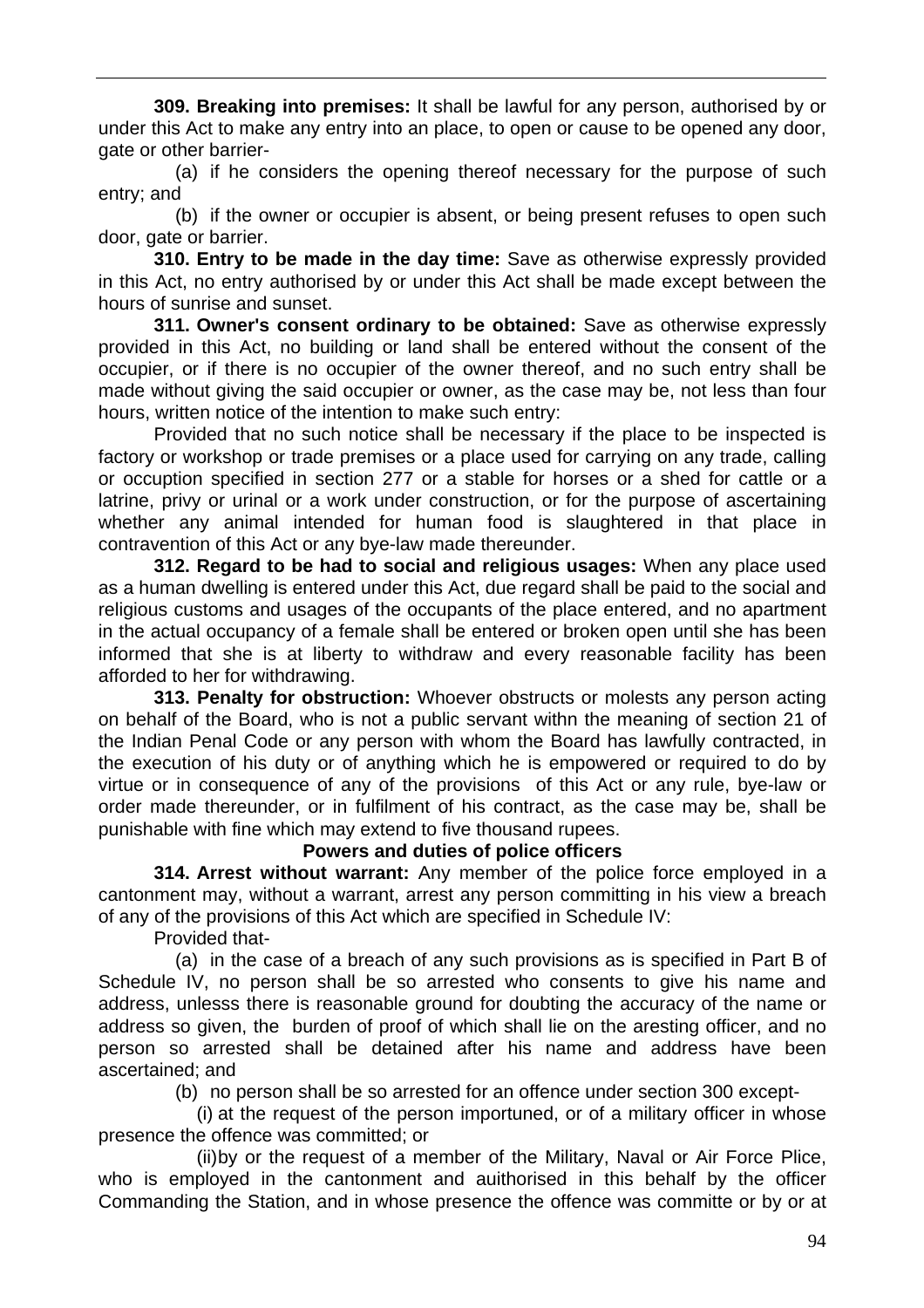**309. Breaking into premises:** It shall be lawful for any person, authorised by or under this Act to make any entry into an place, to open or cause to be opened any door, gate or other barrier-

(a) if he considers the opening thereof necessary for the purpose of such entry; and

(b) if the owner or occupier is absent, or being present refuses to open such door, gate or barrier.

**310. Entry to be made in the day time:** Save as otherwise expressly provided in this Act, no entry authorised by or under this Act shall be made except between the hours of sunrise and sunset.

**311. Owner's consent ordinary to be obtained:** Save as otherwise expressly provided in this Act, no building or land shall be entered without the consent of the occupier, or if there is no occupier of the owner thereof, and no such entry shall be made without giving the said occupier or owner, as the case may be, not less than four hours, written notice of the intention to make such entry:

Provided that no such notice shall be necessary if the place to be inspected is factory or workshop or trade premises or a place used for carrying on any trade, calling or occuption specified in section 277 or a stable for horses or a shed for cattle or a latrine, privy or urinal or a work under construction, or for the purpose of ascertaining whether any animal intended for human food is slaughtered in that place in contravention of this Act or any bye-law made thereunder.

**312. Regard to be had to social and religious usages:** When any place used as a human dwelling is entered under this Act, due regard shall be paid to the social and religious customs and usages of the occupants of the place entered, and no apartment in the actual occupancy of a female shall be entered or broken open until she has been informed that she is at liberty to withdraw and every reasonable facility has been afforded to her for withdrawing.

**313. Penalty for obstruction:** Whoever obstructs or molests any person acting on behalf of the Board, who is not a public servant withn the meaning of section 21 of the Indian Penal Code or any person with whom the Board has lawfully contracted, in the execution of his duty or of anything which he is empowered or required to do by virtue or in consequence of any of the provisions of this Act or any rule, bye-law or order made thereunder, or in fulfilment of his contract, as the case may be, shall be punishable with fine which may extend to five thousand rupees.

**Powers and duties of police officers**

**314. Arrest without warrant:** Any member of the police force employed in a cantonment may, without a warrant, arrest any person committing in his view a breach of any of the provisions of this Act which are specified in Schedule IV:

Provided that-

(a) in the case of a breach of any such provisions as is specified in Part B of Schedule IV, no person shall be so arrested who consents to give his name and address, unlesss there is reasonable ground for doubting the accuracy of the name or address so given, the burden of proof of which shall lie on the aresting officer, and no person so arrested shall be detained after his name and address have been ascertained; and

(b) no person shall be so arrested for an offence under section 300 except-

(i) at the request of the person importuned, or of a military officer in whose presence the offence was committed; or

(ii) by or the request of a member of the Military, Naval or Air Force Plice, who is employed in the cantonment and auithorised in this behalf by the officer Commanding the Station, and in whose presence the offence was committe or by or at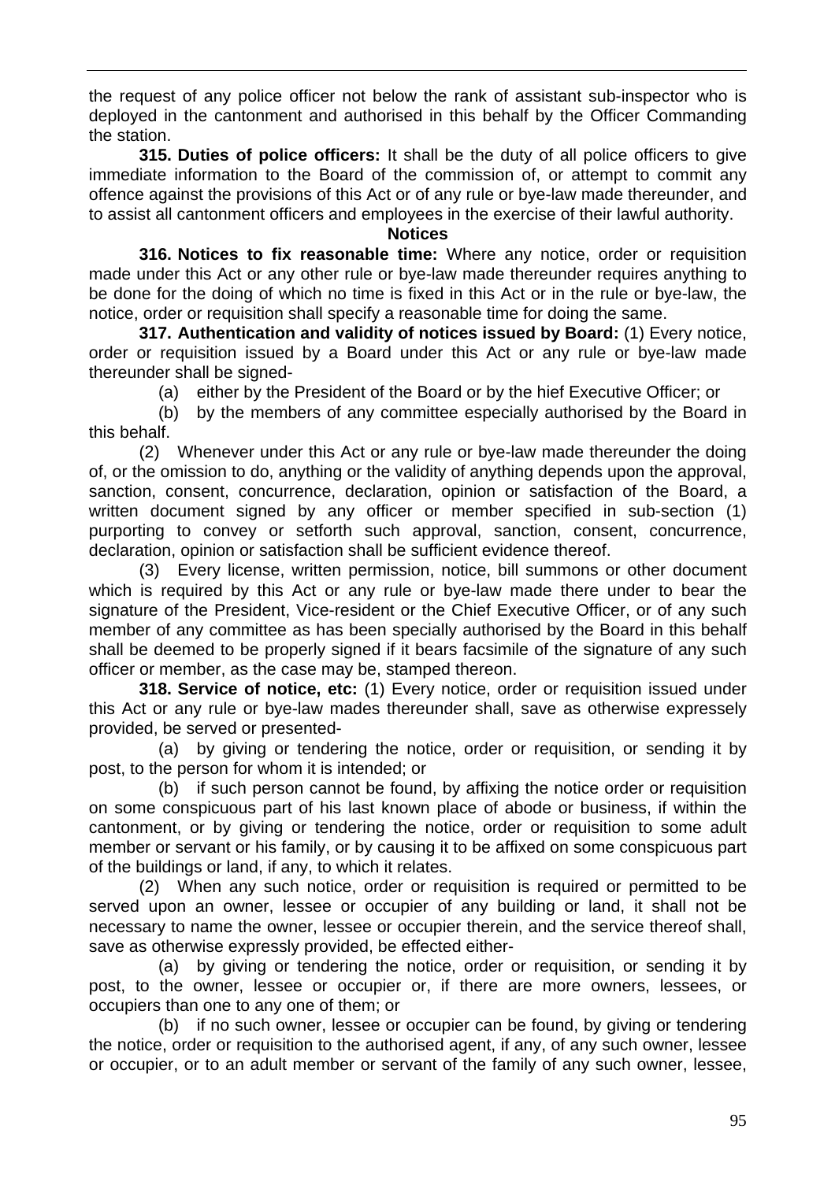the request of any police officer not below the rank of assistant sub-inspector who is deployed in the cantonment and authorised in this behalf by the Officer Commanding the station.

**315. Duties of police officers:** It shall be the duty of all police officers to give immediate information to the Board of the commission of, or attempt to commit any offence against the provisions of this Act or of any rule or bye-law made thereunder, and to assist all cantonment officers and employees in the exercise of their lawful authority.

**Notices**

**316. Notices to fix reasonable time:** Where any notice, order or requisition made under this Act or any other rule or bye-law made thereunder requires anything to be done for the doing of which no time is fixed in this Act or in the rule or bye-law, the notice, order or requisition shall specify a reasonable time for doing the same.

**317. Authentication and validity of notices issued by Board:** (1) Every notice, order or requisition issued by a Board under this Act or any rule or bye-law made thereunder shall be signed-

(a) either by the President of the Board or by the hief Executive Officer; or

(b) by the members of any committee especially authorised by the Board in this behalf.

(2) Whenever under this Act or any rule or bye-law made thereunder the doing of, or the omission to do, anything or the validity of anything depends upon the approval, sanction, consent, concurrence, declaration, opinion or satisfaction of the Board, a written document signed by any officer or member specified in sub-section (1) purporting to convey or setforth such approval, sanction, consent, concurrence, declaration, opinion or satisfaction shall be sufficient evidence thereof.

(3) Every license, written permission, notice, bill summons or other document which is required by this Act or any rule or bye-law made there under to bear the signature of the President, Vice-resident or the Chief Executive Officer, or of any such member of any committee as has been specially authorised by the Board in this behalf shall be deemed to be properly signed if it bears facsimile of the signature of any such officer or member, as the case may be, stamped thereon.

**318. Service of notice, etc:** (1) Every notice, order or requisition issued under this Act or any rule or bye-law mades thereunder shall, save as otherwise expressely provided, be served or presented-

(a) by giving or tendering the notice, order or requisition, or sending it by post, to the person for whom it is intended; or

(b) if such person cannot be found, by affixing the notice order or requisition on some conspicuous part of his last known place of abode or business, if within the cantonment, or by giving or tendering the notice, order or requisition to some adult member or servant or his family, or by causing it to be affixed on some conspicuous part of the buildings or land, if any, to which it relates.

(2) When any such notice, order or requisition is required or permitted to be served upon an owner, lessee or occupier of any building or land, it shall not be necessary to name the owner, lessee or occupier therein, and the service thereof shall, save as otherwise expressly provided, be effected either-

(a) by giving or tendering the notice, order or requisition, or sending it by post, to the owner, lessee or occupier or, if there are more owners, lessees, or occupiers than one to any one of them; or

(b) if no such owner, lessee or occupier can be found, by giving or tendering the notice, order or requisition to the authorised agent, if any, of any such owner, lessee or occupier, or to an adult member or servant of the family of any such owner, lessee,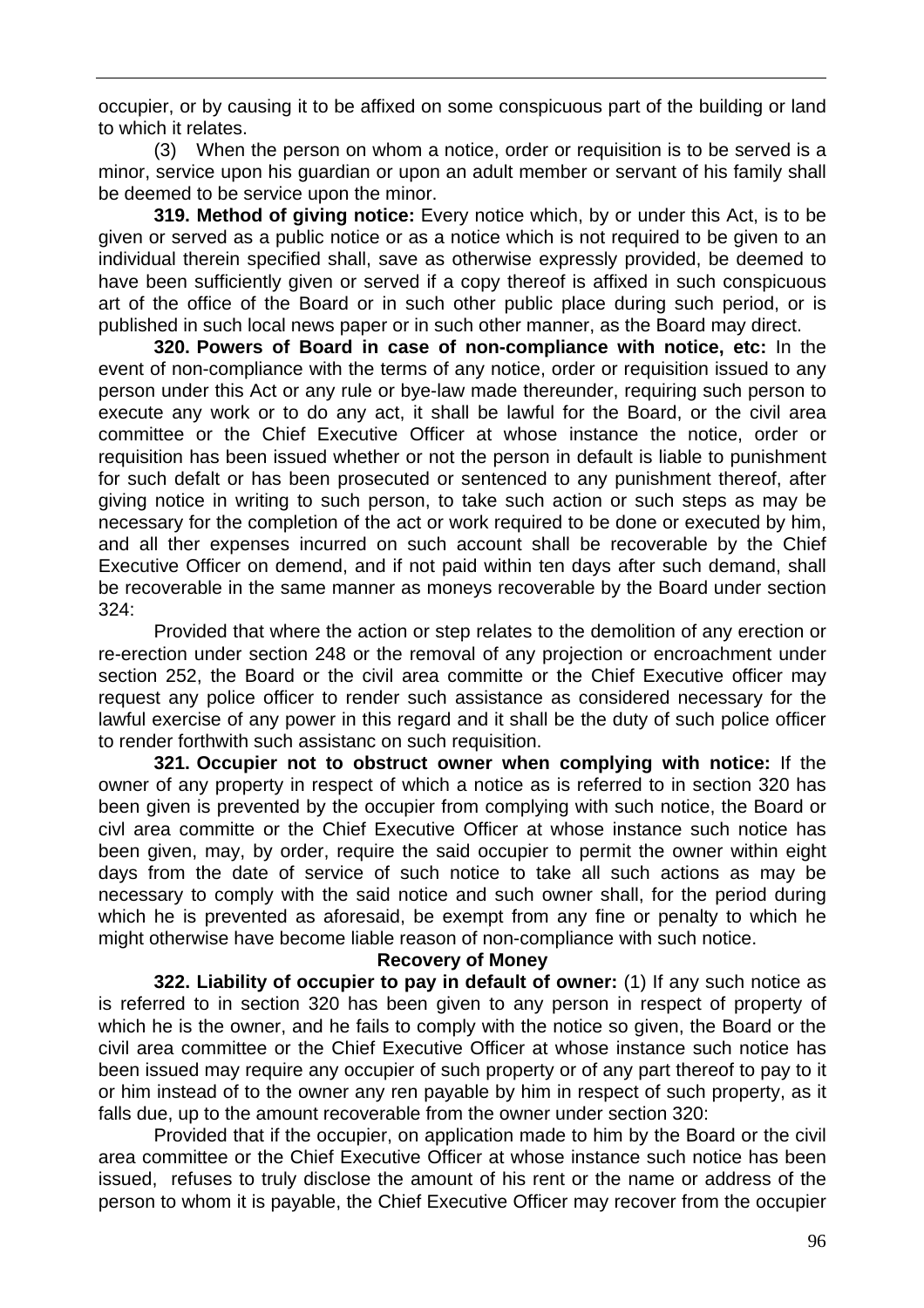occupier, or by causing it to be affixed on some conspicuous part of the building or land to which it relates.

(3) When the person on whom a notice, order or requisition is to be served is a minor, service upon his guardian or upon an adult member or servant of his family shall be deemed to be service upon the minor.

**319. Method of giving notice:** Every notice which, by or under this Act, is to be given or served as a public notice or as a notice which is not required to be given to an individual therein specified shall, save as otherwise expressly provided, be deemed to have been sufficiently given or served if a copy thereof is affixed in such conspicuous art of the office of the Board or in such other public place during such period, or is published in such local news paper or in such other manner, as the Board may direct.

**320. Powers of Board in case of non-compliance with notice, etc:** In the event of non-compliance with the terms of any notice, order or requisition issued to any person under this Act or any rule or bye-law made thereunder, requiring such person to execute any work or to do any act, it shall be lawful for the Board, or the civil area committee or the Chief Executive Officer at whose instance the notice, order or requisition has been issued whether or not the person in default is liable to punishment for such defalt or has been prosecuted or sentenced to any punishment thereof, after giving notice in writing to such person, to take such action or such steps as may be necessary for the completion of the act or work required to be done or executed by him, and all ther expenses incurred on such account shall be recoverable by the Chief Executive Officer on demend, and if not paid within ten days after such demand, shall be recoverable in the same manner as moneys recoverable by the Board under section 324:

Provided that where the action or step relates to the demolition of any erection or re-erection under section 248 or the removal of any projection or encroachment under section 252, the Board or the civil area committe or the Chief Executive officer may request any police officer to render such assistance as considered necessary for the lawful exercise of any power in this regard and it shall be the duty of such police officer to render forthwith such assistanc on such requisition.

**321. Occupier not to obstruct owner when complying with notice:** If the owner of any property in respect of which a notice as is referred to in section 320 has been given is prevented by the occupier from complying with such notice, the Board or civl area committe or the Chief Executive Officer at whose instance such notice has been given, may, by order, require the said occupier to permit the owner within eight days from the date of service of such notice to take all such actions as may be necessary to comply with the said notice and such owner shall, for the period during which he is prevented as aforesaid, be exempt from any fine or penalty to which he might otherwise have become liable reason of non-compliance with such notice.

**Recovery of Money**

**322. Liability of occupier to pay in default of owner:** (1) If any such notice as is referred to in section 320 has been given to any person in respect of property of which he is the owner, and he fails to comply with the notice so given, the Board or the civil area committee or the Chief Executive Officer at whose instance such notice has been issued may require any occupier of such property or of any part thereof to pay to it or him instead of to the owner any ren payable by him in respect of such property, as it falls due, up to the amount recoverable from the owner under section 320:

Provided that if the occupier, on application made to him by the Board or the civil area committee or the Chief Executive Officer at whose instance such notice has been issued, refuses to truly disclose the amount of his rent or the name or address of the person to whom it is payable, the Chief Executive Officer may recover from the occupier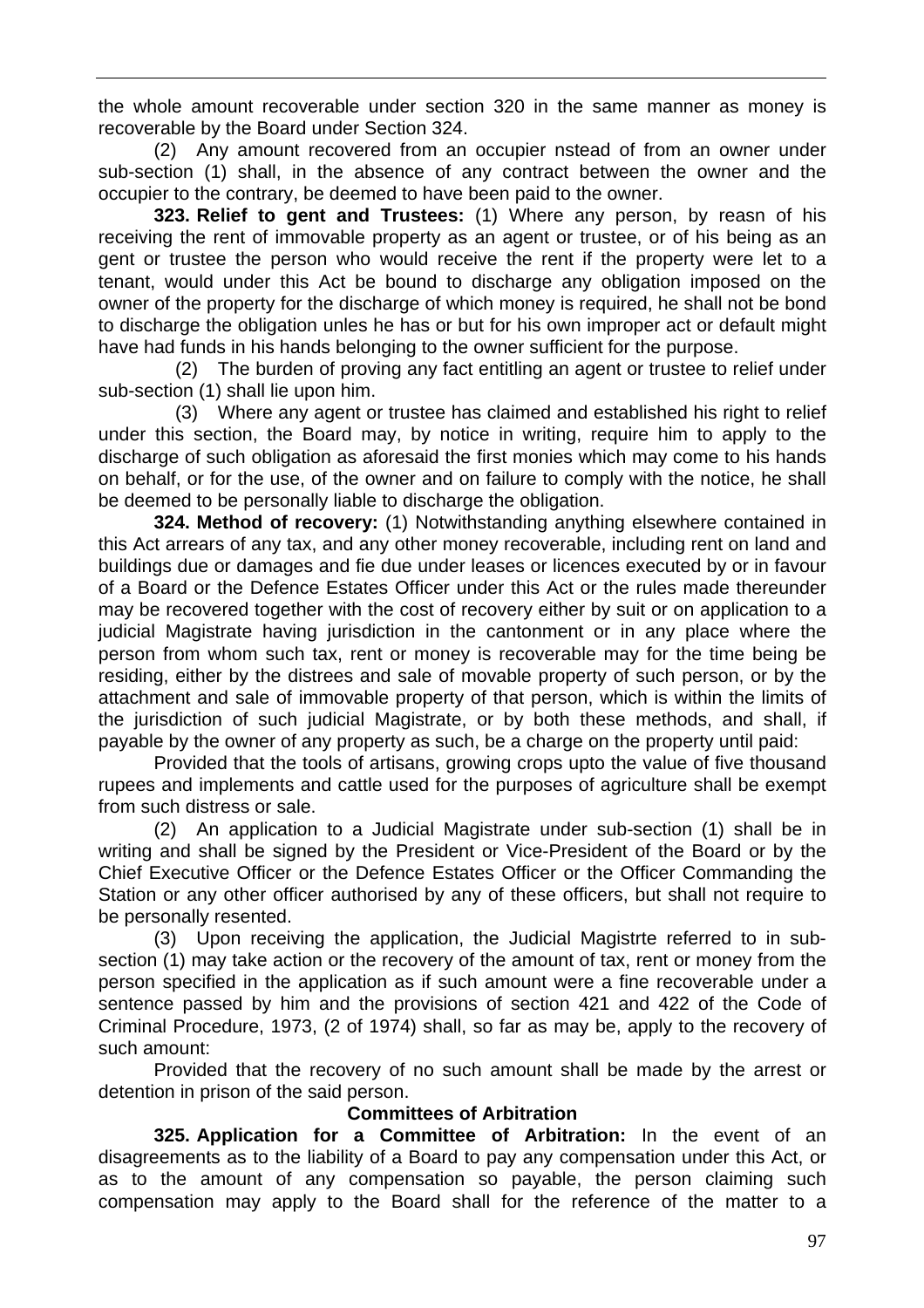the whole amount recoverable under section 320 in the same manner as money is recoverable by the Board under Section 324.

(2) Any amount recovered from an occupier nstead of from an owner under sub-section (1) shall, in the absence of any contract between the owner and the occupier to the contrary, be deemed to have been paid to the owner.

**323. Relief to gent and Trustees:** (1) Where any person, by reasn of his receiving the rent of immovable property as an agent or trustee, or of his being as an gent or trustee the person who would receive the rent if the property were let to a tenant, would under this Act be bound to discharge any obligation imposed on the owner of the property for the discharge of which money is required, he shall not be bond to discharge the obligation unles he has or but for his own improper act or default might have had funds in his hands belonging to the owner sufficient for the purpose.

(2) The burden of proving any fact entitling an agent or trustee to relief under sub-section (1) shall lie upon him.

(3) Where any agent or trustee has claimed and established his right to relief under this section, the Board may, by notice in writing, require him to apply to the discharge of such obligation as aforesaid the first monies which may come to his hands on behalf, or for the use, of the owner and on failure to comply with the notice, he shall be deemed to be personally liable to discharge the obligation.

**324. Method of recovery:** (1) Notwithstanding anything elsewhere contained in this Act arrears of any tax, and any other money recoverable, including rent on land and buildings due or damages and fie due under leases or licences executed by or in favour of a Board or the Defence Estates Officer under this Act or the rules made thereunder may be recovered together with the cost of recovery either by suit or on application to a judicial Magistrate having jurisdiction in the cantonment or in any place where the person from whom such tax, rent or money is recoverable may for the time being be residing, either by the distrees and sale of movable property of such person, or by the attachment and sale of immovable property of that person, which is within the limits of the jurisdiction of such judicial Magistrate, or by both these methods, and shall, if payable by the owner of any property as such, be a charge on the property until paid:

Provided that the tools of artisans, growing crops upto the value of five thousand rupees and implements and cattle used for the purposes of agriculture shall be exempt from such distress or sale.

(2) An application to a Judicial Magistrate under sub-section (1) shall be in writing and shall be signed by the President or Vice-President of the Board or by the Chief Executive Officer or the Defence Estates Officer or the Officer Commanding the Station or any other officer authorised by any of these officers, but shall not require to be personally resented.

(3) Upon receiving the application, the Judicial Magistrte referred to in sub-section (1) may take action or the recovery of the amount of tax, rent or money from the person specified in the application as if such amount were a fine recoverable under a sentence passed by him and the provisions of section 421 and 422 of the Code of Criminal Procedure, 1973, (2 of 1974) shall, so far as may be, apply to the recovery of such amount:

Provided that the recovery of no such amount shall be made by the arrest or detention in prison of the said person.

### Committees of Arbitration

**325. Application for a Committee of Arbitration:** In the event of an disagreements as to the liability of a Board to pay any compensation under this Act, or as to the amount of any compensation so payable, the person claiming such compensation may apply to the Board shall for the reference of the matter to a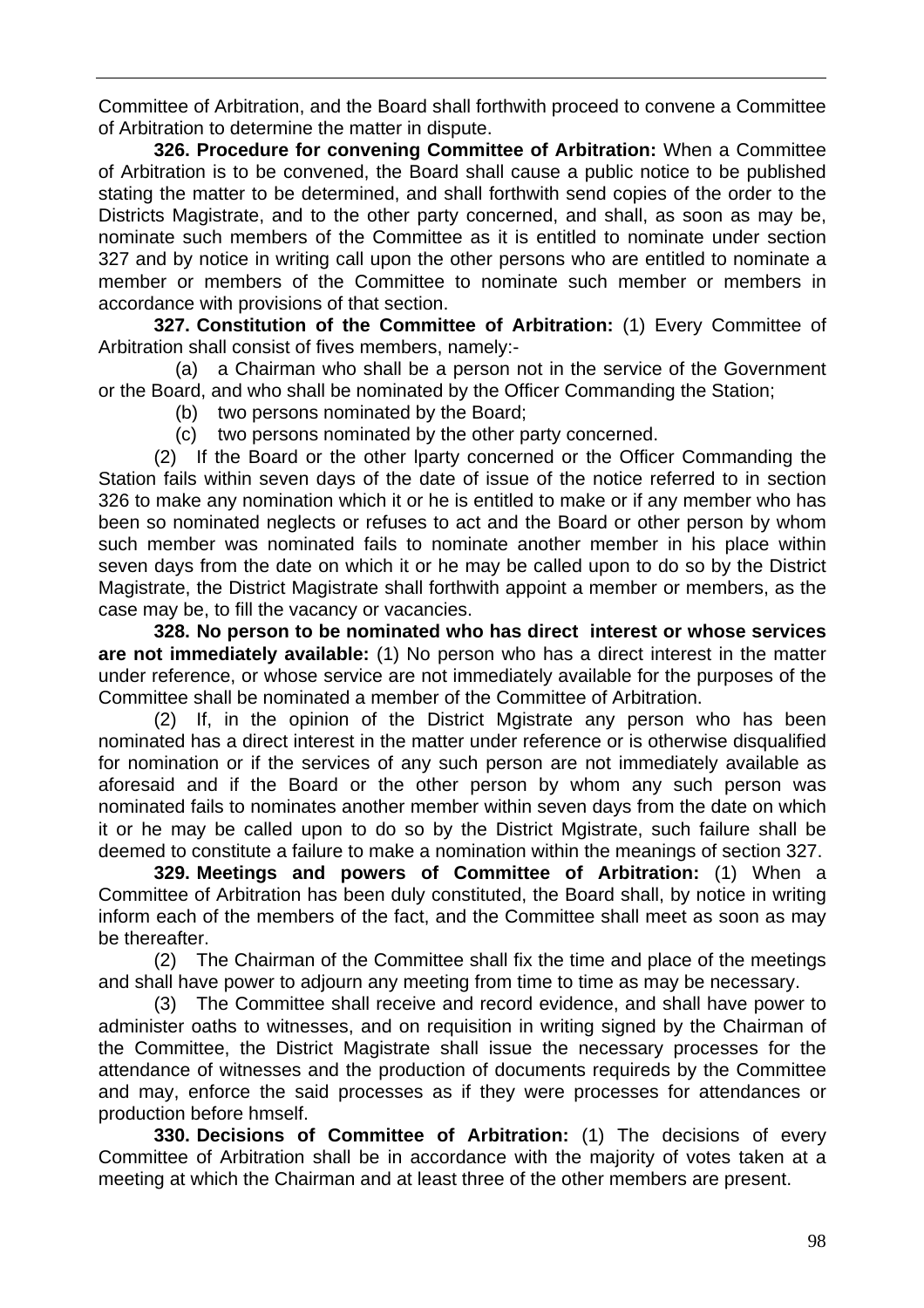Committee of Arbitration, and the Board shall forthwith proceed to convene a Committee of Arbitration to determine the matter in dispute.

**326. Procedure for convening Committee of Arbitration:** When a Committee of Arbitration is to be convened, the Board shall cause a public notice to be published stating the matter to be determined, and shall forthwith send copies of the order to the Districts Magistrate, and to the other party concerned, and shall, as soon as may be, nominate such members of the Committee as it is entitled to nominate under section 327 and by notice in writing call upon the other persons who are entitled to nominate a member or members of the Committee to nominate such member or members in accordance with provisions of that section.

**327. Constitution of the Committee of Arbitration:** (1) Every Committee of Arbitration shall consist of fives members, namely:-

(a) a Chairman who shall be a person not in the service of the Government or the Board, and who shall be nominated by the Officer Commanding the Station;

(b) two persons nominated by the Board;

(c) two persons nominated by the other party concerned.

(2) If the Board or the other lparty concerned or the Officer Commanding the Station fails within seven days of the date of issue of the notice referred to in section 326 to make any nomination which it or he is entitled to make or if any member who has been so nominated neglects or refuses to act and the Board or other person by whom such member was nominated fails to nominate another member in his place within seven days from the date on which it or he may be called upon to do so by the District Magistrate, the District Magistrate shall forthwith appoint a member or members, as the case may be, to fill the vacancy or vacancies.

**328. No person to be nominated who has direct interest or whose services are not immediately available:** (1) No person who has a direct interest in the matter under reference, or whose service are not immediately available for the purposes of the Committee shall be nominated a member of the Committee of Arbitration.

(2) If, in the opinion of the District Mgistrate any person who has been nominated has a direct interest in the matter under reference or is otherwise disqualified for nomination or if the services of any such person are not immediately available as aforesaid and if the Board or the other person by whom any such person was nominated fails to nominates another member within seven days from the date on which it or he may be called upon to do so by the District Mgistrate, such failure shall be deemed to constitute a failure to make a nomination within the meanings of section 327.

**329. Meetings and powers of Committee of Arbitration:** (1) When a Committee of Arbitration has been duly constituted, the Board shall, by notice in writing inform each of the members of the fact, and the Committee shall meet as soon as may be thereafter.

(2) The Chairman of the Committee shall fix the time and place of the meetings and shall have power to adjourn any meeting from time to time as may be necessary.

(3) The Committee shall receive and record evidence, and shall have power to administer oaths to witnesses, and on requisition in writing signed by the Chairman of the Committee, the District Magistrate shall issue the necessary processes for the attendance of witnesses and the production of documents requireds by the Committee and may, enforce the said processes as if they were processes for attendances or production before hmself.

**330. Decisions of Committee of Arbitration:** (1) The decisions of every Committee of Arbitration shall be in accordance with the majority of votes taken at a meeting at which the Chairman and at least three of the other members are present.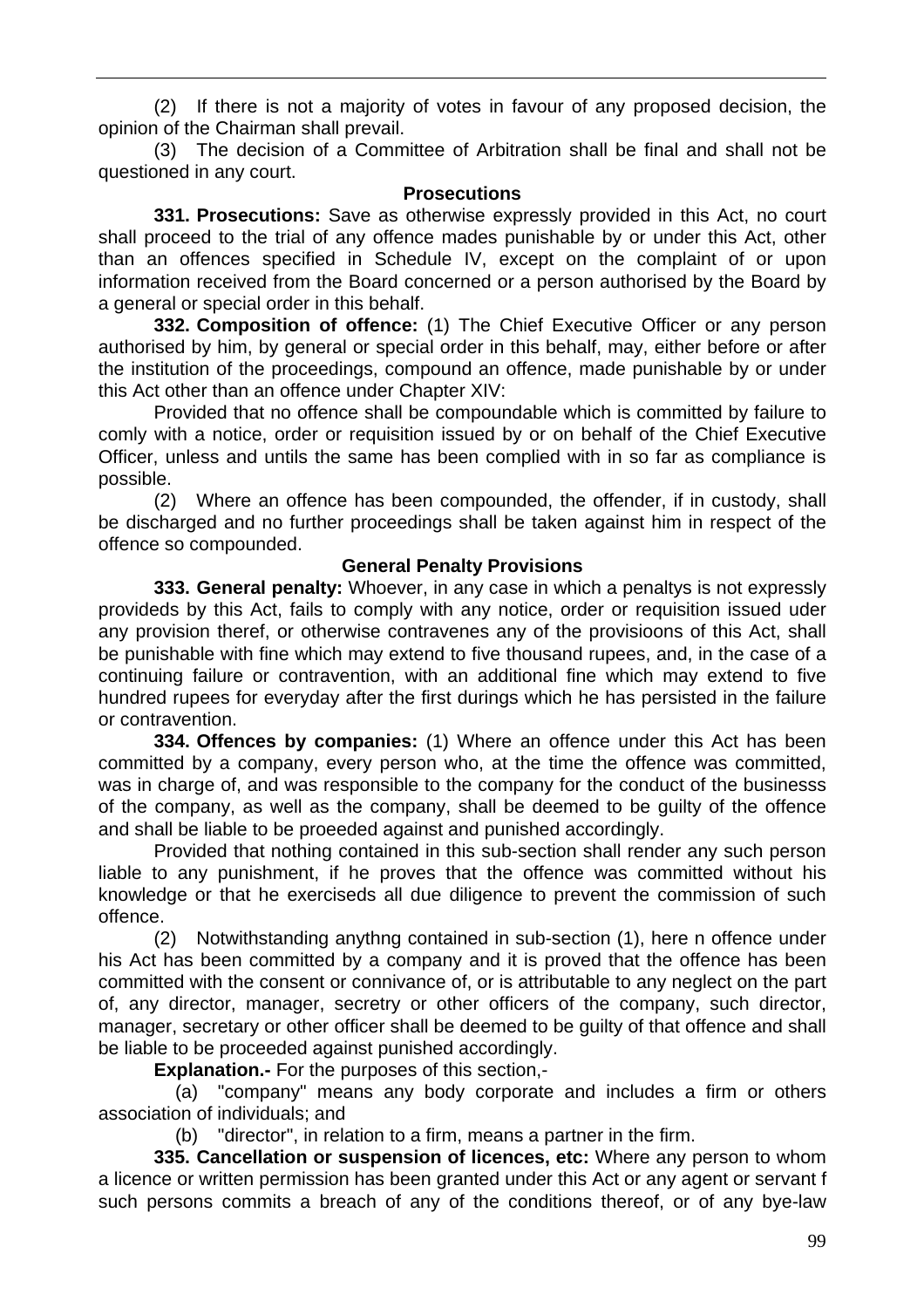(2) If there is not a majority of votes in favour of any proposed decision, the opinion of the Chairman shall prevail.

(3) The decision of a Committee of Arbitration shall be final and shall not be questioned in any court.

### Prosecutions

**331. Prosecutions:** Save as otherwise expressly provided in this Act, no court shall proceed to the trial of any offence mades punishable by or under this Act, other than an offences specified in Schedule IV, except on the complaint of or upon information received from the Board concerned or a person authorised by the Board by a general or special order in this behalf.

**332. Composition of offence:** (1) The Chief Executive Officer or any person authorised by him, by general or special order in this behalf, may, either before or after the institution of the proceedings, compound an offence, made punishable by or under this Act other than an offence under Chapter XIV:

Provided that no offence shall be compoundable which is committed by failure to comly with a notice, order or requisition issued by or on behalf of the Chief Executive Officer, unless and untils the same has been complied with in so far as compliance is possible.

(2) Where an offence has been compounded, the offender, if in custody, shall be discharged and no further proceedings shall be taken against him in respect of the offence so compounded.

### General Penalty Provisions

**333. General penalty:** Whoever, in any case in which a penaltys is not expressly provideds by this Act, fails to comply with any notice, order or requisition issued uder any provision theref, or otherwise contravenes any of the provisioons of this Act, shall be punishable with fine which may extend to five thousand rupees, and, in the case of a continuing failure or contravention, with an additional fine which may extend to five hundred rupees for everyday after the first durings which he has persisted in the failure or contravention.

**334. Offences by companies:** (1) Where an offence under this Act has been committed by a company, every person who, at the time the offence was committed, was in charge of, and was responsible to the company for the conduct of the businesss of the company, as well as the company, shall be deemed to be guilty of the offence and shall be liable to be proeeded against and punished accordingly.

Provided that nothing contained in this sub-section shall render any such person liable to any punishment, if he proves that the offence was committed without his knowledge or that he exerciseds all due diligence to prevent the commission of such offence.

(2) Notwithstanding anythng contained in sub-section (1), here n offence under his Act has been committed by a company and it is proved that the offence has been committed with the consent or connivance of, or is attributable to any neglect on the part of, any director, manager, secretry or other officers of the company, such director, manager, secretary or other officer shall be deemed to be guilty of that offence and shall be liable to be proceeded against punished accordingly.

**Explanation.-** For the purposes of this section,-

(a) "company" means any body corporate and includes a firm or others association of individuals; and

(b) "director", in relation to a firm, means a partner in the firm.

**335. Cancellation or suspension of licences, etc:** Where any person to whom a licence or written permission has been granted under this Act or any agent or servant f such persons commits a breach of any of the conditions thereof, or of any bye-law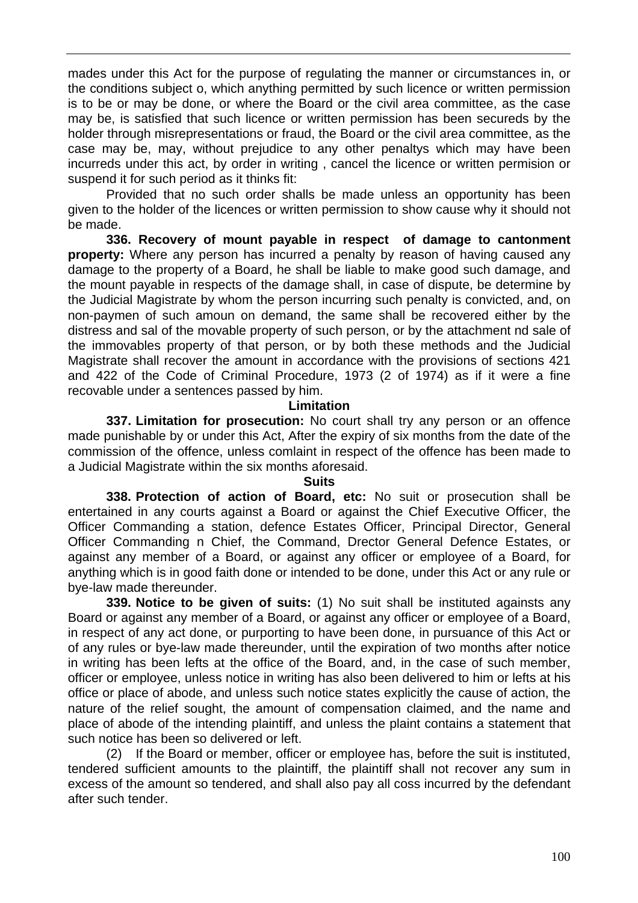mades under this Act for the purpose of regulating the manner or circumstances in, or the conditions subject o, which anything permitted by such licence or written permission is to be or may be done, or where the Board or the civil area committee, as the case may be, is satisfied that such licence or written permission has been secureds by the holder through misrepresentations or fraud, the Board or the civil area committee, as the case may be, may, without prejudice to any other penaltys which may have been incurreds under this act, by order in writing , cancel the licence or written permision or suspend it for such period as it thinks fit:

Provided that no such order shalls be made unless an opportunity has been given to the holder of the licences or written permission to show cause why it should not be made.

**336. Recovery of mount payable in respect of damage to cantonment property:** Where any person has incurred a penalty by reason of having caused any damage to the property of a Board, he shall be liable to make good such damage, and the mount payable in respects of the damage shall, in case of dispute, be determine by the Judicial Magistrate by whom the person incurring such penalty is convicted, and, on non-paymen of such amoun on demand, the same shall be recovered either by the distress and sal of the movable property of such person, or by the attachment nd sale of the immovables property of that person, or by both these methods and the Judicial Magistrate shall recover the amount in accordance with the provisions of sections 421 and 422 of the Code of Criminal Procedure, 1973 (2 of 1974) as if it were a fine recovable under a sentences passed by him.

**Limitation**

**337. Limitation for prosecution:** No court shall try any person or an offence made punishable by or under this Act, After the expiry of six months from the date of the commission of the offence, unless comlaint in respect of the offence has been made to a Judicial Magistrate within the six months aforesaid.

**Suits**

**338. Protection of action of Board, etc:** No suit or prosecution shall be entertained in any courts against a Board or against the Chief Executive Officer, the Officer Commanding a station, defence Estates Officer, Principal Director, General Officer Commanding n Chief, the Command, Drector General Defence Estates, or against any member of a Board, or against any officer or employee of a Board, for anything which is in good faith done or intended to be done, under this Act or any rule or bye-law made thereunder.

**339. Notice to be given of suits:** (1) No suit shall be instituted againsts any Board or against any member of a Board, or against any officer or employee of a Board, in respect of any act done, or purporting to have been done, in pursuance of this Act or of any rules or bye-law made thereunder, until the expiration of two months after notice in writing has been lefts at the office of the Board, and, in the case of such member, officer or employee, unless notice in writing has also been delivered to him or lefts at his office or place of abode, and unless such notice states explicitly the cause of action, the nature of the relief sought, the amount of compensation claimed, and the name and place of abode of the intending plaintiff, and unless the plaint contains a statement that such notice has been so delivered or left.

(2) If the Board or member, officer or employee has, before the suit is instituted, tendered sufficient amounts to the plaintiff, the plaintiff shall not recover any sum in excess of the amount so tendered, and shall also pay all coss incurred by the defendant after such tender.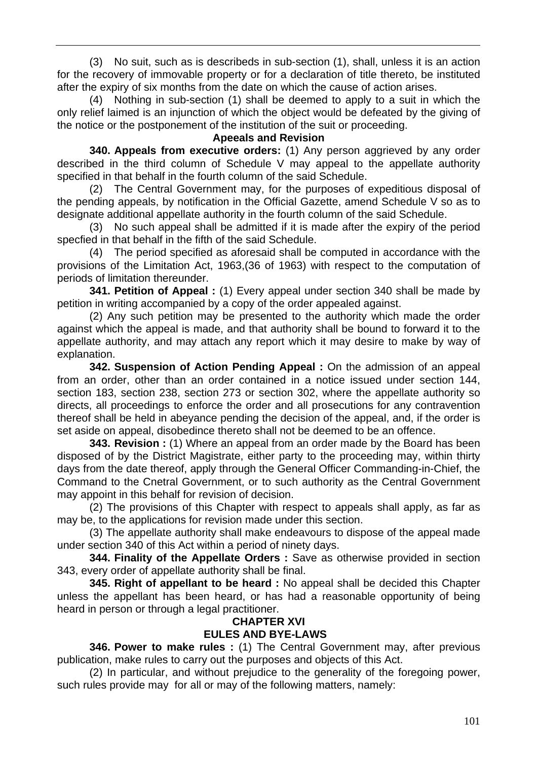(3) No suit, such as is describeds in sub-section (1), shall, unless it is an action for the recovery of immovable property or for a declaration of title thereto, be instituted after the expiry of six months from the date on which the cause of action arises.

(4) Nothing in sub-section (1) shall be deemed to apply to a suit in which the only relief laimed is an injunction of which the object would be defeated by the giving of the notice or the postponement of the institution of the suit or proceeding.

### Apeeals and Revision

**340. Appeals from executive orders:** (1) Any person aggrieved by any order described in the third column of Schedule V may appeal to the appellate authority specified in that behalf in the fourth column of the said Schedule.

(2) The Central Government may, for the purposes of expeditious disposal of the pending appeals, by notification in the Official Gazette, amend Schedule V so as to designate additional appellate authority in the fourth column of the said Schedule.

(3) No such appeal shall be admitted if it is made after the expiry of the period specfied in that behalf in the fifth of the said Schedule.

(4) The period specified as aforesaid shall be computed in accordance with the provisions of the Limitation Act, 1963,(36 of 1963) with respect to the computation of periods of limitation thereunder.

**341. Petition of Appeal :** (1) Every appeal under section 340 shall be made by petition in writing accompanied by a copy of the order appealed against.

(2) Any such petition may be presented to the authority which made the order against which the appeal is made, and that authority shall be bound to forward it to the appellate authority, and may attach any report which it may desire to make by way of explanation.

**342. Suspension of Action Pending Appeal :** On the admission of an appeal from an order, other than an order contained in a notice issued under section 144, section 183, section 238, section 273 or section 302, where the appellate authority so directs, all proceedings to enforce the order and all prosecutions for any contravention thereof shall be held in abeyance pending the decision of the appeal, and, if the order is set aside on appeal, disobedince thereto shall not be deemed to be an offence.

**343. Revision :** (1) Where an appeal from an order made by the Board has been disposed of by the District Magistrate, either party to the proceeding may, within thirty days from the date thereof, apply through the General Officer Commanding-in-Chief, the Command to the Cnetral Government, or to such authority as the Central Government may appoint in this behalf for revision of decision.

(2) The provisions of this Chapter with respect to appeals shall apply, as far as may be, to the applications for revision made under this section.

(3) The appellate authority shall make endeavours to dispose of the appeal made under section 340 of this Act within a period of ninety days.

**344. Finality of the Appellate Orders :** Save as otherwise provided in section 343, every order of appellate authority shall be final.

**345. Right of appellant to be heard :** No appeal shall be decided this Chapter unless the appellant has been heard, or has had a reasonable opportunity of being heard in person or through a legal practitioner.

## CHAPTER XVI
## EULES AND BYE-LAWS

**346. Power to make rules :** (1) The Central Government may, after previous publication, make rules to carry out the purposes and objects of this Act.

(2) In particular, and without prejudice to the generality of the foregoing power, such rules provide may for all or may of the following matters, namely: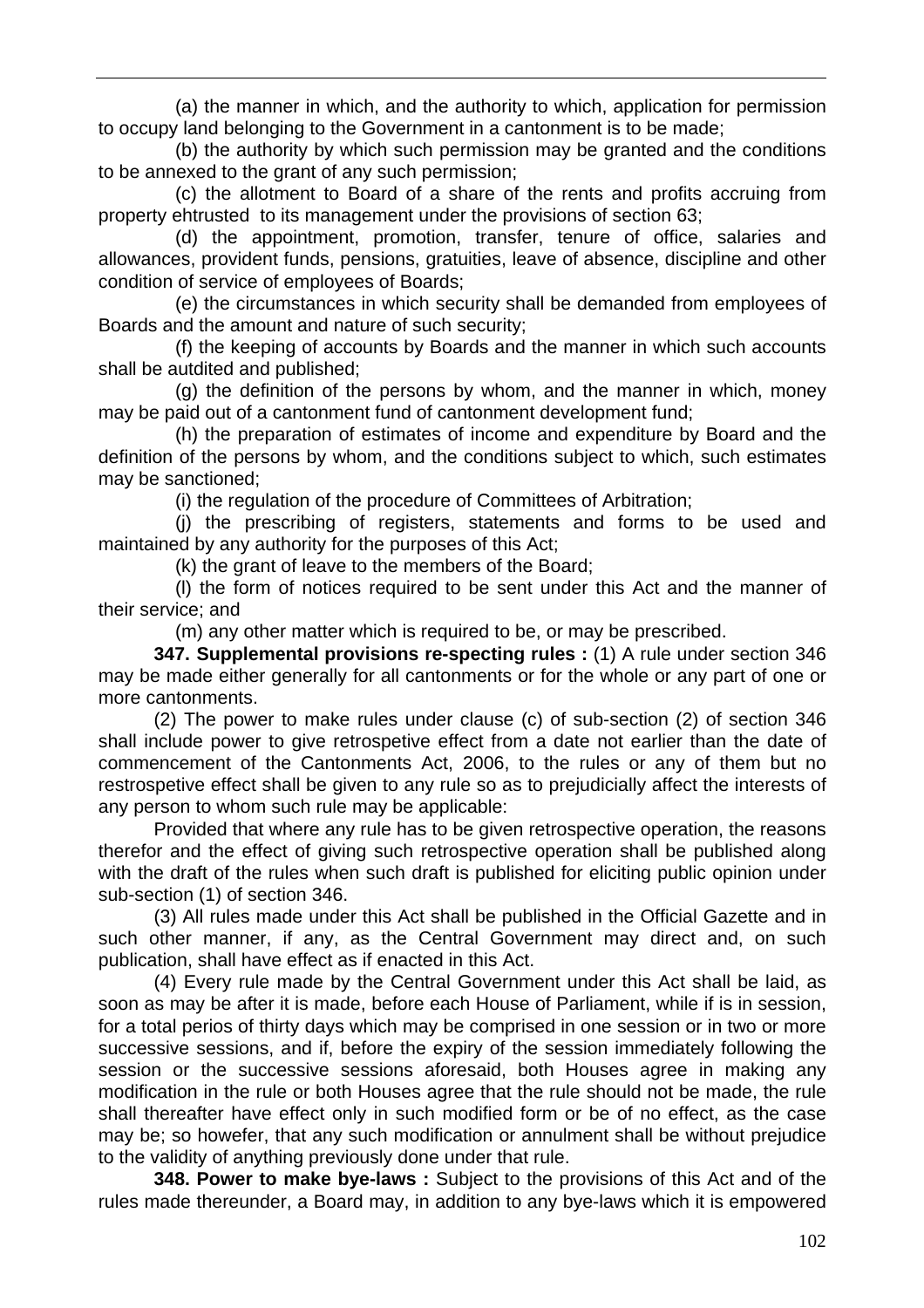(a) the manner in which, and the authority to which, application for permission to occupy land belonging to the Government in a cantonment is to be made;

(b) the authority by which such permission may be granted and the conditions to be annexed to the grant of any such permission;

(c) the allotment to Board of a share of the rents and profits accruing from property ehtrusted to its management under the provisions of section 63;

(d) the appointment, promotion, transfer, tenure of office, salaries and allowances, provident funds, pensions, gratuities, leave of absence, discipline and other condition of service of employees of Boards;

(e) the circumstances in which security shall be demanded from employees of Boards and the amount and nature of such security;

(f) the keeping of accounts by Boards and the manner in which such accounts shall be autdited and published;

(g) the definition of the persons by whom, and the manner in which, money may be paid out of a cantonment fund of cantonment development fund;

(h) the preparation of estimates of income and expenditure by Board and the definition of the persons by whom, and the conditions subject to which, such estimates may be sanctioned;

(i) the regulation of the procedure of Committees of Arbitration;

(j) the prescribing of registers, statements and forms to be used and maintained by any authority for the purposes of this Act;

(k) the grant of leave to the members of the Board;

(l) the form of notices required to be sent under this Act and the manner of their service; and

(m) any other matter which is required to be, or may be prescribed.

**347. Supplemental provisions re-specting rules :** (1) A rule under section 346 may be made either generally for all cantonments or for the whole or any part of one or more cantonments.

(2) The power to make rules under clause (c) of sub-section (2) of section 346 shall include power to give retrospetive effect from a date not earlier than the date of commencement of the Cantonments Act, 2006, to the rules or any of them but no restrospetive effect shall be given to any rule so as to prejudicially affect the interests of any person to whom such rule may be applicable:

Provided that where any rule has to be given retrospective operation, the reasons therefor and the effect of giving such retrospective operation shall be published along with the draft of the rules when such draft is published for eliciting public opinion under sub-section (1) of section 346.

(3) All rules made under this Act shall be published in the Official Gazette and in such other manner, if any, as the Central Government may direct and, on such publication, shall have effect as if enacted in this Act.

(4) Every rule made by the Central Government under this Act shall be laid, as soon as may be after it is made, before each House of Parliament, while if is in session, for a total perios of thirty days which may be comprised in one session or in two or more successive sessions, and if, before the expiry of the session immediately following the session or the successive sessions aforesaid, both Houses agree in making any modification in the rule or both Houses agree that the rule should not be made, the rule shall thereafter have effect only in such modified form or be of no effect, as the case may be; so howefer, that any such modification or annulment shall be without prejudice to the validity of anything previously done under that rule.

**348. Power to make bye-laws :** Subject to the provisions of this Act and of the rules made thereunder, a Board may, in addition to any bye-laws which it is empowered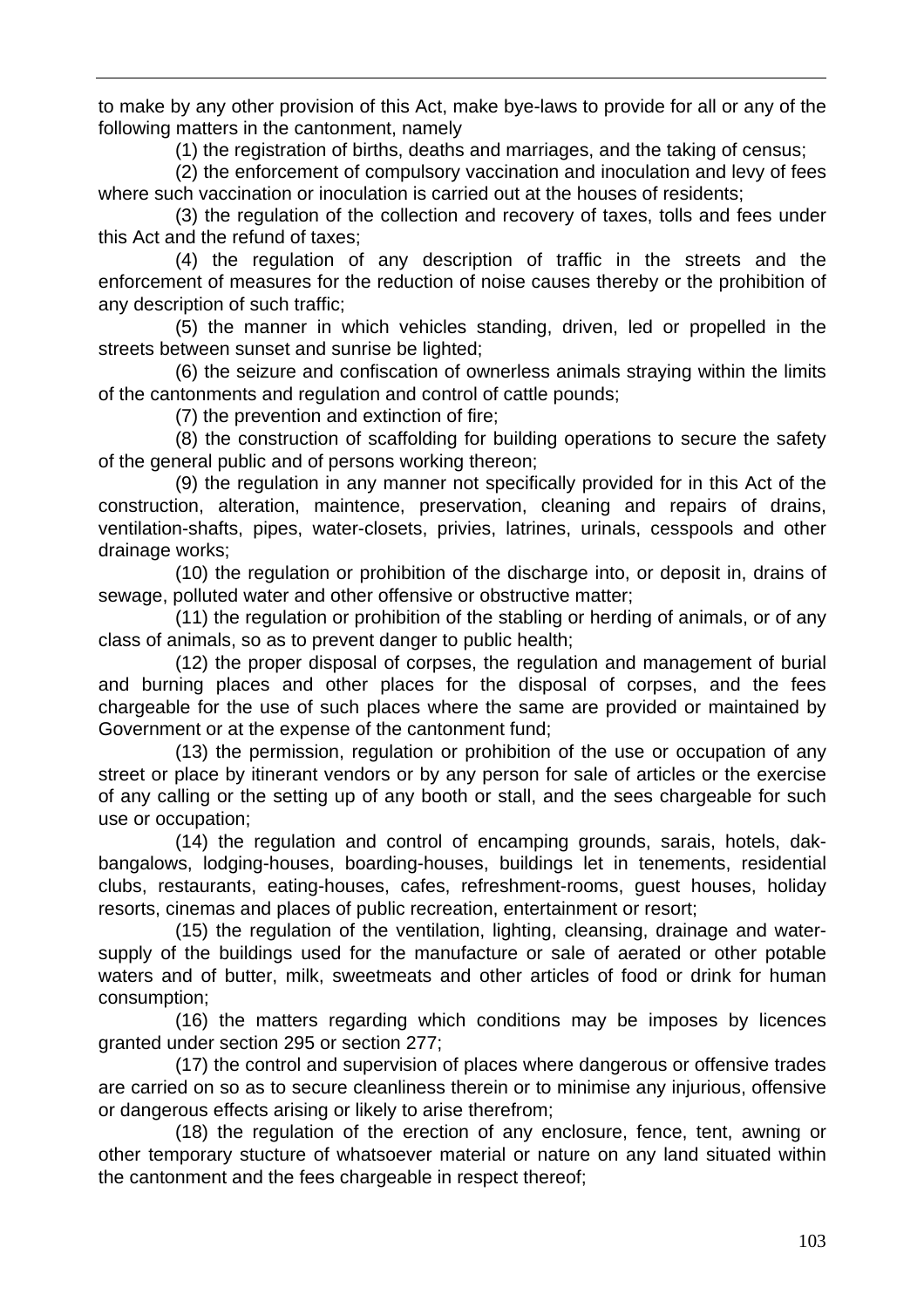to make by any other provision of this Act, make bye-laws to provide for all or any of the following matters in the cantonment, namely

(1) the registration of births, deaths and marriages, and the taking of census;

(2) the enforcement of compulsory vaccination and inoculation and levy of fees where such vaccination or inoculation is carried out at the houses of residents;

(3) the regulation of the collection and recovery of taxes, tolls and fees under this Act and the refund of taxes;

(4) the regulation of any description of traffic in the streets and the enforcement of measures for the reduction of noise causes thereby or the prohibition of any description of such traffic;

(5) the manner in which vehicles standing, driven, led or propelled in the streets between sunset and sunrise be lighted;

(6) the seizure and confiscation of ownerless animals straying within the limits of the cantonments and regulation and control of cattle pounds;

(7) the prevention and extinction of fire;

(8) the construction of scaffolding for building operations to secure the safety of the general public and of persons working thereon;

(9) the regulation in any manner not specifically provided for in this Act of the construction, alteration, maintence, preservation, cleaning and repairs of drains, ventilation-shafts, pipes, water-closets, privies, latrines, urinals, cesspools and other drainage works;

(10) the regulation or prohibition of the discharge into, or deposit in, drains of sewage, polluted water and other offensive or obstructive matter;

(11) the regulation or prohibition of the stabling or herding of animals, or of any class of animals, so as to prevent danger to public health;

(12) the proper disposal of corpses, the regulation and management of burial and burning places and other places for the disposal of corpses, and the fees chargeable for the use of such places where the same are provided or maintained by Government or at the expense of the cantonment fund;

(13) the permission, regulation or prohibition of the use or occupation of any street or place by itinerant vendors or by any person for sale of articles or the exercise of any calling or the setting up of any booth or stall, and the sees chargeable for such use or occupation;

(14) the regulation and control of encamping grounds, sarais, hotels, dak-bangalows, lodging-houses, boarding-houses, buildings let in tenements, residential clubs, restaurants, eating-houses, cafes, refreshment-rooms, guest houses, holiday resorts, cinemas and places of public recreation, entertainment or resort;

(15) the regulation of the ventilation, lighting, cleansing, drainage and water-supply of the buildings used for the manufacture or sale of aerated or other potable waters and of butter, milk, sweetmeats and other articles of food or drink for human consumption;

(16) the matters regarding which conditions may be imposes by licences granted under section 295 or section 277;

(17) the control and supervision of places where dangerous or offensive trades are carried on so as to secure cleanliness therein or to minimise any injurious, offensive or dangerous effects arising or likely to arise therefrom;

(18) the regulation of the erection of any enclosure, fence, tent, awning or other temporary stucture of whatsoever material or nature on any land situated within the cantonment and the fees chargeable in respect thereof;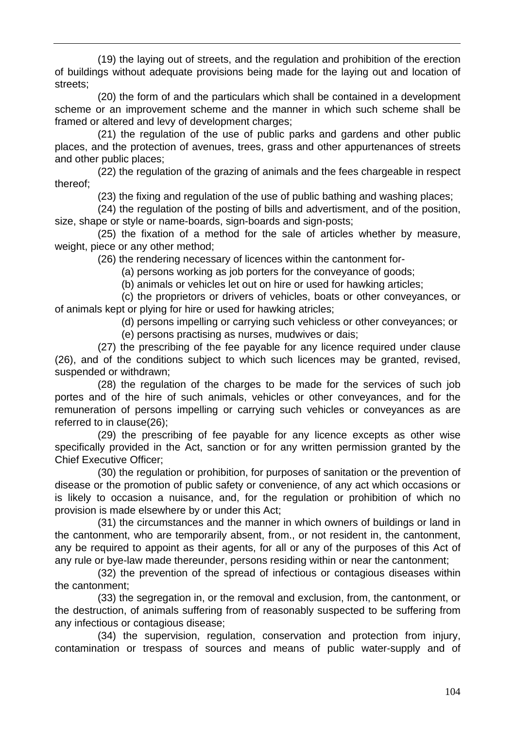(19) the laying out of streets, and the regulation and prohibition of the erection of buildings without adequate provisions being made for the laying out and location of streets;

(20) the form of and the particulars which shall be contained in a development scheme or an improvement scheme and the manner in which such scheme shall be framed or altered and levy of development charges;

(21) the regulation of the use of public parks and gardens and other public places, and the protection of avenues, trees, grass and other appurtenances of streets and other public places;

(22) the regulation of the grazing of animals and the fees chargeable in respect thereof;

(23) the fixing and regulation of the use of public bathing and washing places;

(24) the regulation of the posting of bills and advertisment, and of the position, size, shape or style or name-boards, sign-boards and sign-posts;

(25) the fixation of a method for the sale of articles whether by measure, weight, piece or any other method;

(26) the rendering necessary of licences within the cantonment for-

(a) persons working as job porters for the conveyance of goods;

(b) animals or vehicles let out on hire or used for hawking articles;

(c) the proprietors or drivers of vehicles, boats or other conveyances, or of animals kept or plying for hire or used for hawking atricles;

(d) persons impelling or carrying such vehicless or other conveyances; or

(e) persons practising as nurses, mudwives or dais;

(27) the prescribing of the fee payable for any licence required under clause (26), and of the conditions subject to which such licences may be granted, revised, suspended or withdrawn;

(28) the regulation of the charges to be made for the services of such job portes and of the hire of such animals, vehicles or other conveyances, and for the remuneration of persons impelling or carrying such vehicles or conveyances as are referred to in clause(26);

(29) the prescribing of fee payable for any licence excepts as other wise specifically provided in the Act, sanction or for any written permission granted by the Chief Executive Officer;

(30) the regulation or prohibition, for purposes of sanitation or the prevention of disease or the promotion of public safety or convenience, of any act which occasions or is likely to occasion a nuisance, and, for the regulation or prohibition of which no provision is made elsewhere by or under this Act;

(31) the circumstances and the manner in which owners of buildings or land in the cantonment, who are temporarily absent, from., or not resident in, the cantonment, any be required to appoint as their agents, for all or any of the purposes of this Act of any rule or bye-law made thereunder, persons residing within or near the cantonment;

(32) the prevention of the spread of infectious or contagious diseases within the cantonment;

(33) the segregation in, or the removal and exclusion, from, the cantonment, or the destruction, of animals suffering from of reasonably suspected to be suffering from any infectious or contagious disease;

(34) the supervision, regulation, conservation and protection from injury, contamination or trespass of sources and means of public water-supply and of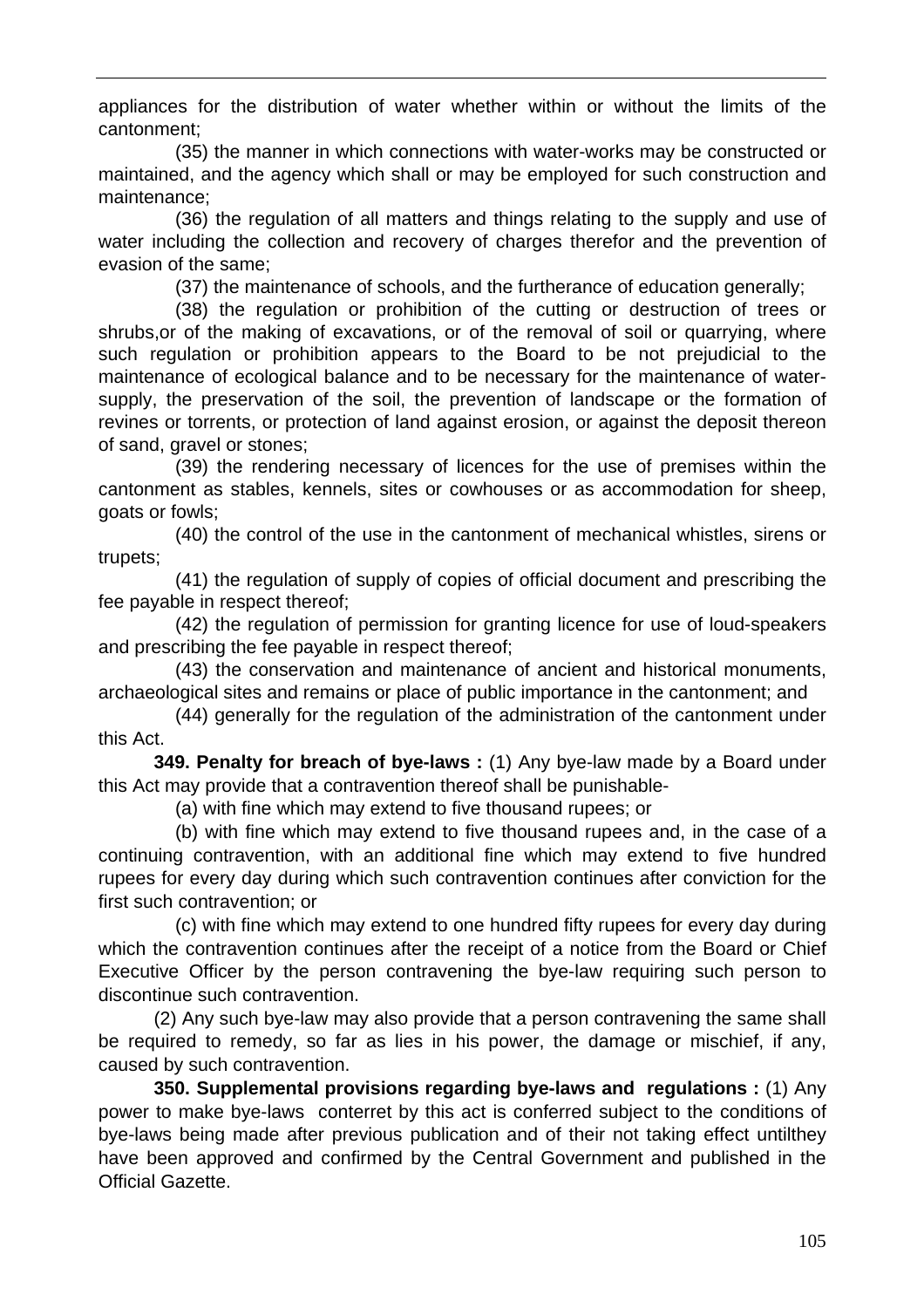appliances for the distribution of water whether within or without the limits of the cantonment;

(35) the manner in which connections with water-works may be constructed or maintained, and the agency which shall or may be employed for such construction and maintenance;

(36) the regulation of all matters and things relating to the supply and use of water including the collection and recovery of charges therefor and the prevention of evasion of the same;

(37) the maintenance of schools, and the furtherance of education generally;

(38) the regulation or prohibition of the cutting or destruction of trees or shrubs,or of the making of excavations, or of the removal of soil or quarrying, where such regulation or prohibition appears to the Board to be not prejudicial to the maintenance of ecological balance and to be necessary for the maintenance of water-supply, the preservation of the soil, the prevention of landscape or the formation of revines or torrents, or protection of land against erosion, or against the deposit thereon of sand, gravel or stones;

(39) the rendering necessary of licences for the use of premises within the cantonment as stables, kennels, sites or cowhouses or as accommodation for sheep, goats or fowls;

(40) the control of the use in the cantonment of mechanical whistles, sirens or trupets;

(41) the regulation of supply of copies of official document and prescribing the fee payable in respect thereof;

(42) the regulation of permission for granting licence for use of loud-speakers and prescribing the fee payable in respect thereof;

(43) the conservation and maintenance of ancient and historical monuments, archaeological sites and remains or place of public importance in the cantonment; and

(44) generally for the regulation of the administration of the cantonment under this Act.

**349. Penalty for breach of bye-laws :** (1) Any bye-law made by a Board under this Act may provide that a contravention thereof shall be punishable-

(a) with fine which may extend to five thousand rupees; or

(b) with fine which may extend to five thousand rupees and, in the case of a continuing contravention, with an additional fine which may extend to five hundred rupees for every day during which such contravention continues after conviction for the first such contravention; or

(c) with fine which may extend to one hundred fifty rupees for every day during which the contravention continues after the receipt of a notice from the Board or Chief Executive Officer by the person contravening the bye-law requiring such person to discontinue such contravention.

(2) Any such bye-law may also provide that a person contravening the same shall be required to remedy, so far as lies in his power, the damage or mischief, if any, caused by such contravention.

**350. Supplemental provisions regarding bye-laws and regulations :** (1) Any power to make bye-laws conterret by this act is conferred subject to the conditions of bye-laws being made after previous publication and of their not taking effect untilthey have been approved and confirmed by the Central Government and published in the Official Gazette.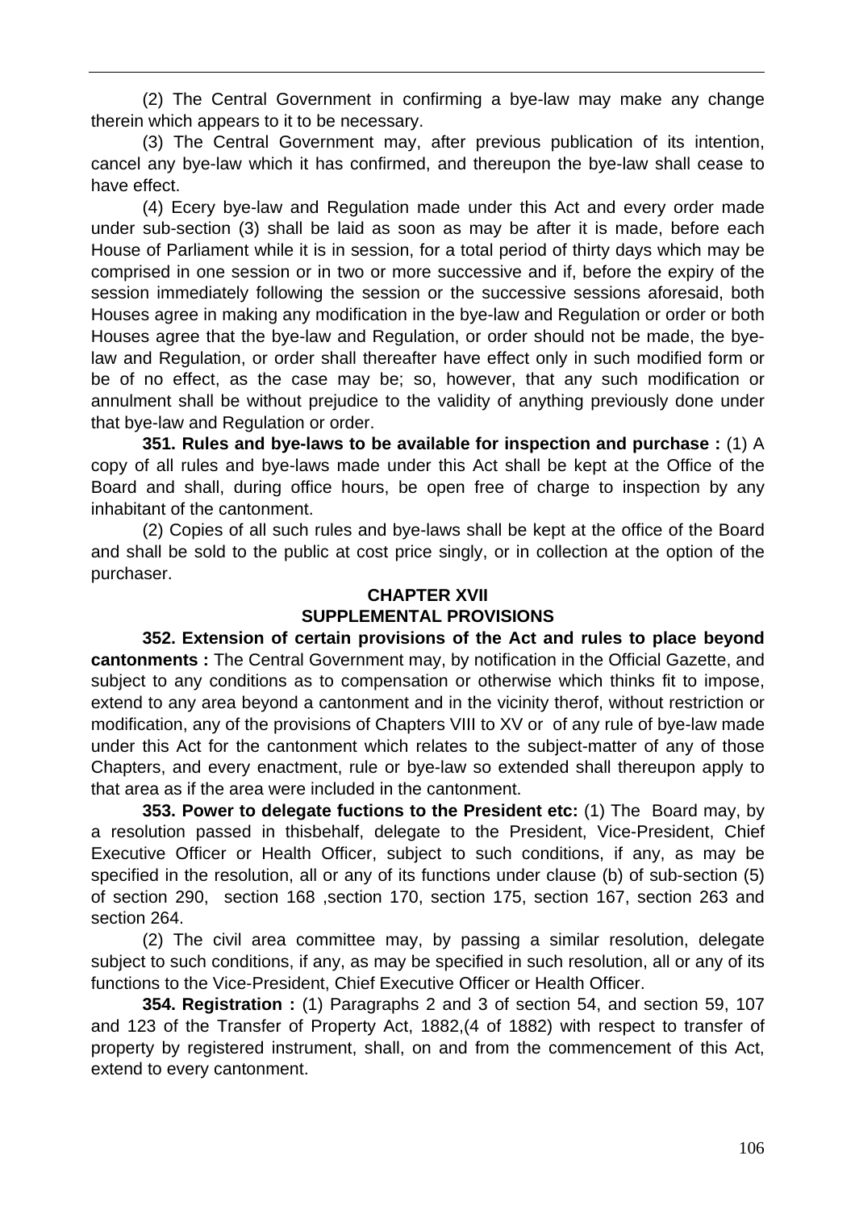(2) The Central Government in confirming a bye-law may make any change therein which appears to it to be necessary.

(3) The Central Government may, after previous publication of its intention, cancel any bye-law which it has confirmed, and thereupon the bye-law shall cease to have effect.

(4) Ecery bye-law and Regulation made under this Act and every order made under sub-section (3) shall be laid as soon as may be after it is made, before each House of Parliament while it is in session, for a total period of thirty days which may be comprised in one session or in two or more successive and if, before the expiry of the session immediately following the session or the successive sessions aforesaid, both Houses agree in making any modification in the bye-law and Regulation or order or both Houses agree that the bye-law and Regulation, or order should not be made, the bye-law and Regulation, or order shall thereafter have effect only in such modified form or be of no effect, as the case may be; so, however, that any such modification or annulment shall be without prejudice to the validity of anything previously done under that bye-law and Regulation or order.

**351. Rules and bye-laws to be available for inspection and purchase :** (1) A copy of all rules and bye-laws made under this Act shall be kept at the Office of the Board and shall, during office hours, be open free of charge to inspection by any inhabitant of the cantonment.

(2) Copies of all such rules and bye-laws shall be kept at the office of the Board and shall be sold to the public at cost price singly, or in collection at the option of the purchaser.

## CHAPTER XVII
## SUPPLEMENTAL PROVISIONS

**352. Extension of certain provisions of the Act and rules to place beyond cantonments :** The Central Government may, by notification in the Official Gazette, and subject to any conditions as to compensation or otherwise which thinks fit to impose, extend to any area beyond a cantonment and in the vicinity therof, without restriction or modification, any of the provisions of Chapters VIII to XV or of any rule of bye-law made under this Act for the cantonment which relates to the subject-matter of any of those Chapters, and every enactment, rule or bye-law so extended shall thereupon apply to that area as if the area were included in the cantonment.

**353. Power to delegate fuctions to the President etc:** (1) The Board may, by a resolution passed in thisbehalf, delegate to the President, Vice-President, Chief Executive Officer or Health Officer, subject to such conditions, if any, as may be specified in the resolution, all or any of its functions under clause (b) of sub-section (5) of section 290, section 168 ,section 170, section 175, section 167, section 263 and section 264.

(2) The civil area committee may, by passing a similar resolution, delegate subject to such conditions, if any, as may be specified in such resolution, all or any of its functions to the Vice-President, Chief Executive Officer or Health Officer.

**354. Registration :** (1) Paragraphs 2 and 3 of section 54, and section 59, 107 and 123 of the Transfer of Property Act, 1882,(4 of 1882) with respect to transfer of property by registered instrument, shall, on and from the commencement of this Act, extend to every cantonment.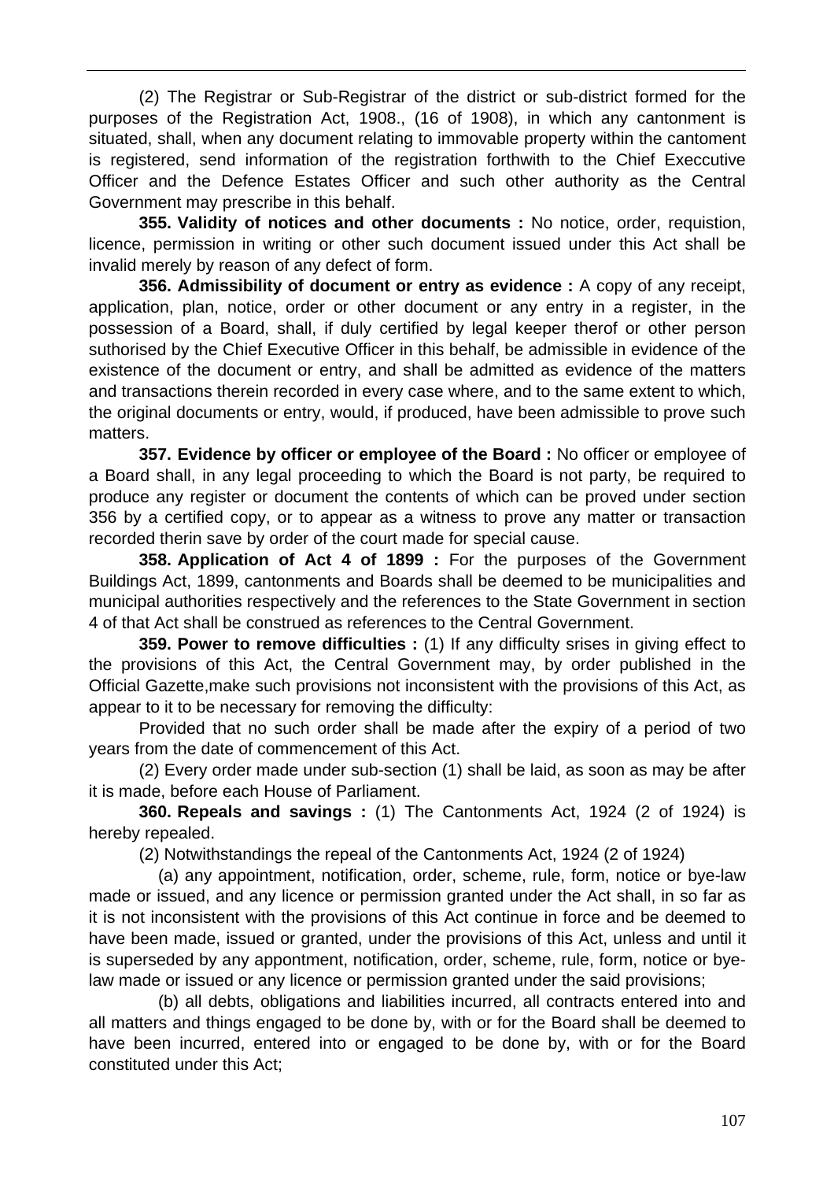(2) The Registrar or Sub-Registrar of the district or sub-district formed for the purposes of the Registration Act, 1908., (16 of 1908), in which any cantonment is situated, shall, when any document relating to immovable property within the cantoment is registered, send information of the registration forthwith to the Chief Execcutive Officer and the Defence Estates Officer and such other authority as the Central Government may prescribe in this behalf.

**355. Validity of notices and other documents :** No notice, order, requistion, licence, permission in writing or other such document issued under this Act shall be invalid merely by reason of any defect of form.

**356. Admissibility of document or entry as evidence :** A copy of any receipt, application, plan, notice, order or other document or any entry in a register, in the possession of a Board, shall, if duly certified by legal keeper therof or other person suthorised by the Chief Executive Officer in this behalf, be admissible in evidence of the existence of the document or entry, and shall be admitted as evidence of the matters and transactions therein recorded in every case where, and to the same extent to which, the original documents or entry, would, if produced, have been admissible to prove such matters.

**357. Evidence by officer or employee of the Board :** No officer or employee of a Board shall, in any legal proceeding to which the Board is not party, be required to produce any register or document the contents of which can be proved under section 356 by a certified copy, or to appear as a witness to prove any matter or transaction recorded therin save by order of the court made for special cause.

**358. Application of Act 4 of 1899 :** For the purposes of the Government Buildings Act, 1899, cantonments and Boards shall be deemed to be municipalities and municipal authorities respectively and the references to the State Government in section 4 of that Act shall be construed as references to the Central Government.

**359. Power to remove difficulties :** (1) If any difficulty srises in giving effect to the provisions of this Act, the Central Government may, by order published in the Official Gazette,make such provisions not inconsistent with the provisions of this Act, as appear to it to be necessary for removing the difficulty:

Provided that no such order shall be made after the expiry of a period of two years from the date of commencement of this Act.

(2) Every order made under sub-section (1) shall be laid, as soon as may be after it is made, before each House of Parliament.

**360. Repeals and savings :** (1) The Cantonments Act, 1924 (2 of 1924) is hereby repealed.

(2) Notwithstandings the repeal of the Cantonments Act, 1924 (2 of 1924)

(a) any appointment, notification, order, scheme, rule, form, notice or bye-law made or issued, and any licence or permission granted under the Act shall, in so far as it is not inconsistent with the provisions of this Act continue in force and be deemed to have been made, issued or granted, under the provisions of this Act, unless and until it is superseded by any appontment, notification, order, scheme, rule, form, notice or bye-law made or issued or any licence or permission granted under the said provisions;

(b) all debts, obligations and liabilities incurred, all contracts entered into and all matters and things engaged to be done by, with or for the Board shall be deemed to have been incurred, entered into or engaged to be done by, with or for the Board constituted under this Act;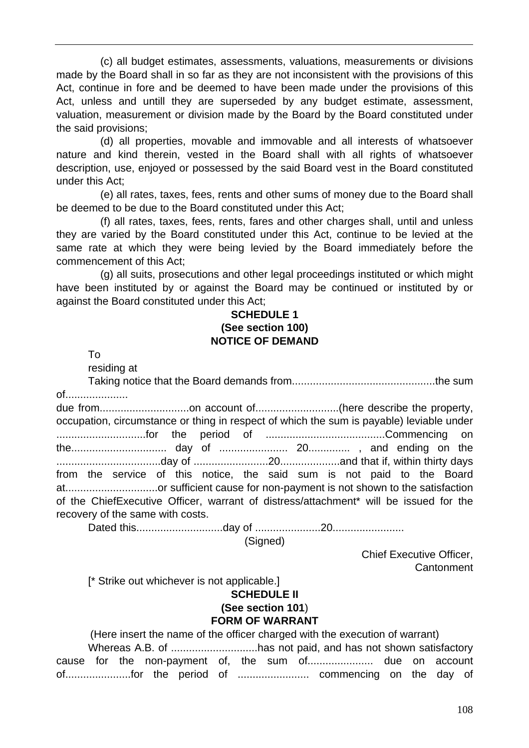(c) all budget estimates, assessments, valuations, measurements or divisions made by the Board shall in so far as they are not inconsistent with the provisions of this Act, continue in fore and be deemed to have been made under the provisions of this Act, unless and untill they are superseded by any budget estimate, assessment, valuation, measurement or division made by the Board by the Board constituted under the said provisions;

(d) all properties, movable and immovable and all interests of whatsoever nature and kind therein, vested in the Board shall with all rights of whatsoever description, use, enjoyed or possessed by the said Board vest in the Board constituted under this Act;

(e) all rates, taxes, fees, rents and other sums of money due to the Board shall be deemed to be due to the Board constituted under this Act;

(f) all rates, taxes, fees, rents, fares and other charges shall, until and unless they are varied by the Board constituted under this Act, continue to be levied at the same rate at which they were being levied by the Board immediately before the commencement of this Act;

(g) all suits, prosecutions and other legal proceedings instituted or which might have been instituted by or against the Board may be continued or instituted by or against the Board constituted under this Act;

**SCHEDULE 1**
**(See section 100)**
**NOTICE OF DEMAND**

To

residing at

Taking notice that the Board demands from................................................the sum of.....................
due from..............................on account of............................(here describe the property, occupation, circumstance or thing in respect of which the sum is payable) leviable under ..............................for the period of ........................................Commencing on the................................ day of ....................... 20.............. , and ending on the ...................................day of .........................20....................and that if, within thirty days from the service of this notice, the said sum is not paid to the Board at...............................or sufficient cause for non-payment is not shown to the satisfaction of the ChiefExecutive Officer, warrant of distress/attachment* will be issued for the recovery of the same with costs.

Dated this.............................day of ......................20........................

(Signed)

Chief Executive Officer,
Cantonment

[* Strike out whichever is not applicable.]

**SCHEDULE II**
**(See section 101)**
**FORM OF WARRANT**

(Here insert the name of the officer charged with the execution of warrant)

Whereas A.B. of .............................has not paid, and has not shown satisfactory cause for the non-payment of, the sum of...................... due on account of......................for the period of ........................ commencing on the day of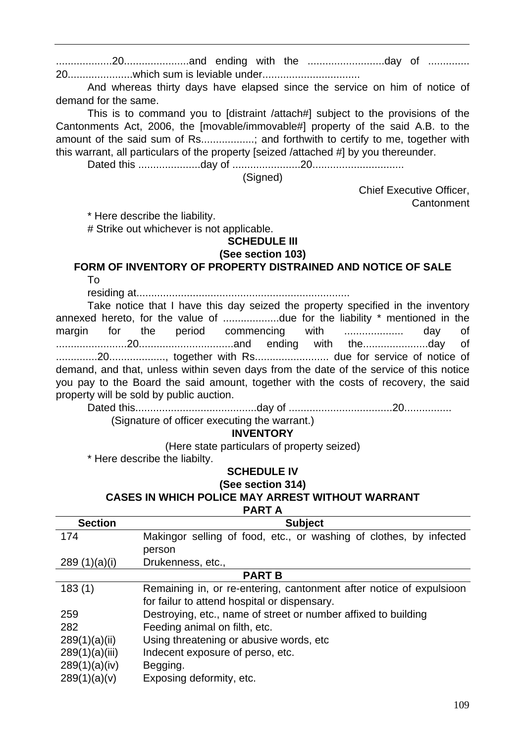...................20......................and ending with the ..........................day of .............. 20......................which sum is leviable under.................................

And whereas thirty days have elapsed since the service on him of notice of demand for the same.

This is to command you to [distraint /attach#] subject to the provisions of the Cantonments Act, 2006, the [movable/immovable#] property of the said A.B. to the amount of the said sum of Rs..................; and forthwith to certify to me, together with this warrant, all particulars of the property [seized /attached #] by you thereunder.

Dated this .....................day of .......................20...............................

(Signed)

Chief Executive Officer,
Cantonment

\* Here describe the liability.

# Strike out whichever is not applicable.

**SCHEDULE III**

**(See section 103)**

**FORM OF INVENTORY OF PROPERTY DISTRAINED AND NOTICE OF SALE**

To

residing at........................................................................

Take notice that I have this day seized the property specified in the inventory annexed hereto, for the value of ...................due for the liability * mentioned in the margin for the period commencing with .................... day of ........................20................................and ending with the......................day of ..............20..................., together with Rs......................... due for service of notice of demand, and that, unless within seven days from the date of the service of this notice you pay to the Board the said amount, together with the costs of recovery, the said property will be sold by public auction.

Dated this.........................................day of ...................................20................

(Signature of officer executing the warrant.)

**INVENTORY**

(Here state particulars of property seized)

\* Here describe the liabilty.

**SCHEDULE IV**

**(See section 314)**

**CASES IN WHICH POLICE MAY ARREST WITHOUT WARRANT**

**PART A**

| Section | Subject |
|---|---|
| 174 | Makingor selling of food, etc., or washing of clothes, by infected person |
| 289 (1)(a)(i) | Drukenness, etc., |
| | **PART B** |
| 183 (1) | Remaining in, or re-entering, cantonment after notice of expulsioon for failur to attend hospital or dispensary. |
| 259 | Destroying, etc., name of street or number affixed to building |
| 282 | Feeding animal on filth, etc. |
| 289(1)(a)(ii) | Using threatening or abusive words, etc |
| 289(1)(a)(iii) | Indecent exposure of perso, etc. |
| 289(1)(a)(iv) | Begging. |
| 289(1)(a)(v) | Exposing deformity, etc. |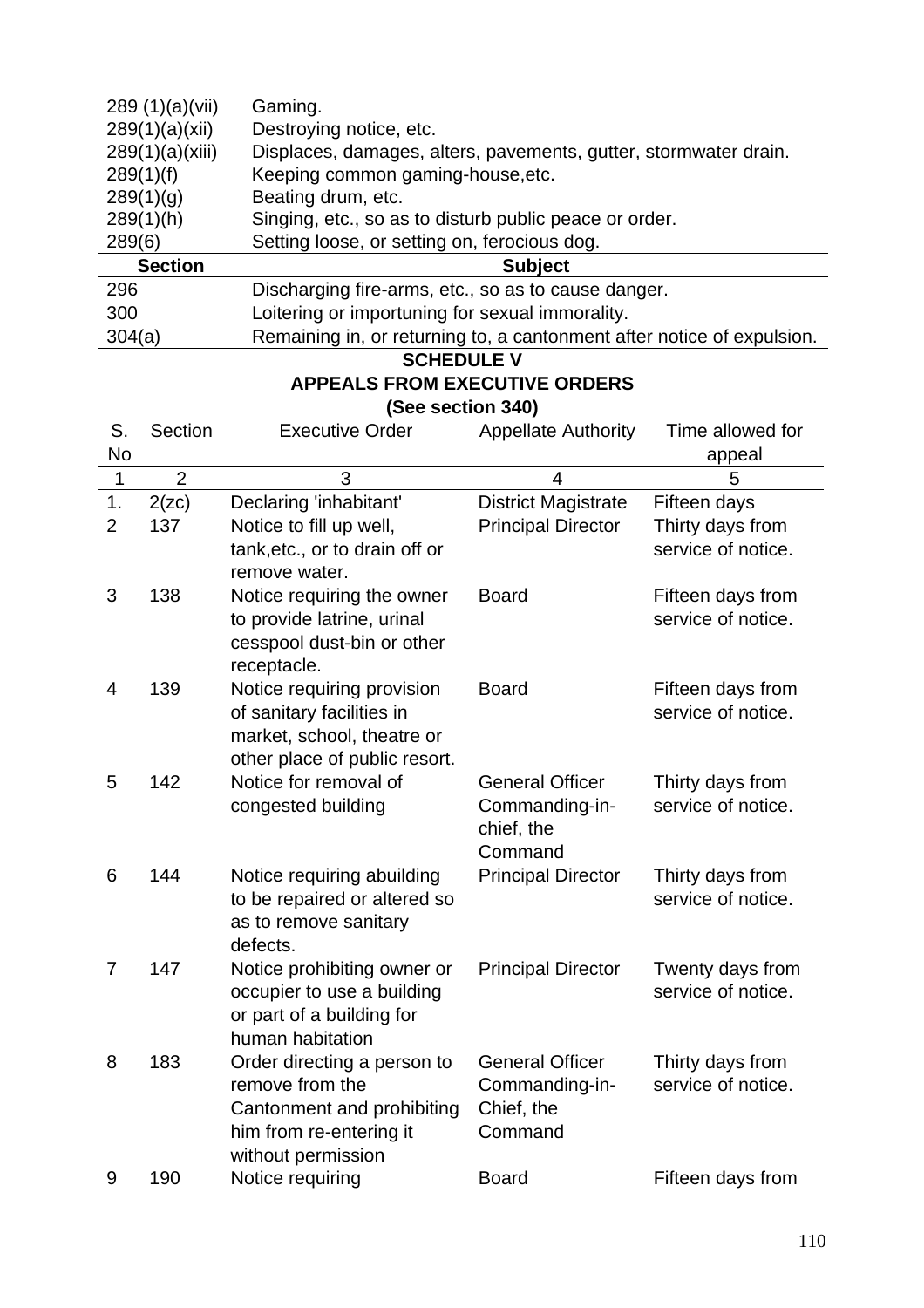| | |
|---|---|
| 289 (1)(a)(vii) | Gaming. |
| 289(1)(a)(xii) | Destroying notice, etc. |
| 289(1)(a)(xiii) | Displaces, damages, alters, pavements, gutter, stormwater drain. |
| 289(1)(f) | Keeping common gaming-house,etc. |
| 289(1)(g) | Beating drum, etc. |
| 289(1)(h) | Singing, etc., so as to disturb public peace or order. |
| 289(6) | Setting loose, or setting on, ferocious dog. |
| **Section** | **Subject** |
| 296 | Discharging fire-arms, etc., so as to cause danger. |
| 300 | Loitering or importuning for sexual immorality. |
| 304(a) | Remaining in, or returning to, a cantonment after notice of expulsion. |

## SCHEDULE V

## APPEALS FROM EXECUTIVE ORDERS

**(See section 340)**

| S. No | Section | Executive Order | Appellate Authority | Time allowed for appeal |
|---|---|---|---|---|
| 1 | 2 | 3 | 4 | 5 |
| 1. | 2(zc) | Declaring 'inhabitant' | District Magistrate | Fifteen days |
| 2 | 137 | Notice to fill up well, tank,etc., or to drain off or remove water. | Principal Director | Thirty days from service of notice. |
| 3 | 138 | Notice requiring the owner to provide latrine, urinal cesspool dust-bin or other receptacle. | Board | Fifteen days from service of notice. |
| 4 | 139 | Notice requiring provision of sanitary facilities in market, school, theatre or other place of public resort. | Board | Fifteen days from service of notice. |
| 5 | 142 | Notice for removal of congested building | General Officer Commanding-in-chief, the Command | Thirty days from service of notice. |
| 6 | 144 | Notice requiring abuilding to be repaired or altered so as to remove sanitary defects. | Principal Director | Thirty days from service of notice. |
| 7 | 147 | Notice prohibiting owner or occupier to use a building or part of a building for human habitation | Principal Director | Twenty days from service of notice. |
| 8 | 183 | Order directing a person to remove from the Cantonment and prohibiting him from re-entering it without permission | General Officer Commanding-in-Chief, the Command | Thirty days from service of notice. |
| 9 | 190 | Notice requiring | Board | Fifteen days from |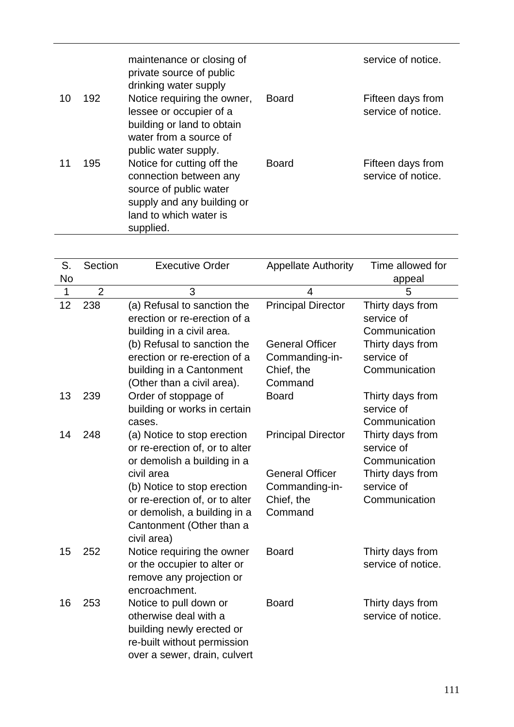| | | maintenance or closing of private source of public drinking water supply | | service of notice. |
|---|---|---|---|---|
| 10 | 192 | Notice requiring the owner, lessee or occupier of a building or land to obtain water from a source of public water supply. | Board | Fifteen days from service of notice. |
| 11 | 195 | Notice for cutting off the connection between any source of public water supply and any building or land to which water is supplied. | Board | Fifteen days from service of notice. |

| S. No | Section | Executive Order | Appellate Authority | Time allowed for appeal |
|---|---|---|---|---|
| 1 | 2 | 3 | 4 | 5 |
| 12 | 238 | (a) Refusal to sanction the erection or re-erection of a building in a civil area. | Principal Director | Thirty days from service of Communication |
| | | (b) Refusal to sanction the erection or re-erection of a building in a Cantonment (Other than a civil area). | General Officer Commanding-in-Chief, the Command | Thirty days from service of Communication |
| 13 | 239 | Order of stoppage of building or works in certain cases. | Board | Thirty days from service of Communication |
| 14 | 248 | (a) Notice to stop erection or re-erection of, or to alter or demolish a building in a civil area | Principal Director | Thirty days from service of Communication |
| | | (b) Notice to stop erection or re-erection of, or to alter or demolish, a building in a Cantonment (Other than a civil area) | General Officer Commanding-in-Chief, the Command | Thirty days from service of Communication |
| 15 | 252 | Notice requiring the owner or the occupier to alter or remove any projection or encroachment. | Board | Thirty days from service of notice. |
| 16 | 253 | Notice to pull down or otherwise deal with a building newly erected or re-built without permission over a sewer, drain, culvert | Board | Thirty days from service of notice. |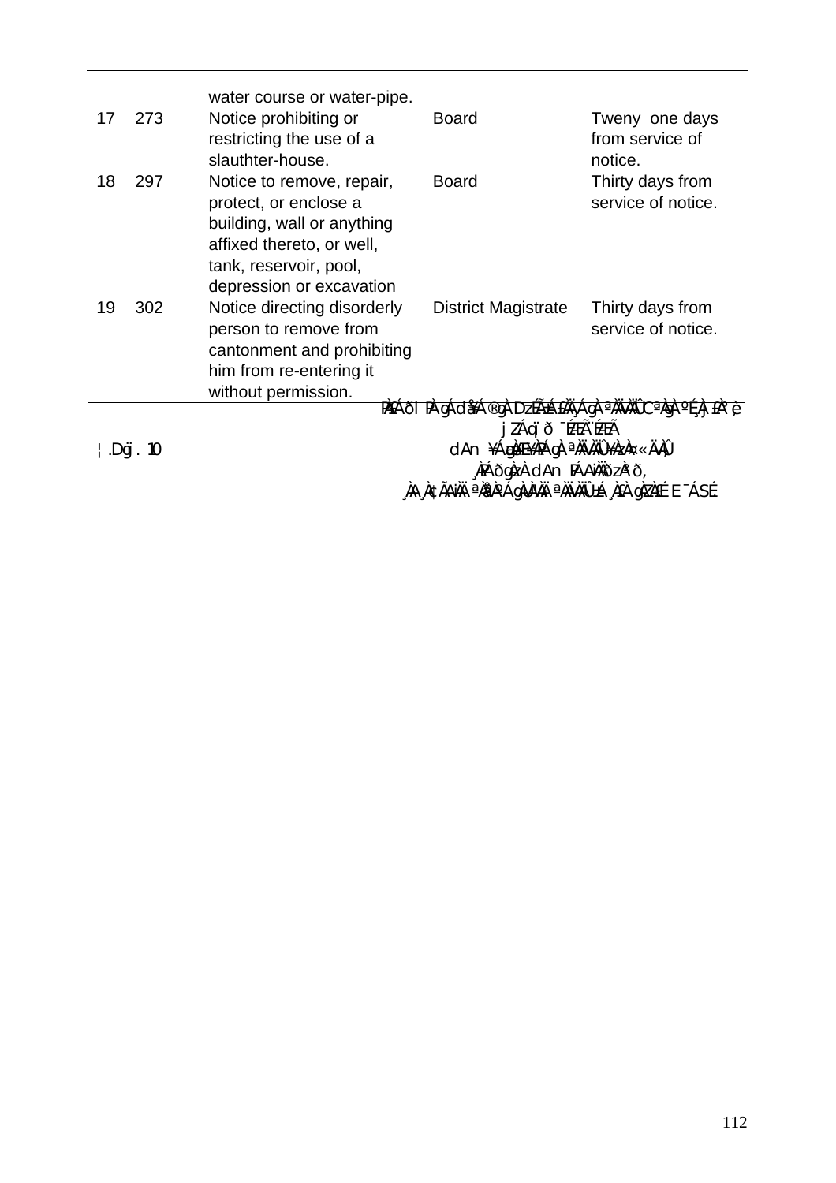| | | | | |
|---|---|---|---|---|
| | | water course or water-pipe. | | |
| 17 | 273 | Notice prohibiting or restricting the use of a slauthter-house. | Board | Tweny one days from service of notice. |
| 18 | 297 | Notice to remove, repair, protect, or enclose a building, wall or anything affixed thereto, or well, tank, reservoir, pool, depression or excavation | Board | Thirty days from service of notice. |
| 19 | 302 | Notice directing disorderly person to remove from cantonment and prohibiting him from re-entering it without permission. | District Magistrate | Thirty days from service of notice. |

PÀ£ÁðI PÀ gÁdå¥ÁÀ®gÀ DzÉÃ±Á£ÀÄ¸ÁgÀ ªÀÄvÀÄÛ CªÀgÀ ºÉ¸Àj£À°è

jZÁqï ð ¯ÉÆÃ¨ÉÆÃ

¦.Dgï. 10

dAn ¥ÁgÀ¸ÉÃªÀPÀ ÁgÀ ªÀÄvÀÄÛ¥À¢zÀ« ÄAiÀÄ

¸ÀPÁðgÀzÀ dAn PÁAiÀÄðzÀ²ð,

¸ÀA¸À¢ÃAiÀÄ ªÀåªÀºÁgÀUÀ¼ÀÄ ªÀÄvÀÄÛ ±Á¸À£À gÀZÀ£É E¯ÁSÉ.